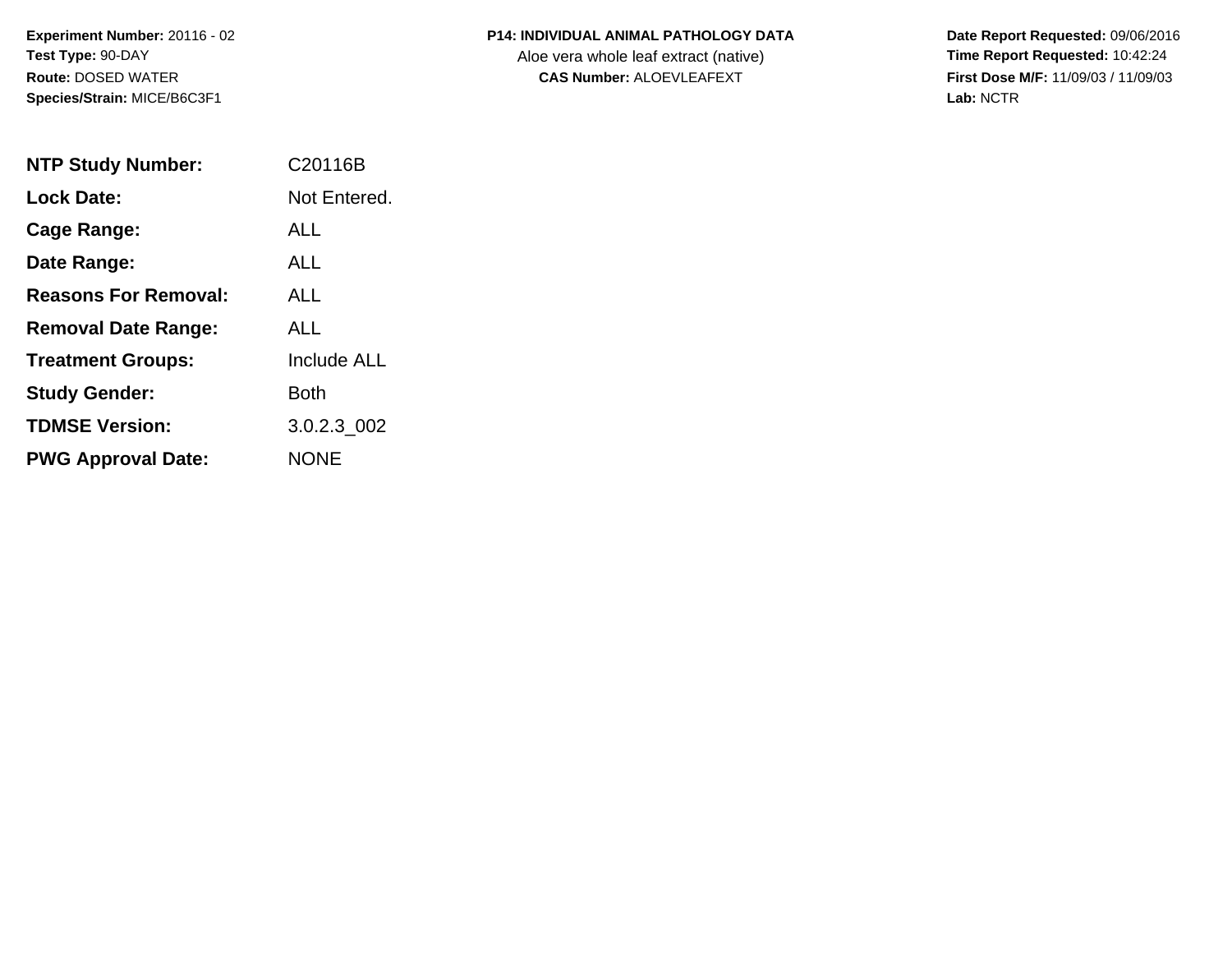**Experiment Number:** 20116 - 02
**Test Type:** 90-DAY
**Route:** DOSED WATER
**Species/Strain:** MICE/B6C3F1

**P14: INDIVIDUAL ANIMAL PATHOLOGY DATA**
Aloe vera whole leaf extract (native)
**CAS Number:** ALOEVLEAFEXT

**Date Report Requested:** 09/06/2016
**Time Report Requested:** 10:42:24
**First Dose M/F:** 11/09/03 / 11/09/03
**Lab:** NCTR

| | |
|---|---|
| **NTP Study Number:** | C20116B |
| **Lock Date:** | Not Entered. |
| **Cage Range:** | ALL |
| **Date Range:** | ALL |
| **Reasons For Removal:** | ALL |
| **Removal Date Range:** | ALL |
| **Treatment Groups:** | Include ALL |
| **Study Gender:** | Both |
| **TDMSE Version:** | 3.0.2.3_002 |
| **PWG Approval Date:** | NONE |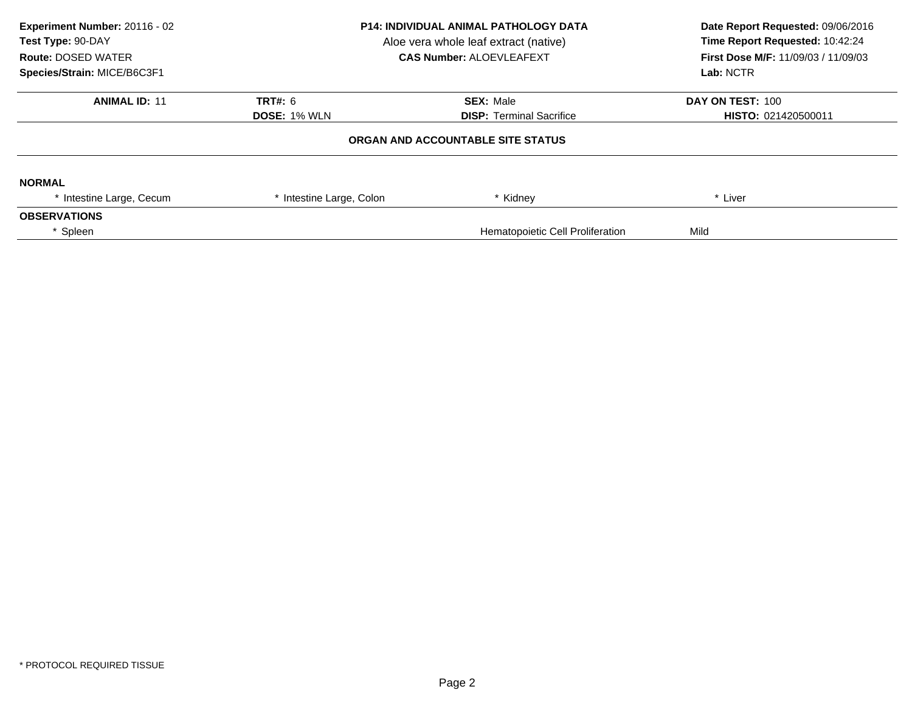**Experiment Number:** 20116 - 02
**Test Type:** 90-DAY
**Route:** DOSED WATER
**Species/Strain:** MICE/B6C3F1

**P14: INDIVIDUAL ANIMAL PATHOLOGY DATA**
Aloe vera whole leaf extract (native)
**CAS Number:** ALOEVLEAFEXT

**Date Report Requested:** 09/06/2016
**Time Report Requested:** 10:42:24
**First Dose M/F:** 11/09/03 / 11/09/03
**Lab:** NCTR

| **ANIMAL ID:** 11 | **TRT#:** 6 | **SEX:** Male | **DAY ON TEST:** 100 |
|---|---|---|---|
| | **DOSE:** 1% WLN | **DISP:** Terminal Sacrifice | **HISTO:** 021420500011 |

### ORGAN AND ACCOUNTABLE SITE STATUS

**NORMAL**

| * Intestine Large, Cecum | * Intestine Large, Colon | * Kidney | * Liver |
|---|---|---|---|

**OBSERVATIONS**

| * Spleen | Hematopoietic Cell Proliferation | Mild |
|---|---|---|

\* PROTOCOL REQUIRED TISSUE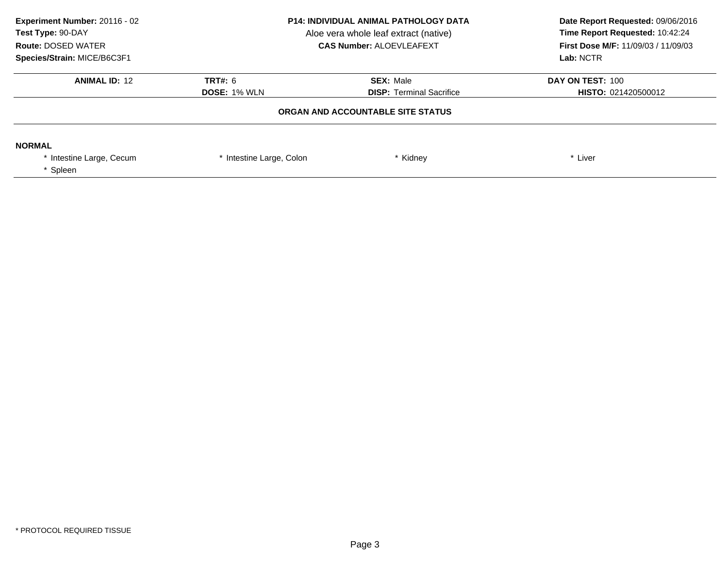**Experiment Number:** 20116 - 02
**Test Type:** 90-DAY
**Route:** DOSED WATER
**Species/Strain:** MICE/B6C3F1

**P14: INDIVIDUAL ANIMAL PATHOLOGY DATA**
Aloe vera whole leaf extract (native)
**CAS Number:** ALOEVLEAFEXT

**Date Report Requested:** 09/06/2016
**Time Report Requested:** 10:42:24
**First Dose M/F:** 11/09/03 / 11/09/03
**Lab:** NCTR

| **ANIMAL ID:** 12 | **TRT#:** 6 | **SEX:** Male | **DAY ON TEST:** 100 |
|---|---|---|---|
| | **DOSE:** 1% WLN | **DISP:** Terminal Sacrifice | **HISTO:** 021420500012 |

## ORGAN AND ACCOUNTABLE SITE STATUS

**NORMAL**

| | | | |
|---|---|---|---|
| * Intestine Large, Cecum | * Intestine Large, Colon | * Kidney | * Liver |
| * Spleen | | | |

* PROTOCOL REQUIRED TISSUE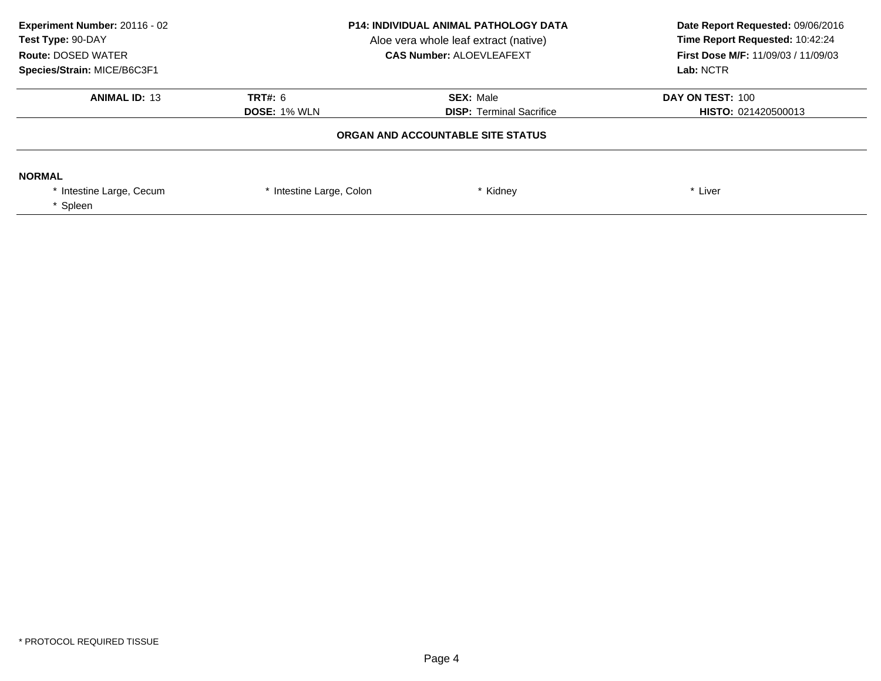**Experiment Number:** 20116 - 02
**Test Type:** 90-DAY
**Route:** DOSED WATER
**Species/Strain:** MICE/B6C3F1

**P14: INDIVIDUAL ANIMAL PATHOLOGY DATA**
Aloe vera whole leaf extract (native)
**CAS Number:** ALOEVLEAFEXT

**Date Report Requested:** 09/06/2016
**Time Report Requested:** 10:42:24
**First Dose M/F:** 11/09/03 / 11/09/03
**Lab:** NCTR

| **ANIMAL ID:** 13 | **TRT#:** 6 | **SEX:** Male | **DAY ON TEST:** 100 |
|---|---|---|---|
| | **DOSE:** 1% WLN | **DISP:** Terminal Sacrifice | **HISTO:** 021420500013 |

**ORGAN AND ACCOUNTABLE SITE STATUS**

**NORMAL**

| | | | |
|---|---|---|---|
| * Intestine Large, Cecum | * Intestine Large, Colon | * Kidney | * Liver |
| * Spleen | | | |

* PROTOCOL REQUIRED TISSUE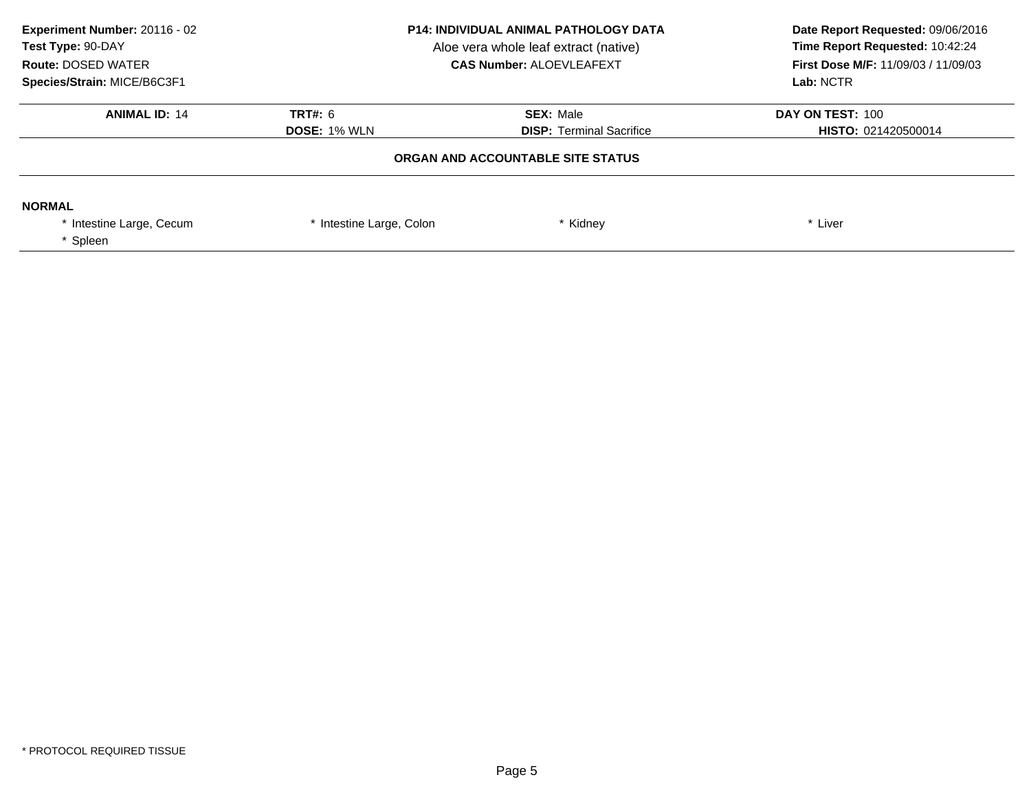**Experiment Number:** 20116 - 02
**Test Type:** 90-DAY
**Route:** DOSED WATER
**Species/Strain:** MICE/B6C3F1

**P14: INDIVIDUAL ANIMAL PATHOLOGY DATA**
Aloe vera whole leaf extract (native)
**CAS Number:** ALOEVLEAFEXT

**Date Report Requested:** 09/06/2016
**Time Report Requested:** 10:42:24
**First Dose M/F:** 11/09/03 / 11/09/03
**Lab:** NCTR

| **ANIMAL ID:** 14 | **TRT#:** 6 | **SEX:** Male | **DAY ON TEST:** 100 |
|---|---|---|---|
| | **DOSE:** 1% WLN | **DISP:** Terminal Sacrifice | **HISTO:** 021420500014 |

**ORGAN AND ACCOUNTABLE SITE STATUS**

**NORMAL**

* Intestine Large, Cecum
* Intestine Large, Colon
* Kidney
* Liver
* Spleen

* PROTOCOL REQUIRED TISSUE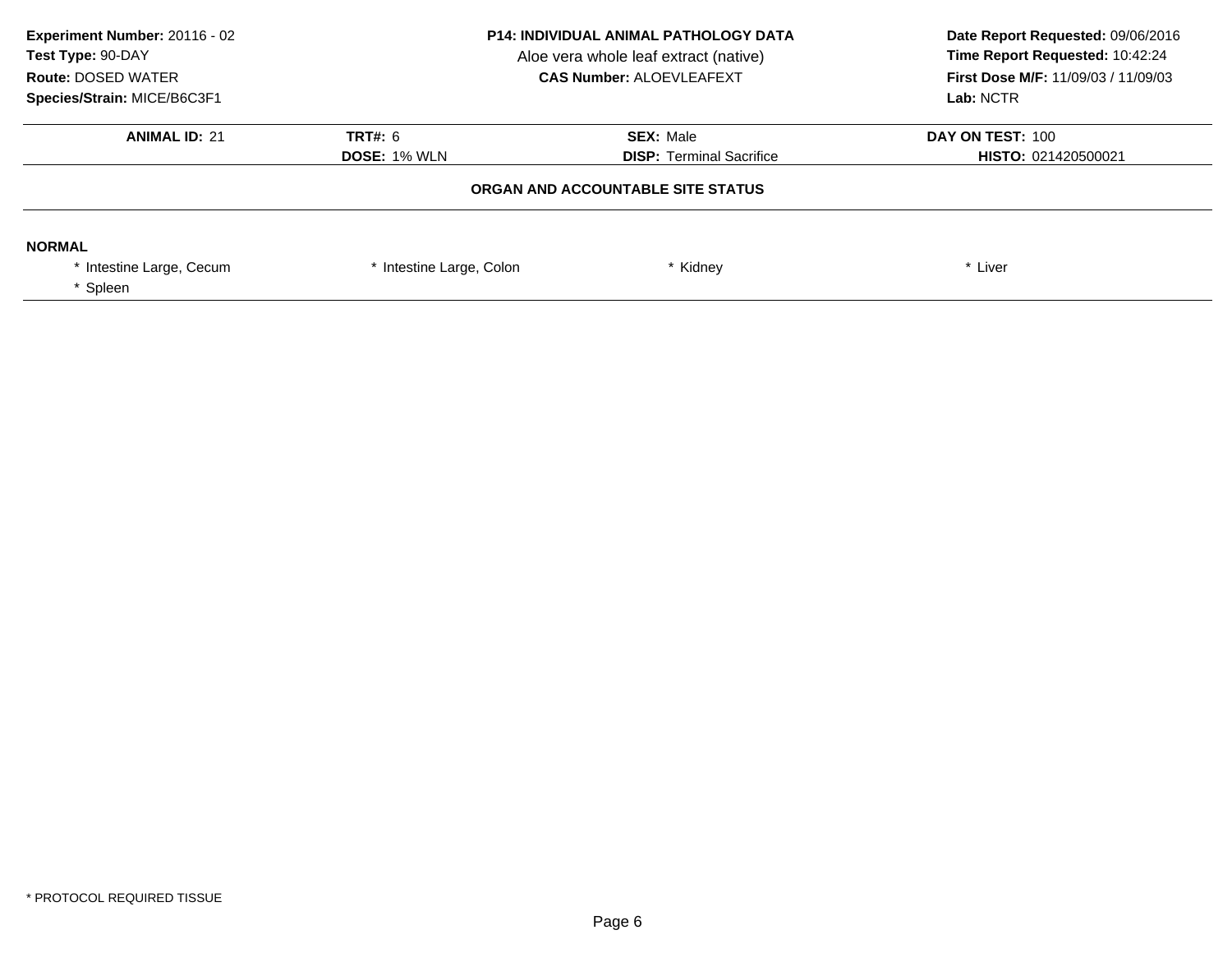**Experiment Number:** 20116 - 02
**Test Type:** 90-DAY
**Route:** DOSED WATER
**Species/Strain:** MICE/B6C3F1

**P14: INDIVIDUAL ANIMAL PATHOLOGY DATA**
Aloe vera whole leaf extract (native)
**CAS Number:** ALOEVLEAFEXT

**Date Report Requested:** 09/06/2016
**Time Report Requested:** 10:42:24
**First Dose M/F:** 11/09/03 / 11/09/03
**Lab:** NCTR

| **ANIMAL ID:** 21 | **TRT#:** 6 | **SEX:** Male | **DAY ON TEST:** 100 |
|---|---|---|---|
| | **DOSE:** 1% WLN | **DISP:** Terminal Sacrifice | **HISTO:** 021420500021 |

## ORGAN AND ACCOUNTABLE SITE STATUS

**NORMAL**

| | | | |
|---|---|---|---|
| * Intestine Large, Cecum | * Intestine Large, Colon | * Kidney | * Liver |
| * Spleen | | | |

* PROTOCOL REQUIRED TISSUE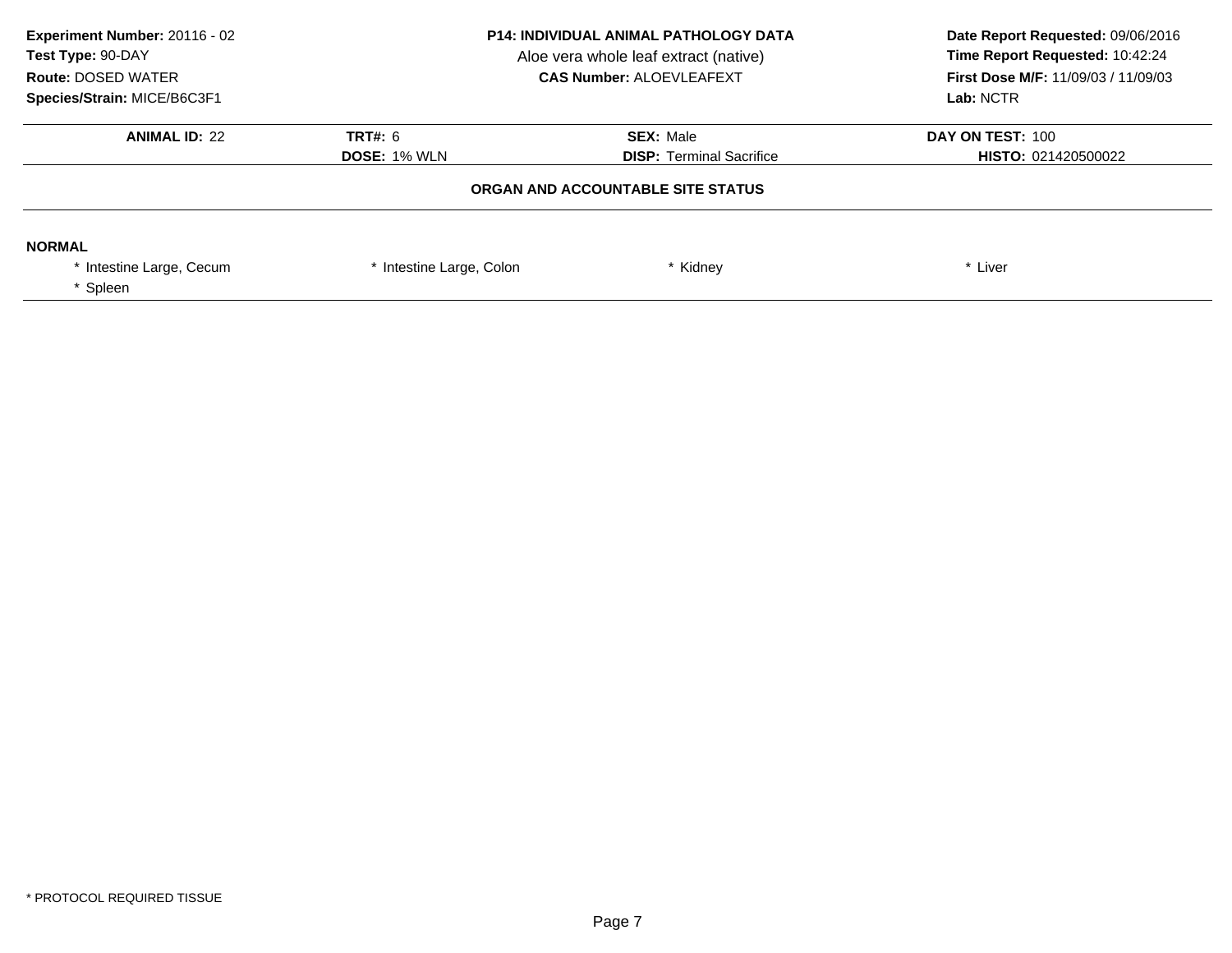**Experiment Number:** 20116 - 02
**Test Type:** 90-DAY
**Route:** DOSED WATER
**Species/Strain:** MICE/B6C3F1

**P14: INDIVIDUAL ANIMAL PATHOLOGY DATA**
Aloe vera whole leaf extract (native)
**CAS Number:** ALOEVLEAFEXT

**Date Report Requested:** 09/06/2016
**Time Report Requested:** 10:42:24
**First Dose M/F:** 11/09/03 / 11/09/03
**Lab:** NCTR

| **ANIMAL ID:** 22 | **TRT#:** 6 | **SEX:** Male | **DAY ON TEST:** 100 |
|---|---|---|---|
| | **DOSE:** 1% WLN | **DISP:** Terminal Sacrifice | **HISTO:** 021420500022 |

**ORGAN AND ACCOUNTABLE SITE STATUS**

**NORMAL**

| | | | |
|---|---|---|---|
| * Intestine Large, Cecum | * Intestine Large, Colon | * Kidney | * Liver |
| * Spleen | | | |

* PROTOCOL REQUIRED TISSUE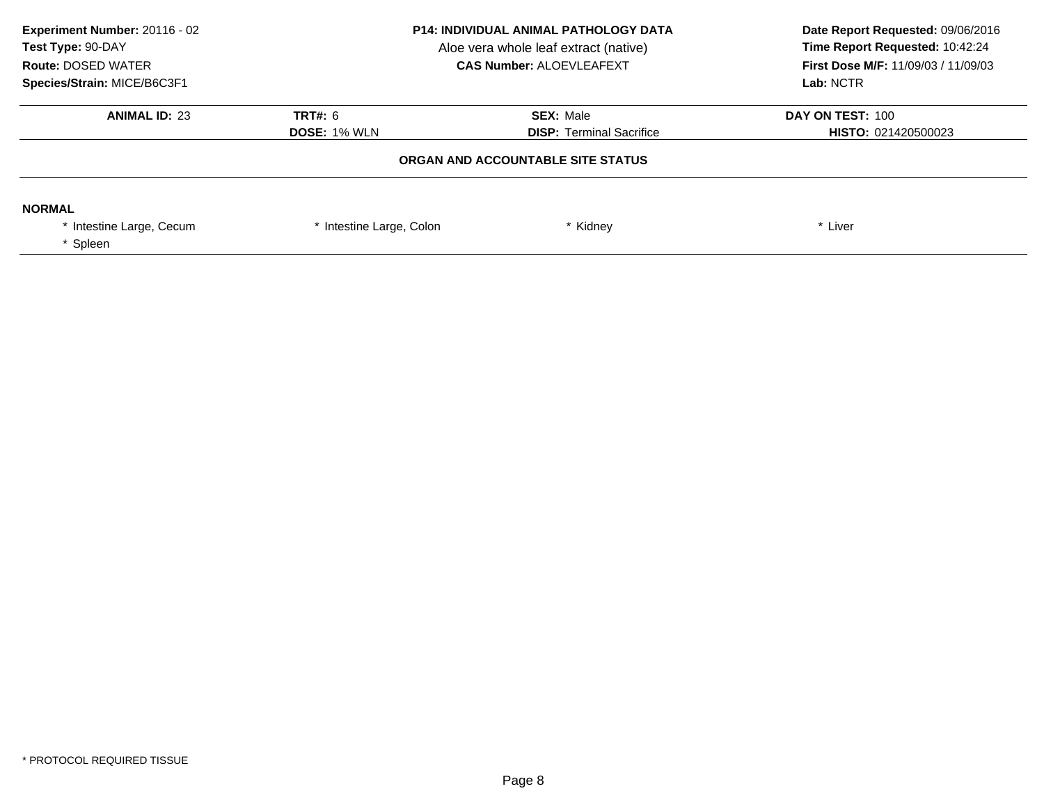**Experiment Number:** 20116 - 02
**Test Type:** 90-DAY
**Route:** DOSED WATER
**Species/Strain:** MICE/B6C3F1

**P14: INDIVIDUAL ANIMAL PATHOLOGY DATA**
Aloe vera whole leaf extract (native)
**CAS Number:** ALOEVLEAFEXT

**Date Report Requested:** 09/06/2016
**Time Report Requested:** 10:42:24
**First Dose M/F:** 11/09/03 / 11/09/03
**Lab:** NCTR

| **ANIMAL ID:** 23 | **TRT#:** 6 | **SEX:** Male | **DAY ON TEST:** 100 |
|---|---|---|---|
| | **DOSE:** 1% WLN | **DISP:** Terminal Sacrifice | **HISTO:** 021420500023 |

**ORGAN AND ACCOUNTABLE SITE STATUS**

**NORMAL**

| | | | |
|---|---|---|---|
| * Intestine Large, Cecum | * Intestine Large, Colon | * Kidney | * Liver |
| * Spleen | | | |

* PROTOCOL REQUIRED TISSUE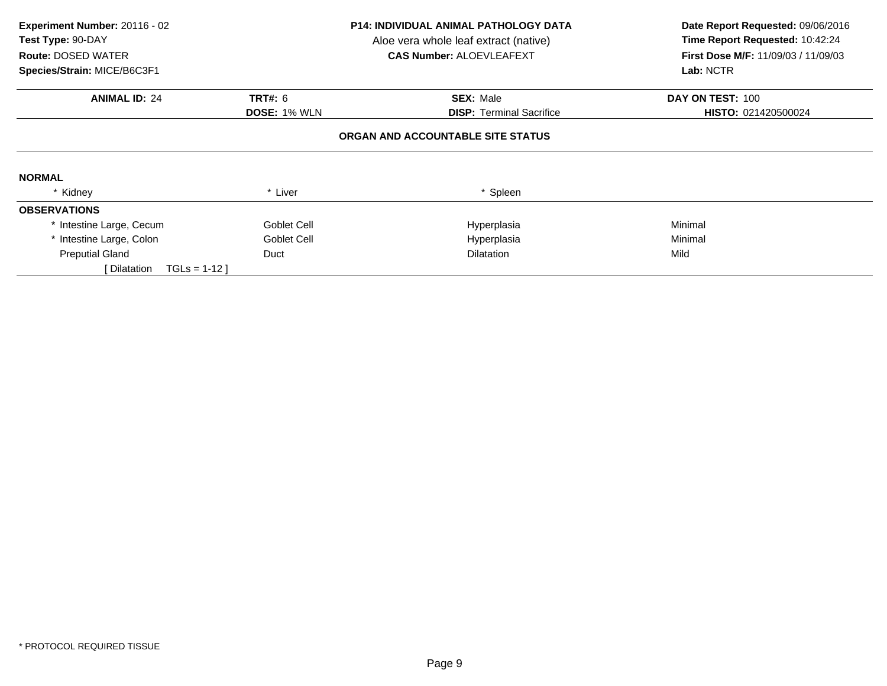**Experiment Number:** 20116 - 02
**Test Type:** 90-DAY
**Route:** DOSED WATER
**Species/Strain:** MICE/B6C3F1

**P14: INDIVIDUAL ANIMAL PATHOLOGY DATA**
Aloe vera whole leaf extract (native)
**CAS Number:** ALOEVLEAFEXT

**Date Report Requested:** 09/06/2016
**Time Report Requested:** 10:42:24
**First Dose M/F:** 11/09/03 / 11/09/03
**Lab:** NCTR

| **ANIMAL ID:** 24 | **TRT#:** 6 | **SEX:** Male | **DAY ON TEST:** 100 |
|---|---|---|---|
| | **DOSE:** 1% WLN | **DISP:** Terminal Sacrifice | **HISTO:** 021420500024 |

**ORGAN AND ACCOUNTABLE SITE STATUS**

**NORMAL**

| * Kidney | * Liver | * Spleen | |
|---|---|---|---|

**OBSERVATIONS**

| | | | |
|---|---|---|---|
| * Intestine Large, Cecum | Goblet Cell | Hyperplasia | Minimal |
| * Intestine Large, Colon | Goblet Cell | Hyperplasia | Minimal |
| Preputial Gland | Duct | Dilatation | Mild |
| [ Dilatation TGLs = 1-12 ] | | | |

* PROTOCOL REQUIRED TISSUE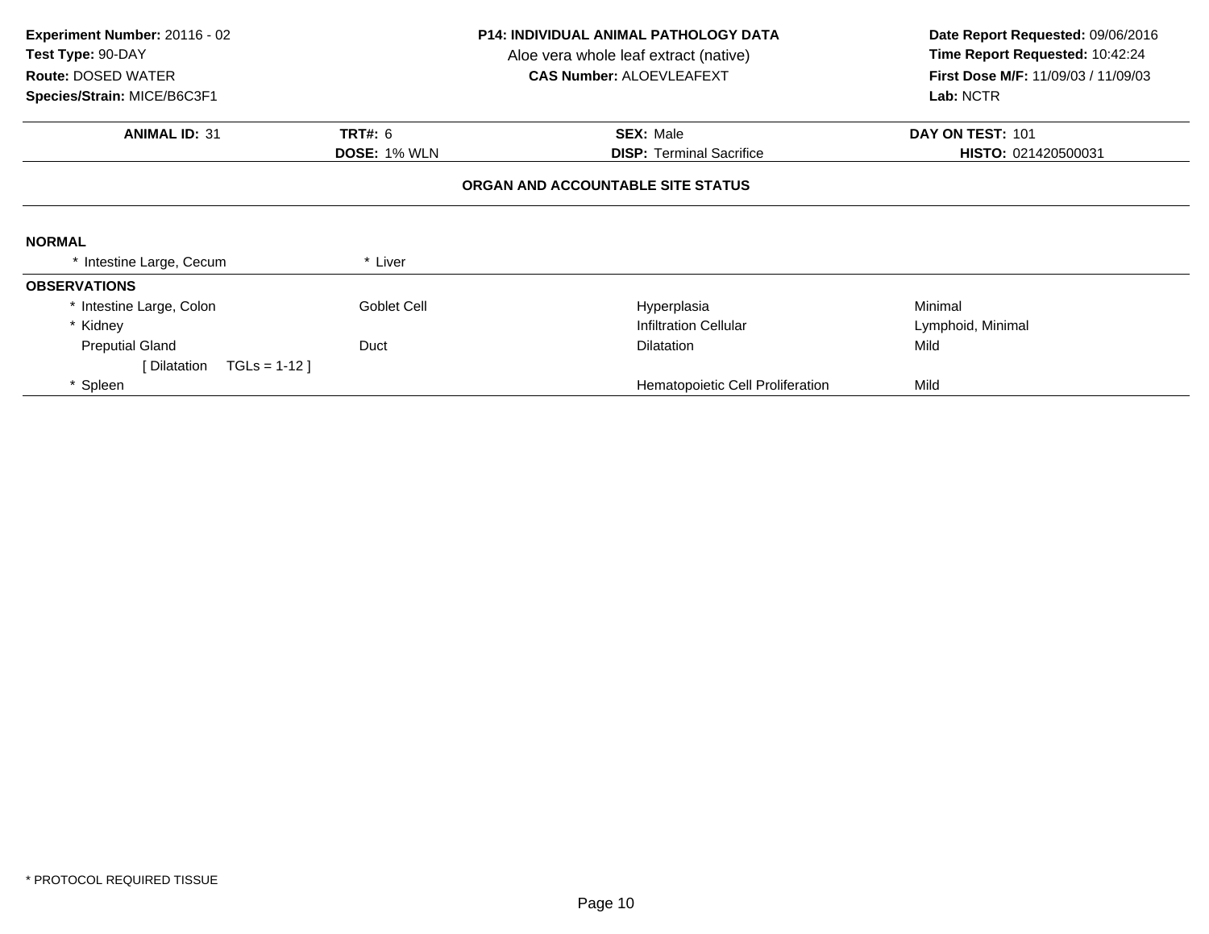**Experiment Number:** 20116 - 02
**Test Type:** 90-DAY
**Route:** DOSED WATER
**Species/Strain:** MICE/B6C3F1

**P14: INDIVIDUAL ANIMAL PATHOLOGY DATA**
Aloe vera whole leaf extract (native)
**CAS Number:** ALOEVLEAFEXT

**Date Report Requested:** 09/06/2016
**Time Report Requested:** 10:42:24
**First Dose M/F:** 11/09/03 / 11/09/03
**Lab:** NCTR

| **ANIMAL ID:** 31 | **TRT#:** 6 | **SEX:** Male | **DAY ON TEST:** 101 |
|---|---|---|---|
| | **DOSE:** 1% WLN | **DISP:** Terminal Sacrifice | **HISTO:** 021420500031 |

## ORGAN AND ACCOUNTABLE SITE STATUS

**NORMAL**

| | |
|---|---|
| * Intestine Large, Cecum | * Liver |

**OBSERVATIONS**

| Organ | Site | Finding | Severity |
|---|---|---|---|
| * Intestine Large, Colon | Goblet Cell | Hyperplasia | Minimal |
| * Kidney | | Infiltration Cellular | Lymphoid, Minimal |
| Preputial Gland | Duct | Dilatation | Mild |
| [ Dilatation TGLs = 1-12 ] | | | |
| * Spleen | | Hematopoietic Cell Proliferation | Mild |

* PROTOCOL REQUIRED TISSUE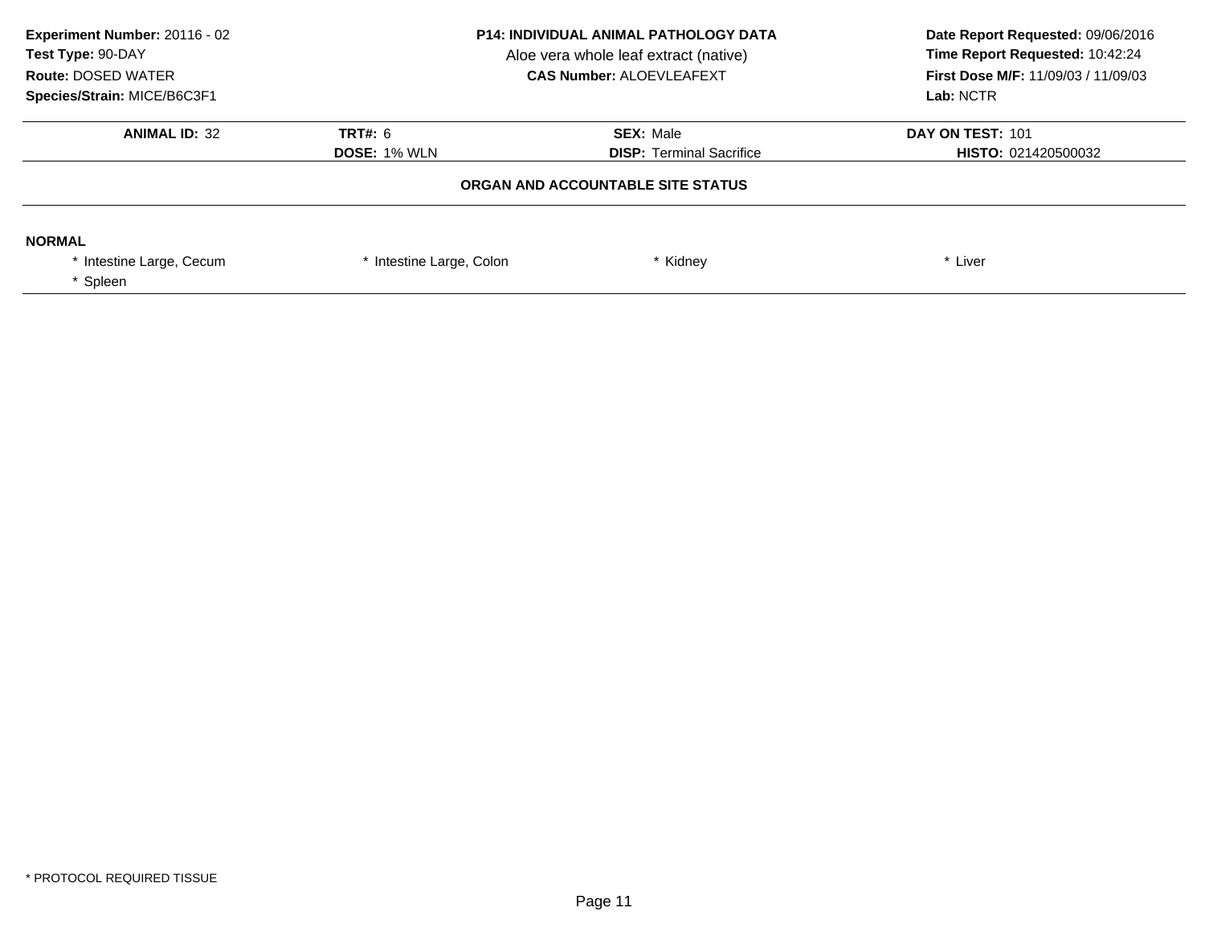**Experiment Number:** 20116 - 02
**Test Type:** 90-DAY
**Route:** DOSED WATER
**Species/Strain:** MICE/B6C3F1

**P14: INDIVIDUAL ANIMAL PATHOLOGY DATA**
Aloe vera whole leaf extract (native)
**CAS Number:** ALOEVLEAFEXT

**Date Report Requested:** 09/06/2016
**Time Report Requested:** 10:42:24
**First Dose M/F:** 11/09/03 / 11/09/03
**Lab:** NCTR

| **ANIMAL ID:** 32 | **TRT#:** 6 | **SEX:** Male | **DAY ON TEST:** 101 |
|---|---|---|---|
| | **DOSE:** 1% WLN | **DISP:** Terminal Sacrifice | **HISTO:** 021420500032 |

**ORGAN AND ACCOUNTABLE SITE STATUS**

**NORMAL**

| | | | |
|---|---|---|---|
| * Intestine Large, Cecum | * Intestine Large, Colon | * Kidney | * Liver |
| * Spleen | | | |

* PROTOCOL REQUIRED TISSUE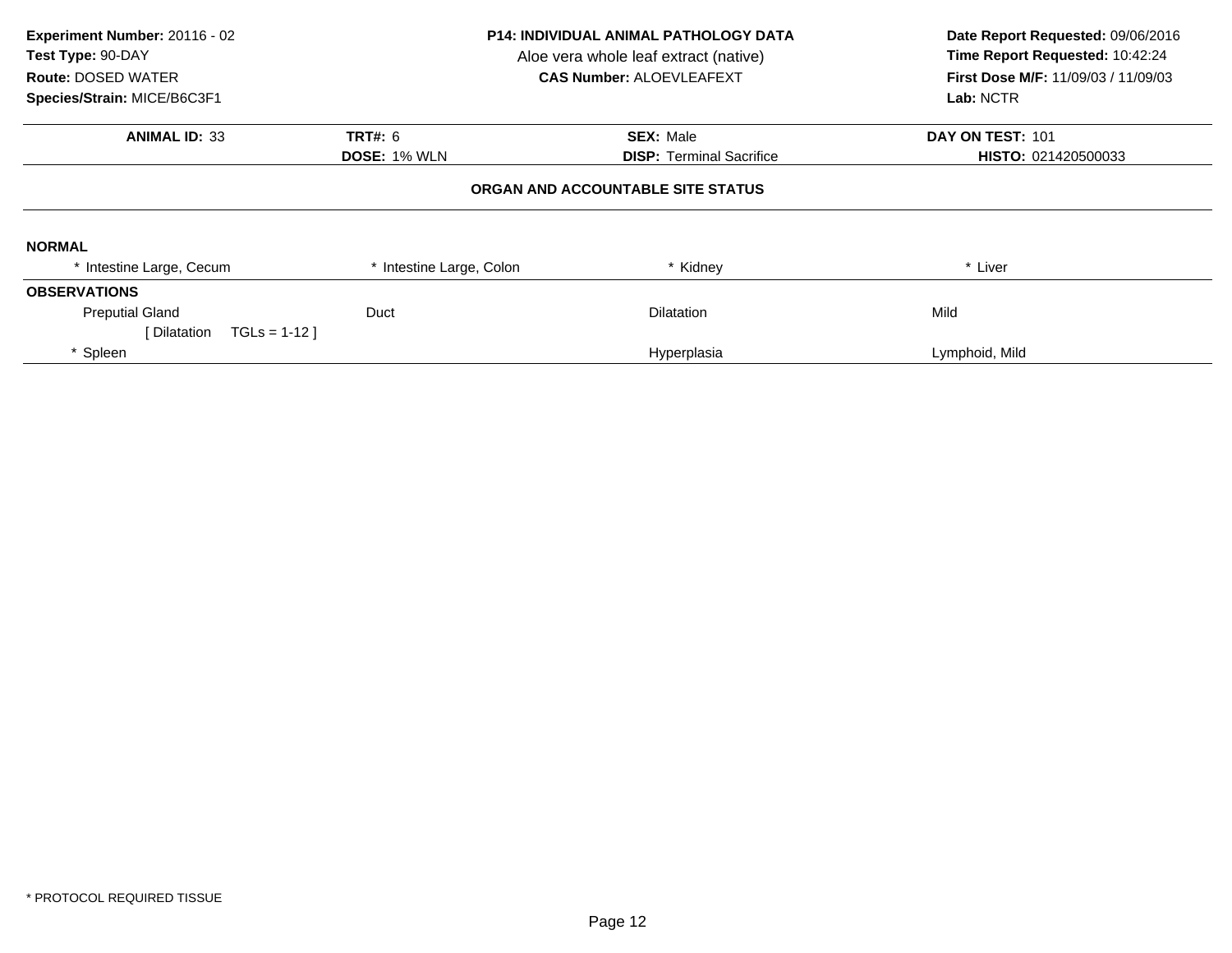**Experiment Number:** 20116 - 02
**Test Type:** 90-DAY
**Route:** DOSED WATER
**Species/Strain:** MICE/B6C3F1

**P14: INDIVIDUAL ANIMAL PATHOLOGY DATA**
Aloe vera whole leaf extract (native)
**CAS Number:** ALOEVLEAFEXT

**Date Report Requested:** 09/06/2016
**Time Report Requested:** 10:42:24
**First Dose M/F:** 11/09/03 / 11/09/03
**Lab:** NCTR

| **ANIMAL ID:** 33 | **TRT#:** 6 | **SEX:** Male | **DAY ON TEST:** 101 |
|---|---|---|---|
| | **DOSE:** 1% WLN | **DISP:** Terminal Sacrifice | **HISTO:** 021420500033 |

**ORGAN AND ACCOUNTABLE SITE STATUS**

**NORMAL**

| * Intestine Large, Cecum | * Intestine Large, Colon | * Kidney | * Liver |
|---|---|---|---|

**OBSERVATIONS**

| | | | |
|---|---|---|---|
| Preputial Gland | Duct | Dilatation | Mild |
| [ Dilatation TGLs = 1-12 ] | | | |
| * Spleen | | Hyperplasia | Lymphoid, Mild |

* PROTOCOL REQUIRED TISSUE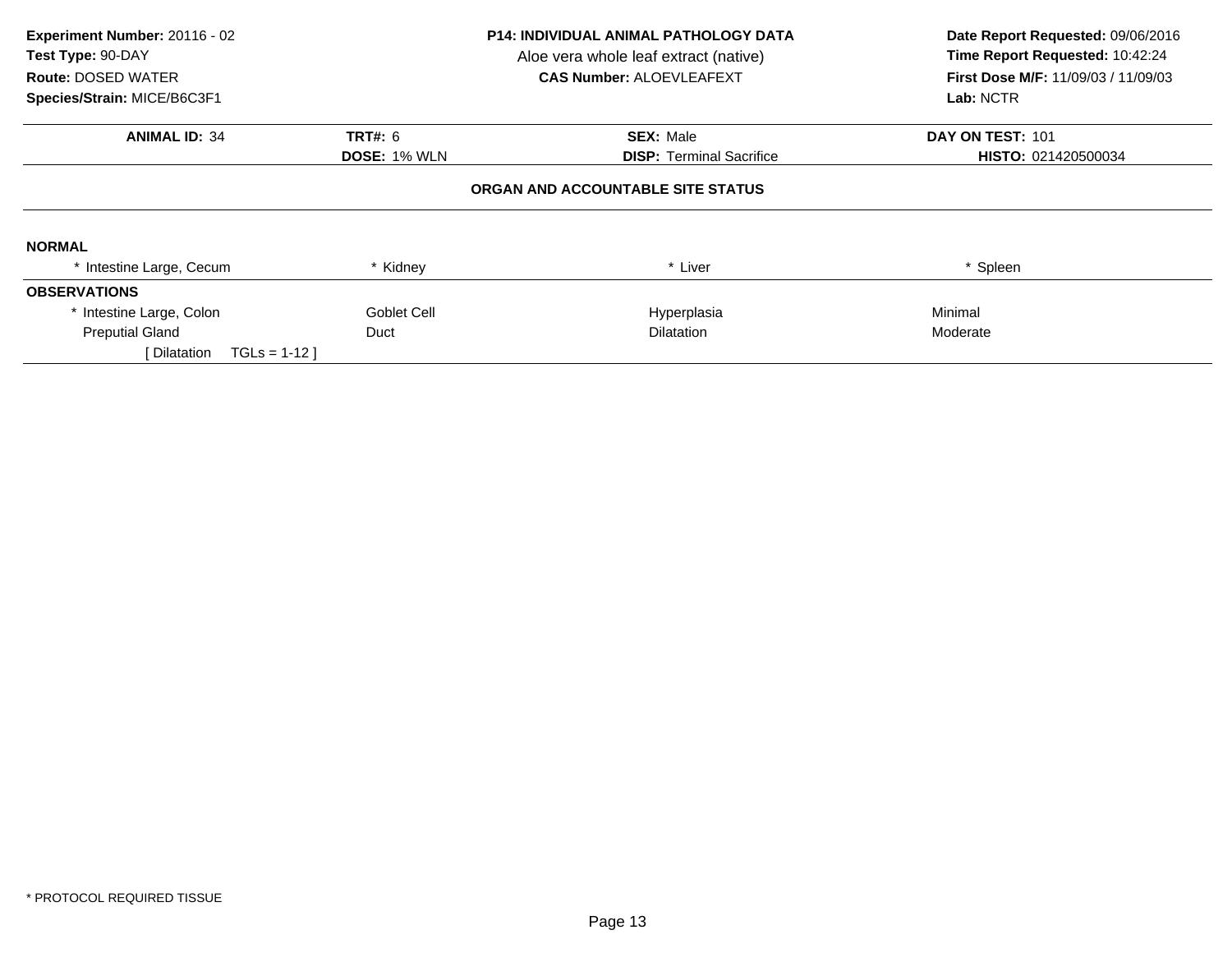**Experiment Number:** 20116 - 02
**Test Type:** 90-DAY
**Route:** DOSED WATER
**Species/Strain:** MICE/B6C3F1

**P14: INDIVIDUAL ANIMAL PATHOLOGY DATA**
Aloe vera whole leaf extract (native)
**CAS Number:** ALOEVLEAFEXT

**Date Report Requested:** 09/06/2016
**Time Report Requested:** 10:42:24
**First Dose M/F:** 11/09/03 / 11/09/03
**Lab:** NCTR

| **ANIMAL ID:** 34 | **TRT#:** 6 | **SEX:** Male | **DAY ON TEST:** 101 |
|---|---|---|---|
| | **DOSE:** 1% WLN | **DISP:** Terminal Sacrifice | **HISTO:** 021420500034 |

**ORGAN AND ACCOUNTABLE SITE STATUS**

**NORMAL**

| * Intestine Large, Cecum | * Kidney | * Liver | * Spleen |
|---|---|---|---|

**OBSERVATIONS**

| | | | |
|---|---|---|---|
| * Intestine Large, Colon | Goblet Cell | Hyperplasia | Minimal |
| Preputial Gland | Duct | Dilatation | Moderate |
| [ Dilatation TGLs = 1-12 ] | | | |

* PROTOCOL REQUIRED TISSUE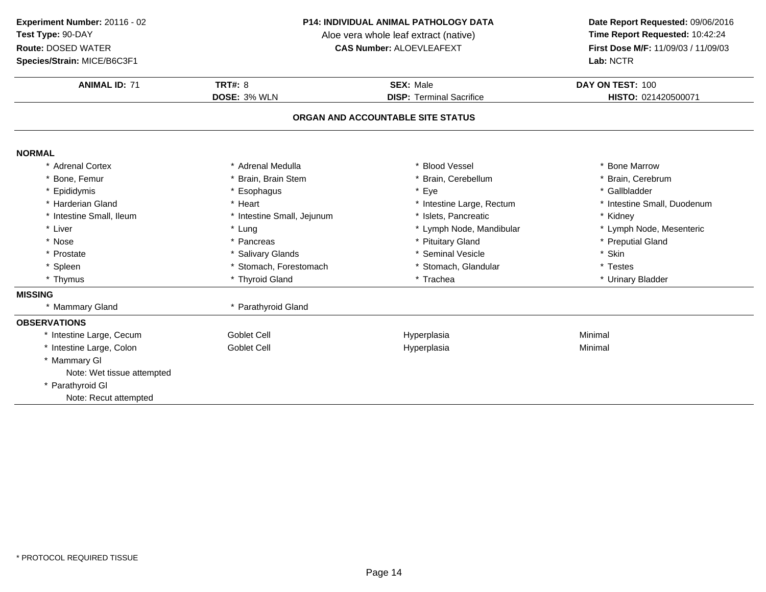**Experiment Number:** 20116 - 02
**Test Type:** 90-DAY
**Route:** DOSED WATER
**Species/Strain:** MICE/B6C3F1

**P14: INDIVIDUAL ANIMAL PATHOLOGY DATA**
Aloe vera whole leaf extract (native)
**CAS Number:** ALOEVLEAFEXT

**Date Report Requested:** 09/06/2016
**Time Report Requested:** 10:42:24
**First Dose M/F:** 11/09/03 / 11/09/03
**Lab:** NCTR

| **ANIMAL ID:** 71 | **TRT#:** 8 | **SEX:** Male | **DAY ON TEST:** 100 |
|---|---|---|---|
| | **DOSE:** 3% WLN | **DISP:** Terminal Sacrifice | **HISTO:** 021420500071 |

## ORGAN AND ACCOUNTABLE SITE STATUS

**NORMAL**

| | | | |
|---|---|---|---|
| * Adrenal Cortex | * Adrenal Medulla | * Blood Vessel | * Bone Marrow |
| * Bone, Femur | * Brain, Brain Stem | * Brain, Cerebellum | * Brain, Cerebrum |
| * Epididymis | * Esophagus | * Eye | * Gallbladder |
| * Harderian Gland | * Heart | * Intestine Large, Rectum | * Intestine Small, Duodenum |
| * Intestine Small, Ileum | * Intestine Small, Jejunum | * Islets, Pancreatic | * Kidney |
| * Liver | * Lung | * Lymph Node, Mandibular | * Lymph Node, Mesenteric |
| * Nose | * Pancreas | * Pituitary Gland | * Preputial Gland |
| * Prostate | * Salivary Glands | * Seminal Vesicle | * Skin |
| * Spleen | * Stomach, Forestomach | * Stomach, Glandular | * Testes |
| * Thymus | * Thyroid Gland | * Trachea | * Urinary Bladder |

**MISSING**

| | |
|---|---|
| * Mammary Gland | * Parathyroid Gland |

**OBSERVATIONS**

| | | | |
|---|---|---|---|
| * Intestine Large, Cecum | Goblet Cell | Hyperplasia | Minimal |
| * Intestine Large, Colon | Goblet Cell | Hyperplasia | Minimal |
| * Mammary Gl | | | |
| Note: Wet tissue attempted | | | |
| * Parathyroid Gl | | | |
| Note: Recut attempted | | | |

* PROTOCOL REQUIRED TISSUE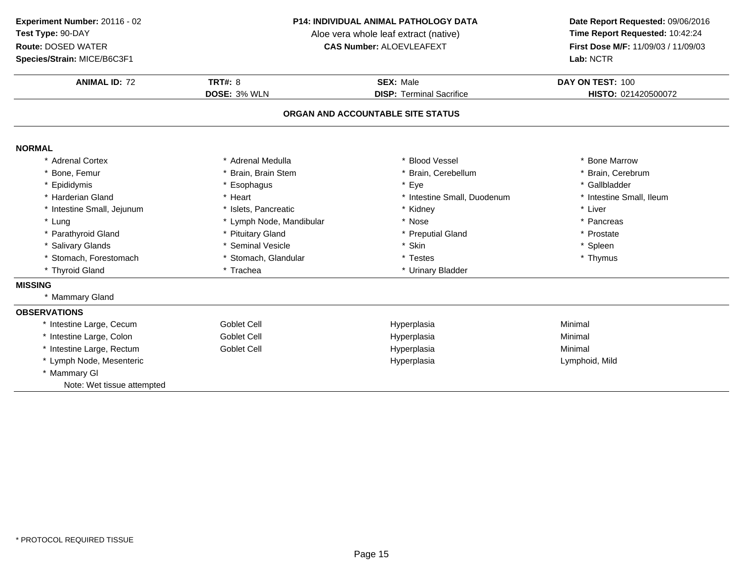**Experiment Number:** 20116 - 02
**Test Type:** 90-DAY
**Route:** DOSED WATER
**Species/Strain:** MICE/B6C3F1

**P14: INDIVIDUAL ANIMAL PATHOLOGY DATA**
Aloe vera whole leaf extract (native)
**CAS Number:** ALOEVLEAFEXT

**Date Report Requested:** 09/06/2016
**Time Report Requested:** 10:42:24
**First Dose M/F:** 11/09/03 / 11/09/03
**Lab:** NCTR

| **ANIMAL ID:** 72 | **TRT#:** 8 | **SEX:** Male | **DAY ON TEST:** 100 |
|---|---|---|---|
| | **DOSE:** 3% WLN | **DISP:** Terminal Sacrifice | **HISTO:** 021420500072 |

## ORGAN AND ACCOUNTABLE SITE STATUS

**NORMAL**

| | | | |
|---|---|---|---|
| * Adrenal Cortex | * Adrenal Medulla | * Blood Vessel | * Bone Marrow |
| * Bone, Femur | * Brain, Brain Stem | * Brain, Cerebellum | * Brain, Cerebrum |
| * Epididymis | * Esophagus | * Eye | * Gallbladder |
| * Harderian Gland | * Heart | * Intestine Small, Duodenum | * Intestine Small, Ileum |
| * Intestine Small, Jejunum | * Islets, Pancreatic | * Kidney | * Liver |
| * Lung | * Lymph Node, Mandibular | * Nose | * Pancreas |
| * Parathyroid Gland | * Pituitary Gland | * Preputial Gland | * Prostate |
| * Salivary Glands | * Seminal Vesicle | * Skin | * Spleen |
| * Stomach, Forestomach | * Stomach, Glandular | * Testes | * Thymus |
| * Thyroid Gland | * Trachea | * Urinary Bladder | |

**MISSING**

* Mammary Gland

**OBSERVATIONS**

| | | | |
|---|---|---|---|
| * Intestine Large, Cecum | Goblet Cell | Hyperplasia | Minimal |
| * Intestine Large, Colon | Goblet Cell | Hyperplasia | Minimal |
| * Intestine Large, Rectum | Goblet Cell | Hyperplasia | Minimal |
| * Lymph Node, Mesenteric | | Hyperplasia | Lymphoid, Mild |
| * Mammary Gl | | | |
| Note: Wet tissue attempted | | | |

* PROTOCOL REQUIRED TISSUE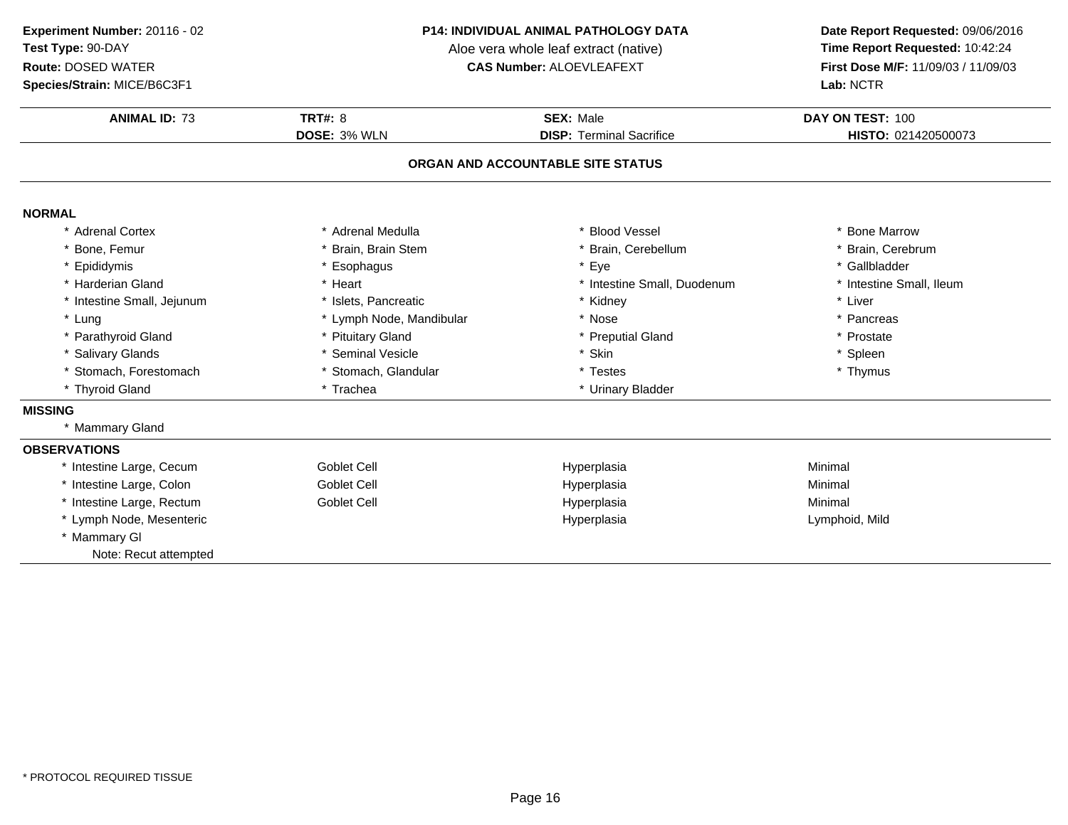**Experiment Number:** 20116 - 02
**Test Type:** 90-DAY
**Route:** DOSED WATER
**Species/Strain:** MICE/B6C3F1

**P14: INDIVIDUAL ANIMAL PATHOLOGY DATA**
Aloe vera whole leaf extract (native)
**CAS Number:** ALOEVLEAFEXT

**Date Report Requested:** 09/06/2016
**Time Report Requested:** 10:42:24
**First Dose M/F:** 11/09/03 / 11/09/03
**Lab:** NCTR

| **ANIMAL ID:** 73 | **TRT#:** 8 | **SEX:** Male | **DAY ON TEST:** 100 |
|---|---|---|---|
| | **DOSE:** 3% WLN | **DISP:** Terminal Sacrifice | **HISTO:** 021420500073 |

## ORGAN AND ACCOUNTABLE SITE STATUS

**NORMAL**

| | | | |
|---|---|---|---|
| * Adrenal Cortex | * Adrenal Medulla | * Blood Vessel | * Bone Marrow |
| * Bone, Femur | * Brain, Brain Stem | * Brain, Cerebellum | * Brain, Cerebrum |
| * Epididymis | * Esophagus | * Eye | * Gallbladder |
| * Harderian Gland | * Heart | * Intestine Small, Duodenum | * Intestine Small, Ileum |
| * Intestine Small, Jejunum | * Islets, Pancreatic | * Kidney | * Liver |
| * Lung | * Lymph Node, Mandibular | * Nose | * Pancreas |
| * Parathyroid Gland | * Pituitary Gland | * Preputial Gland | * Prostate |
| * Salivary Glands | * Seminal Vesicle | * Skin | * Spleen |
| * Stomach, Forestomach | * Stomach, Glandular | * Testes | * Thymus |
| * Thyroid Gland | * Trachea | * Urinary Bladder | |

**MISSING**

* Mammary Gland

**OBSERVATIONS**

| | | | |
|---|---|---|---|
| * Intestine Large, Cecum | Goblet Cell | Hyperplasia | Minimal |
| * Intestine Large, Colon | Goblet Cell | Hyperplasia | Minimal |
| * Intestine Large, Rectum | Goblet Cell | Hyperplasia | Minimal |
| * Lymph Node, Mesenteric | | Hyperplasia | Lymphoid, Mild |
| * Mammary Gl | | | |
| Note: Recut attempted | | | |

* PROTOCOL REQUIRED TISSUE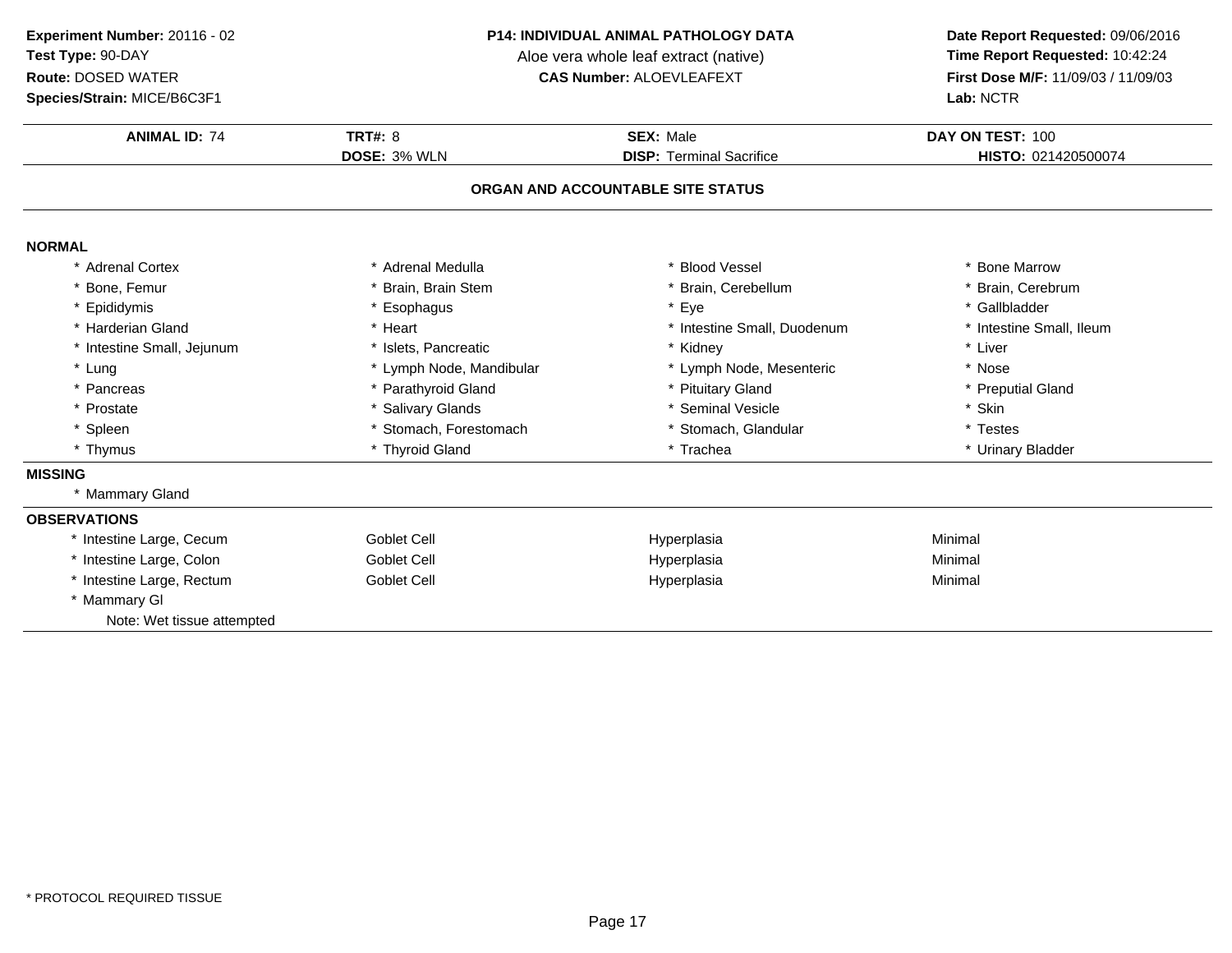**Experiment Number:** 20116 - 02
**Test Type:** 90-DAY
**Route:** DOSED WATER
**Species/Strain:** MICE/B6C3F1

**P14: INDIVIDUAL ANIMAL PATHOLOGY DATA**
Aloe vera whole leaf extract (native)
**CAS Number:** ALOEVLEAFEXT

**Date Report Requested:** 09/06/2016
**Time Report Requested:** 10:42:24
**First Dose M/F:** 11/09/03 / 11/09/03
**Lab:** NCTR

| **ANIMAL ID:** 74 | **TRT#:** 8 | **SEX:** Male | **DAY ON TEST:** 100 |
|---|---|---|---|
| | **DOSE:** 3% WLN | **DISP:** Terminal Sacrifice | **HISTO:** 021420500074 |

## ORGAN AND ACCOUNTABLE SITE STATUS

**NORMAL**

| | | | |
|---|---|---|---|
| * Adrenal Cortex | * Adrenal Medulla | * Blood Vessel | * Bone Marrow |
| * Bone, Femur | * Brain, Brain Stem | * Brain, Cerebellum | * Brain, Cerebrum |
| * Epididymis | * Esophagus | * Eye | * Gallbladder |
| * Harderian Gland | * Heart | * Intestine Small, Duodenum | * Intestine Small, Ileum |
| * Intestine Small, Jejunum | * Islets, Pancreatic | * Kidney | * Liver |
| * Lung | * Lymph Node, Mandibular | * Lymph Node, Mesenteric | * Nose |
| * Pancreas | * Parathyroid Gland | * Pituitary Gland | * Preputial Gland |
| * Prostate | * Salivary Glands | * Seminal Vesicle | * Skin |
| * Spleen | * Stomach, Forestomach | * Stomach, Glandular | * Testes |
| * Thymus | * Thyroid Gland | * Trachea | * Urinary Bladder |

**MISSING**

* Mammary Gland

**OBSERVATIONS**

| | | | |
|---|---|---|---|
| * Intestine Large, Cecum | Goblet Cell | Hyperplasia | Minimal |
| * Intestine Large, Colon | Goblet Cell | Hyperplasia | Minimal |
| * Intestine Large, Rectum | Goblet Cell | Hyperplasia | Minimal |
| * Mammary Gl | | | |
| Note: Wet tissue attempted | | | |

* PROTOCOL REQUIRED TISSUE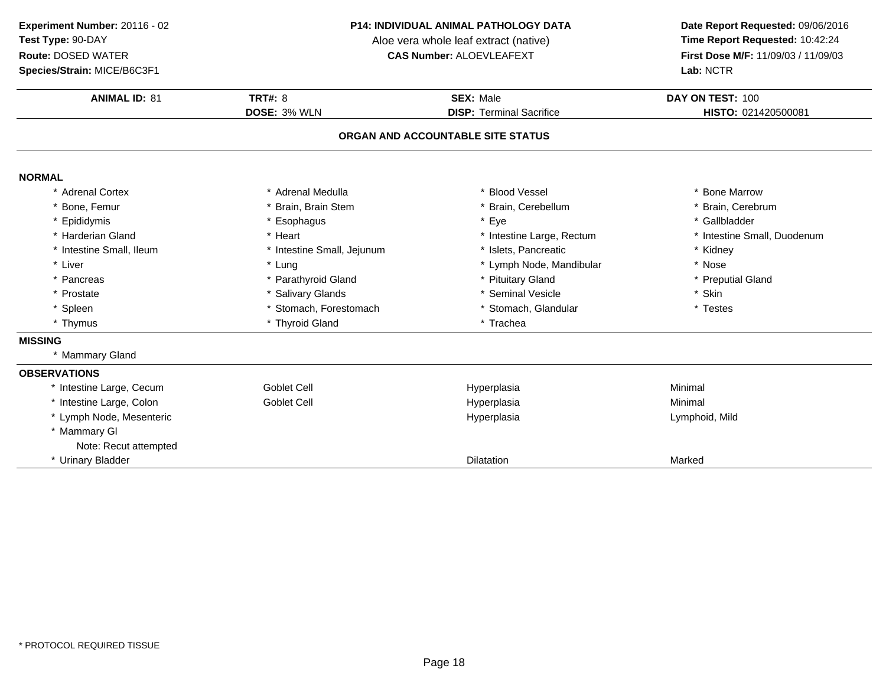**Experiment Number:** 20116 - 02
**Test Type:** 90-DAY
**Route:** DOSED WATER
**Species/Strain:** MICE/B6C3F1

**P14: INDIVIDUAL ANIMAL PATHOLOGY DATA**
Aloe vera whole leaf extract (native)
**CAS Number:** ALOEVLEAFEXT

**Date Report Requested:** 09/06/2016
**Time Report Requested:** 10:42:24
**First Dose M/F:** 11/09/03 / 11/09/03
**Lab:** NCTR

| **ANIMAL ID:** 81 | **TRT#:** 8 | **SEX:** Male | **DAY ON TEST:** 100 |
|---|---|---|---|
| | **DOSE:** 3% WLN | **DISP:** Terminal Sacrifice | **HISTO:** 021420500081 |

## ORGAN AND ACCOUNTABLE SITE STATUS

**NORMAL**

| | | | |
|---|---|---|---|
| * Adrenal Cortex | * Adrenal Medulla | * Blood Vessel | * Bone Marrow |
| * Bone, Femur | * Brain, Brain Stem | * Brain, Cerebellum | * Brain, Cerebrum |
| * Epididymis | * Esophagus | * Eye | * Gallbladder |
| * Harderian Gland | * Heart | * Intestine Large, Rectum | * Intestine Small, Duodenum |
| * Intestine Small, Ileum | * Intestine Small, Jejunum | * Islets, Pancreatic | * Kidney |
| * Liver | * Lung | * Lymph Node, Mandibular | * Nose |
| * Pancreas | * Parathyroid Gland | * Pituitary Gland | * Preputial Gland |
| * Prostate | * Salivary Glands | * Seminal Vesicle | * Skin |
| * Spleen | * Stomach, Forestomach | * Stomach, Glandular | * Testes |
| * Thymus | * Thyroid Gland | * Trachea | |

**MISSING**

* Mammary Gland

**OBSERVATIONS**

| | | | |
|---|---|---|---|
| * Intestine Large, Cecum | Goblet Cell | Hyperplasia | Minimal |
| * Intestine Large, Colon | Goblet Cell | Hyperplasia | Minimal |
| * Lymph Node, Mesenteric | | Hyperplasia | Lymphoid, Mild |
| * Mammary Gl<br>Note: Recut attempted | | | |
| * Urinary Bladder | | Dilatation | Marked |

* PROTOCOL REQUIRED TISSUE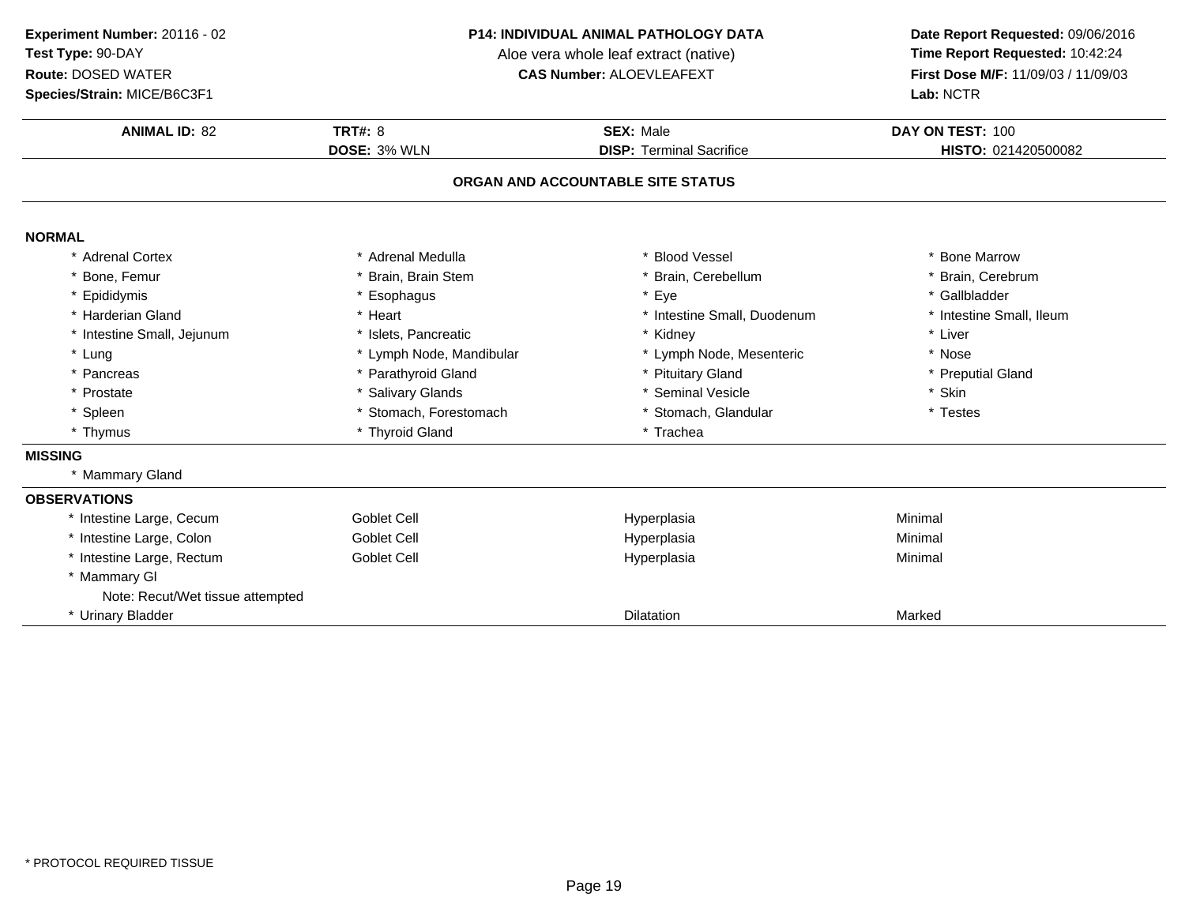**Experiment Number:** 20116 - 02
**Test Type:** 90-DAY
**Route:** DOSED WATER
**Species/Strain:** MICE/B6C3F1

**P14: INDIVIDUAL ANIMAL PATHOLOGY DATA**
Aloe vera whole leaf extract (native)
**CAS Number:** ALOEVLEAFEXT

**Date Report Requested:** 09/06/2016
**Time Report Requested:** 10:42:24
**First Dose M/F:** 11/09/03 / 11/09/03
**Lab:** NCTR

| **ANIMAL ID:** 82 | **TRT#:** 8 | **SEX:** Male | **DAY ON TEST:** 100 |
|---|---|---|---|
| | **DOSE:** 3% WLN | **DISP:** Terminal Sacrifice | **HISTO:** 021420500082 |

## ORGAN AND ACCOUNTABLE SITE STATUS

### NORMAL

| | | | |
|---|---|---|---|
| * Adrenal Cortex | * Adrenal Medulla | * Blood Vessel | * Bone Marrow |
| * Bone, Femur | * Brain, Brain Stem | * Brain, Cerebellum | * Brain, Cerebrum |
| * Epididymis | * Esophagus | * Eye | * Gallbladder |
| * Harderian Gland | * Heart | * Intestine Small, Duodenum | * Intestine Small, Ileum |
| * Intestine Small, Jejunum | * Islets, Pancreatic | * Kidney | * Liver |
| * Lung | * Lymph Node, Mandibular | * Lymph Node, Mesenteric | * Nose |
| * Pancreas | * Parathyroid Gland | * Pituitary Gland | * Preputial Gland |
| * Prostate | * Salivary Glands | * Seminal Vesicle | * Skin |
| * Spleen | * Stomach, Forestomach | * Stomach, Glandular | * Testes |
| * Thymus | * Thyroid Gland | * Trachea | |

### MISSING

* Mammary Gland

### OBSERVATIONS

| | | | |
|---|---|---|---|
| * Intestine Large, Cecum | Goblet Cell | Hyperplasia | Minimal |
| * Intestine Large, Colon | Goblet Cell | Hyperplasia | Minimal |
| * Intestine Large, Rectum | Goblet Cell | Hyperplasia | Minimal |
| * Mammary Gl | | | |
| Note: Recut/Wet tissue attempted | | | |
| * Urinary Bladder | | Dilatation | Marked |

* PROTOCOL REQUIRED TISSUE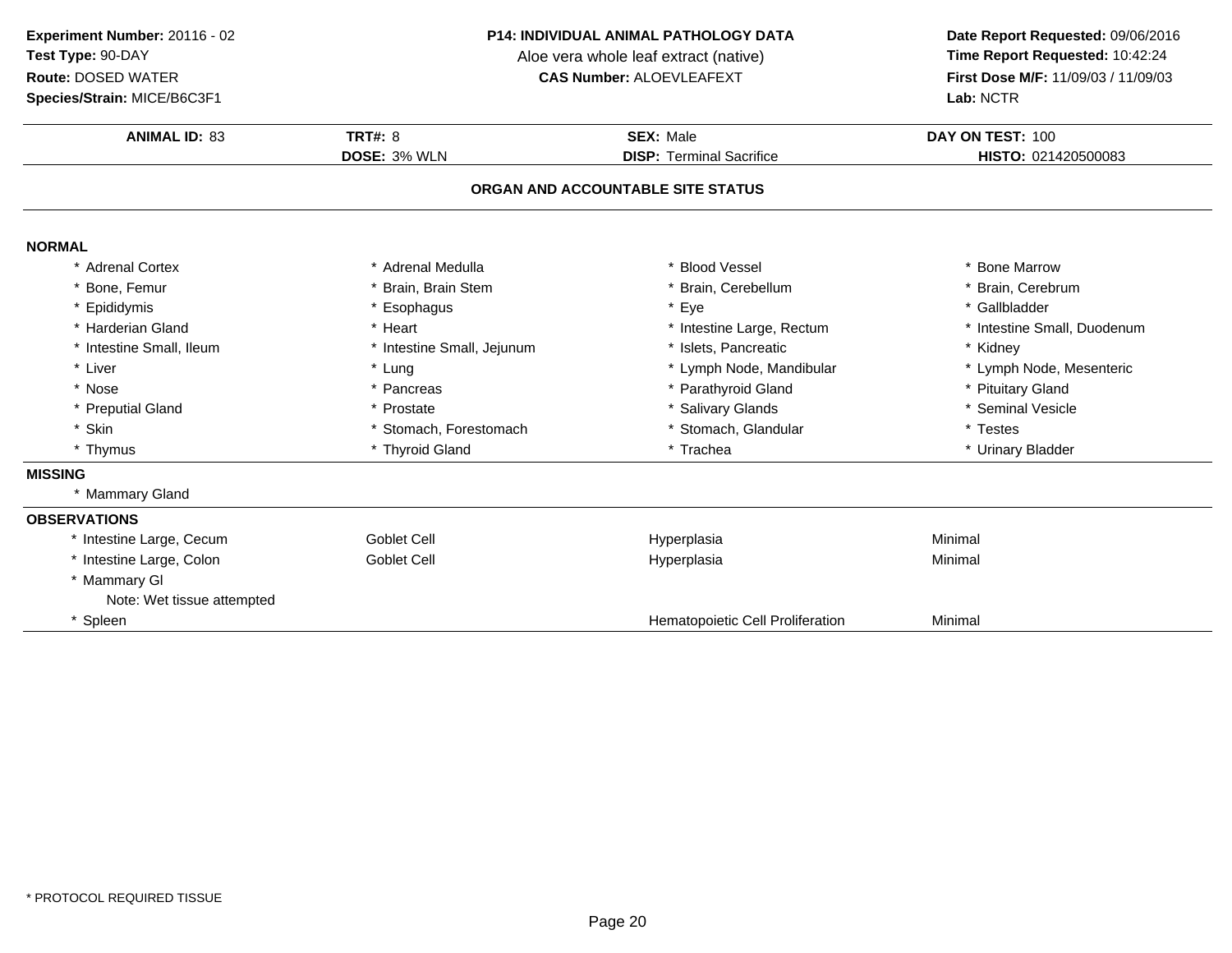**Experiment Number:** 20116 - 02
**Test Type:** 90-DAY
**Route:** DOSED WATER
**Species/Strain:** MICE/B6C3F1

**P14: INDIVIDUAL ANIMAL PATHOLOGY DATA**
Aloe vera whole leaf extract (native)
**CAS Number:** ALOEVLEAFEXT

**Date Report Requested:** 09/06/2016
**Time Report Requested:** 10:42:24
**First Dose M/F:** 11/09/03 / 11/09/03
**Lab:** NCTR

| **ANIMAL ID:** 83 | **TRT#:** 8 | **SEX:** Male | **DAY ON TEST:** 100 |
|---|---|---|---|
| | **DOSE:** 3% WLN | **DISP:** Terminal Sacrifice | **HISTO:** 021420500083 |

## ORGAN AND ACCOUNTABLE SITE STATUS

**NORMAL**

| | | | |
|---|---|---|---|
| * Adrenal Cortex | * Adrenal Medulla | * Blood Vessel | * Bone Marrow |
| * Bone, Femur | * Brain, Brain Stem | * Brain, Cerebellum | * Brain, Cerebrum |
| * Epididymis | * Esophagus | * Eye | * Gallbladder |
| * Harderian Gland | * Heart | * Intestine Large, Rectum | * Intestine Small, Duodenum |
| * Intestine Small, Ileum | * Intestine Small, Jejunum | * Islets, Pancreatic | * Kidney |
| * Liver | * Lung | * Lymph Node, Mandibular | * Lymph Node, Mesenteric |
| * Nose | * Pancreas | * Parathyroid Gland | * Pituitary Gland |
| * Preputial Gland | * Prostate | * Salivary Glands | * Seminal Vesicle |
| * Skin | * Stomach, Forestomach | * Stomach, Glandular | * Testes |
| * Thymus | * Thyroid Gland | * Trachea | * Urinary Bladder |

**MISSING**

* Mammary Gland

**OBSERVATIONS**

| | | | |
|---|---|---|---|
| * Intestine Large, Cecum | Goblet Cell | Hyperplasia | Minimal |
| * Intestine Large, Colon | Goblet Cell | Hyperplasia | Minimal |
| * Mammary Gl | | | |
| Note: Wet tissue attempted | | | |
| * Spleen | | Hematopoietic Cell Proliferation | Minimal |

* PROTOCOL REQUIRED TISSUE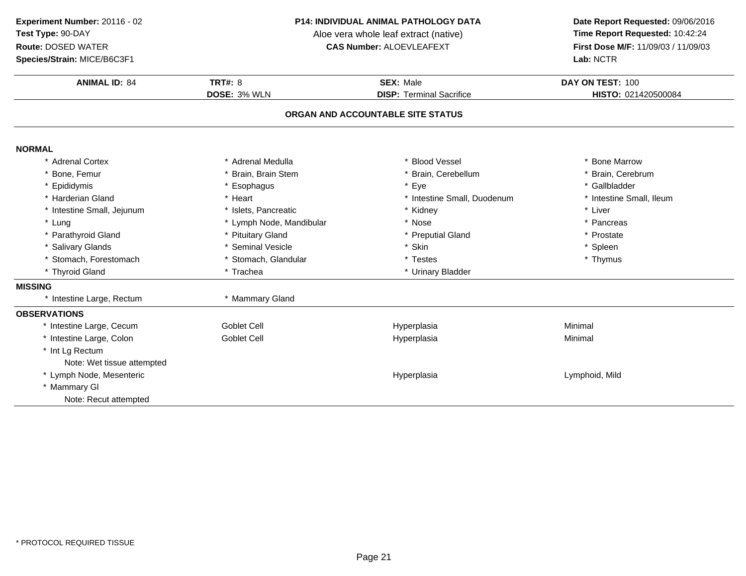**Experiment Number:** 20116 - 02
**Test Type:** 90-DAY
**Route:** DOSED WATER
**Species/Strain:** MICE/B6C3F1

**P14: INDIVIDUAL ANIMAL PATHOLOGY DATA**
Aloe vera whole leaf extract (native)
**CAS Number:** ALOEVLEAFEXT

**Date Report Requested:** 09/06/2016
**Time Report Requested:** 10:42:24
**First Dose M/F:** 11/09/03 / 11/09/03
**Lab:** NCTR

| **ANIMAL ID:** 84 | **TRT#:** 8 | **SEX:** Male | **DAY ON TEST:** 100 |
|---|---|---|---|
| | **DOSE:** 3% WLN | **DISP:** Terminal Sacrifice | **HISTO:** 021420500084 |

### ORGAN AND ACCOUNTABLE SITE STATUS

**NORMAL**

| | | | |
|---|---|---|---|
| * Adrenal Cortex | * Adrenal Medulla | * Blood Vessel | * Bone Marrow |
| * Bone, Femur | * Brain, Brain Stem | * Brain, Cerebellum | * Brain, Cerebrum |
| * Epididymis | * Esophagus | * Eye | * Gallbladder |
| * Harderian Gland | * Heart | * Intestine Small, Duodenum | * Intestine Small, Ileum |
| * Intestine Small, Jejunum | * Islets, Pancreatic | * Kidney | * Liver |
| * Lung | * Lymph Node, Mandibular | * Nose | * Pancreas |
| * Parathyroid Gland | * Pituitary Gland | * Preputial Gland | * Prostate |
| * Salivary Glands | * Seminal Vesicle | * Skin | * Spleen |
| * Stomach, Forestomach | * Stomach, Glandular | * Testes | * Thymus |
| * Thyroid Gland | * Trachea | * Urinary Bladder | |

**MISSING**

| | |
|---|---|
| * Intestine Large, Rectum | * Mammary Gland |

**OBSERVATIONS**

| | | | |
|---|---|---|---|
| * Intestine Large, Cecum | Goblet Cell | Hyperplasia | Minimal |
| * Intestine Large, Colon | Goblet Cell | Hyperplasia | Minimal |
| * Int Lg Rectum | | | |
| Note: Wet tissue attempted | | | |
| * Lymph Node, Mesenteric | | Hyperplasia | Lymphoid, Mild |
| * Mammary Gl | | | |
| Note: Recut attempted | | | |

* PROTOCOL REQUIRED TISSUE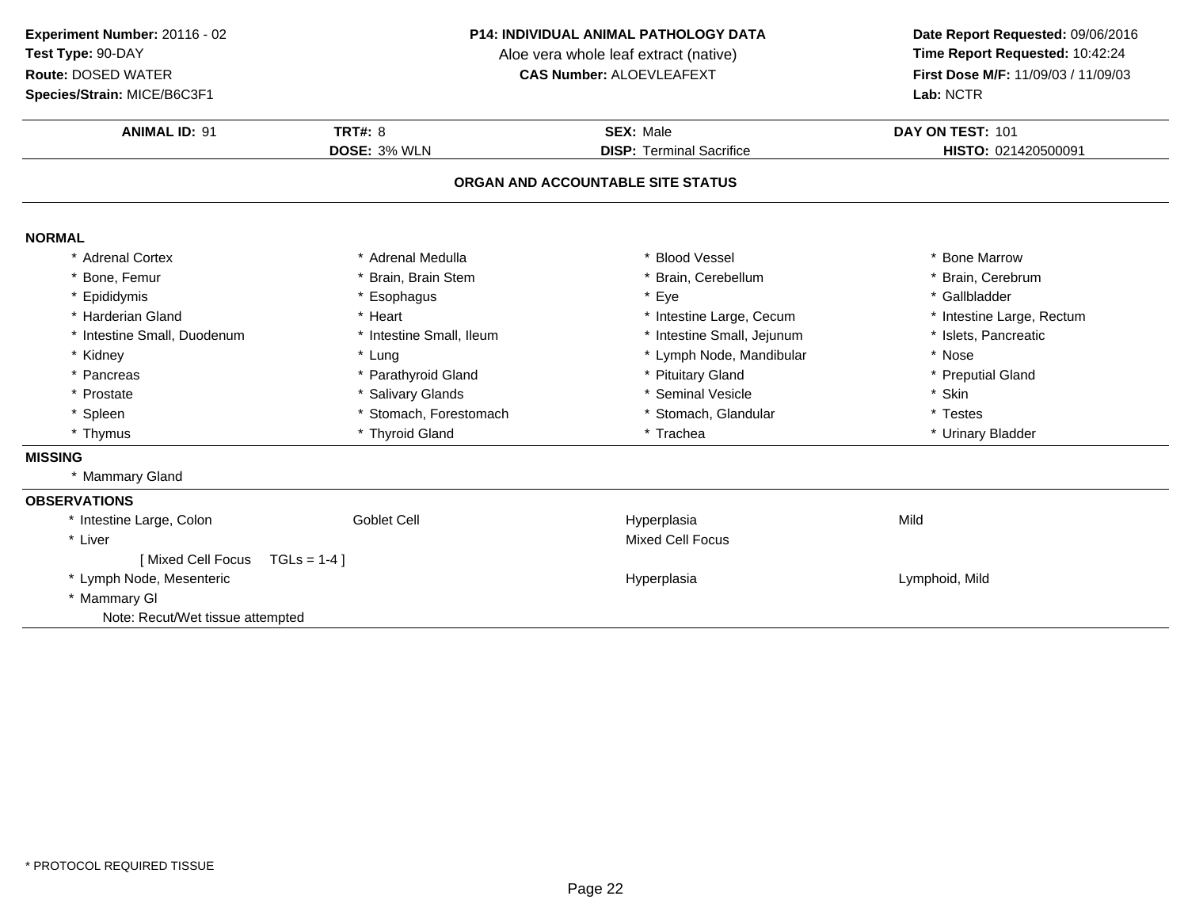**Experiment Number:** 20116 - 02
**Test Type:** 90-DAY
**Route:** DOSED WATER
**Species/Strain:** MICE/B6C3F1

**P14: INDIVIDUAL ANIMAL PATHOLOGY DATA**
Aloe vera whole leaf extract (native)
**CAS Number:** ALOEVLEAFEXT

**Date Report Requested:** 09/06/2016
**Time Report Requested:** 10:42:24
**First Dose M/F:** 11/09/03 / 11/09/03
**Lab:** NCTR

| **ANIMAL ID:** 91 | **TRT#:** 8 | **SEX:** Male | **DAY ON TEST:** 101 |
|---|---|---|---|
| | **DOSE:** 3% WLN | **DISP:** Terminal Sacrifice | **HISTO:** 021420500091 |

## ORGAN AND ACCOUNTABLE SITE STATUS

**NORMAL**

| | | | |
|---|---|---|---|
| * Adrenal Cortex | * Adrenal Medulla | * Blood Vessel | * Bone Marrow |
| * Bone, Femur | * Brain, Brain Stem | * Brain, Cerebellum | * Brain, Cerebrum |
| * Epididymis | * Esophagus | * Eye | * Gallbladder |
| * Harderian Gland | * Heart | * Intestine Large, Cecum | * Intestine Large, Rectum |
| * Intestine Small, Duodenum | * Intestine Small, Ileum | * Intestine Small, Jejunum | * Islets, Pancreatic |
| * Kidney | * Lung | * Lymph Node, Mandibular | * Nose |
| * Pancreas | * Parathyroid Gland | * Pituitary Gland | * Preputial Gland |
| * Prostate | * Salivary Glands | * Seminal Vesicle | * Skin |
| * Spleen | * Stomach, Forestomach | * Stomach, Glandular | * Testes |
| * Thymus | * Thyroid Gland | * Trachea | * Urinary Bladder |

**MISSING**

* Mammary Gland

**OBSERVATIONS**

| | | | |
|---|---|---|---|
| * Intestine Large, Colon | Goblet Cell | Hyperplasia | Mild |
| * Liver | | Mixed Cell Focus | |
| [ Mixed Cell Focus TGLs = 1-4 ] | | | |
| * Lymph Node, Mesenteric | | Hyperplasia | Lymphoid, Mild |
| * Mammary Gl | | | |
| Note: Recut/Wet tissue attempted | | | |

\* PROTOCOL REQUIRED TISSUE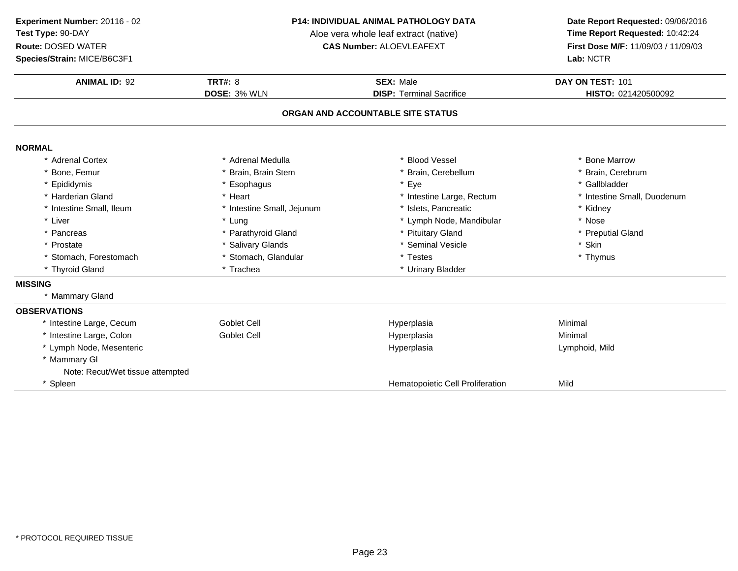**Experiment Number:** 20116 - 02
**Test Type:** 90-DAY
**Route:** DOSED WATER
**Species/Strain:** MICE/B6C3F1

**P14: INDIVIDUAL ANIMAL PATHOLOGY DATA**
Aloe vera whole leaf extract (native)
**CAS Number:** ALOEVLEAFEXT

**Date Report Requested:** 09/06/2016
**Time Report Requested:** 10:42:24
**First Dose M/F:** 11/09/03 / 11/09/03
**Lab:** NCTR

| **ANIMAL ID:** 92 | **TRT#:** 8 | **SEX:** Male | **DAY ON TEST:** 101 |
|---|---|---|---|
| | **DOSE:** 3% WLN | **DISP:** Terminal Sacrifice | **HISTO:** 021420500092 |

## ORGAN AND ACCOUNTABLE SITE STATUS

### NORMAL

| | | | |
|---|---|---|---|
| * Adrenal Cortex | * Adrenal Medulla | * Blood Vessel | * Bone Marrow |
| * Bone, Femur | * Brain, Brain Stem | * Brain, Cerebellum | * Brain, Cerebrum |
| * Epididymis | * Esophagus | * Eye | * Gallbladder |
| * Harderian Gland | * Heart | * Intestine Large, Rectum | * Intestine Small, Duodenum |
| * Intestine Small, Ileum | * Intestine Small, Jejunum | * Islets, Pancreatic | * Kidney |
| * Liver | * Lung | * Lymph Node, Mandibular | * Nose |
| * Pancreas | * Parathyroid Gland | * Pituitary Gland | * Preputial Gland |
| * Prostate | * Salivary Glands | * Seminal Vesicle | * Skin |
| * Stomach, Forestomach | * Stomach, Glandular | * Testes | * Thymus |
| * Thyroid Gland | * Trachea | * Urinary Bladder | |

### MISSING

* Mammary Gland

### OBSERVATIONS

| | | | |
|---|---|---|---|
| * Intestine Large, Cecum | Goblet Cell | Hyperplasia | Minimal |
| * Intestine Large, Colon | Goblet Cell | Hyperplasia | Minimal |
| * Lymph Node, Mesenteric | | Hyperplasia | Lymphoid, Mild |
| * Mammary Gl | | | |
| Note: Recut/Wet tissue attempted | | | |
| * Spleen | | Hematopoietic Cell Proliferation | Mild |

* PROTOCOL REQUIRED TISSUE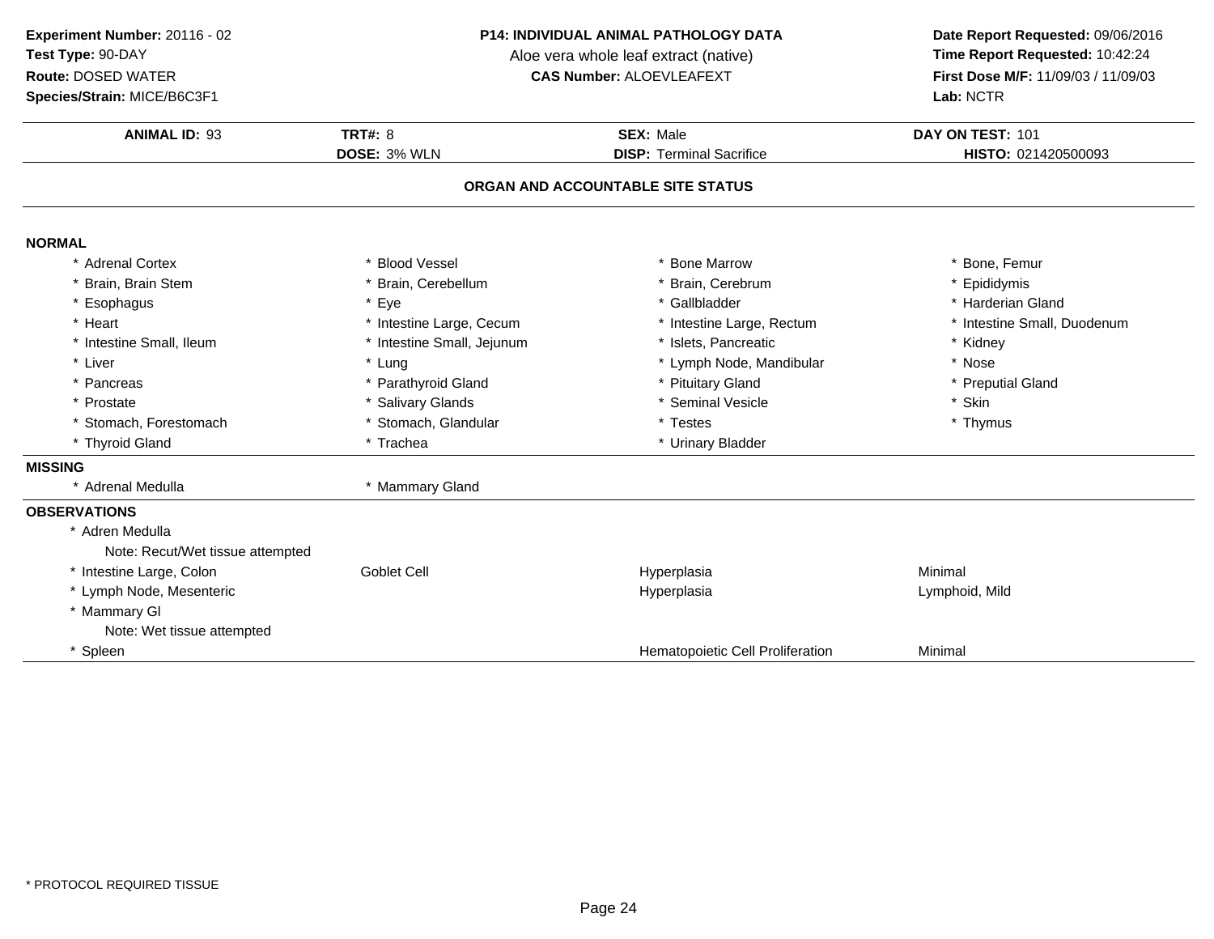**Experiment Number:** 20116 - 02
**Test Type:** 90-DAY
**Route:** DOSED WATER
**Species/Strain:** MICE/B6C3F1

**P14: INDIVIDUAL ANIMAL PATHOLOGY DATA**
Aloe vera whole leaf extract (native)
**CAS Number:** ALOEVLEAFEXT

**Date Report Requested:** 09/06/2016
**Time Report Requested:** 10:42:24
**First Dose M/F:** 11/09/03 / 11/09/03
**Lab:** NCTR

| **ANIMAL ID:** 93 | **TRT#:** 8 | **SEX:** Male | **DAY ON TEST:** 101 |
|---|---|---|---|
| | **DOSE:** 3% WLN | **DISP:** Terminal Sacrifice | **HISTO:** 021420500093 |

## ORGAN AND ACCOUNTABLE SITE STATUS

**NORMAL**

| | | | |
|---|---|---|---|
| * Adrenal Cortex | * Blood Vessel | * Bone Marrow | * Bone, Femur |
| * Brain, Brain Stem | * Brain, Cerebellum | * Brain, Cerebrum | * Epididymis |
| * Esophagus | * Eye | * Gallbladder | * Harderian Gland |
| * Heart | * Intestine Large, Cecum | * Intestine Large, Rectum | * Intestine Small, Duodenum |
| * Intestine Small, Ileum | * Intestine Small, Jejunum | * Islets, Pancreatic | * Kidney |
| * Liver | * Lung | * Lymph Node, Mandibular | * Nose |
| * Pancreas | * Parathyroid Gland | * Pituitary Gland | * Preputial Gland |
| * Prostate | * Salivary Glands | * Seminal Vesicle | * Skin |
| * Stomach, Forestomach | * Stomach, Glandular | * Testes | * Thymus |
| * Thyroid Gland | * Trachea | * Urinary Bladder | |

**MISSING**

| | |
|---|---|
| * Adrenal Medulla | * Mammary Gland |

**OBSERVATIONS**

| | | | |
|---|---|---|---|
| * Adren Medulla | | | |
| Note: Recut/Wet tissue attempted | | | |
| * Intestine Large, Colon | Goblet Cell | Hyperplasia | Minimal |
| * Lymph Node, Mesenteric | | Hyperplasia | Lymphoid, Mild |
| * Mammary Gl | | | |
| Note: Wet tissue attempted | | | |
| * Spleen | | Hematopoietic Cell Proliferation | Minimal |

* PROTOCOL REQUIRED TISSUE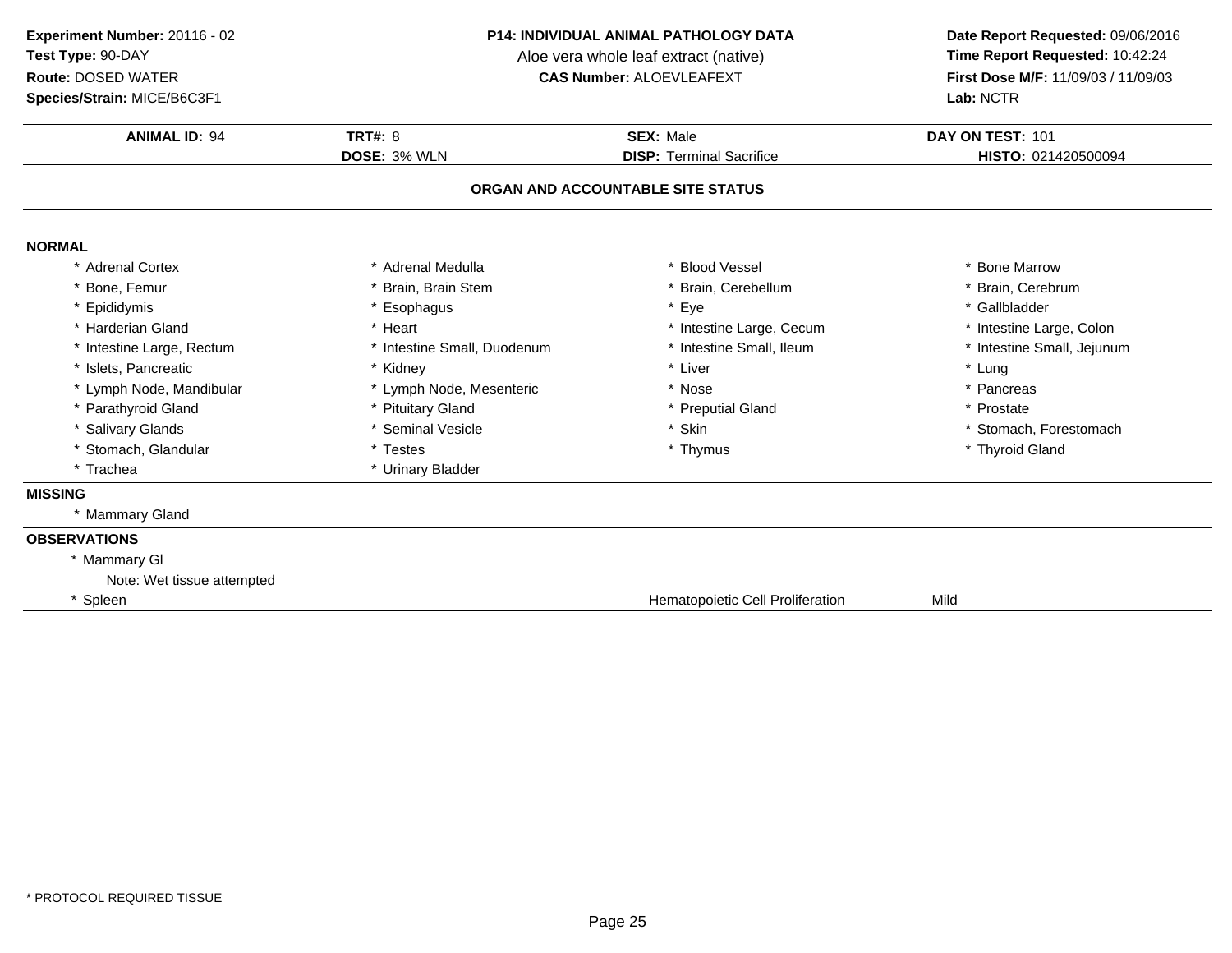**Experiment Number:** 20116 - 02
**Test Type:** 90-DAY
**Route:** DOSED WATER
**Species/Strain:** MICE/B6C3F1

**P14: INDIVIDUAL ANIMAL PATHOLOGY DATA**
Aloe vera whole leaf extract (native)
**CAS Number:** ALOEVLEAFEXT

**Date Report Requested:** 09/06/2016
**Time Report Requested:** 10:42:24
**First Dose M/F:** 11/09/03 / 11/09/03
**Lab:** NCTR

| **ANIMAL ID:** 94 | **TRT#:** 8 | **SEX:** Male | **DAY ON TEST:** 101 |
|---|---|---|---|
| | **DOSE:** 3% WLN | **DISP:** Terminal Sacrifice | **HISTO:** 021420500094 |

## ORGAN AND ACCOUNTABLE SITE STATUS

**NORMAL**

| | | | |
|---|---|---|---|
| * Adrenal Cortex | * Adrenal Medulla | * Blood Vessel | * Bone Marrow |
| * Bone, Femur | * Brain, Brain Stem | * Brain, Cerebellum | * Brain, Cerebrum |
| * Epididymis | * Esophagus | * Eye | * Gallbladder |
| * Harderian Gland | * Heart | * Intestine Large, Cecum | * Intestine Large, Colon |
| * Intestine Large, Rectum | * Intestine Small, Duodenum | * Intestine Small, Ileum | * Intestine Small, Jejunum |
| * Islets, Pancreatic | * Kidney | * Liver | * Lung |
| * Lymph Node, Mandibular | * Lymph Node, Mesenteric | * Nose | * Pancreas |
| * Parathyroid Gland | * Pituitary Gland | * Preputial Gland | * Prostate |
| * Salivary Glands | * Seminal Vesicle | * Skin | * Stomach, Forestomach |
| * Stomach, Glandular | * Testes | * Thymus | * Thyroid Gland |
| * Trachea | * Urinary Bladder | | |

**MISSING**

* Mammary Gland

**OBSERVATIONS**

| | | |
|---|---|---|
| * Mammary Gl | | |
| Note: Wet tissue attempted | | |
| * Spleen | Hematopoietic Cell Proliferation | Mild |

* PROTOCOL REQUIRED TISSUE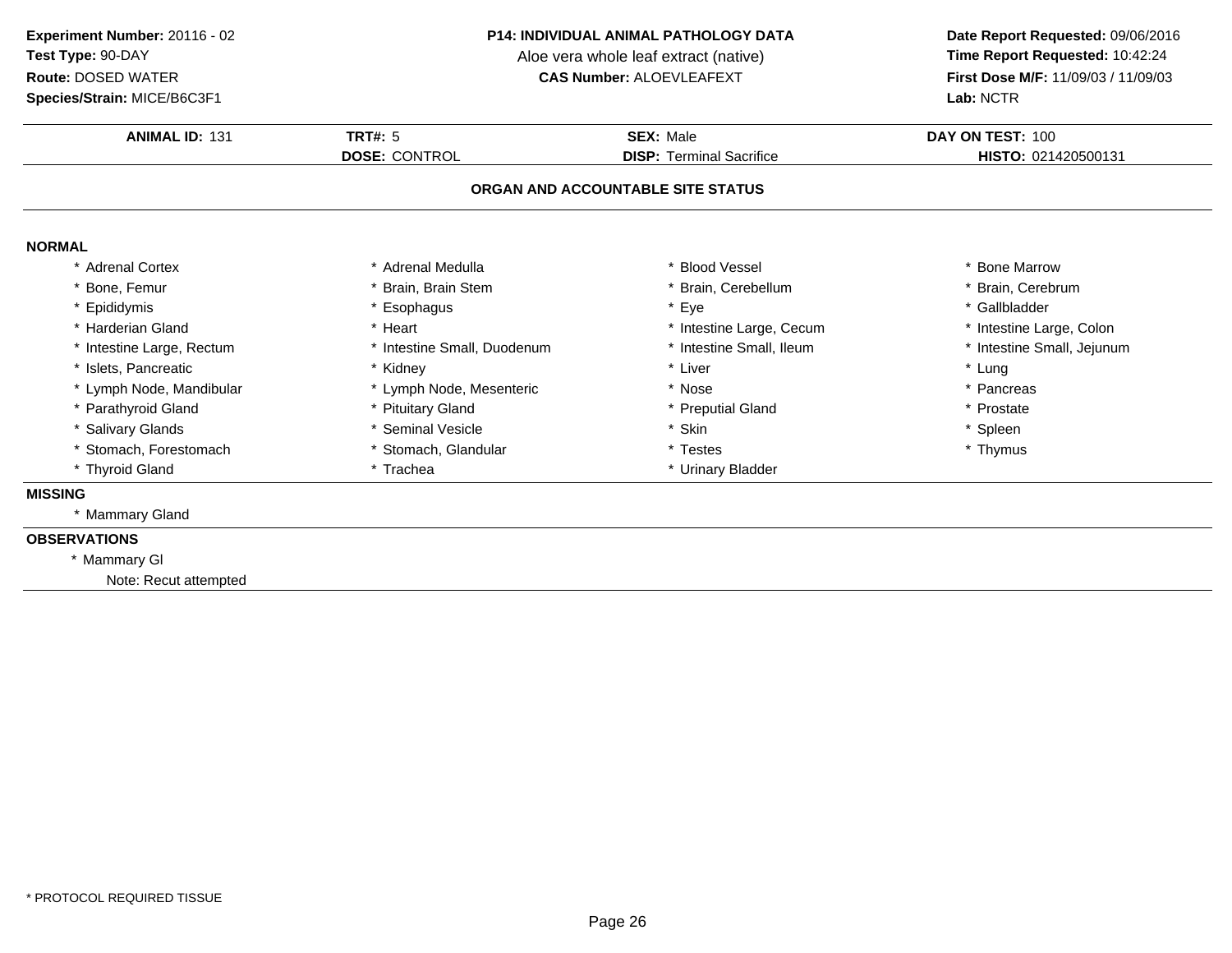**Experiment Number:** 20116 - 02
**Test Type:** 90-DAY
**Route:** DOSED WATER
**Species/Strain:** MICE/B6C3F1

**P14: INDIVIDUAL ANIMAL PATHOLOGY DATA**
Aloe vera whole leaf extract (native)
**CAS Number:** ALOEVLEAFEXT

**Date Report Requested:** 09/06/2016
**Time Report Requested:** 10:42:24
**First Dose M/F:** 11/09/03 / 11/09/03
**Lab:** NCTR

| **ANIMAL ID:** 131 | **TRT#:** 5 | **SEX:** Male | **DAY ON TEST:** 100 |
|---|---|---|---|
| | **DOSE:** CONTROL | **DISP:** Terminal Sacrifice | **HISTO:** 021420500131 |

## ORGAN AND ACCOUNTABLE SITE STATUS

**NORMAL**

| | | | |
|---|---|---|---|
| * Adrenal Cortex | * Adrenal Medulla | * Blood Vessel | * Bone Marrow |
| * Bone, Femur | * Brain, Brain Stem | * Brain, Cerebellum | * Brain, Cerebrum |
| * Epididymis | * Esophagus | * Eye | * Gallbladder |
| * Harderian Gland | * Heart | * Intestine Large, Cecum | * Intestine Large, Colon |
| * Intestine Large, Rectum | * Intestine Small, Duodenum | * Intestine Small, Ileum | * Intestine Small, Jejunum |
| * Islets, Pancreatic | * Kidney | * Liver | * Lung |
| * Lymph Node, Mandibular | * Lymph Node, Mesenteric | * Nose | * Pancreas |
| * Parathyroid Gland | * Pituitary Gland | * Preputial Gland | * Prostate |
| * Salivary Glands | * Seminal Vesicle | * Skin | * Spleen |
| * Stomach, Forestomach | * Stomach, Glandular | * Testes | * Thymus |
| * Thyroid Gland | * Trachea | * Urinary Bladder | |

**MISSING**

* Mammary Gland

**OBSERVATIONS**

* Mammary Gl

  Note: Recut attempted

* PROTOCOL REQUIRED TISSUE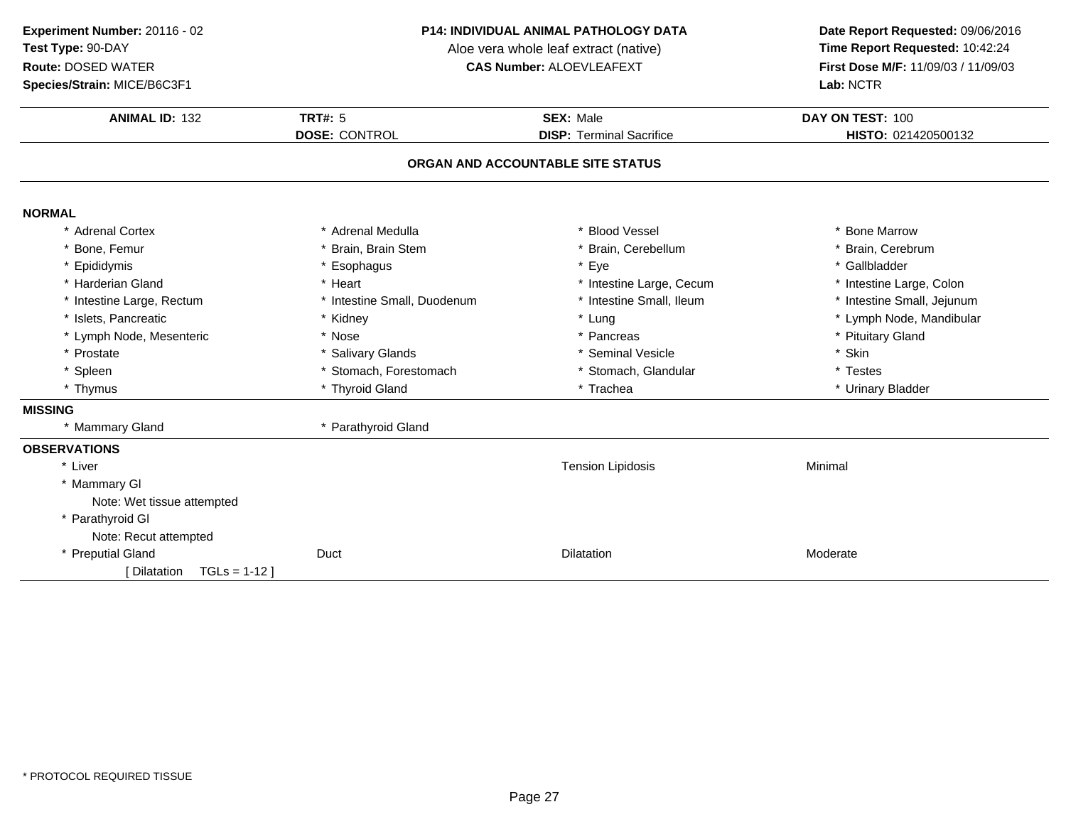**Experiment Number:** 20116 - 02
**Test Type:** 90-DAY
**Route:** DOSED WATER
**Species/Strain:** MICE/B6C3F1

**P14: INDIVIDUAL ANIMAL PATHOLOGY DATA**
Aloe vera whole leaf extract (native)
**CAS Number:** ALOEVLEAFEXT

**Date Report Requested:** 09/06/2016
**Time Report Requested:** 10:42:24
**First Dose M/F:** 11/09/03 / 11/09/03
**Lab:** NCTR

| **ANIMAL ID:** 132 | **TRT#:** 5 | **SEX:** Male | **DAY ON TEST:** 100 |
|---|---|---|---|
| | **DOSE:** CONTROL | **DISP:** Terminal Sacrifice | **HISTO:** 021420500132 |

## ORGAN AND ACCOUNTABLE SITE STATUS

**NORMAL**

| | | | |
|---|---|---|---|
| * Adrenal Cortex | * Adrenal Medulla | * Blood Vessel | * Bone Marrow |
| * Bone, Femur | * Brain, Brain Stem | * Brain, Cerebellum | * Brain, Cerebrum |
| * Epididymis | * Esophagus | * Eye | * Gallbladder |
| * Harderian Gland | * Heart | * Intestine Large, Cecum | * Intestine Large, Colon |
| * Intestine Large, Rectum | * Intestine Small, Duodenum | * Intestine Small, Ileum | * Intestine Small, Jejunum |
| * Islets, Pancreatic | * Kidney | * Lung | * Lymph Node, Mandibular |
| * Lymph Node, Mesenteric | * Nose | * Pancreas | * Pituitary Gland |
| * Prostate | * Salivary Glands | * Seminal Vesicle | * Skin |
| * Spleen | * Stomach, Forestomach | * Stomach, Glandular | * Testes |
| * Thymus | * Thyroid Gland | * Trachea | * Urinary Bladder |

**MISSING**

| | |
|---|---|
| * Mammary Gland | * Parathyroid Gland |

**OBSERVATIONS**

| | | | |
|---|---|---|---|
| * Liver | | Tension Lipidosis | Minimal |
| * Mammary Gl | | | |
| Note: Wet tissue attempted | | | |
| * Parathyroid Gl | | | |
| Note: Recut attempted | | | |
| * Preputial Gland | Duct | Dilatation | Moderate |
| [ Dilatation TGLs = 1-12 ] | | | |

\* PROTOCOL REQUIRED TISSUE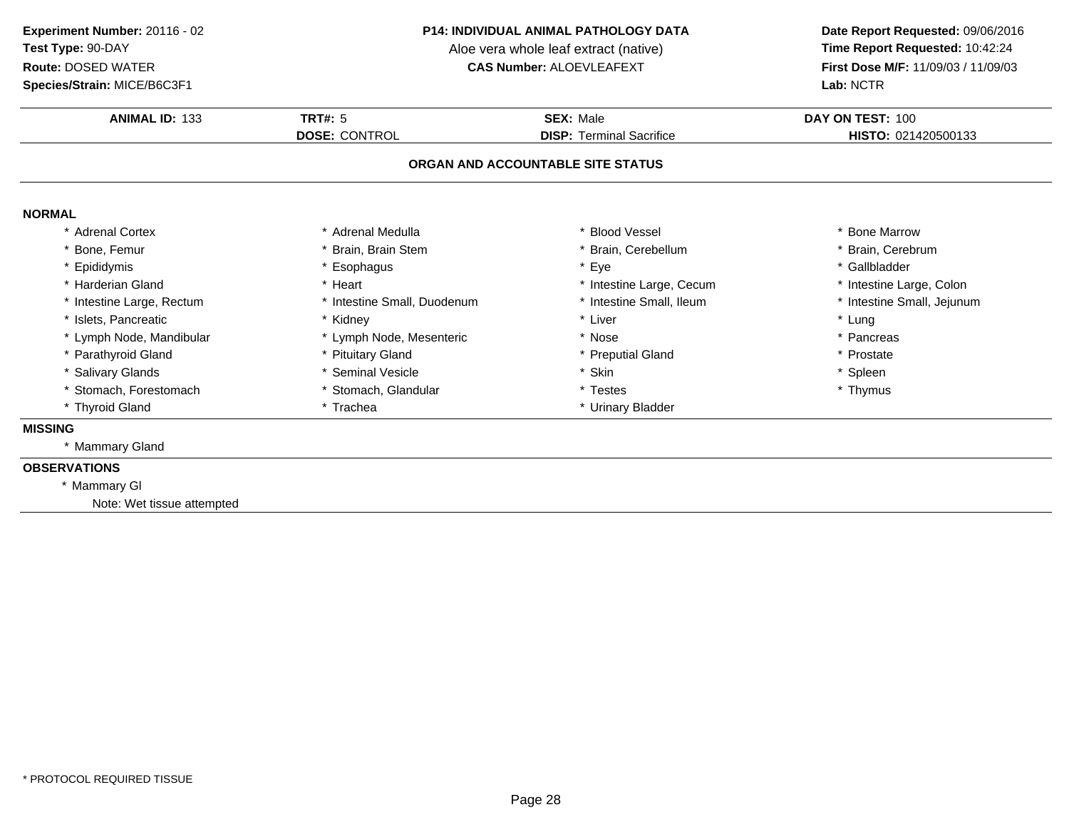**Experiment Number:** 20116 - 02
**Test Type:** 90-DAY
**Route:** DOSED WATER
**Species/Strain:** MICE/B6C3F1

**P14: INDIVIDUAL ANIMAL PATHOLOGY DATA**
Aloe vera whole leaf extract (native)
**CAS Number:** ALOEVLEAFEXT

**Date Report Requested:** 09/06/2016
**Time Report Requested:** 10:42:24
**First Dose M/F:** 11/09/03 / 11/09/03
**Lab:** NCTR

| **ANIMAL ID:** 133 | **TRT#:** 5 | **SEX:** Male | **DAY ON TEST:** 100 |
|---|---|---|---|
| | **DOSE:** CONTROL | **DISP:** Terminal Sacrifice | **HISTO:** 021420500133 |

## ORGAN AND ACCOUNTABLE SITE STATUS

**NORMAL**

| | | | |
|---|---|---|---|
| * Adrenal Cortex | * Adrenal Medulla | * Blood Vessel | * Bone Marrow |
| * Bone, Femur | * Brain, Brain Stem | * Brain, Cerebellum | * Brain, Cerebrum |
| * Epididymis | * Esophagus | * Eye | * Gallbladder |
| * Harderian Gland | * Heart | * Intestine Large, Cecum | * Intestine Large, Colon |
| * Intestine Large, Rectum | * Intestine Small, Duodenum | * Intestine Small, Ileum | * Intestine Small, Jejunum |
| * Islets, Pancreatic | * Kidney | * Liver | * Lung |
| * Lymph Node, Mandibular | * Lymph Node, Mesenteric | * Nose | * Pancreas |
| * Parathyroid Gland | * Pituitary Gland | * Preputial Gland | * Prostate |
| * Salivary Glands | * Seminal Vesicle | * Skin | * Spleen |
| * Stomach, Forestomach | * Stomach, Glandular | * Testes | * Thymus |
| * Thyroid Gland | * Trachea | * Urinary Bladder | |

**MISSING**

* Mammary Gland

**OBSERVATIONS**

* Mammary Gl
  Note: Wet tissue attempted

* PROTOCOL REQUIRED TISSUE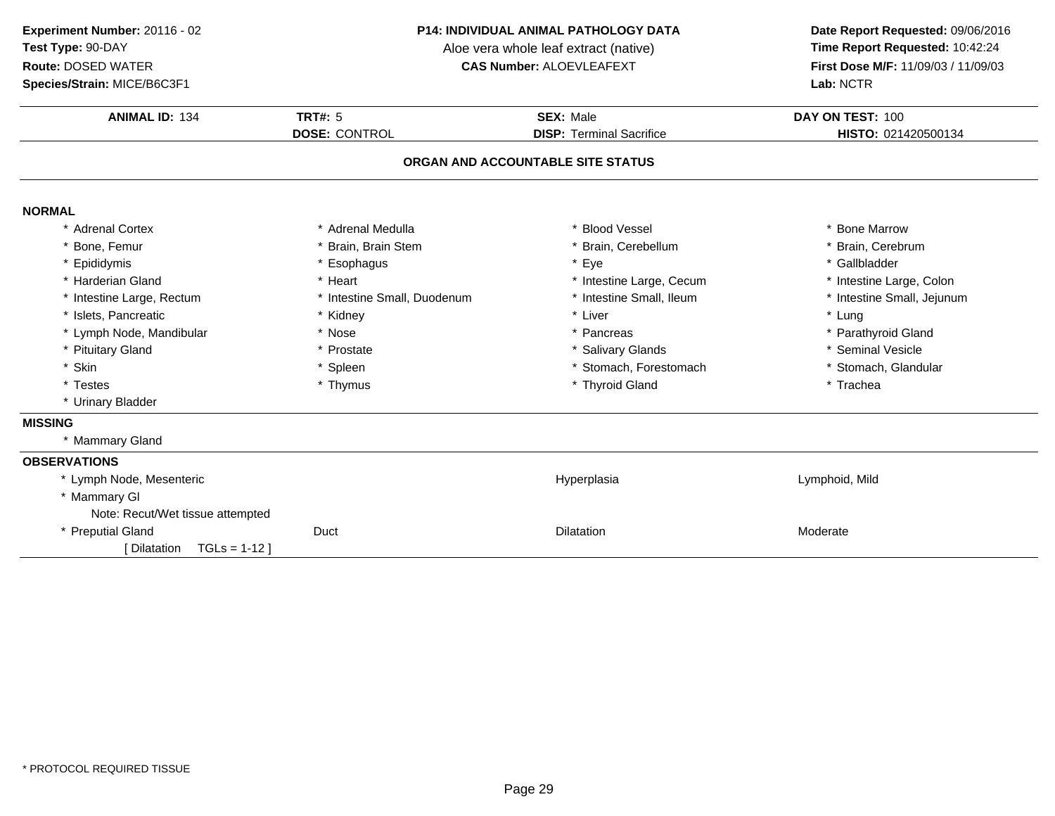**Experiment Number:** 20116 - 02
**Test Type:** 90-DAY
**Route:** DOSED WATER
**Species/Strain:** MICE/B6C3F1

**P14: INDIVIDUAL ANIMAL PATHOLOGY DATA**
Aloe vera whole leaf extract (native)
**CAS Number:** ALOEVLEAFEXT

**Date Report Requested:** 09/06/2016
**Time Report Requested:** 10:42:24
**First Dose M/F:** 11/09/03 / 11/09/03
**Lab:** NCTR

| **ANIMAL ID:** 134 | **TRT#:** 5 | **SEX:** Male | **DAY ON TEST:** 100 |
|---|---|---|---|
| | **DOSE:** CONTROL | **DISP:** Terminal Sacrifice | **HISTO:** 021420500134 |

## ORGAN AND ACCOUNTABLE SITE STATUS

**NORMAL**

| | | | |
|---|---|---|---|
| * Adrenal Cortex | * Adrenal Medulla | * Blood Vessel | * Bone Marrow |
| * Bone, Femur | * Brain, Brain Stem | * Brain, Cerebellum | * Brain, Cerebrum |
| * Epididymis | * Esophagus | * Eye | * Gallbladder |
| * Harderian Gland | * Heart | * Intestine Large, Cecum | * Intestine Large, Colon |
| * Intestine Large, Rectum | * Intestine Small, Duodenum | * Intestine Small, Ileum | * Intestine Small, Jejunum |
| * Islets, Pancreatic | * Kidney | * Liver | * Lung |
| * Lymph Node, Mandibular | * Nose | * Pancreas | * Parathyroid Gland |
| * Pituitary Gland | * Prostate | * Salivary Glands | * Seminal Vesicle |
| * Skin | * Spleen | * Stomach, Forestomach | * Stomach, Glandular |
| * Testes | * Thymus | * Thyroid Gland | * Trachea |
| * Urinary Bladder | | | |

**MISSING**

* Mammary Gland

**OBSERVATIONS**

| | | | |
|---|---|---|---|
| * Lymph Node, Mesenteric | | Hyperplasia | Lymphoid, Mild |
| * Mammary Gl | | | |
| Note: Recut/Wet tissue attempted | | | |
| * Preputial Gland | Duct | Dilatation | Moderate |
| [ Dilatation TGLs = 1-12 ] | | | |

* PROTOCOL REQUIRED TISSUE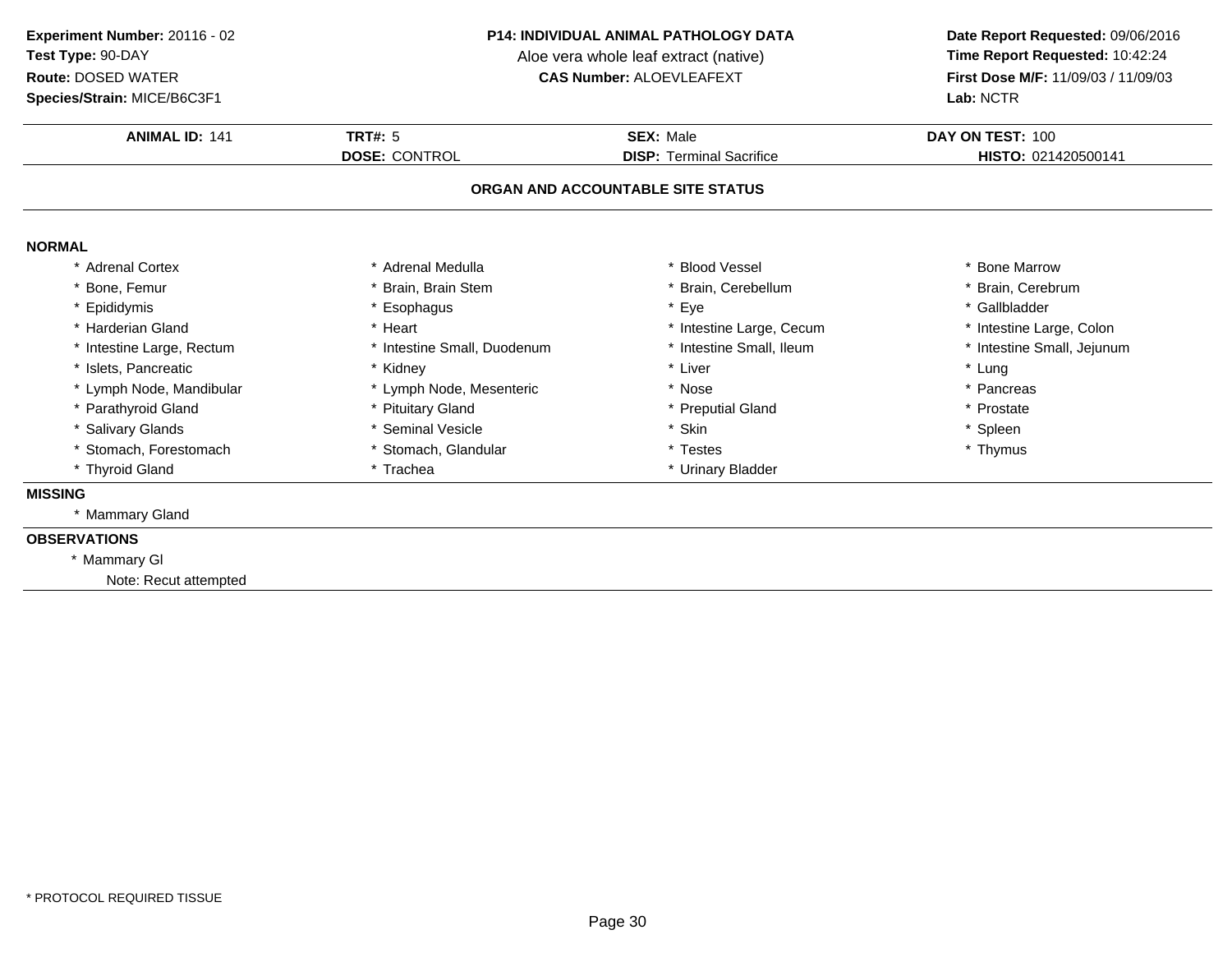**Experiment Number:** 20116 - 02
**Test Type:** 90-DAY
**Route:** DOSED WATER
**Species/Strain:** MICE/B6C3F1

**P14: INDIVIDUAL ANIMAL PATHOLOGY DATA**
Aloe vera whole leaf extract (native)
**CAS Number:** ALOEVLEAFEXT

**Date Report Requested:** 09/06/2016
**Time Report Requested:** 10:42:24
**First Dose M/F:** 11/09/03 / 11/09/03
**Lab:** NCTR

| **ANIMAL ID:** 141 | **TRT#:** 5 | **SEX:** Male | **DAY ON TEST:** 100 |
|---|---|---|---|
| | **DOSE:** CONTROL | **DISP:** Terminal Sacrifice | **HISTO:** 021420500141 |

**ORGAN AND ACCOUNTABLE SITE STATUS**

**NORMAL**

| | | | |
|---|---|---|---|
| * Adrenal Cortex | * Adrenal Medulla | * Blood Vessel | * Bone Marrow |
| * Bone, Femur | * Brain, Brain Stem | * Brain, Cerebellum | * Brain, Cerebrum |
| * Epididymis | * Esophagus | * Eye | * Gallbladder |
| * Harderian Gland | * Heart | * Intestine Large, Cecum | * Intestine Large, Colon |
| * Intestine Large, Rectum | * Intestine Small, Duodenum | * Intestine Small, Ileum | * Intestine Small, Jejunum |
| * Islets, Pancreatic | * Kidney | * Liver | * Lung |
| * Lymph Node, Mandibular | * Lymph Node, Mesenteric | * Nose | * Pancreas |
| * Parathyroid Gland | * Pituitary Gland | * Preputial Gland | * Prostate |
| * Salivary Glands | * Seminal Vesicle | * Skin | * Spleen |
| * Stomach, Forestomach | * Stomach, Glandular | * Testes | * Thymus |
| * Thyroid Gland | * Trachea | * Urinary Bladder | |

**MISSING**

* Mammary Gland

**OBSERVATIONS**

* Mammary Gl
  Note: Recut attempted

* PROTOCOL REQUIRED TISSUE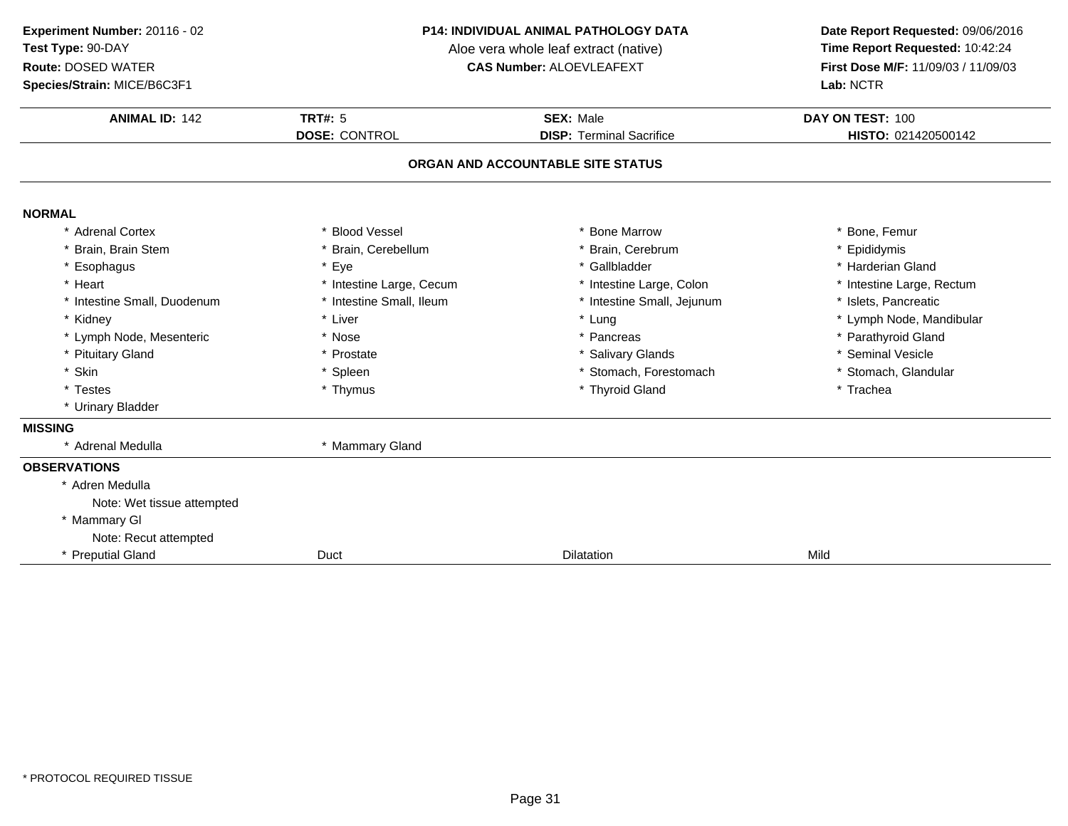**Experiment Number:** 20116 - 02
**Test Type:** 90-DAY
**Route:** DOSED WATER
**Species/Strain:** MICE/B6C3F1

**P14: INDIVIDUAL ANIMAL PATHOLOGY DATA**
Aloe vera whole leaf extract (native)
**CAS Number:** ALOEVLEAFEXT

**Date Report Requested:** 09/06/2016
**Time Report Requested:** 10:42:24
**First Dose M/F:** 11/09/03 / 11/09/03
**Lab:** NCTR

| **ANIMAL ID:** 142 | **TRT#:** 5 | **SEX:** Male | **DAY ON TEST:** 100 |
|---|---|---|---|
| | **DOSE:** CONTROL | **DISP:** Terminal Sacrifice | **HISTO:** 021420500142 |

## ORGAN AND ACCOUNTABLE SITE STATUS

**NORMAL**

| | | | |
|---|---|---|---|
| * Adrenal Cortex | * Blood Vessel | * Bone Marrow | * Bone, Femur |
| * Brain, Brain Stem | * Brain, Cerebellum | * Brain, Cerebrum | * Epididymis |
| * Esophagus | * Eye | * Gallbladder | * Harderian Gland |
| * Heart | * Intestine Large, Cecum | * Intestine Large, Colon | * Intestine Large, Rectum |
| * Intestine Small, Duodenum | * Intestine Small, Ileum | * Intestine Small, Jejunum | * Islets, Pancreatic |
| * Kidney | * Liver | * Lung | * Lymph Node, Mandibular |
| * Lymph Node, Mesenteric | * Nose | * Pancreas | * Parathyroid Gland |
| * Pituitary Gland | * Prostate | * Salivary Glands | * Seminal Vesicle |
| * Skin | * Spleen | * Stomach, Forestomach | * Stomach, Glandular |
| * Testes | * Thymus | * Thyroid Gland | * Trachea |
| * Urinary Bladder | | | |

**MISSING**

| | |
|---|---|
| * Adrenal Medulla | * Mammary Gland |

**OBSERVATIONS**

* Adren Medulla
  Note: Wet tissue attempted
* Mammary Gl
  Note: Recut attempted

| | | | |
|---|---|---|---|
| * Preputial Gland | Duct | Dilatation | Mild |

* PROTOCOL REQUIRED TISSUE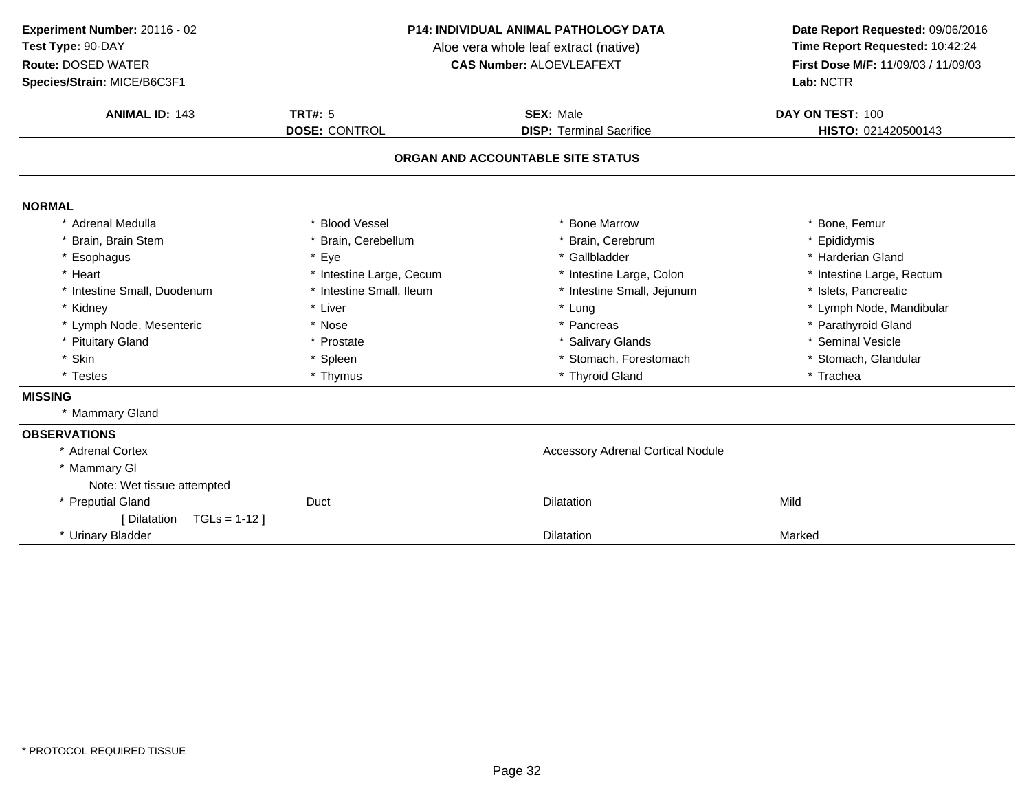**Experiment Number:** 20116 - 02
**Test Type:** 90-DAY
**Route:** DOSED WATER
**Species/Strain:** MICE/B6C3F1

**P14: INDIVIDUAL ANIMAL PATHOLOGY DATA**
Aloe vera whole leaf extract (native)
**CAS Number:** ALOEVLEAFEXT

**Date Report Requested:** 09/06/2016
**Time Report Requested:** 10:42:24
**First Dose M/F:** 11/09/03 / 11/09/03
**Lab:** NCTR

| **ANIMAL ID:** 143 | **TRT#:** 5 | **SEX:** Male | **DAY ON TEST:** 100 |
|---|---|---|---|
| | **DOSE:** CONTROL | **DISP:** Terminal Sacrifice | **HISTO:** 021420500143 |

## ORGAN AND ACCOUNTABLE SITE STATUS

### NORMAL

| | | | |
|---|---|---|---|
| * Adrenal Medulla | * Blood Vessel | * Bone Marrow | * Bone, Femur |
| * Brain, Brain Stem | * Brain, Cerebellum | * Brain, Cerebrum | * Epididymis |
| * Esophagus | * Eye | * Gallbladder | * Harderian Gland |
| * Heart | * Intestine Large, Cecum | * Intestine Large, Colon | * Intestine Large, Rectum |
| * Intestine Small, Duodenum | * Intestine Small, Ileum | * Intestine Small, Jejunum | * Islets, Pancreatic |
| * Kidney | * Liver | * Lung | * Lymph Node, Mandibular |
| * Lymph Node, Mesenteric | * Nose | * Pancreas | * Parathyroid Gland |
| * Pituitary Gland | * Prostate | * Salivary Glands | * Seminal Vesicle |
| * Skin | * Spleen | * Stomach, Forestomach | * Stomach, Glandular |
| * Testes | * Thymus | * Thyroid Gland | * Trachea |

### MISSING

* Mammary Gland

### OBSERVATIONS

| | | | |
|---|---|---|---|
| * Adrenal Cortex | | Accessory Adrenal Cortical Nodule | |
| * Mammary Gl | | | |
| Note: Wet tissue attempted | | | |
| * Preputial Gland | Duct | Dilatation | Mild |
| [ Dilatation TGLs = 1-12 ] | | | |
| * Urinary Bladder | | Dilatation | Marked |

* PROTOCOL REQUIRED TISSUE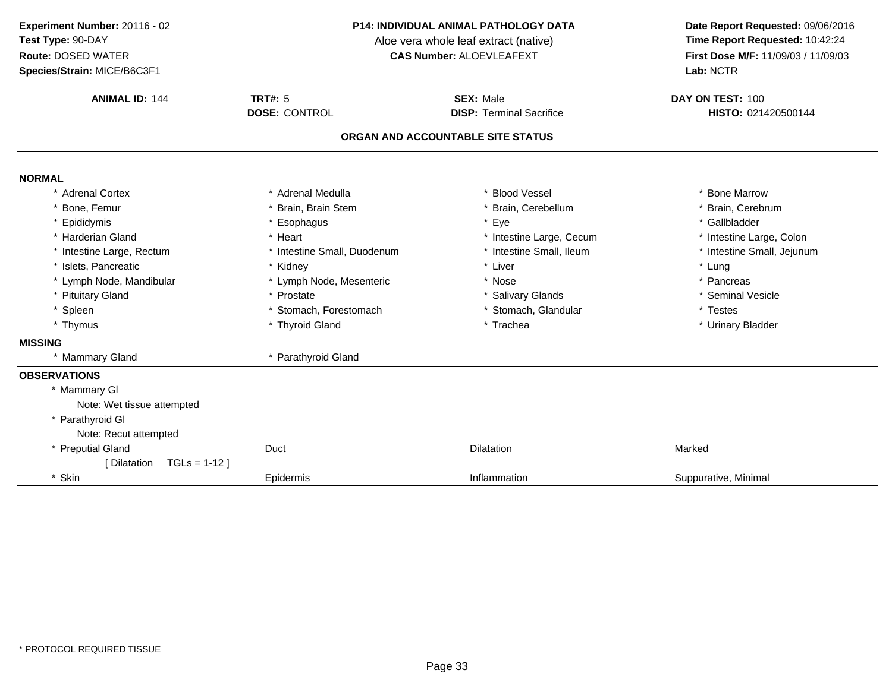**Experiment Number:** 20116 - 02
**Test Type:** 90-DAY
**Route:** DOSED WATER
**Species/Strain:** MICE/B6C3F1

**P14: INDIVIDUAL ANIMAL PATHOLOGY DATA**
Aloe vera whole leaf extract (native)
**CAS Number:** ALOEVLEAFEXT

**Date Report Requested:** 09/06/2016
**Time Report Requested:** 10:42:24
**First Dose M/F:** 11/09/03 / 11/09/03
**Lab:** NCTR

| **ANIMAL ID:** 144 | **TRT#:** 5 | **SEX:** Male | **DAY ON TEST:** 100 |
|---|---|---|---|
| | **DOSE:** CONTROL | **DISP:** Terminal Sacrifice | **HISTO:** 021420500144 |

## ORGAN AND ACCOUNTABLE SITE STATUS

### NORMAL

| | | | |
|---|---|---|---|
| * Adrenal Cortex | * Adrenal Medulla | * Blood Vessel | * Bone Marrow |
| * Bone, Femur | * Brain, Brain Stem | * Brain, Cerebellum | * Brain, Cerebrum |
| * Epididymis | * Esophagus | * Eye | * Gallbladder |
| * Harderian Gland | * Heart | * Intestine Large, Cecum | * Intestine Large, Colon |
| * Intestine Large, Rectum | * Intestine Small, Duodenum | * Intestine Small, Ileum | * Intestine Small, Jejunum |
| * Islets, Pancreatic | * Kidney | * Liver | * Lung |
| * Lymph Node, Mandibular | * Lymph Node, Mesenteric | * Nose | * Pancreas |
| * Pituitary Gland | * Prostate | * Salivary Glands | * Seminal Vesicle |
| * Spleen | * Stomach, Forestomach | * Stomach, Glandular | * Testes |
| * Thymus | * Thyroid Gland | * Trachea | * Urinary Bladder |

### MISSING

| | |
|---|---|
| * Mammary Gland | * Parathyroid Gland |

### OBSERVATIONS

| | | | |
|---|---|---|---|
| * Mammary Gl | | | |
| Note: Wet tissue attempted | | | |
| * Parathyroid Gl | | | |
| Note: Recut attempted | | | |
| * Preputial Gland | Duct | Dilatation | Marked |
| [ Dilatation TGLs = 1-12 ] | | | |
| * Skin | Epidermis | Inflammation | Suppurative, Minimal |

* PROTOCOL REQUIRED TISSUE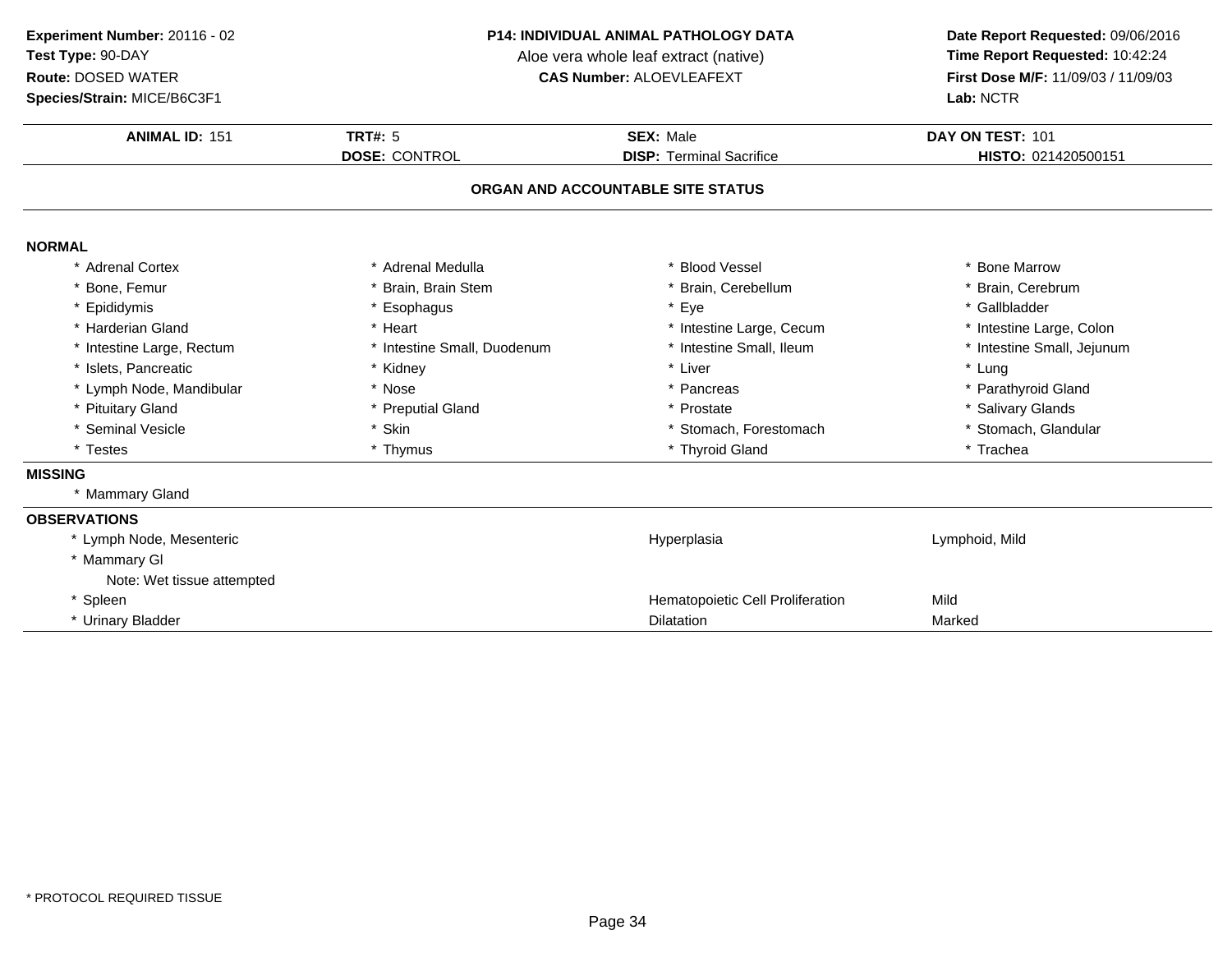**Experiment Number:** 20116 - 02
**Test Type:** 90-DAY
**Route:** DOSED WATER
**Species/Strain:** MICE/B6C3F1

**P14: INDIVIDUAL ANIMAL PATHOLOGY DATA**
Aloe vera whole leaf extract (native)
**CAS Number:** ALOEVLEAFEXT

**Date Report Requested:** 09/06/2016
**Time Report Requested:** 10:42:24
**First Dose M/F:** 11/09/03 / 11/09/03
**Lab:** NCTR

| **ANIMAL ID:** 151 | **TRT#:** 5 | **SEX:** Male | **DAY ON TEST:** 101 |
|---|---|---|---|
| | **DOSE:** CONTROL | **DISP:** Terminal Sacrifice | **HISTO:** 021420500151 |

## ORGAN AND ACCOUNTABLE SITE STATUS

**NORMAL**

| | | | |
|---|---|---|---|
| * Adrenal Cortex | * Adrenal Medulla | * Blood Vessel | * Bone Marrow |
| * Bone, Femur | * Brain, Brain Stem | * Brain, Cerebellum | * Brain, Cerebrum |
| * Epididymis | * Esophagus | * Eye | * Gallbladder |
| * Harderian Gland | * Heart | * Intestine Large, Cecum | * Intestine Large, Colon |
| * Intestine Large, Rectum | * Intestine Small, Duodenum | * Intestine Small, Ileum | * Intestine Small, Jejunum |
| * Islets, Pancreatic | * Kidney | * Liver | * Lung |
| * Lymph Node, Mandibular | * Nose | * Pancreas | * Parathyroid Gland |
| * Pituitary Gland | * Preputial Gland | * Prostate | * Salivary Glands |
| * Seminal Vesicle | * Skin | * Stomach, Forestomach | * Stomach, Glandular |
| * Testes | * Thymus | * Thyroid Gland | * Trachea |

**MISSING**

* Mammary Gland

**OBSERVATIONS**

| | | |
|---|---|---|
| * Lymph Node, Mesenteric | Hyperplasia | Lymphoid, Mild |
| * Mammary Gl | | |
| Note: Wet tissue attempted | | |
| * Spleen | Hematopoietic Cell Proliferation | Mild |
| * Urinary Bladder | Dilatation | Marked |

* PROTOCOL REQUIRED TISSUE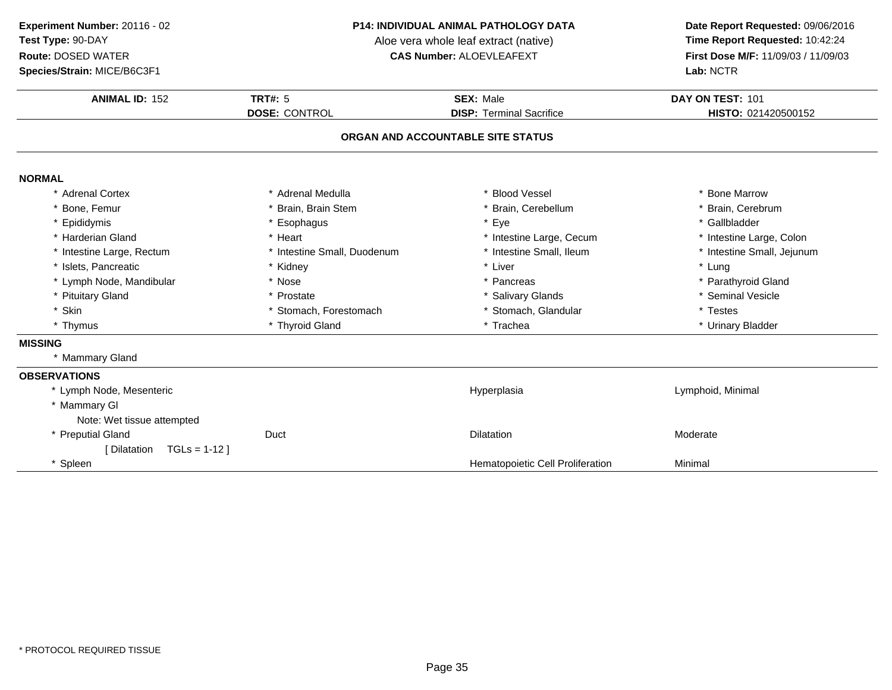**Experiment Number:** 20116 - 02
**Test Type:** 90-DAY
**Route:** DOSED WATER
**Species/Strain:** MICE/B6C3F1

**P14: INDIVIDUAL ANIMAL PATHOLOGY DATA**
Aloe vera whole leaf extract (native)
**CAS Number:** ALOEVLEAFEXT

**Date Report Requested:** 09/06/2016
**Time Report Requested:** 10:42:24
**First Dose M/F:** 11/09/03 / 11/09/03
**Lab:** NCTR

| **ANIMAL ID:** 152 | **TRT#:** 5 | **SEX:** Male | **DAY ON TEST:** 101 |
|---|---|---|---|
| | **DOSE:** CONTROL | **DISP:** Terminal Sacrifice | **HISTO:** 021420500152 |

## ORGAN AND ACCOUNTABLE SITE STATUS

**NORMAL**

| | | | |
|---|---|---|---|
| * Adrenal Cortex | * Adrenal Medulla | * Blood Vessel | * Bone Marrow |
| * Bone, Femur | * Brain, Brain Stem | * Brain, Cerebellum | * Brain, Cerebrum |
| * Epididymis | * Esophagus | * Eye | * Gallbladder |
| * Harderian Gland | * Heart | * Intestine Large, Cecum | * Intestine Large, Colon |
| * Intestine Large, Rectum | * Intestine Small, Duodenum | * Intestine Small, Ileum | * Intestine Small, Jejunum |
| * Islets, Pancreatic | * Kidney | * Liver | * Lung |
| * Lymph Node, Mandibular | * Nose | * Pancreas | * Parathyroid Gland |
| * Pituitary Gland | * Prostate | * Salivary Glands | * Seminal Vesicle |
| * Skin | * Stomach, Forestomach | * Stomach, Glandular | * Testes |
| * Thymus | * Thyroid Gland | * Trachea | * Urinary Bladder |

**MISSING**

* Mammary Gland

**OBSERVATIONS**

| | | | |
|---|---|---|---|
| * Lymph Node, Mesenteric | | Hyperplasia | Lymphoid, Minimal |
| * Mammary Gl | | | |
| Note: Wet tissue attempted | | | |
| * Preputial Gland | Duct | Dilatation | Moderate |
| [ Dilatation TGLs = 1-12 ] | | | |
| * Spleen | | Hematopoietic Cell Proliferation | Minimal |

* PROTOCOL REQUIRED TISSUE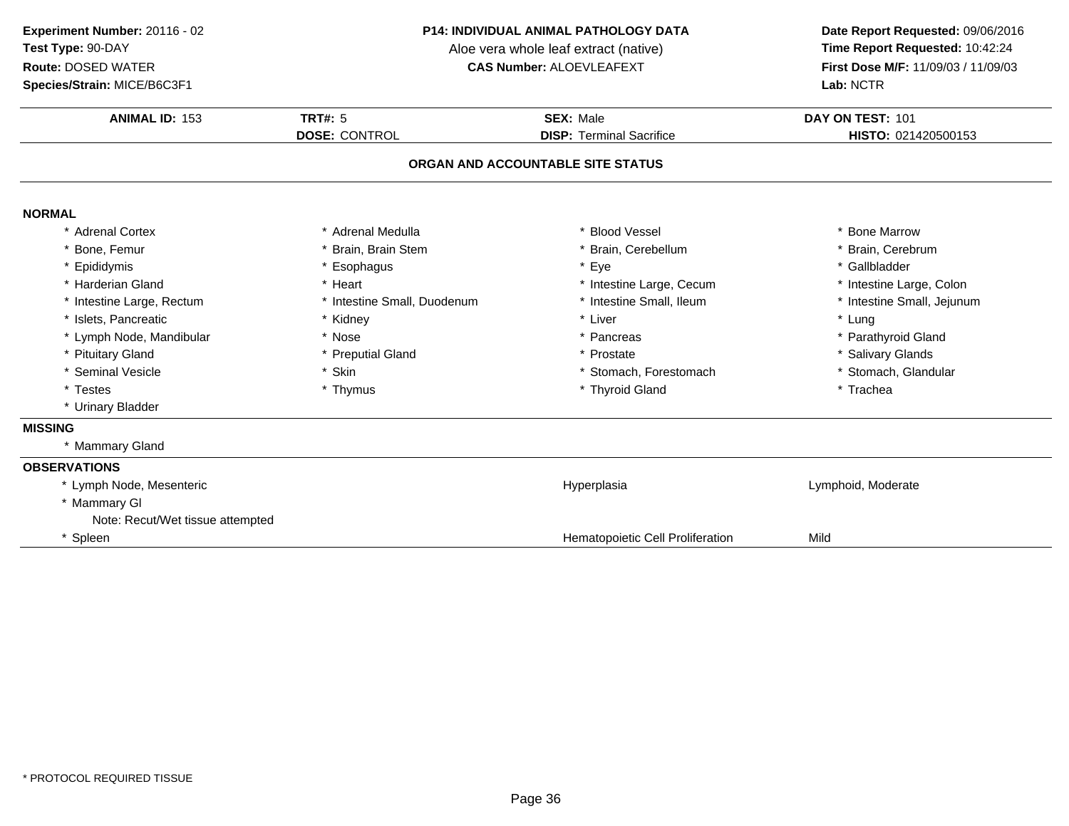**Experiment Number:** 20116 - 02
**Test Type:** 90-DAY
**Route:** DOSED WATER
**Species/Strain:** MICE/B6C3F1

**P14: INDIVIDUAL ANIMAL PATHOLOGY DATA**
Aloe vera whole leaf extract (native)
**CAS Number:** ALOEVLEAFEXT

**Date Report Requested:** 09/06/2016
**Time Report Requested:** 10:42:24
**First Dose M/F:** 11/09/03 / 11/09/03
**Lab:** NCTR

| **ANIMAL ID:** 153 | **TRT#:** 5 | **SEX:** Male | **DAY ON TEST:** 101 |
|---|---|---|---|
| | **DOSE:** CONTROL | **DISP:** Terminal Sacrifice | **HISTO:** 021420500153 |

## ORGAN AND ACCOUNTABLE SITE STATUS

**NORMAL**

| | | | |
|---|---|---|---|
| * Adrenal Cortex | * Adrenal Medulla | * Blood Vessel | * Bone Marrow |
| * Bone, Femur | * Brain, Brain Stem | * Brain, Cerebellum | * Brain, Cerebrum |
| * Epididymis | * Esophagus | * Eye | * Gallbladder |
| * Harderian Gland | * Heart | * Intestine Large, Cecum | * Intestine Large, Colon |
| * Intestine Large, Rectum | * Intestine Small, Duodenum | * Intestine Small, Ileum | * Intestine Small, Jejunum |
| * Islets, Pancreatic | * Kidney | * Liver | * Lung |
| * Lymph Node, Mandibular | * Nose | * Pancreas | * Parathyroid Gland |
| * Pituitary Gland | * Preputial Gland | * Prostate | * Salivary Glands |
| * Seminal Vesicle | * Skin | * Stomach, Forestomach | * Stomach, Glandular |
| * Testes | * Thymus | * Thyroid Gland | * Trachea |
| * Urinary Bladder | | | |

**MISSING**

* Mammary Gland

**OBSERVATIONS**

| | | |
|---|---|---|
| * Lymph Node, Mesenteric | Hyperplasia | Lymphoid, Moderate |
| * Mammary Gl | | |
| Note: Recut/Wet tissue attempted | | |
| * Spleen | Hematopoietic Cell Proliferation | Mild |

* PROTOCOL REQUIRED TISSUE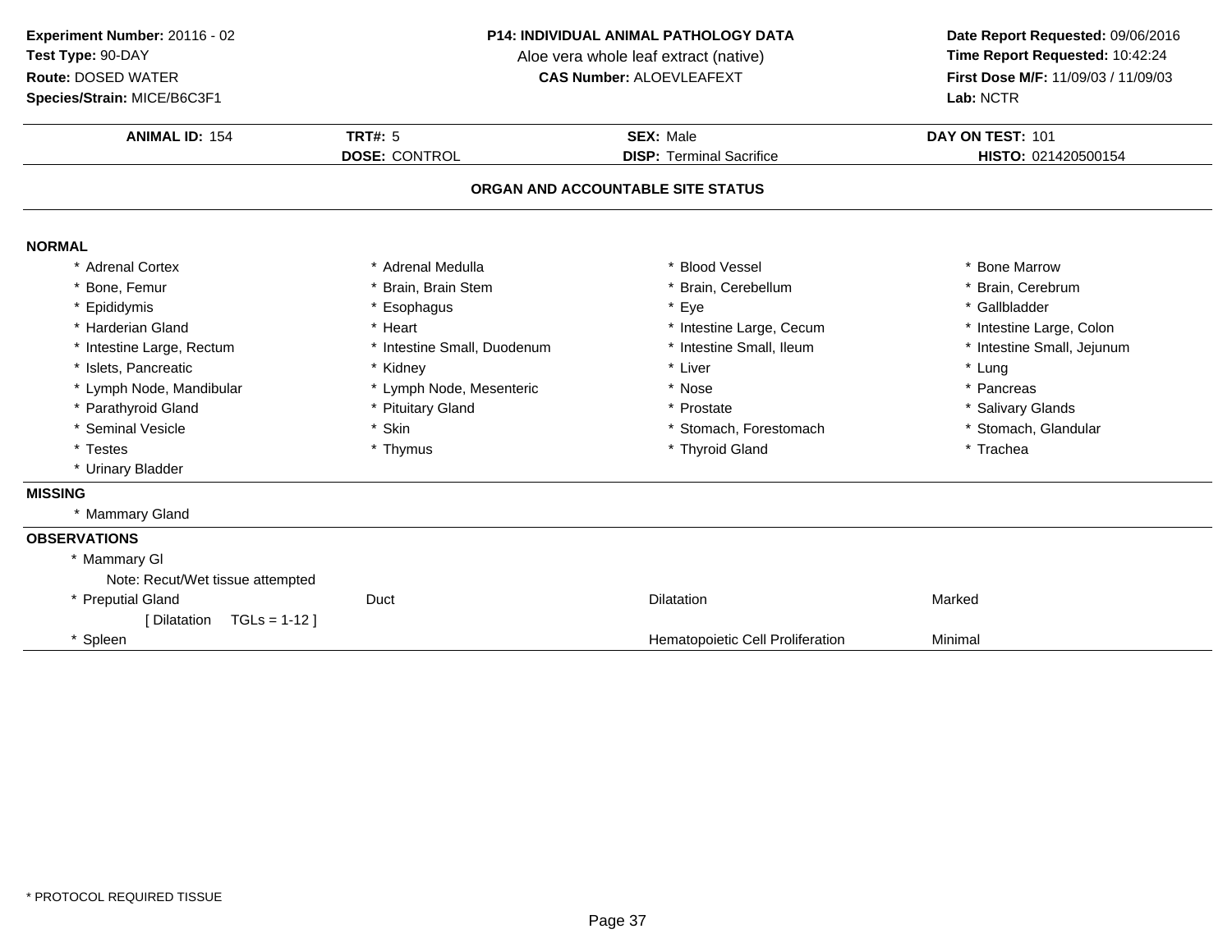**Experiment Number:** 20116 - 02
**Test Type:** 90-DAY
**Route:** DOSED WATER
**Species/Strain:** MICE/B6C3F1

**P14: INDIVIDUAL ANIMAL PATHOLOGY DATA**
Aloe vera whole leaf extract (native)
**CAS Number:** ALOEVLEAFEXT

**Date Report Requested:** 09/06/2016
**Time Report Requested:** 10:42:24
**First Dose M/F:** 11/09/03 / 11/09/03
**Lab:** NCTR

| **ANIMAL ID:** 154 | **TRT#:** 5 | **SEX:** Male | **DAY ON TEST:** 101 |
|---|---|---|---|
| | **DOSE:** CONTROL | **DISP:** Terminal Sacrifice | **HISTO:** 021420500154 |

## ORGAN AND ACCOUNTABLE SITE STATUS

**NORMAL**

| | | | |
|---|---|---|---|
| * Adrenal Cortex | * Adrenal Medulla | * Blood Vessel | * Bone Marrow |
| * Bone, Femur | * Brain, Brain Stem | * Brain, Cerebellum | * Brain, Cerebrum |
| * Epididymis | * Esophagus | * Eye | * Gallbladder |
| * Harderian Gland | * Heart | * Intestine Large, Cecum | * Intestine Large, Colon |
| * Intestine Large, Rectum | * Intestine Small, Duodenum | * Intestine Small, Ileum | * Intestine Small, Jejunum |
| * Islets, Pancreatic | * Kidney | * Liver | * Lung |
| * Lymph Node, Mandibular | * Lymph Node, Mesenteric | * Nose | * Pancreas |
| * Parathyroid Gland | * Pituitary Gland | * Prostate | * Salivary Glands |
| * Seminal Vesicle | * Skin | * Stomach, Forestomach | * Stomach, Glandular |
| * Testes | * Thymus | * Thyroid Gland | * Trachea |
| * Urinary Bladder | | | |

**MISSING**

* Mammary Gland

**OBSERVATIONS**

| | | | |
|---|---|---|---|
| * Mammary Gl | | | |
| Note: Recut/Wet tissue attempted | | | |
| * Preputial Gland | Duct | Dilatation | Marked |
| [ Dilatation TGLs = 1-12 ] | | | |
| * Spleen | | Hematopoietic Cell Proliferation | Minimal |

* PROTOCOL REQUIRED TISSUE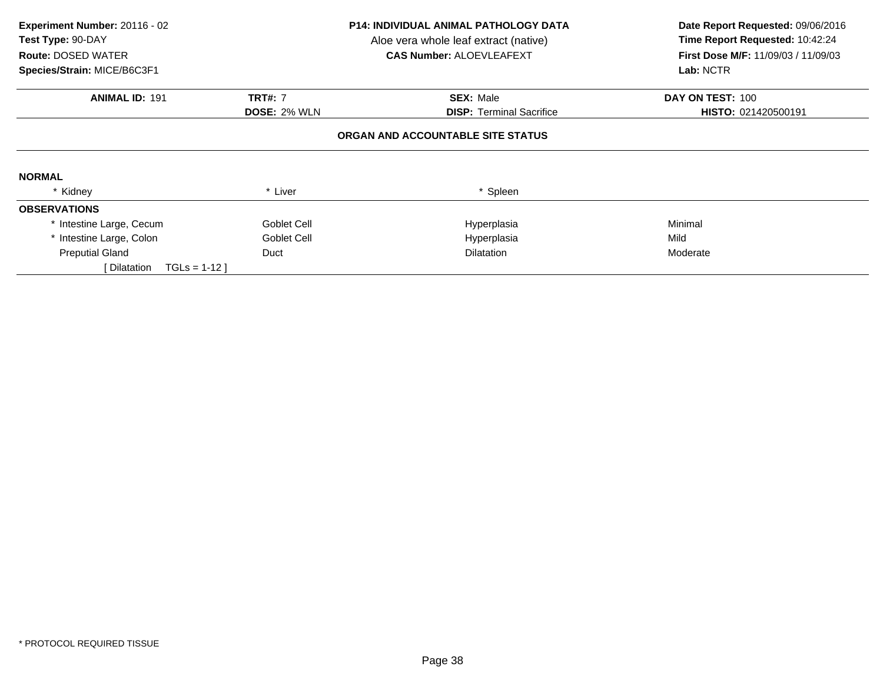**Experiment Number:** 20116 - 02
**Test Type:** 90-DAY
**Route:** DOSED WATER
**Species/Strain:** MICE/B6C3F1

**P14: INDIVIDUAL ANIMAL PATHOLOGY DATA**
Aloe vera whole leaf extract (native)
**CAS Number:** ALOEVLEAFEXT

**Date Report Requested:** 09/06/2016
**Time Report Requested:** 10:42:24
**First Dose M/F:** 11/09/03 / 11/09/03
**Lab:** NCTR

| **ANIMAL ID:** 191 | **TRT#:** 7 | **SEX:** Male | **DAY ON TEST:** 100 |
|---|---|---|---|
| | **DOSE:** 2% WLN | **DISP:** Terminal Sacrifice | **HISTO:** 021420500191 |

**ORGAN AND ACCOUNTABLE SITE STATUS**

**NORMAL**

| * Kidney | * Liver | * Spleen | |
|---|---|---|---|

**OBSERVATIONS**

| | | | |
|---|---|---|---|
| * Intestine Large, Cecum | Goblet Cell | Hyperplasia | Minimal |
| * Intestine Large, Colon | Goblet Cell | Hyperplasia | Mild |
| Preputial Gland | Duct | Dilatation | Moderate |
| [ Dilatation TGLs = 1-12 ] | | | |

* PROTOCOL REQUIRED TISSUE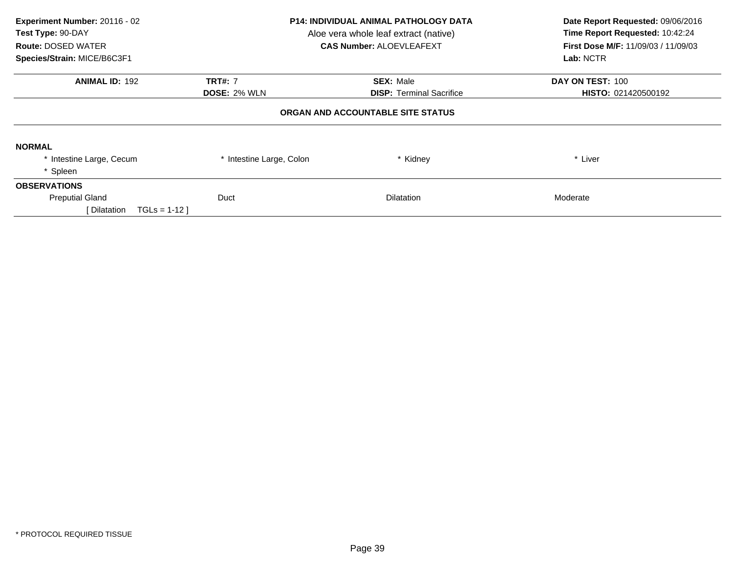**Experiment Number:** 20116 - 02
**Test Type:** 90-DAY
**Route:** DOSED WATER
**Species/Strain:** MICE/B6C3F1

**P14: INDIVIDUAL ANIMAL PATHOLOGY DATA**
Aloe vera whole leaf extract (native)
**CAS Number:** ALOEVLEAFEXT

**Date Report Requested:** 09/06/2016
**Time Report Requested:** 10:42:24
**First Dose M/F:** 11/09/03 / 11/09/03
**Lab:** NCTR

| **ANIMAL ID:** 192 | **TRT#:** 7 | **SEX:** Male | **DAY ON TEST:** 100 |
|---|---|---|---|
| | **DOSE:** 2% WLN | **DISP:** Terminal Sacrifice | **HISTO:** 021420500192 |

## ORGAN AND ACCOUNTABLE SITE STATUS

**NORMAL**

| | | | |
|---|---|---|---|
| * Intestine Large, Cecum | * Intestine Large, Colon | * Kidney | * Liver |
| * Spleen | | | |

**OBSERVATIONS**

| | | | |
|---|---|---|---|
| Preputial Gland | Duct | Dilatation | Moderate |
| [ Dilatation TGLs = 1-12 ] | | | |

* PROTOCOL REQUIRED TISSUE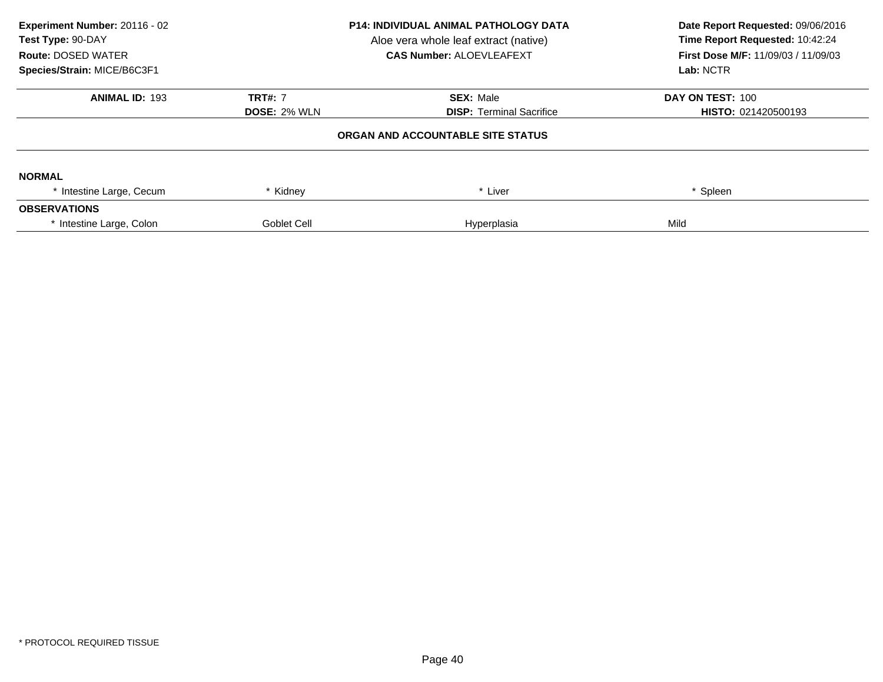**Experiment Number:** 20116 - 02
**Test Type:** 90-DAY
**Route:** DOSED WATER
**Species/Strain:** MICE/B6C3F1

**P14: INDIVIDUAL ANIMAL PATHOLOGY DATA**
Aloe vera whole leaf extract (native)
**CAS Number:** ALOEVLEAFEXT

**Date Report Requested:** 09/06/2016
**Time Report Requested:** 10:42:24
**First Dose M/F:** 11/09/03 / 11/09/03
**Lab:** NCTR

| **ANIMAL ID:** 193 | **TRT#:** 7 | **SEX:** Male | **DAY ON TEST:** 100 |
|---|---|---|---|
| | **DOSE:** 2% WLN | **DISP:** Terminal Sacrifice | **HISTO:** 021420500193 |

## ORGAN AND ACCOUNTABLE SITE STATUS

**NORMAL**

| * Intestine Large, Cecum | * Kidney | * Liver | * Spleen |
|---|---|---|---|

**OBSERVATIONS**

| * Intestine Large, Colon | Goblet Cell | Hyperplasia | Mild |
|---|---|---|---|

\* PROTOCOL REQUIRED TISSUE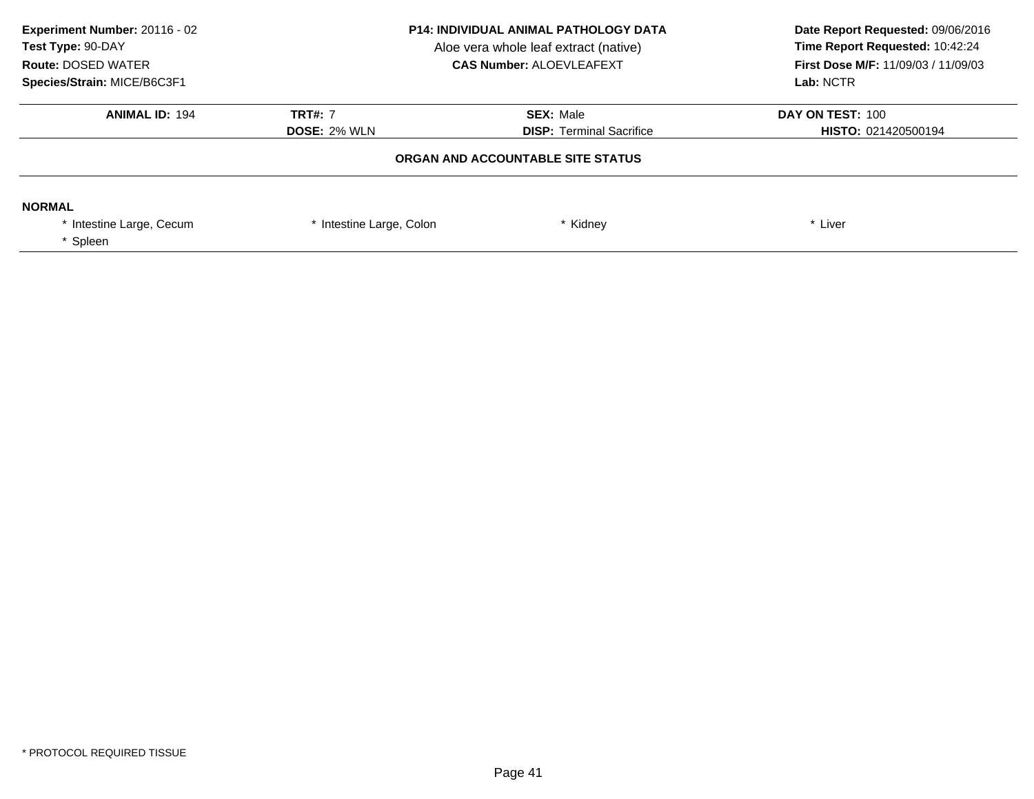**Experiment Number:** 20116 - 02
**Test Type:** 90-DAY
**Route:** DOSED WATER
**Species/Strain:** MICE/B6C3F1

**P14: INDIVIDUAL ANIMAL PATHOLOGY DATA**
Aloe vera whole leaf extract (native)
**CAS Number:** ALOEVLEAFEXT

**Date Report Requested:** 09/06/2016
**Time Report Requested:** 10:42:24
**First Dose M/F:** 11/09/03 / 11/09/03
**Lab:** NCTR

| **ANIMAL ID:** 194 | **TRT#:** 7 | **SEX:** Male | **DAY ON TEST:** 100 |
|---|---|---|---|
| | **DOSE:** 2% WLN | **DISP:** Terminal Sacrifice | **HISTO:** 021420500194 |

### ORGAN AND ACCOUNTABLE SITE STATUS

**NORMAL**

| | | | |
|---|---|---|---|
| * Intestine Large, Cecum | * Intestine Large, Colon | * Kidney | * Liver |
| * Spleen | | | |

* PROTOCOL REQUIRED TISSUE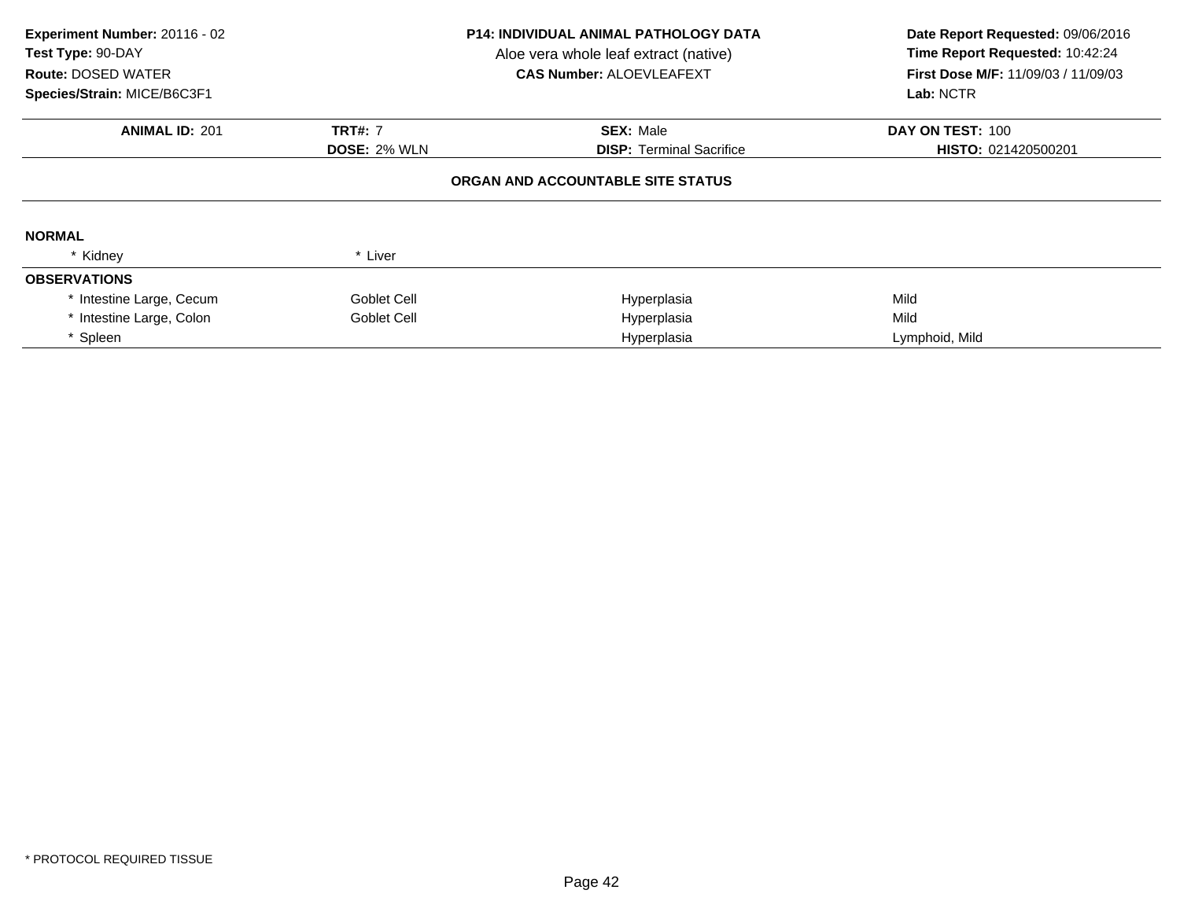**Experiment Number:** 20116 - 02
**Test Type:** 90-DAY
**Route:** DOSED WATER
**Species/Strain:** MICE/B6C3F1

**P14: INDIVIDUAL ANIMAL PATHOLOGY DATA**
Aloe vera whole leaf extract (native)
**CAS Number:** ALOEVLEAFEXT

**Date Report Requested:** 09/06/2016
**Time Report Requested:** 10:42:24
**First Dose M/F:** 11/09/03 / 11/09/03
**Lab:** NCTR

| **ANIMAL ID:** 201 | **TRT#:** 7 | **SEX:** Male | **DAY ON TEST:** 100 |
|---|---|---|---|
| | **DOSE:** 2% WLN | **DISP:** Terminal Sacrifice | **HISTO:** 021420500201 |

**ORGAN AND ACCOUNTABLE SITE STATUS**

**NORMAL**

| | |
|---|---|
| * Kidney | * Liver |

**OBSERVATIONS**

| | | | |
|---|---|---|---|
| * Intestine Large, Cecum | Goblet Cell | Hyperplasia | Mild |
| * Intestine Large, Colon | Goblet Cell | Hyperplasia | Mild |
| * Spleen | | Hyperplasia | Lymphoid, Mild |

* PROTOCOL REQUIRED TISSUE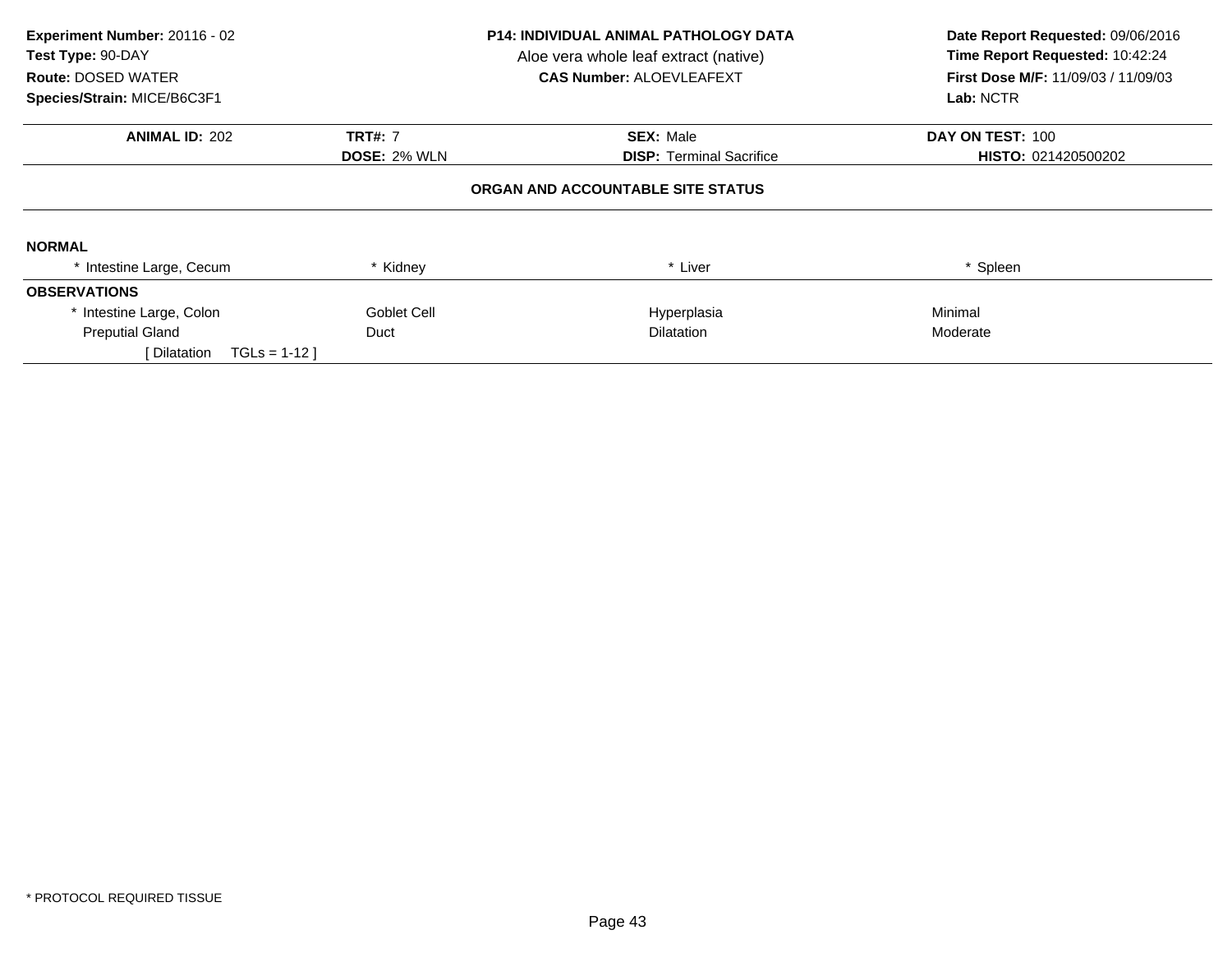**Experiment Number:** 20116 - 02
**Test Type:** 90-DAY
**Route:** DOSED WATER
**Species/Strain:** MICE/B6C3F1

**P14: INDIVIDUAL ANIMAL PATHOLOGY DATA**
Aloe vera whole leaf extract (native)
**CAS Number:** ALOEVLEAFEXT

**Date Report Requested:** 09/06/2016
**Time Report Requested:** 10:42:24
**First Dose M/F:** 11/09/03 / 11/09/03
**Lab:** NCTR

| **ANIMAL ID:** 202 | **TRT#:** 7 | **SEX:** Male | **DAY ON TEST:** 100 |
|---|---|---|---|
| | **DOSE:** 2% WLN | **DISP:** Terminal Sacrifice | **HISTO:** 021420500202 |

**ORGAN AND ACCOUNTABLE SITE STATUS**

**NORMAL**

| * Intestine Large, Cecum | * Kidney | * Liver | * Spleen |
|---|---|---|---|

**OBSERVATIONS**

| | | | |
|---|---|---|---|
| * Intestine Large, Colon | Goblet Cell | Hyperplasia | Minimal |
| Preputial Gland | Duct | Dilatation | Moderate |
| [ Dilatation TGLs = 1-12 ] | | | |

* PROTOCOL REQUIRED TISSUE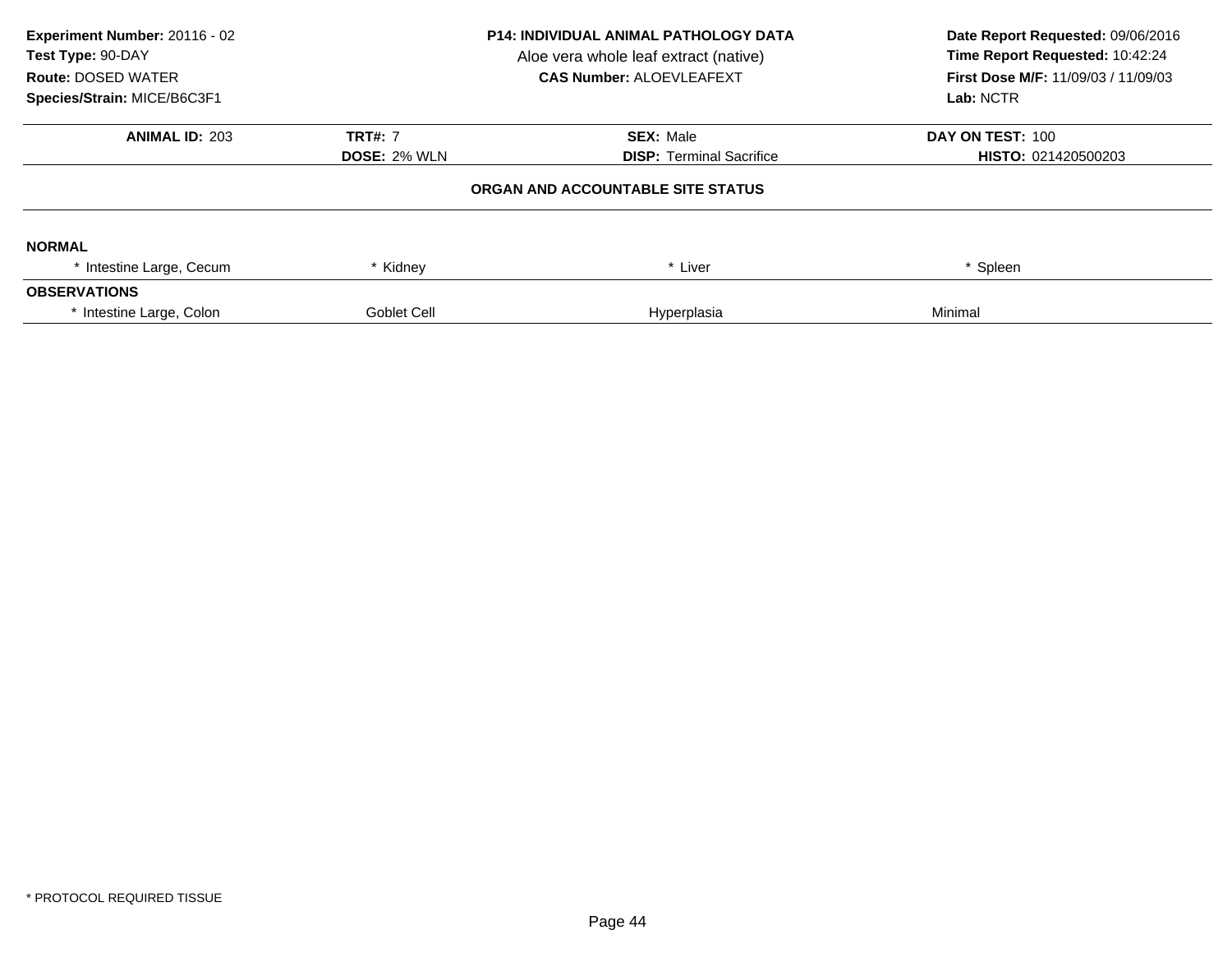**Experiment Number:** 20116 - 02
**Test Type:** 90-DAY
**Route:** DOSED WATER
**Species/Strain:** MICE/B6C3F1

**P14: INDIVIDUAL ANIMAL PATHOLOGY DATA**
Aloe vera whole leaf extract (native)
**CAS Number:** ALOEVLEAFEXT

**Date Report Requested:** 09/06/2016
**Time Report Requested:** 10:42:24
**First Dose M/F:** 11/09/03 / 11/09/03
**Lab:** NCTR

| **ANIMAL ID:** 203 | **TRT#:** 7 | **SEX:** Male | **DAY ON TEST:** 100 |
|---|---|---|---|
| | **DOSE:** 2% WLN | **DISP:** Terminal Sacrifice | **HISTO:** 021420500203 |

**ORGAN AND ACCOUNTABLE SITE STATUS**

| | | | |
|---|---|---|---|
| **NORMAL** | | | |
| * Intestine Large, Cecum | * Kidney | * Liver | * Spleen |
| **OBSERVATIONS** | | | |
| * Intestine Large, Colon | Goblet Cell | Hyperplasia | Minimal |

* PROTOCOL REQUIRED TISSUE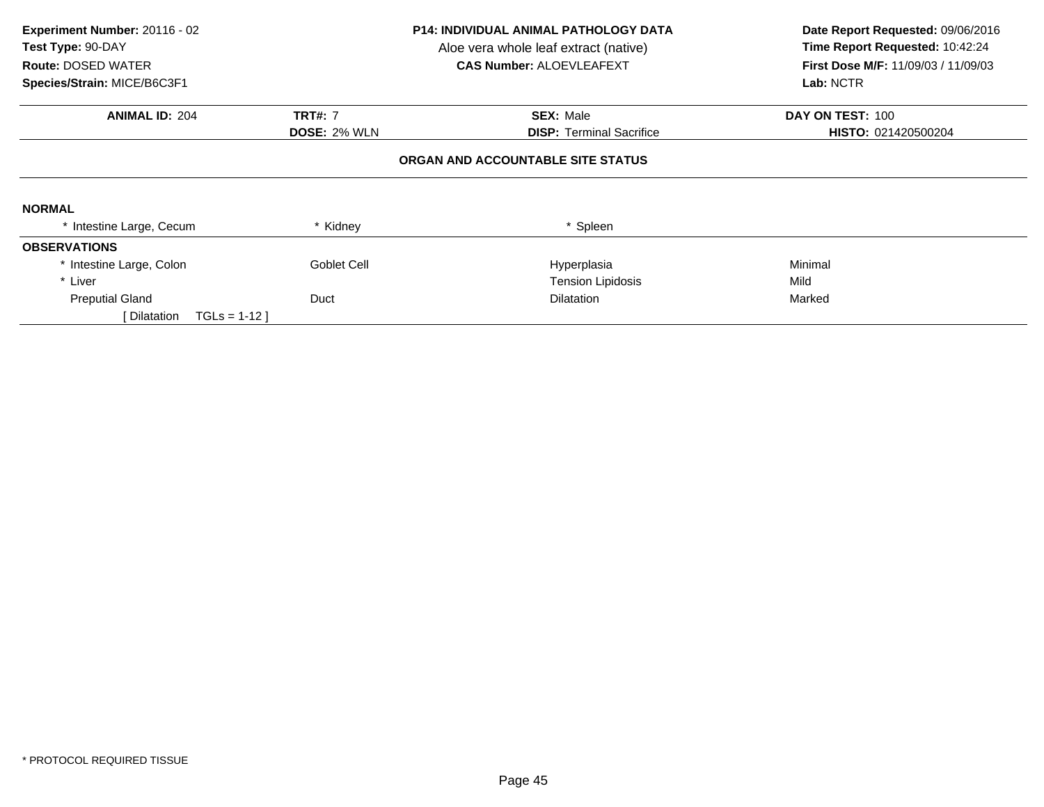**Experiment Number:** 20116 - 02
**Test Type:** 90-DAY
**Route:** DOSED WATER
**Species/Strain:** MICE/B6C3F1

**P14: INDIVIDUAL ANIMAL PATHOLOGY DATA**
Aloe vera whole leaf extract (native)
**CAS Number:** ALOEVLEAFEXT

**Date Report Requested:** 09/06/2016
**Time Report Requested:** 10:42:24
**First Dose M/F:** 11/09/03 / 11/09/03
**Lab:** NCTR

| **ANIMAL ID:** 204 | **TRT#:** 7 | **SEX:** Male | **DAY ON TEST:** 100 |
|---|---|---|---|
| | **DOSE:** 2% WLN | **DISP:** Terminal Sacrifice | **HISTO:** 021420500204 |

**ORGAN AND ACCOUNTABLE SITE STATUS**

**NORMAL**

| * Intestine Large, Cecum | * Kidney | * Spleen | |
|---|---|---|---|

**OBSERVATIONS**

| | | | |
|---|---|---|---|
| * Intestine Large, Colon | Goblet Cell | Hyperplasia | Minimal |
| * Liver | | Tension Lipidosis | Mild |
| Preputial Gland | Duct | Dilatation | Marked |
| [ Dilatation TGLs = 1-12 ] | | | |

* PROTOCOL REQUIRED TISSUE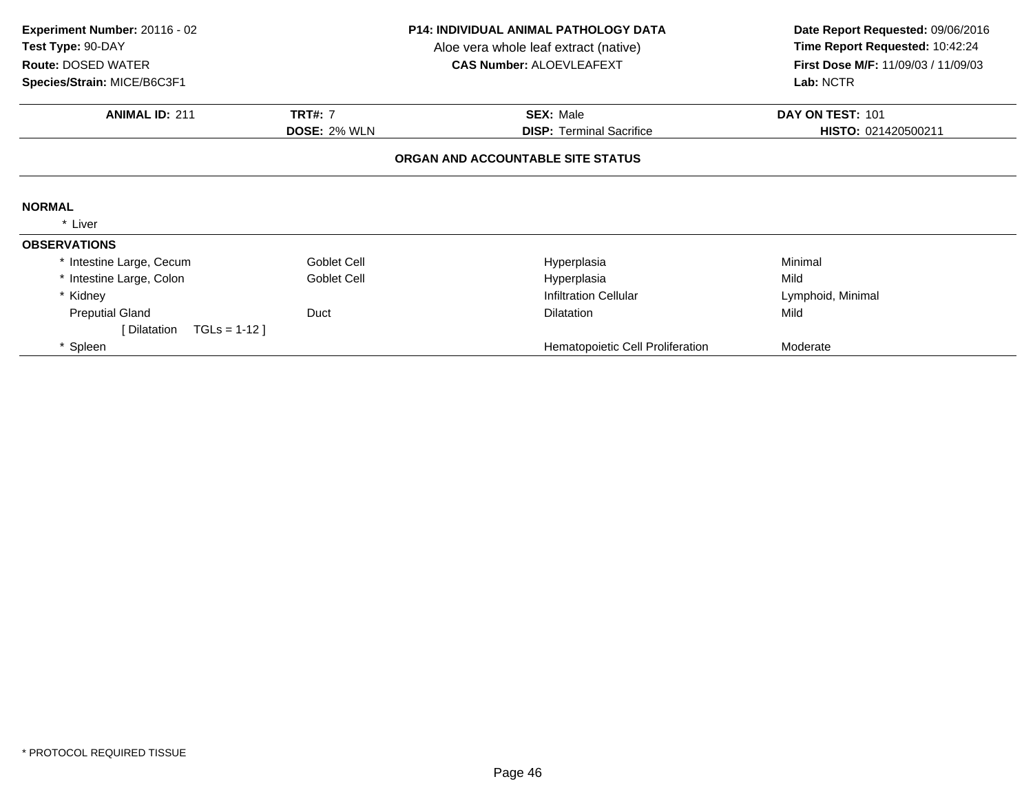**Experiment Number:** 20116 - 02
**Test Type:** 90-DAY
**Route:** DOSED WATER
**Species/Strain:** MICE/B6C3F1

**P14: INDIVIDUAL ANIMAL PATHOLOGY DATA**
Aloe vera whole leaf extract (native)
**CAS Number:** ALOEVLEAFEXT

**Date Report Requested:** 09/06/2016
**Time Report Requested:** 10:42:24
**First Dose M/F:** 11/09/03 / 11/09/03
**Lab:** NCTR

| **ANIMAL ID:** 211 | **TRT#:** 7 | **SEX:** Male | **DAY ON TEST:** 101 |
|---|---|---|---|
| | **DOSE:** 2% WLN | **DISP:** Terminal Sacrifice | **HISTO:** 021420500211 |

**ORGAN AND ACCOUNTABLE SITE STATUS**

**NORMAL**

* Liver

**OBSERVATIONS**

| | | | |
|---|---|---|---|
| * Intestine Large, Cecum | Goblet Cell | Hyperplasia | Minimal |
| * Intestine Large, Colon | Goblet Cell | Hyperplasia | Mild |
| * Kidney | | Infiltration Cellular | Lymphoid, Minimal |
| Preputial Gland | Duct | Dilatation | Mild |
| [ Dilatation TGLs = 1-12 ] | | | |
| * Spleen | | Hematopoietic Cell Proliferation | Moderate |

* PROTOCOL REQUIRED TISSUE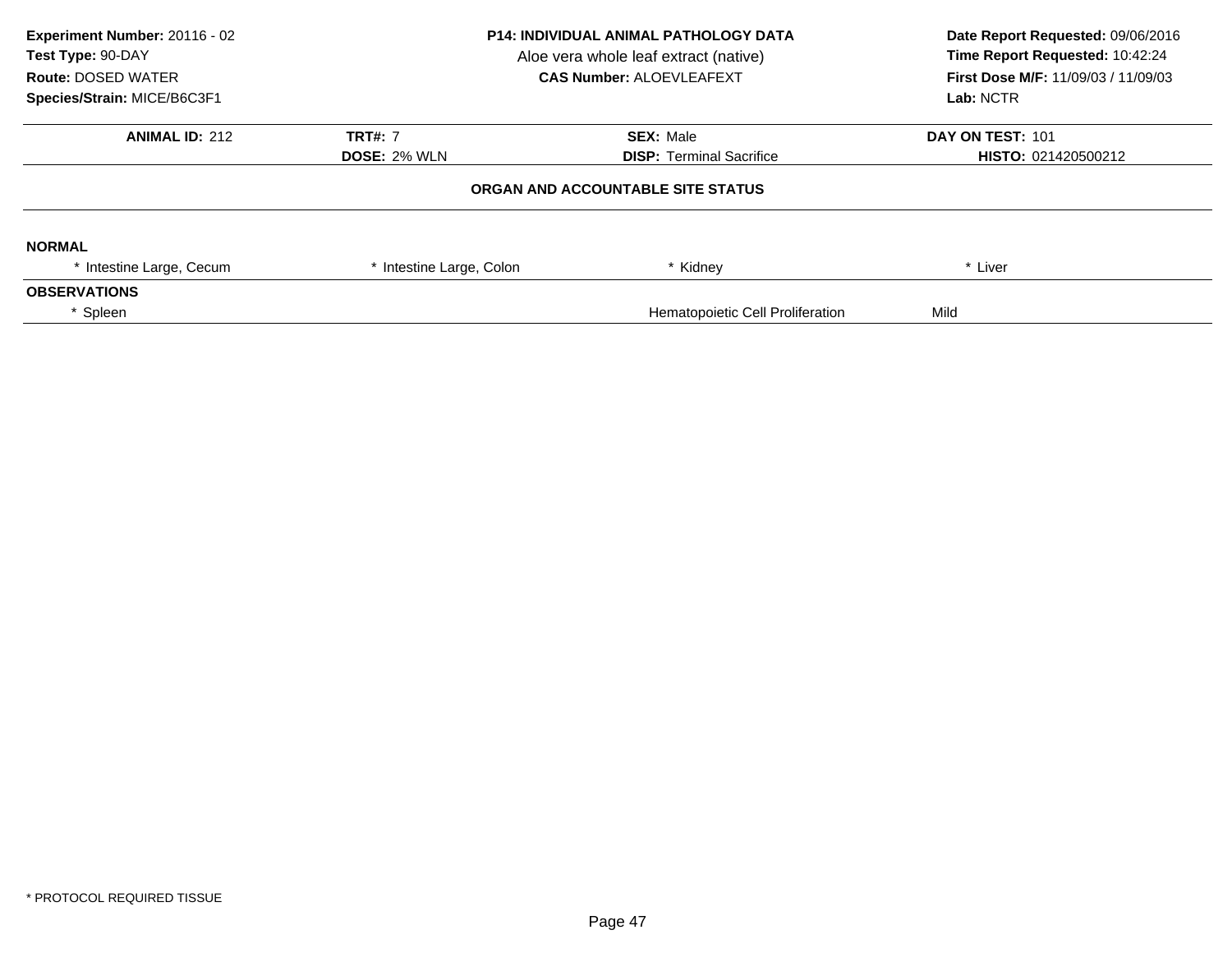**Experiment Number:** 20116 - 02
**Test Type:** 90-DAY
**Route:** DOSED WATER
**Species/Strain:** MICE/B6C3F1

**P14: INDIVIDUAL ANIMAL PATHOLOGY DATA**
Aloe vera whole leaf extract (native)
**CAS Number:** ALOEVLEAFEXT

**Date Report Requested:** 09/06/2016
**Time Report Requested:** 10:42:24
**First Dose M/F:** 11/09/03 / 11/09/03
**Lab:** NCTR

| **ANIMAL ID:** 212 | **TRT#:** 7 | **SEX:** Male | **DAY ON TEST:** 101 |
|---|---|---|---|
| | **DOSE:** 2% WLN | **DISP:** Terminal Sacrifice | **HISTO:** 021420500212 |

## ORGAN AND ACCOUNTABLE SITE STATUS

**NORMAL**

| * Intestine Large, Cecum | * Intestine Large, Colon | * Kidney | * Liver |
|---|---|---|---|

**OBSERVATIONS**

| | | | |
|---|---|---|---|
| * Spleen | | Hematopoietic Cell Proliferation | Mild |

\* PROTOCOL REQUIRED TISSUE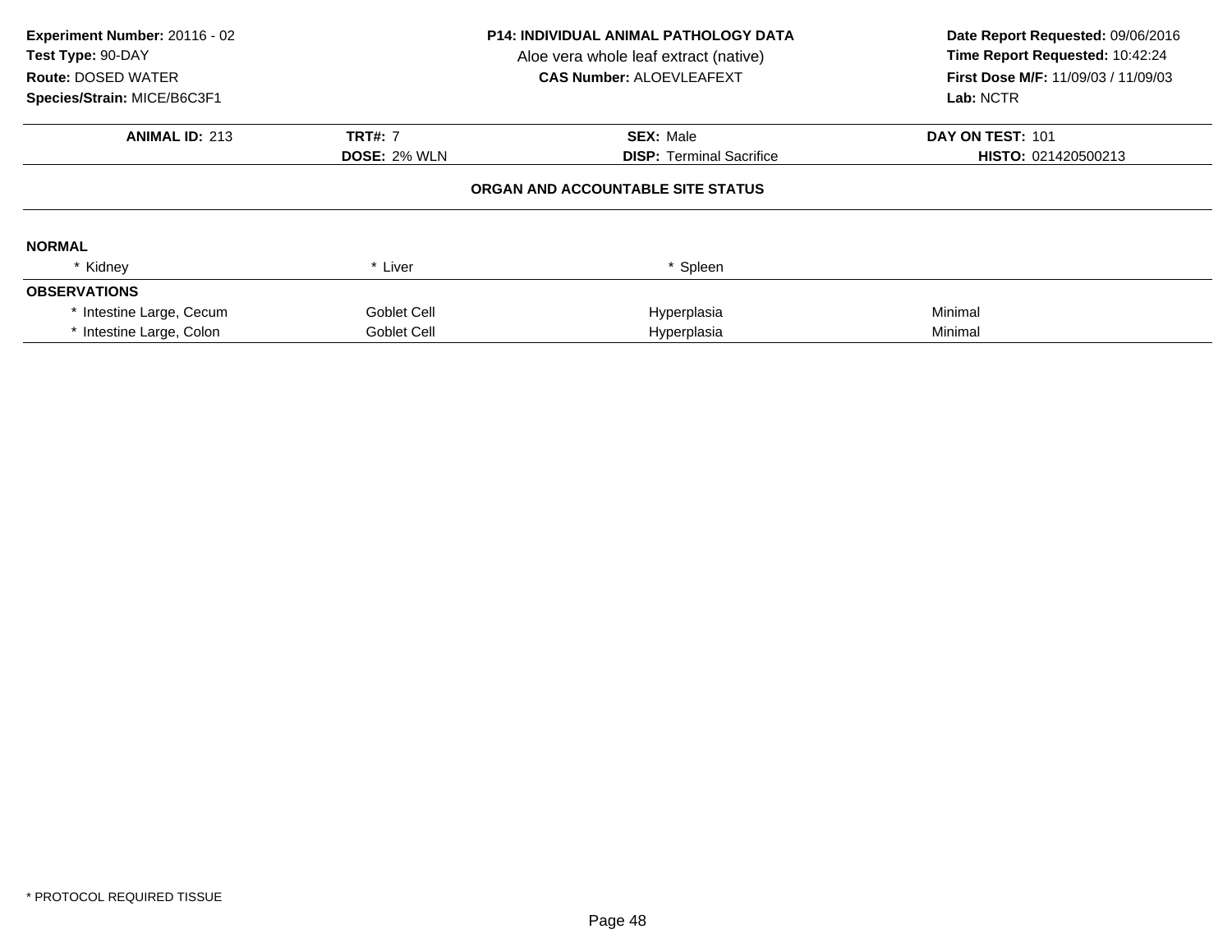**Experiment Number:** 20116 - 02
**Test Type:** 90-DAY
**Route:** DOSED WATER
**Species/Strain:** MICE/B6C3F1

**P14: INDIVIDUAL ANIMAL PATHOLOGY DATA**
Aloe vera whole leaf extract (native)
**CAS Number:** ALOEVLEAFEXT

**Date Report Requested:** 09/06/2016
**Time Report Requested:** 10:42:24
**First Dose M/F:** 11/09/03 / 11/09/03
**Lab:** NCTR

| **ANIMAL ID:** 213 | **TRT#:** 7 | **SEX:** Male | **DAY ON TEST:** 101 |
|---|---|---|---|
| | **DOSE:** 2% WLN | **DISP:** Terminal Sacrifice | **HISTO:** 021420500213 |

**ORGAN AND ACCOUNTABLE SITE STATUS**

**NORMAL**

| * Kidney | * Liver | * Spleen | |
|---|---|---|---|

**OBSERVATIONS**

| | | | |
|---|---|---|---|
| * Intestine Large, Cecum | Goblet Cell | Hyperplasia | Minimal |
| * Intestine Large, Colon | Goblet Cell | Hyperplasia | Minimal |

* PROTOCOL REQUIRED TISSUE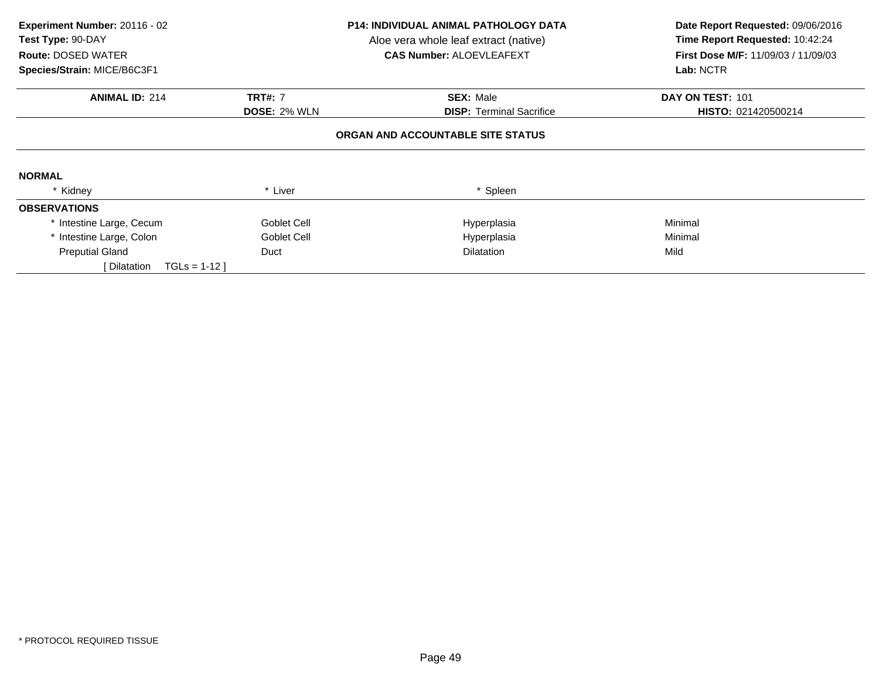**Experiment Number:** 20116 - 02
**Test Type:** 90-DAY
**Route:** DOSED WATER
**Species/Strain:** MICE/B6C3F1

**P14: INDIVIDUAL ANIMAL PATHOLOGY DATA**
Aloe vera whole leaf extract (native)
**CAS Number:** ALOEVLEAFEXT

**Date Report Requested:** 09/06/2016
**Time Report Requested:** 10:42:24
**First Dose M/F:** 11/09/03 / 11/09/03
**Lab:** NCTR

| **ANIMAL ID:** 214 | **TRT#:** 7 | **SEX:** Male | **DAY ON TEST:** 101 |
|---|---|---|---|
| | **DOSE:** 2% WLN | **DISP:** Terminal Sacrifice | **HISTO:** 021420500214 |

**ORGAN AND ACCOUNTABLE SITE STATUS**

**NORMAL**

| * Kidney | * Liver | * Spleen | |
|---|---|---|---|

**OBSERVATIONS**

| | | | |
|---|---|---|---|
| * Intestine Large, Cecum | Goblet Cell | Hyperplasia | Minimal |
| * Intestine Large, Colon | Goblet Cell | Hyperplasia | Minimal |
| Preputial Gland | Duct | Dilatation | Mild |
| [ Dilatation TGLs = 1-12 ] | | | |

* PROTOCOL REQUIRED TISSUE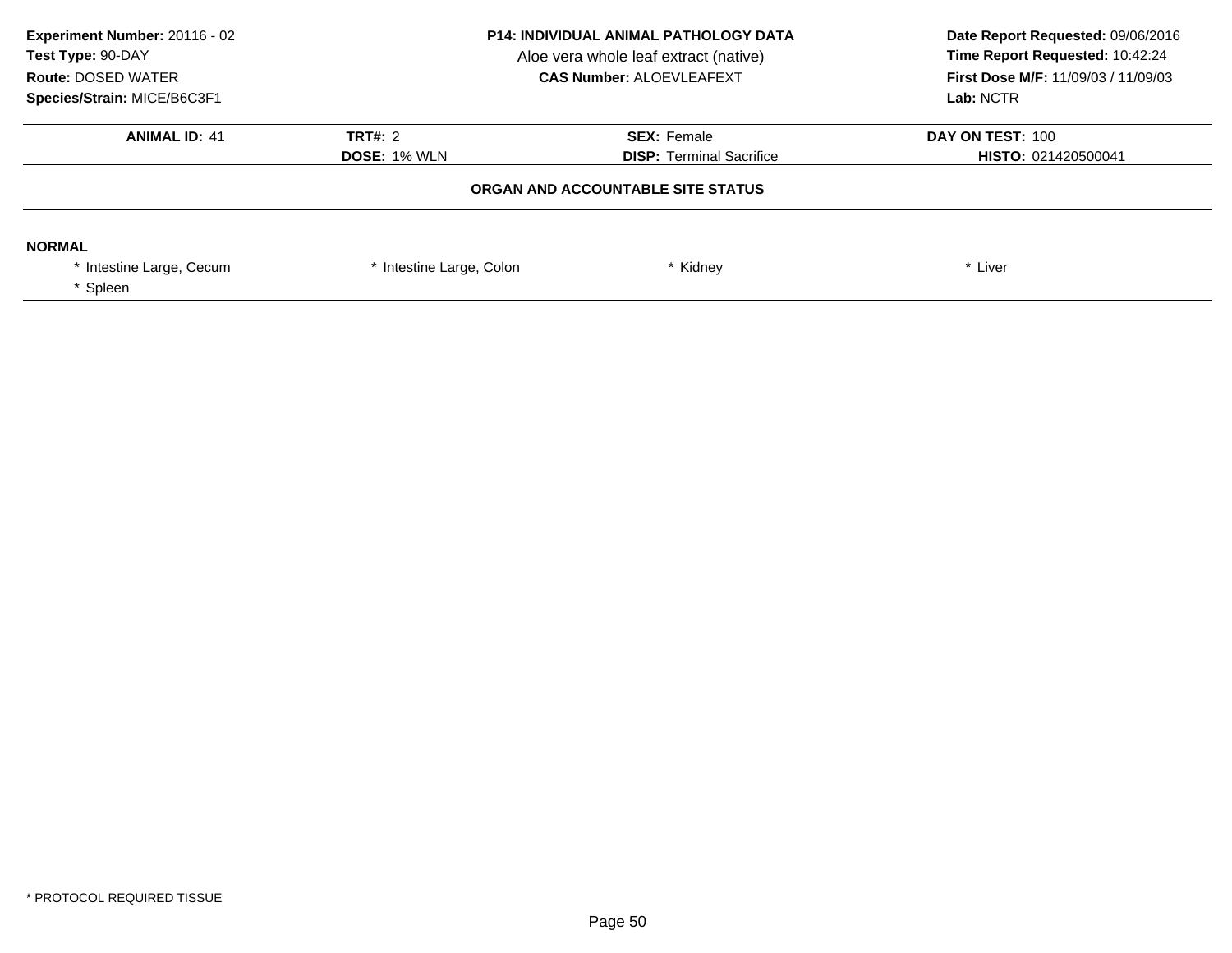**Experiment Number:** 20116 - 02
**Test Type:** 90-DAY
**Route:** DOSED WATER
**Species/Strain:** MICE/B6C3F1

**P14: INDIVIDUAL ANIMAL PATHOLOGY DATA**
Aloe vera whole leaf extract (native)
**CAS Number:** ALOEVLEAFEXT

**Date Report Requested:** 09/06/2016
**Time Report Requested:** 10:42:24
**First Dose M/F:** 11/09/03 / 11/09/03
**Lab:** NCTR

| **ANIMAL ID:** 41 | **TRT#:** 2 | **SEX:** Female | **DAY ON TEST:** 100 |
|---|---|---|---|
| | **DOSE:** 1% WLN | **DISP:** Terminal Sacrifice | **HISTO:** 021420500041 |

### ORGAN AND ACCOUNTABLE SITE STATUS

**NORMAL**

| | | | |
|---|---|---|---|
| * Intestine Large, Cecum | * Intestine Large, Colon | * Kidney | * Liver |
| * Spleen | | | |

\* PROTOCOL REQUIRED TISSUE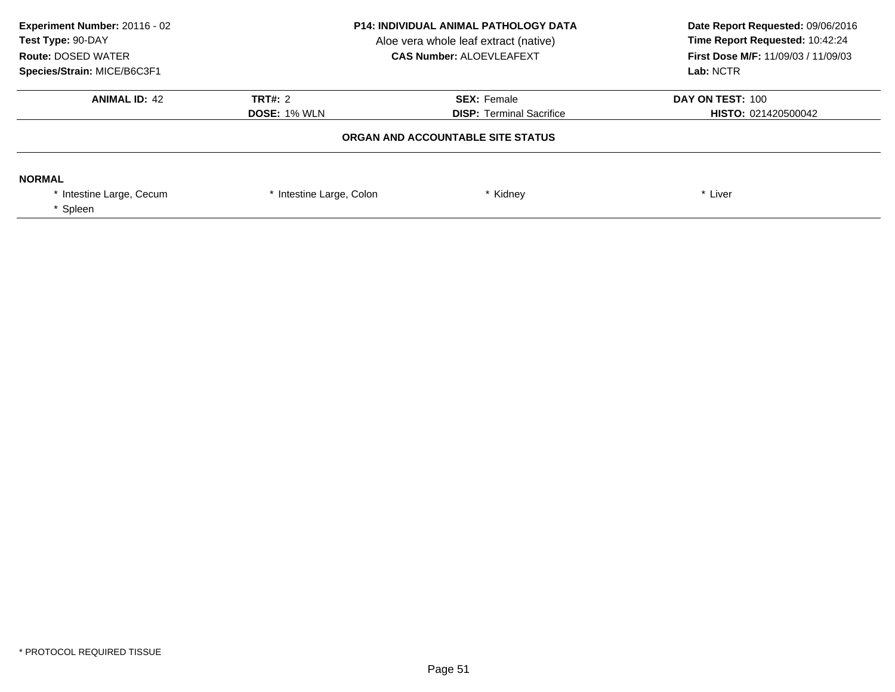**Experiment Number:** 20116 - 02
**Test Type:** 90-DAY
**Route:** DOSED WATER
**Species/Strain:** MICE/B6C3F1

**P14: INDIVIDUAL ANIMAL PATHOLOGY DATA**
Aloe vera whole leaf extract (native)
**CAS Number:** ALOEVLEAFEXT

**Date Report Requested:** 09/06/2016
**Time Report Requested:** 10:42:24
**First Dose M/F:** 11/09/03 / 11/09/03
**Lab:** NCTR

| **ANIMAL ID:** 42 | **TRT#:** 2 | **SEX:** Female | **DAY ON TEST:** 100 |
|---|---|---|---|
| | **DOSE:** 1% WLN | **DISP:** Terminal Sacrifice | **HISTO:** 021420500042 |

**ORGAN AND ACCOUNTABLE SITE STATUS**

**NORMAL**

* Intestine Large, Cecum
* Intestine Large, Colon
* Kidney
* Liver
* Spleen

* PROTOCOL REQUIRED TISSUE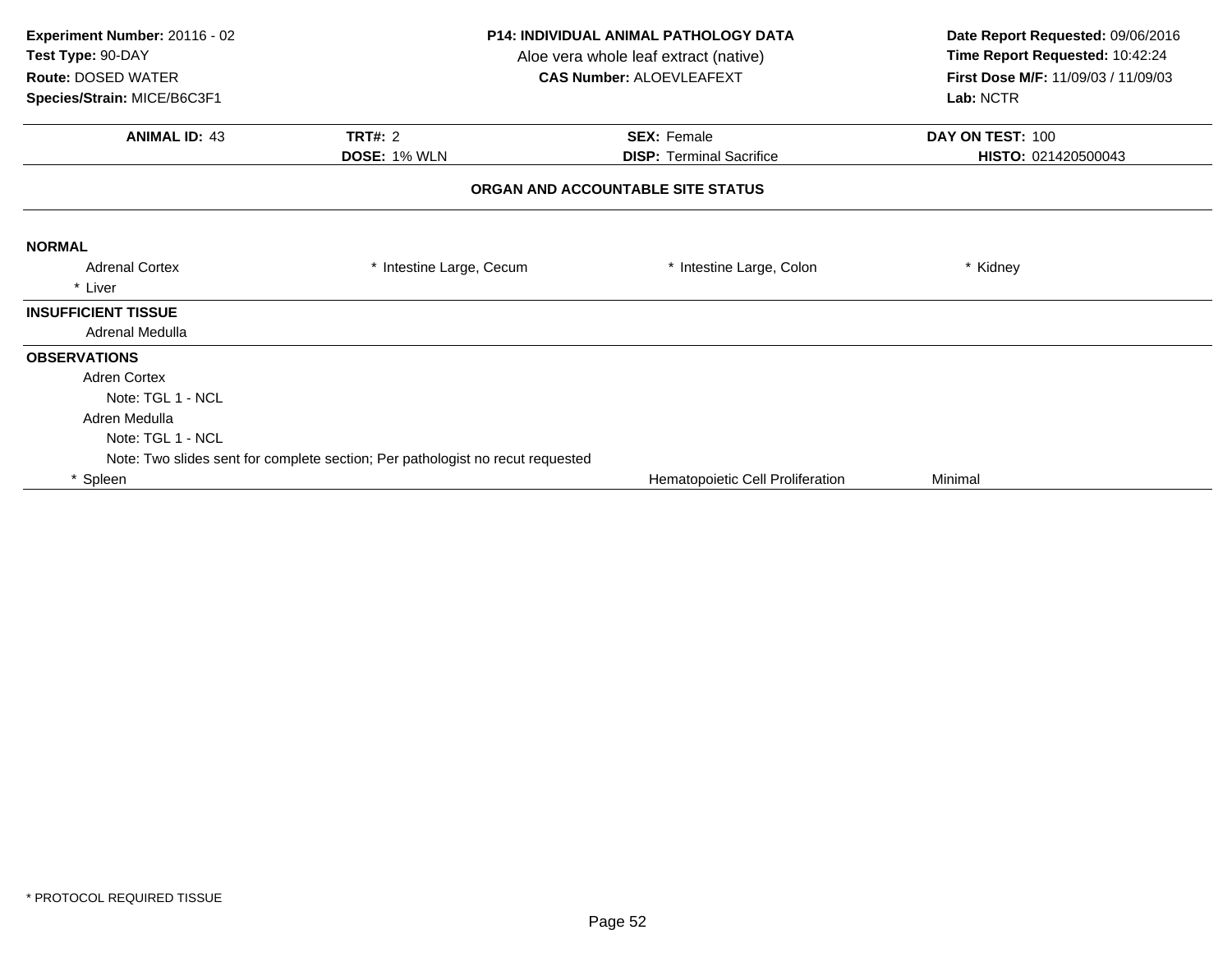**Experiment Number:** 20116 - 02
**Test Type:** 90-DAY
**Route:** DOSED WATER
**Species/Strain:** MICE/B6C3F1

**P14: INDIVIDUAL ANIMAL PATHOLOGY DATA**
Aloe vera whole leaf extract (native)
**CAS Number:** ALOEVLEAFEXT

**Date Report Requested:** 09/06/2016
**Time Report Requested:** 10:42:24
**First Dose M/F:** 11/09/03 / 11/09/03
**Lab:** NCTR

| **ANIMAL ID:** 43 | **TRT#:** 2 | **SEX:** Female | **DAY ON TEST:** 100 |
|---|---|---|---|
| | **DOSE:** 1% WLN | **DISP:** Terminal Sacrifice | **HISTO:** 021420500043 |

## ORGAN AND ACCOUNTABLE SITE STATUS

**NORMAL**

| | | | |
|---|---|---|---|
| Adrenal Cortex | * Intestine Large, Cecum | * Intestine Large, Colon | * Kidney |
| * Liver | | | |

**INSUFFICIENT TISSUE**

Adrenal Medulla

**OBSERVATIONS**

Adren Cortex
Note: TGL 1 - NCL
Adren Medulla
Note: TGL 1 - NCL
Note: Two slides sent for complete section; Per pathologist no recut requested

| | | |
|---|---|---|
| * Spleen | Hematopoietic Cell Proliferation | Minimal |

* PROTOCOL REQUIRED TISSUE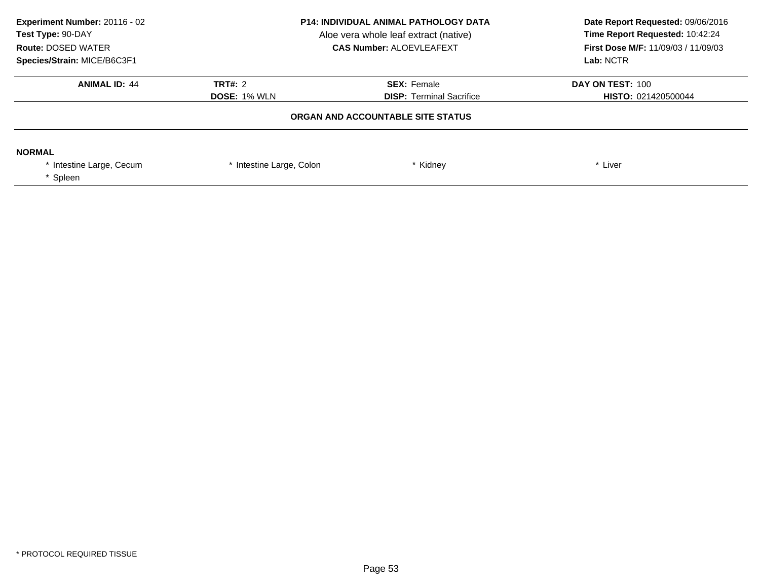**Experiment Number:** 20116 - 02
**Test Type:** 90-DAY
**Route:** DOSED WATER
**Species/Strain:** MICE/B6C3F1

**P14: INDIVIDUAL ANIMAL PATHOLOGY DATA**
Aloe vera whole leaf extract (native)
**CAS Number:** ALOEVLEAFEXT

**Date Report Requested:** 09/06/2016
**Time Report Requested:** 10:42:24
**First Dose M/F:** 11/09/03 / 11/09/03
**Lab:** NCTR

| **ANIMAL ID:** 44 | **TRT#:** 2 | **SEX:** Female | **DAY ON TEST:** 100 |
|---|---|---|---|
| | **DOSE:** 1% WLN | **DISP:** Terminal Sacrifice | **HISTO:** 021420500044 |

**ORGAN AND ACCOUNTABLE SITE STATUS**

**NORMAL**

- * Intestine Large, Cecum
- * Intestine Large, Colon
- * Kidney
- * Liver
- * Spleen

* PROTOCOL REQUIRED TISSUE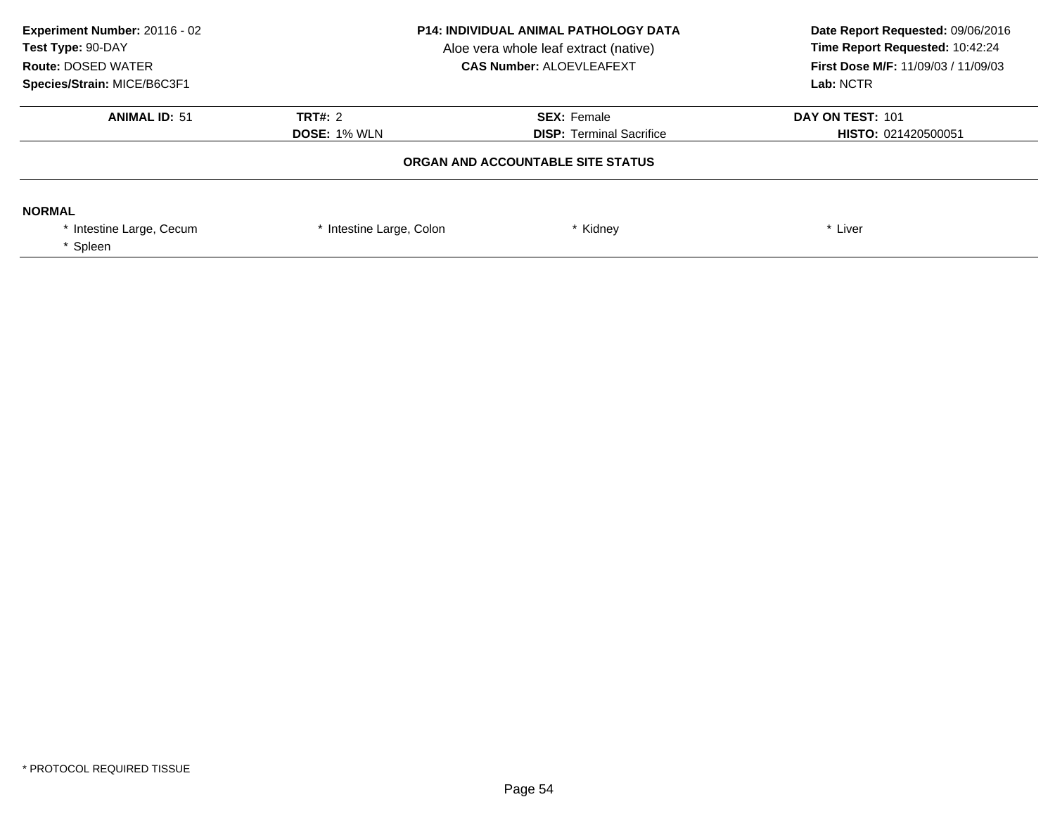**Experiment Number:** 20116 - 02
**Test Type:** 90-DAY
**Route:** DOSED WATER
**Species/Strain:** MICE/B6C3F1

**P14: INDIVIDUAL ANIMAL PATHOLOGY DATA**
Aloe vera whole leaf extract (native)
**CAS Number:** ALOEVLEAFEXT

**Date Report Requested:** 09/06/2016
**Time Report Requested:** 10:42:24
**First Dose M/F:** 11/09/03 / 11/09/03
**Lab:** NCTR

| **ANIMAL ID:** 51 | **TRT#:** 2 | **SEX:** Female | **DAY ON TEST:** 101 |
|---|---|---|---|
| | **DOSE:** 1% WLN | **DISP:** Terminal Sacrifice | **HISTO:** 021420500051 |

**ORGAN AND ACCOUNTABLE SITE STATUS**

**NORMAL**

* Intestine Large, Cecum
* Intestine Large, Colon
* Kidney
* Liver
* Spleen

* PROTOCOL REQUIRED TISSUE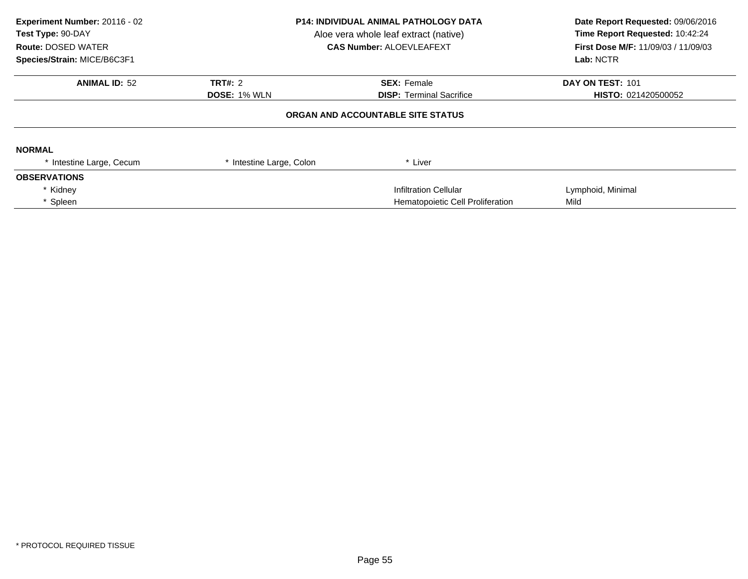**Experiment Number:** 20116 - 02
**Test Type:** 90-DAY
**Route:** DOSED WATER
**Species/Strain:** MICE/B6C3F1

**P14: INDIVIDUAL ANIMAL PATHOLOGY DATA**
Aloe vera whole leaf extract (native)
**CAS Number:** ALOEVLEAFEXT

**Date Report Requested:** 09/06/2016
**Time Report Requested:** 10:42:24
**First Dose M/F:** 11/09/03 / 11/09/03
**Lab:** NCTR

| **ANIMAL ID:** 52 | **TRT#:** 2 | **SEX:** Female | **DAY ON TEST:** 101 |
|---|---|---|---|
| | **DOSE:** 1% WLN | **DISP:** Terminal Sacrifice | **HISTO:** 021420500052 |

## ORGAN AND ACCOUNTABLE SITE STATUS

**NORMAL**

| * Intestine Large, Cecum | * Intestine Large, Colon | * Liver | |
|---|---|---|---|

**OBSERVATIONS**

| Organ | Observation | Severity |
|---|---|---|
| * Kidney | Infiltration Cellular | Lymphoid, Minimal |
| * Spleen | Hematopoietic Cell Proliferation | Mild |

* PROTOCOL REQUIRED TISSUE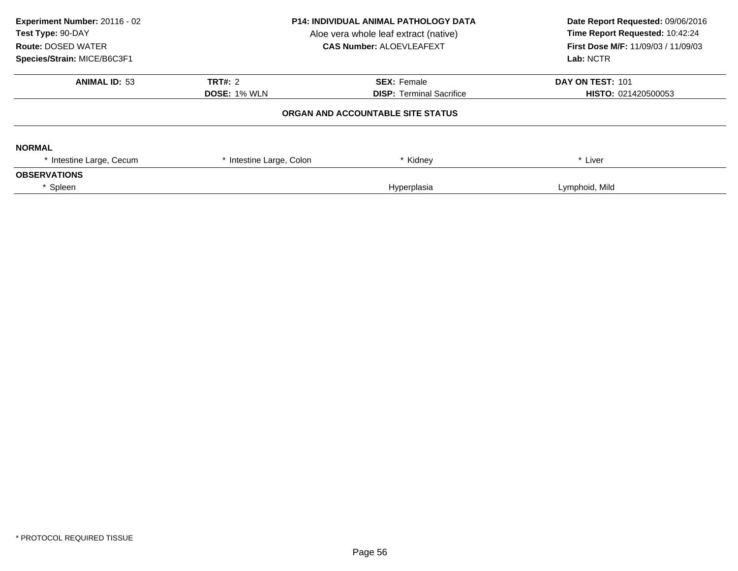**Experiment Number:** 20116 - 02
**Test Type:** 90-DAY
**Route:** DOSED WATER
**Species/Strain:** MICE/B6C3F1

**P14: INDIVIDUAL ANIMAL PATHOLOGY DATA**
Aloe vera whole leaf extract (native)
**CAS Number:** ALOEVLEAFEXT

**Date Report Requested:** 09/06/2016
**Time Report Requested:** 10:42:24
**First Dose M/F:** 11/09/03 / 11/09/03
**Lab:** NCTR

| **ANIMAL ID:** 53 | **TRT#:** 2 | **SEX:** Female | **DAY ON TEST:** 101 |
|---|---|---|---|
| | **DOSE:** 1% WLN | **DISP:** Terminal Sacrifice | **HISTO:** 021420500053 |

**ORGAN AND ACCOUNTABLE SITE STATUS**

**NORMAL**

| * Intestine Large, Cecum | * Intestine Large, Colon | * Kidney | * Liver |
|---|---|---|---|

**OBSERVATIONS**

| * Spleen | Hyperplasia | Lymphoid, Mild |
|---|---|---|

* PROTOCOL REQUIRED TISSUE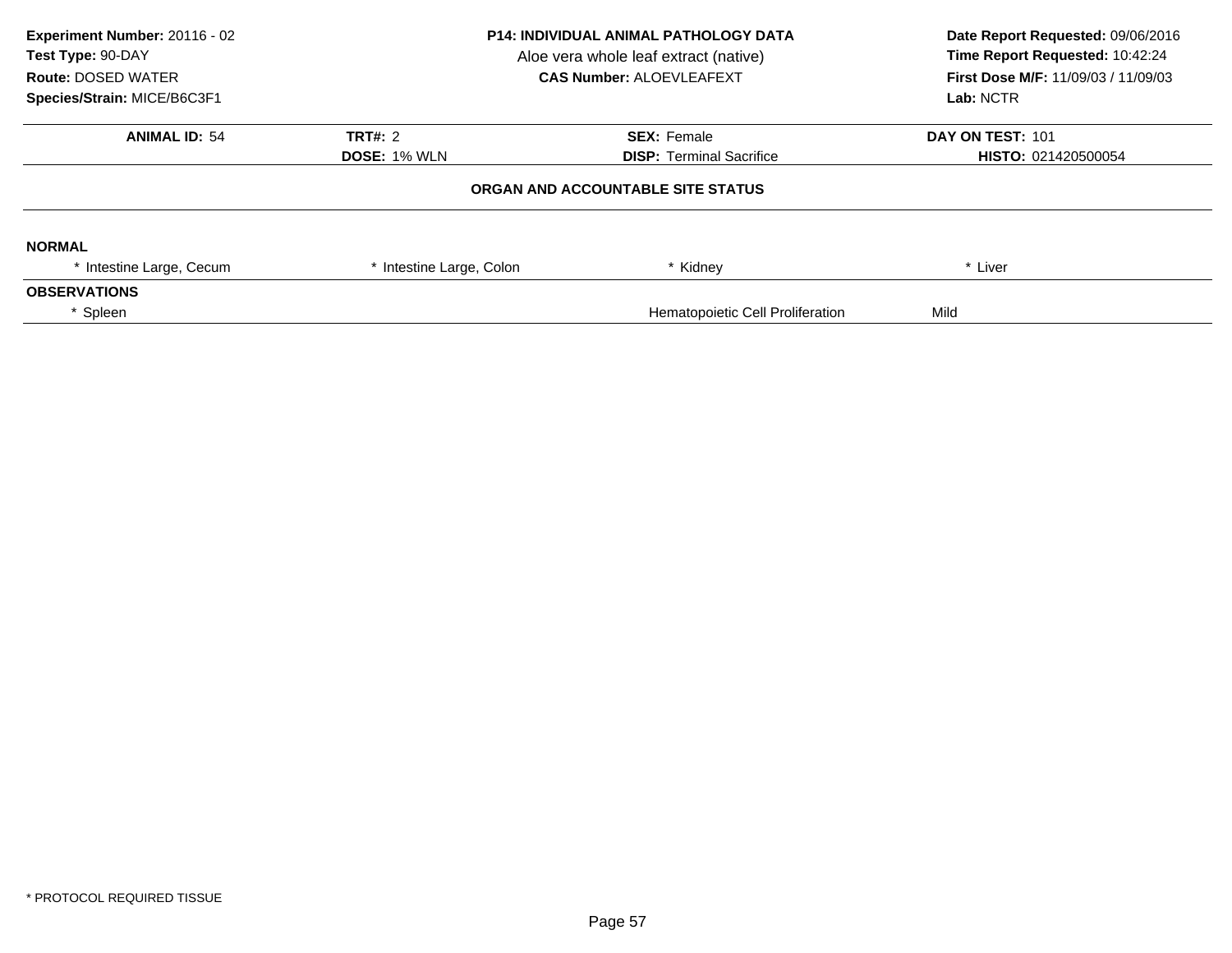**Experiment Number:** 20116 - 02
**Test Type:** 90-DAY
**Route:** DOSED WATER
**Species/Strain:** MICE/B6C3F1

**P14: INDIVIDUAL ANIMAL PATHOLOGY DATA**
Aloe vera whole leaf extract (native)
**CAS Number:** ALOEVLEAFEXT

**Date Report Requested:** 09/06/2016
**Time Report Requested:** 10:42:24
**First Dose M/F:** 11/09/03 / 11/09/03
**Lab:** NCTR

| **ANIMAL ID:** 54 | **TRT#:** 2 | **SEX:** Female | **DAY ON TEST:** 101 |
|---|---|---|---|
| | **DOSE:** 1% WLN | **DISP:** Terminal Sacrifice | **HISTO:** 021420500054 |

## ORGAN AND ACCOUNTABLE SITE STATUS

**NORMAL**

| * Intestine Large, Cecum | * Intestine Large, Colon | * Kidney | * Liver |
|---|---|---|---|

**OBSERVATIONS**

| * Spleen | Hematopoietic Cell Proliferation | Mild |
|---|---|---|

* PROTOCOL REQUIRED TISSUE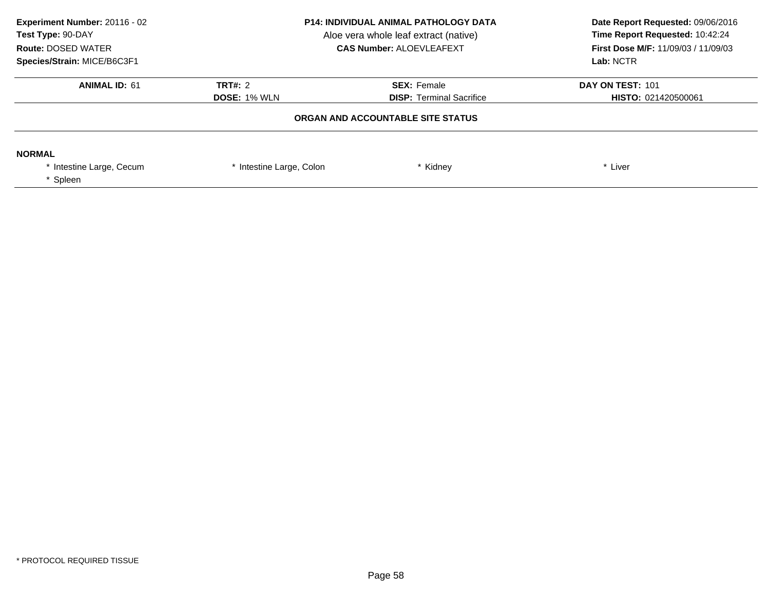**Experiment Number:** 20116 - 02
**Test Type:** 90-DAY
**Route:** DOSED WATER
**Species/Strain:** MICE/B6C3F1

**P14: INDIVIDUAL ANIMAL PATHOLOGY DATA**
Aloe vera whole leaf extract (native)
**CAS Number:** ALOEVLEAFEXT

**Date Report Requested:** 09/06/2016
**Time Report Requested:** 10:42:24
**First Dose M/F:** 11/09/03 / 11/09/03
**Lab:** NCTR

| **ANIMAL ID:** 61 | **TRT#:** 2 | **SEX:** Female | **DAY ON TEST:** 101 |
|---|---|---|---|
| | **DOSE:** 1% WLN | **DISP:** Terminal Sacrifice | **HISTO:** 021420500061 |

**ORGAN AND ACCOUNTABLE SITE STATUS**

**NORMAL**

* Intestine Large, Cecum
* Intestine Large, Colon
* Kidney
* Liver
* Spleen

* PROTOCOL REQUIRED TISSUE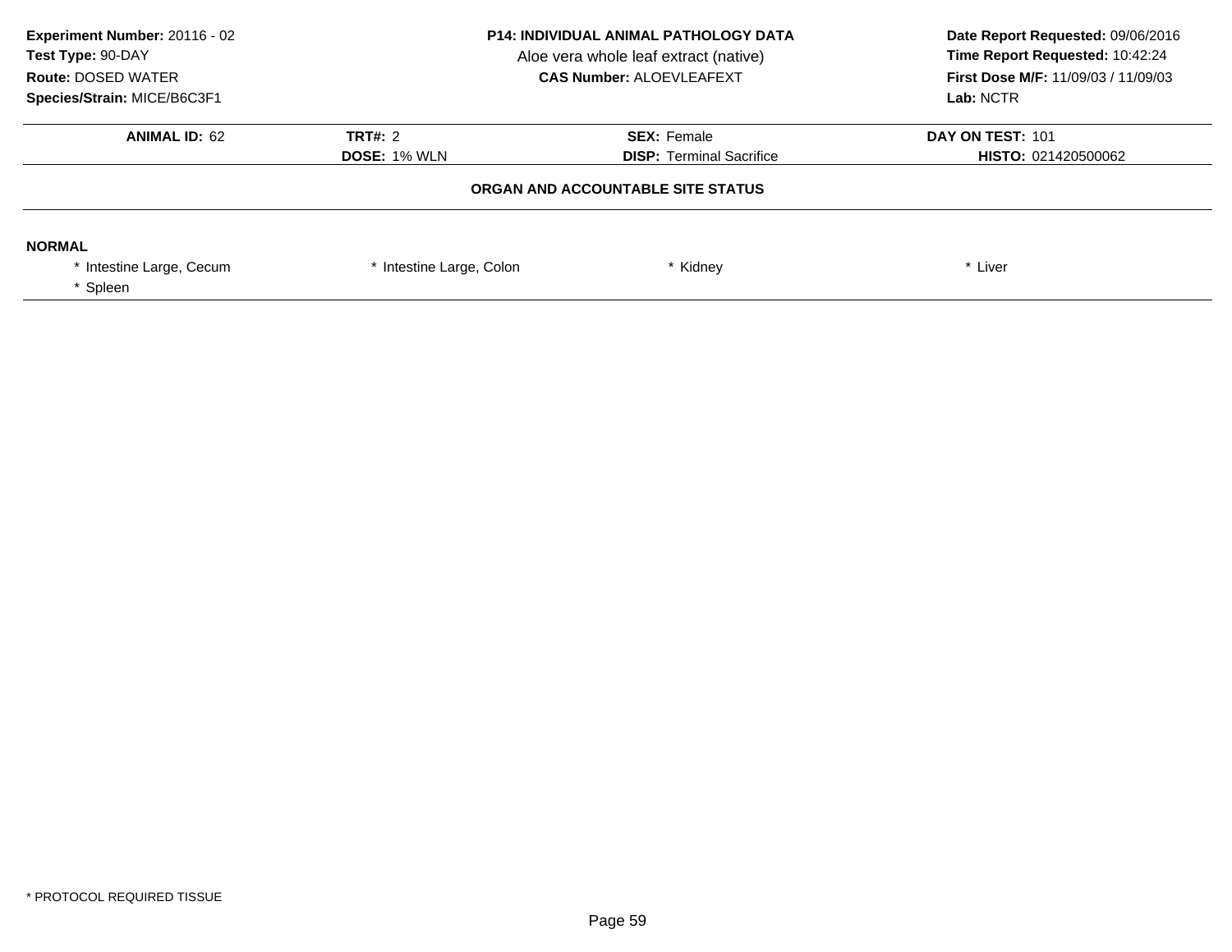**Experiment Number:** 20116 - 02
**Test Type:** 90-DAY
**Route:** DOSED WATER
**Species/Strain:** MICE/B6C3F1

**P14: INDIVIDUAL ANIMAL PATHOLOGY DATA**
Aloe vera whole leaf extract (native)
**CAS Number:** ALOEVLEAFEXT

**Date Report Requested:** 09/06/2016
**Time Report Requested:** 10:42:24
**First Dose M/F:** 11/09/03 / 11/09/03
**Lab:** NCTR

| **ANIMAL ID:** 62 | **TRT#:** 2 | **SEX:** Female | **DAY ON TEST:** 101 |
|---|---|---|---|
| | **DOSE:** 1% WLN | **DISP:** Terminal Sacrifice | **HISTO:** 021420500062 |

**ORGAN AND ACCOUNTABLE SITE STATUS**

**NORMAL**

* Intestine Large, Cecum
* Intestine Large, Colon
* Kidney
* Liver
* Spleen

* PROTOCOL REQUIRED TISSUE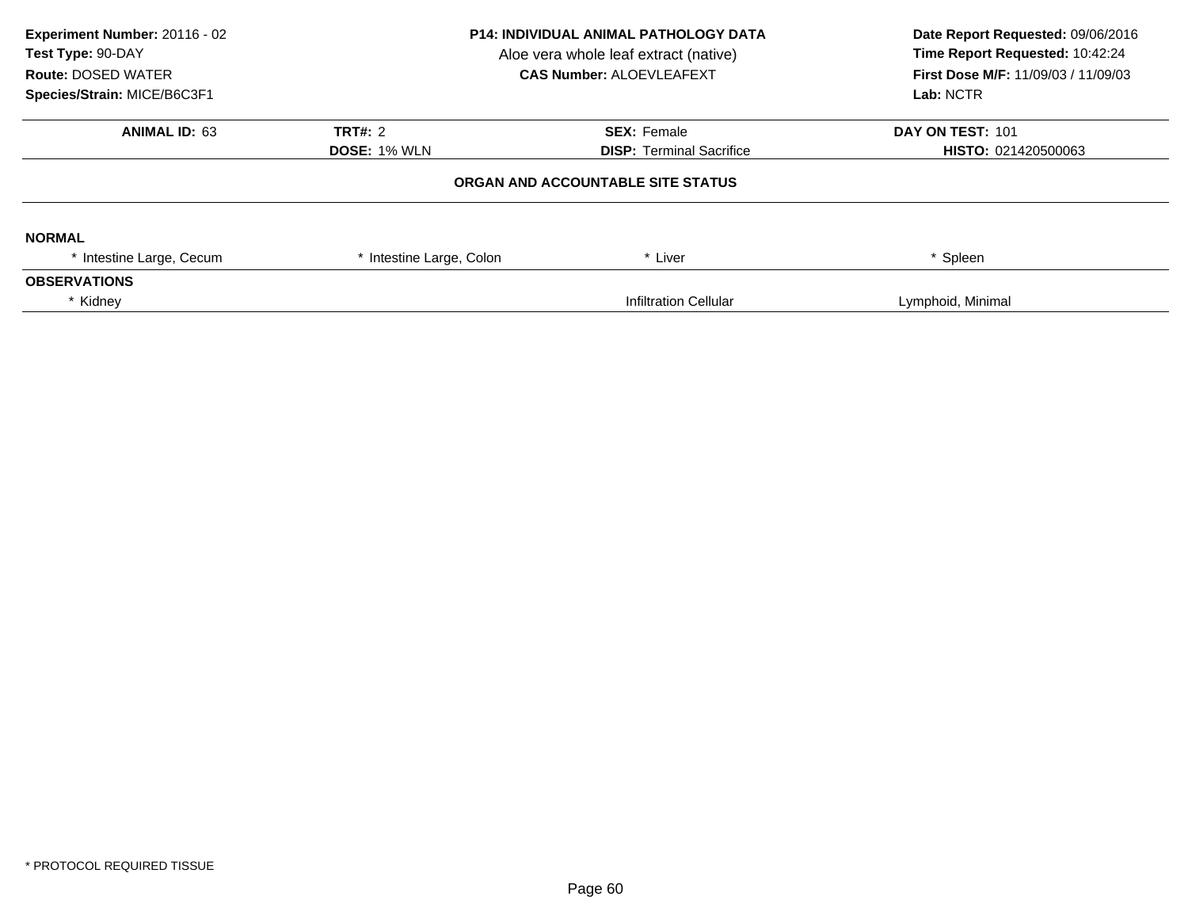**Experiment Number:** 20116 - 02
**Test Type:** 90-DAY
**Route:** DOSED WATER
**Species/Strain:** MICE/B6C3F1

**P14: INDIVIDUAL ANIMAL PATHOLOGY DATA**
Aloe vera whole leaf extract (native)
**CAS Number:** ALOEVLEAFEXT

**Date Report Requested:** 09/06/2016
**Time Report Requested:** 10:42:24
**First Dose M/F:** 11/09/03 / 11/09/03
**Lab:** NCTR

| **ANIMAL ID:** 63 | **TRT#:** 2 | **SEX:** Female | **DAY ON TEST:** 101 |
|---|---|---|---|
| | **DOSE:** 1% WLN | **DISP:** Terminal Sacrifice | **HISTO:** 021420500063 |

**ORGAN AND ACCOUNTABLE SITE STATUS**

**NORMAL**

| * Intestine Large, Cecum | * Intestine Large, Colon | * Liver | * Spleen |
|---|---|---|---|

**OBSERVATIONS**

| * Kidney | | Infiltration Cellular | Lymphoid, Minimal |
|---|---|---|---|

* PROTOCOL REQUIRED TISSUE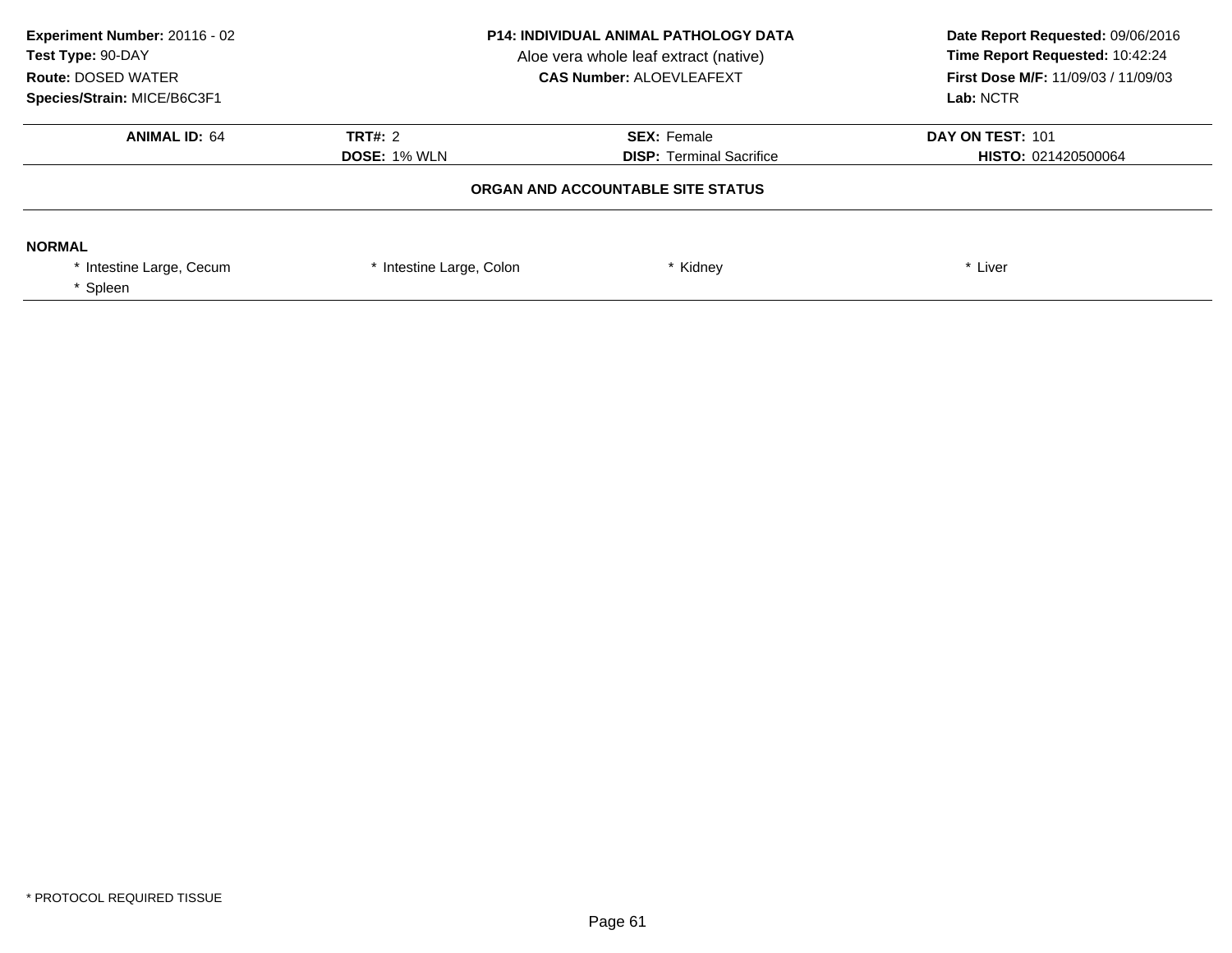**Experiment Number:** 20116 - 02
**Test Type:** 90-DAY
**Route:** DOSED WATER
**Species/Strain:** MICE/B6C3F1

**P14: INDIVIDUAL ANIMAL PATHOLOGY DATA**
Aloe vera whole leaf extract (native)
**CAS Number:** ALOEVLEAFEXT

**Date Report Requested:** 09/06/2016
**Time Report Requested:** 10:42:24
**First Dose M/F:** 11/09/03 / 11/09/03
**Lab:** NCTR

| **ANIMAL ID:** 64 | **TRT#:** 2 | **SEX:** Female | **DAY ON TEST:** 101 |
|---|---|---|---|
| | **DOSE:** 1% WLN | **DISP:** Terminal Sacrifice | **HISTO:** 021420500064 |

**ORGAN AND ACCOUNTABLE SITE STATUS**

**NORMAL**

| | | | |
|---|---|---|---|
| * Intestine Large, Cecum | * Intestine Large, Colon | * Kidney | * Liver |
| * Spleen | | | |

* PROTOCOL REQUIRED TISSUE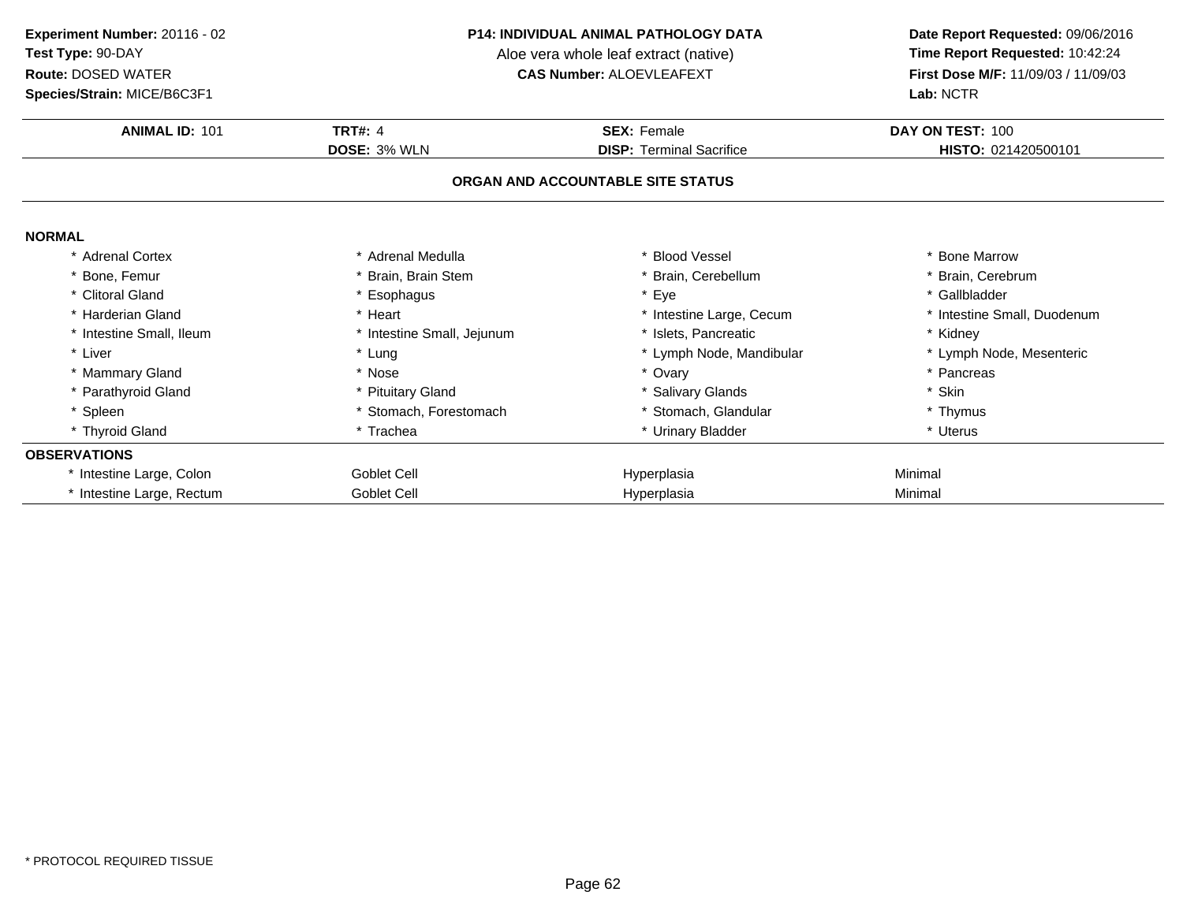**Experiment Number:** 20116 - 02
**Test Type:** 90-DAY
**Route:** DOSED WATER
**Species/Strain:** MICE/B6C3F1

**P14: INDIVIDUAL ANIMAL PATHOLOGY DATA**
Aloe vera whole leaf extract (native)
**CAS Number:** ALOEVLEAFEXT

**Date Report Requested:** 09/06/2016
**Time Report Requested:** 10:42:24
**First Dose M/F:** 11/09/03 / 11/09/03
**Lab:** NCTR

| **ANIMAL ID:** 101 | **TRT#:** 4 | **SEX:** Female | **DAY ON TEST:** 100 |
|---|---|---|---|
| | **DOSE:** 3% WLN | **DISP:** Terminal Sacrifice | **HISTO:** 021420500101 |

## ORGAN AND ACCOUNTABLE SITE STATUS

**NORMAL**

| | | | |
|---|---|---|---|
| * Adrenal Cortex | * Adrenal Medulla | * Blood Vessel | * Bone Marrow |
| * Bone, Femur | * Brain, Brain Stem | * Brain, Cerebellum | * Brain, Cerebrum |
| * Clitoral Gland | * Esophagus | * Eye | * Gallbladder |
| * Harderian Gland | * Heart | * Intestine Large, Cecum | * Intestine Small, Duodenum |
| * Intestine Small, Ileum | * Intestine Small, Jejunum | * Islets, Pancreatic | * Kidney |
| * Liver | * Lung | * Lymph Node, Mandibular | * Lymph Node, Mesenteric |
| * Mammary Gland | * Nose | * Ovary | * Pancreas |
| * Parathyroid Gland | * Pituitary Gland | * Salivary Glands | * Skin |
| * Spleen | * Stomach, Forestomach | * Stomach, Glandular | * Thymus |
| * Thyroid Gland | * Trachea | * Urinary Bladder | * Uterus |

**OBSERVATIONS**

| | | | |
|---|---|---|---|
| * Intestine Large, Colon | Goblet Cell | Hyperplasia | Minimal |
| * Intestine Large, Rectum | Goblet Cell | Hyperplasia | Minimal |

* PROTOCOL REQUIRED TISSUE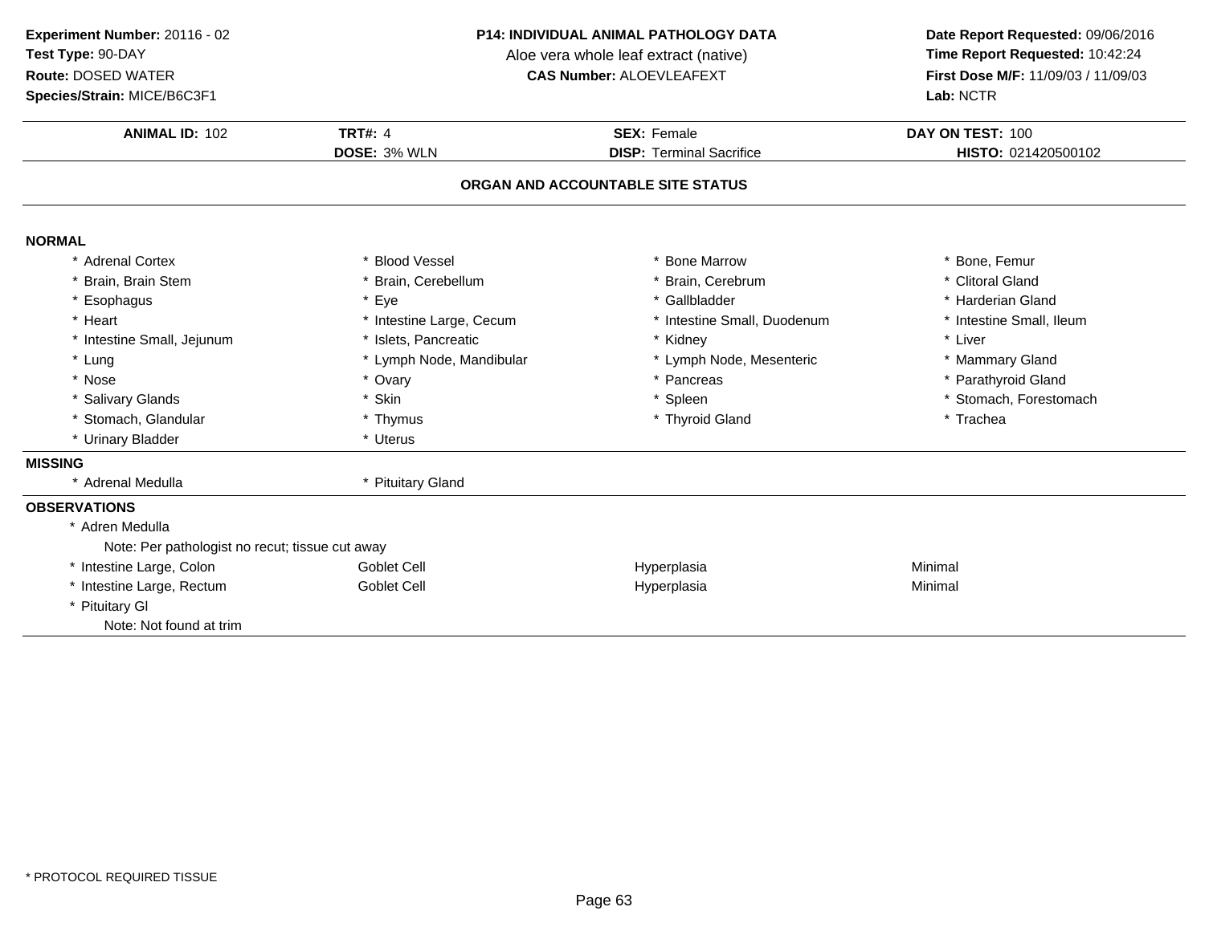**Experiment Number:** 20116 - 02
**Test Type:** 90-DAY
**Route:** DOSED WATER
**Species/Strain:** MICE/B6C3F1

**P14: INDIVIDUAL ANIMAL PATHOLOGY DATA**
Aloe vera whole leaf extract (native)
**CAS Number:** ALOEVLEAFEXT

**Date Report Requested:** 09/06/2016
**Time Report Requested:** 10:42:24
**First Dose M/F:** 11/09/03 / 11/09/03
**Lab:** NCTR

| **ANIMAL ID:** 102 | **TRT#:** 4 | **SEX:** Female | **DAY ON TEST:** 100 |
|---|---|---|---|
| | **DOSE:** 3% WLN | **DISP:** Terminal Sacrifice | **HISTO:** 021420500102 |

## ORGAN AND ACCOUNTABLE SITE STATUS

**NORMAL**

| | | | |
|---|---|---|---|
| * Adrenal Cortex | * Blood Vessel | * Bone Marrow | * Bone, Femur |
| * Brain, Brain Stem | * Brain, Cerebellum | * Brain, Cerebrum | * Clitoral Gland |
| * Esophagus | * Eye | * Gallbladder | * Harderian Gland |
| * Heart | * Intestine Large, Cecum | * Intestine Small, Duodenum | * Intestine Small, Ileum |
| * Intestine Small, Jejunum | * Islets, Pancreatic | * Kidney | * Liver |
| * Lung | * Lymph Node, Mandibular | * Lymph Node, Mesenteric | * Mammary Gland |
| * Nose | * Ovary | * Pancreas | * Parathyroid Gland |
| * Salivary Glands | * Skin | * Spleen | * Stomach, Forestomach |
| * Stomach, Glandular | * Thymus | * Thyroid Gland | * Trachea |
| * Urinary Bladder | * Uterus | | |

**MISSING**

* Adrenal Medulla
* Pituitary Gland

**OBSERVATIONS**

| | | | |
|---|---|---|---|
| * Adren Medulla | | | |
| Note: Per pathologist no recut; tissue cut away | | | |
| * Intestine Large, Colon | Goblet Cell | Hyperplasia | Minimal |
| * Intestine Large, Rectum | Goblet Cell | Hyperplasia | Minimal |
| * Pituitary Gl | | | |
| Note: Not found at trim | | | |

* PROTOCOL REQUIRED TISSUE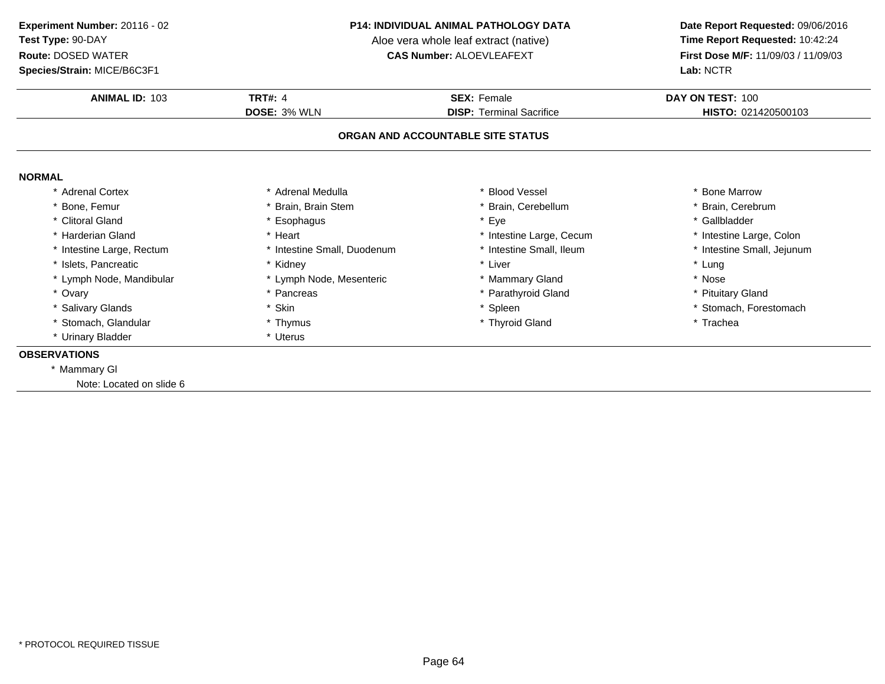**Experiment Number:** 20116 - 02
**Test Type:** 90-DAY
**Route:** DOSED WATER
**Species/Strain:** MICE/B6C3F1

**P14: INDIVIDUAL ANIMAL PATHOLOGY DATA**
Aloe vera whole leaf extract (native)
**CAS Number:** ALOEVLEAFEXT

**Date Report Requested:** 09/06/2016
**Time Report Requested:** 10:42:24
**First Dose M/F:** 11/09/03 / 11/09/03
**Lab:** NCTR

| **ANIMAL ID:** 103 | **TRT#:** 4 | **SEX:** Female | **DAY ON TEST:** 100 |
|---|---|---|---|
| | **DOSE:** 3% WLN | **DISP:** Terminal Sacrifice | **HISTO:** 021420500103 |

## ORGAN AND ACCOUNTABLE SITE STATUS

### NORMAL

| | | | |
|---|---|---|---|
| * Adrenal Cortex | * Adrenal Medulla | * Blood Vessel | * Bone Marrow |
| * Bone, Femur | * Brain, Brain Stem | * Brain, Cerebellum | * Brain, Cerebrum |
| * Clitoral Gland | * Esophagus | * Eye | * Gallbladder |
| * Harderian Gland | * Heart | * Intestine Large, Cecum | * Intestine Large, Colon |
| * Intestine Large, Rectum | * Intestine Small, Duodenum | * Intestine Small, Ileum | * Intestine Small, Jejunum |
| * Islets, Pancreatic | * Kidney | * Liver | * Lung |
| * Lymph Node, Mandibular | * Lymph Node, Mesenteric | * Mammary Gland | * Nose |
| * Ovary | * Pancreas | * Parathyroid Gland | * Pituitary Gland |
| * Salivary Glands | * Skin | * Spleen | * Stomach, Forestomach |
| * Stomach, Glandular | * Thymus | * Thyroid Gland | * Trachea |
| * Urinary Bladder | * Uterus | | |

### OBSERVATIONS

* Mammary Gl
  Note: Located on slide 6

* PROTOCOL REQUIRED TISSUE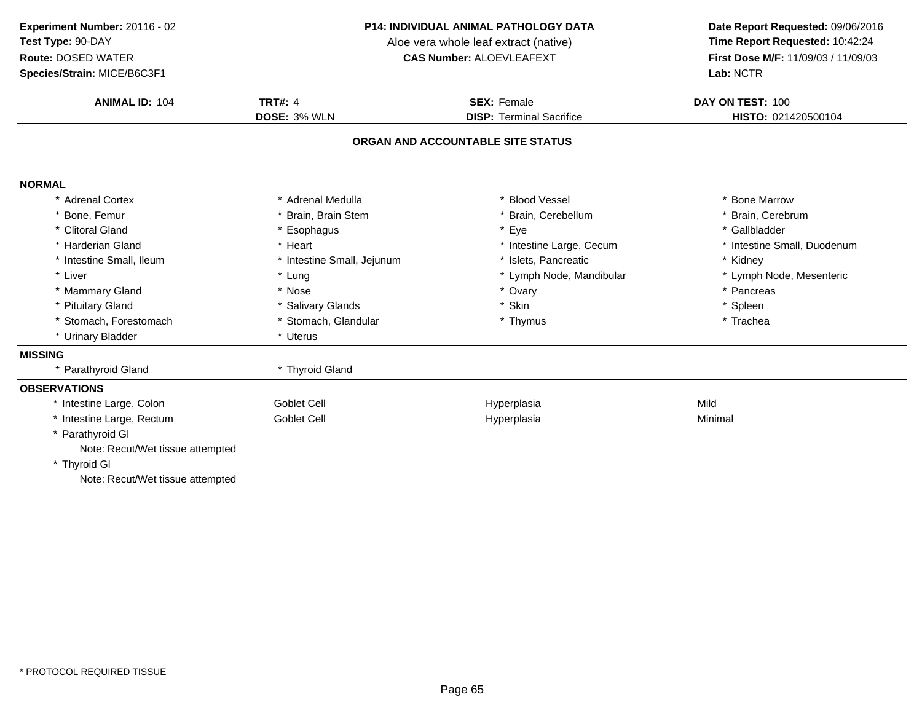**Experiment Number:** 20116 - 02
**Test Type:** 90-DAY
**Route:** DOSED WATER
**Species/Strain:** MICE/B6C3F1

**P14: INDIVIDUAL ANIMAL PATHOLOGY DATA**
Aloe vera whole leaf extract (native)
**CAS Number:** ALOEVLEAFEXT

**Date Report Requested:** 09/06/2016
**Time Report Requested:** 10:42:24
**First Dose M/F:** 11/09/03 / 11/09/03
**Lab:** NCTR

| **ANIMAL ID:** 104 | **TRT#:** 4 | **SEX:** Female | **DAY ON TEST:** 100 |
|---|---|---|---|
| | **DOSE:** 3% WLN | **DISP:** Terminal Sacrifice | **HISTO:** 021420500104 |

## ORGAN AND ACCOUNTABLE SITE STATUS

### NORMAL

| | | | |
|---|---|---|---|
| * Adrenal Cortex | * Adrenal Medulla | * Blood Vessel | * Bone Marrow |
| * Bone, Femur | * Brain, Brain Stem | * Brain, Cerebellum | * Brain, Cerebrum |
| * Clitoral Gland | * Esophagus | * Eye | * Gallbladder |
| * Harderian Gland | * Heart | * Intestine Large, Cecum | * Intestine Small, Duodenum |
| * Intestine Small, Ileum | * Intestine Small, Jejunum | * Islets, Pancreatic | * Kidney |
| * Liver | * Lung | * Lymph Node, Mandibular | * Lymph Node, Mesenteric |
| * Mammary Gland | * Nose | * Ovary | * Pancreas |
| * Pituitary Gland | * Salivary Glands | * Skin | * Spleen |
| * Stomach, Forestomach | * Stomach, Glandular | * Thymus | * Trachea |
| * Urinary Bladder | * Uterus | | |

### MISSING

| | |
|---|---|
| * Parathyroid Gland | * Thyroid Gland |

### OBSERVATIONS

| | | | |
|---|---|---|---|
| * Intestine Large, Colon | Goblet Cell | Hyperplasia | Mild |
| * Intestine Large, Rectum | Goblet Cell | Hyperplasia | Minimal |

* Parathyroid Gl
  Note: Recut/Wet tissue attempted
* Thyroid Gl
  Note: Recut/Wet tissue attempted

* PROTOCOL REQUIRED TISSUE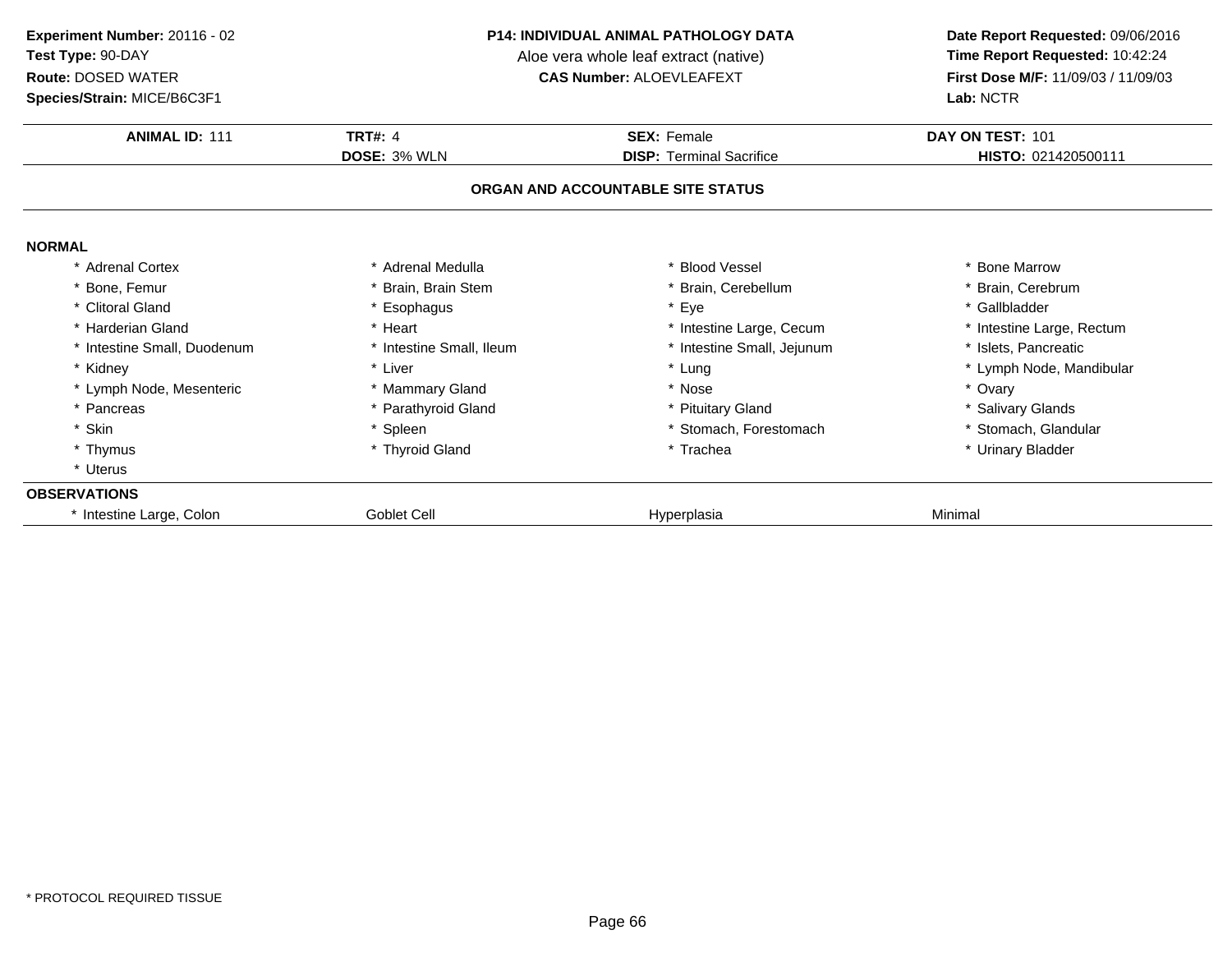**Experiment Number:** 20116 - 02
**Test Type:** 90-DAY
**Route:** DOSED WATER
**Species/Strain:** MICE/B6C3F1

**P14: INDIVIDUAL ANIMAL PATHOLOGY DATA**
Aloe vera whole leaf extract (native)
**CAS Number:** ALOEVLEAFEXT

**Date Report Requested:** 09/06/2016
**Time Report Requested:** 10:42:24
**First Dose M/F:** 11/09/03 / 11/09/03
**Lab:** NCTR

| **ANIMAL ID:** 111 | **TRT#:** 4 | **SEX:** Female | **DAY ON TEST:** 101 |
|---|---|---|---|
| | **DOSE:** 3% WLN | **DISP:** Terminal Sacrifice | **HISTO:** 021420500111 |

**ORGAN AND ACCOUNTABLE SITE STATUS**

**NORMAL**

| | | | |
|---|---|---|---|
| * Adrenal Cortex | * Adrenal Medulla | * Blood Vessel | * Bone Marrow |
| * Bone, Femur | * Brain, Brain Stem | * Brain, Cerebellum | * Brain, Cerebrum |
| * Clitoral Gland | * Esophagus | * Eye | * Gallbladder |
| * Harderian Gland | * Heart | * Intestine Large, Cecum | * Intestine Large, Rectum |
| * Intestine Small, Duodenum | * Intestine Small, Ileum | * Intestine Small, Jejunum | * Islets, Pancreatic |
| * Kidney | * Liver | * Lung | * Lymph Node, Mandibular |
| * Lymph Node, Mesenteric | * Mammary Gland | * Nose | * Ovary |
| * Pancreas | * Parathyroid Gland | * Pituitary Gland | * Salivary Glands |
| * Skin | * Spleen | * Stomach, Forestomach | * Stomach, Glandular |
| * Thymus | * Thyroid Gland | * Trachea | * Urinary Bladder |
| * Uterus | | | |

**OBSERVATIONS**

| | | | |
|---|---|---|---|
| * Intestine Large, Colon | Goblet Cell | Hyperplasia | Minimal |

* PROTOCOL REQUIRED TISSUE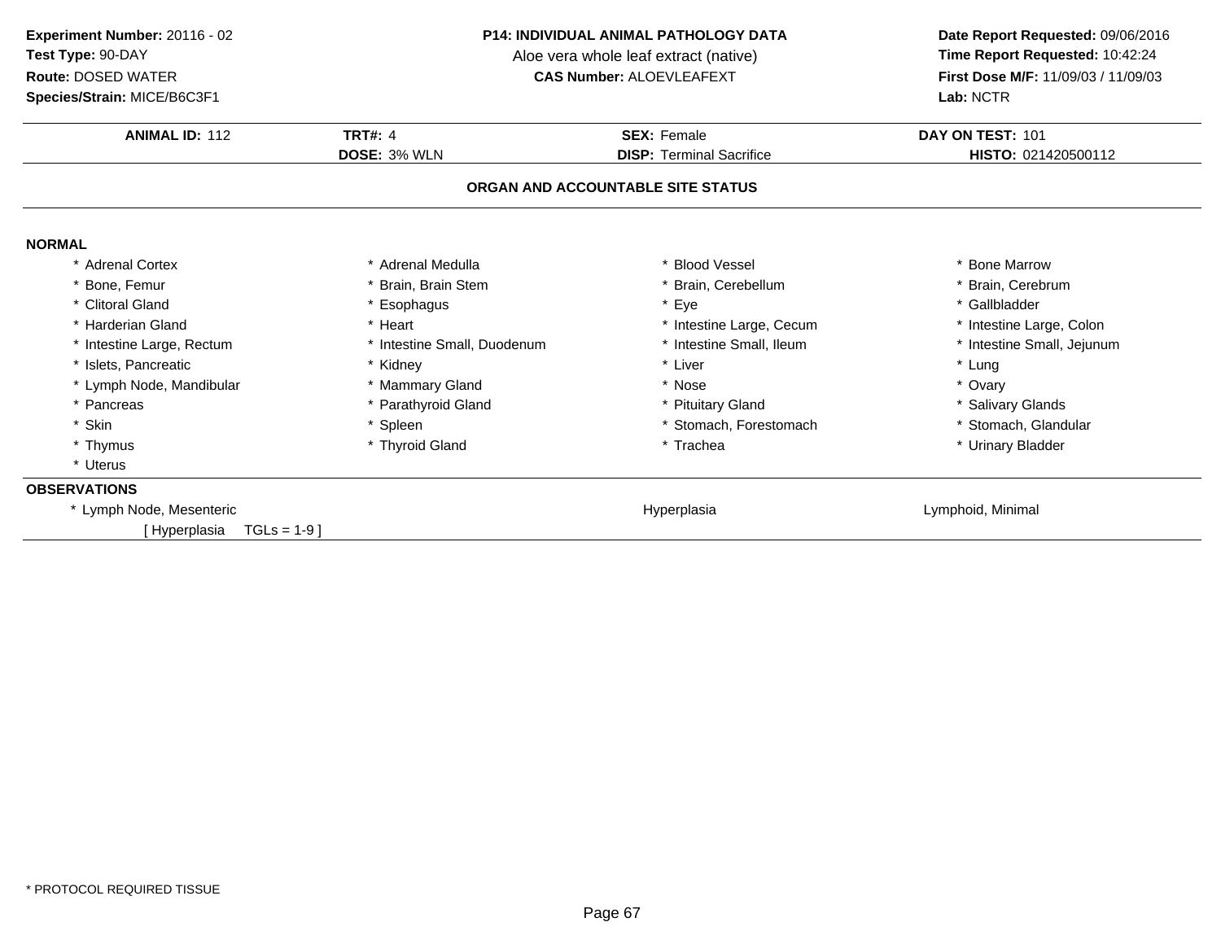**Experiment Number:** 20116 - 02
**Test Type:** 90-DAY
**Route:** DOSED WATER
**Species/Strain:** MICE/B6C3F1

**P14: INDIVIDUAL ANIMAL PATHOLOGY DATA**
Aloe vera whole leaf extract (native)
**CAS Number:** ALOEVLEAFEXT

**Date Report Requested:** 09/06/2016
**Time Report Requested:** 10:42:24
**First Dose M/F:** 11/09/03 / 11/09/03
**Lab:** NCTR

| **ANIMAL ID:** 112 | **TRT#:** 4 | **SEX:** Female | **DAY ON TEST:** 101 |
|---|---|---|---|
| | **DOSE:** 3% WLN | **DISP:** Terminal Sacrifice | **HISTO:** 021420500112 |

## ORGAN AND ACCOUNTABLE SITE STATUS

### NORMAL

| | | | |
|---|---|---|---|
| * Adrenal Cortex | * Adrenal Medulla | * Blood Vessel | * Bone Marrow |
| * Bone, Femur | * Brain, Brain Stem | * Brain, Cerebellum | * Brain, Cerebrum |
| * Clitoral Gland | * Esophagus | * Eye | * Gallbladder |
| * Harderian Gland | * Heart | * Intestine Large, Cecum | * Intestine Large, Colon |
| * Intestine Large, Rectum | * Intestine Small, Duodenum | * Intestine Small, Ileum | * Intestine Small, Jejunum |
| * Islets, Pancreatic | * Kidney | * Liver | * Lung |
| * Lymph Node, Mandibular | * Mammary Gland | * Nose | * Ovary |
| * Pancreas | * Parathyroid Gland | * Pituitary Gland | * Salivary Glands |
| * Skin | * Spleen | * Stomach, Forestomach | * Stomach, Glandular |
| * Thymus | * Thyroid Gland | * Trachea | * Urinary Bladder |
| * Uterus | | | |

### OBSERVATIONS

| | | |
|---|---|---|
| * Lymph Node, Mesenteric | Hyperplasia | Lymphoid, Minimal |
| [ Hyperplasia TGLs = 1-9 ] | | |

* PROTOCOL REQUIRED TISSUE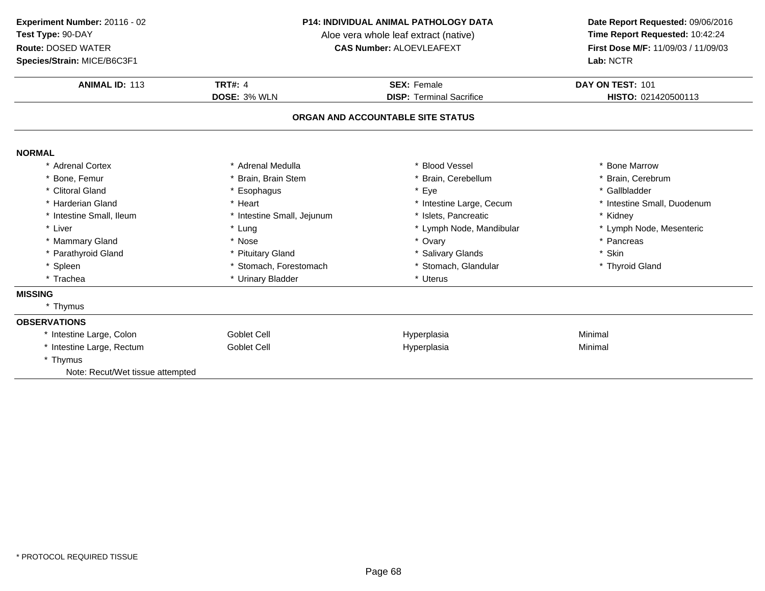**Experiment Number:** 20116 - 02
**Test Type:** 90-DAY
**Route:** DOSED WATER
**Species/Strain:** MICE/B6C3F1

**P14: INDIVIDUAL ANIMAL PATHOLOGY DATA**
Aloe vera whole leaf extract (native)
**CAS Number:** ALOEVLEAFEXT

**Date Report Requested:** 09/06/2016
**Time Report Requested:** 10:42:24
**First Dose M/F:** 11/09/03 / 11/09/03
**Lab:** NCTR

| **ANIMAL ID:** 113 | **TRT#:** 4 | **SEX:** Female | **DAY ON TEST:** 101 |
|---|---|---|---|
| | **DOSE:** 3% WLN | **DISP:** Terminal Sacrifice | **HISTO:** 021420500113 |

## ORGAN AND ACCOUNTABLE SITE STATUS

**NORMAL**

| | | | |
|---|---|---|---|
| * Adrenal Cortex | * Adrenal Medulla | * Blood Vessel | * Bone Marrow |
| * Bone, Femur | * Brain, Brain Stem | * Brain, Cerebellum | * Brain, Cerebrum |
| * Clitoral Gland | * Esophagus | * Eye | * Gallbladder |
| * Harderian Gland | * Heart | * Intestine Large, Cecum | * Intestine Small, Duodenum |
| * Intestine Small, Ileum | * Intestine Small, Jejunum | * Islets, Pancreatic | * Kidney |
| * Liver | * Lung | * Lymph Node, Mandibular | * Lymph Node, Mesenteric |
| * Mammary Gland | * Nose | * Ovary | * Pancreas |
| * Parathyroid Gland | * Pituitary Gland | * Salivary Glands | * Skin |
| * Spleen | * Stomach, Forestomach | * Stomach, Glandular | * Thyroid Gland |
| * Trachea | * Urinary Bladder | * Uterus | |

**MISSING**

* Thymus

**OBSERVATIONS**

| | | | |
|---|---|---|---|
| * Intestine Large, Colon | Goblet Cell | Hyperplasia | Minimal |
| * Intestine Large, Rectum | Goblet Cell | Hyperplasia | Minimal |
| * Thymus | | | |

Note: Recut/Wet tissue attempted

* PROTOCOL REQUIRED TISSUE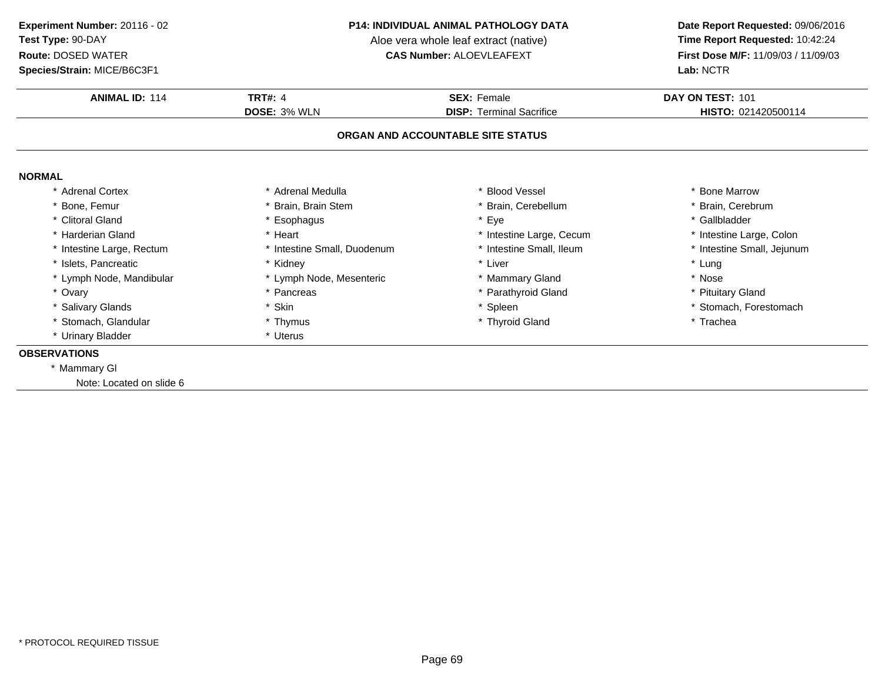**Experiment Number:** 20116 - 02
**Test Type:** 90-DAY
**Route:** DOSED WATER
**Species/Strain:** MICE/B6C3F1

**P14: INDIVIDUAL ANIMAL PATHOLOGY DATA**
Aloe vera whole leaf extract (native)
**CAS Number:** ALOEVLEAFEXT

**Date Report Requested:** 09/06/2016
**Time Report Requested:** 10:42:24
**First Dose M/F:** 11/09/03 / 11/09/03
**Lab:** NCTR

| **ANIMAL ID:** 114 | **TRT#:** 4 | **SEX:** Female | **DAY ON TEST:** 101 |
|---|---|---|---|
| | **DOSE:** 3% WLN | **DISP:** Terminal Sacrifice | **HISTO:** 021420500114 |

## ORGAN AND ACCOUNTABLE SITE STATUS

**NORMAL**

| | | | |
|---|---|---|---|
| * Adrenal Cortex | * Adrenal Medulla | * Blood Vessel | * Bone Marrow |
| * Bone, Femur | * Brain, Brain Stem | * Brain, Cerebellum | * Brain, Cerebrum |
| * Clitoral Gland | * Esophagus | * Eye | * Gallbladder |
| * Harderian Gland | * Heart | * Intestine Large, Cecum | * Intestine Large, Colon |
| * Intestine Large, Rectum | * Intestine Small, Duodenum | * Intestine Small, Ileum | * Intestine Small, Jejunum |
| * Islets, Pancreatic | * Kidney | * Liver | * Lung |
| * Lymph Node, Mandibular | * Lymph Node, Mesenteric | * Mammary Gland | * Nose |
| * Ovary | * Pancreas | * Parathyroid Gland | * Pituitary Gland |
| * Salivary Glands | * Skin | * Spleen | * Stomach, Forestomach |
| * Stomach, Glandular | * Thymus | * Thyroid Gland | * Trachea |
| * Urinary Bladder | * Uterus | | |

**OBSERVATIONS**

* Mammary Gl
  Note: Located on slide 6

* PROTOCOL REQUIRED TISSUE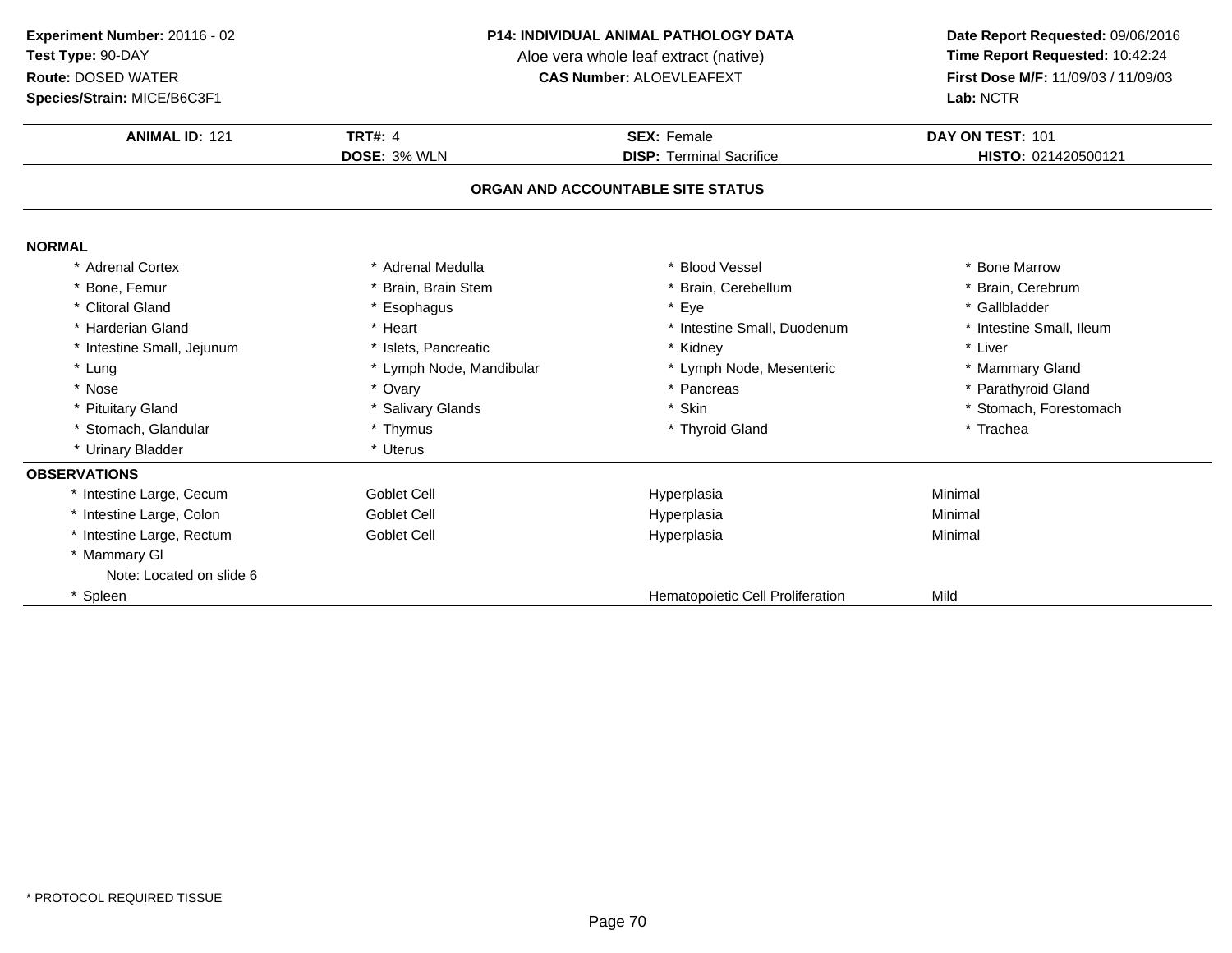**Experiment Number:** 20116 - 02
**Test Type:** 90-DAY
**Route:** DOSED WATER
**Species/Strain:** MICE/B6C3F1

**P14: INDIVIDUAL ANIMAL PATHOLOGY DATA**
Aloe vera whole leaf extract (native)
**CAS Number:** ALOEVLEAFEXT

**Date Report Requested:** 09/06/2016
**Time Report Requested:** 10:42:24
**First Dose M/F:** 11/09/03 / 11/09/03
**Lab:** NCTR

| **ANIMAL ID:** 121 | **TRT#:** 4 | **SEX:** Female | **DAY ON TEST:** 101 |
|---|---|---|---|
| | **DOSE:** 3% WLN | **DISP:** Terminal Sacrifice | **HISTO:** 021420500121 |

## ORGAN AND ACCOUNTABLE SITE STATUS

**NORMAL**

| | | | |
|---|---|---|---|
| * Adrenal Cortex | * Adrenal Medulla | * Blood Vessel | * Bone Marrow |
| * Bone, Femur | * Brain, Brain Stem | * Brain, Cerebellum | * Brain, Cerebrum |
| * Clitoral Gland | * Esophagus | * Eye | * Gallbladder |
| * Harderian Gland | * Heart | * Intestine Small, Duodenum | * Intestine Small, Ileum |
| * Intestine Small, Jejunum | * Islets, Pancreatic | * Kidney | * Liver |
| * Lung | * Lymph Node, Mandibular | * Lymph Node, Mesenteric | * Mammary Gland |
| * Nose | * Ovary | * Pancreas | * Parathyroid Gland |
| * Pituitary Gland | * Salivary Glands | * Skin | * Stomach, Forestomach |
| * Stomach, Glandular | * Thymus | * Thyroid Gland | * Trachea |
| * Urinary Bladder | * Uterus | | |

**OBSERVATIONS**

| | | | |
|---|---|---|---|
| * Intestine Large, Cecum | Goblet Cell | Hyperplasia | Minimal |
| * Intestine Large, Colon | Goblet Cell | Hyperplasia | Minimal |
| * Intestine Large, Rectum | Goblet Cell | Hyperplasia | Minimal |
| * Mammary Gl | | | |
| Note: Located on slide 6 | | | |
| * Spleen | | Hematopoietic Cell Proliferation | Mild |

* PROTOCOL REQUIRED TISSUE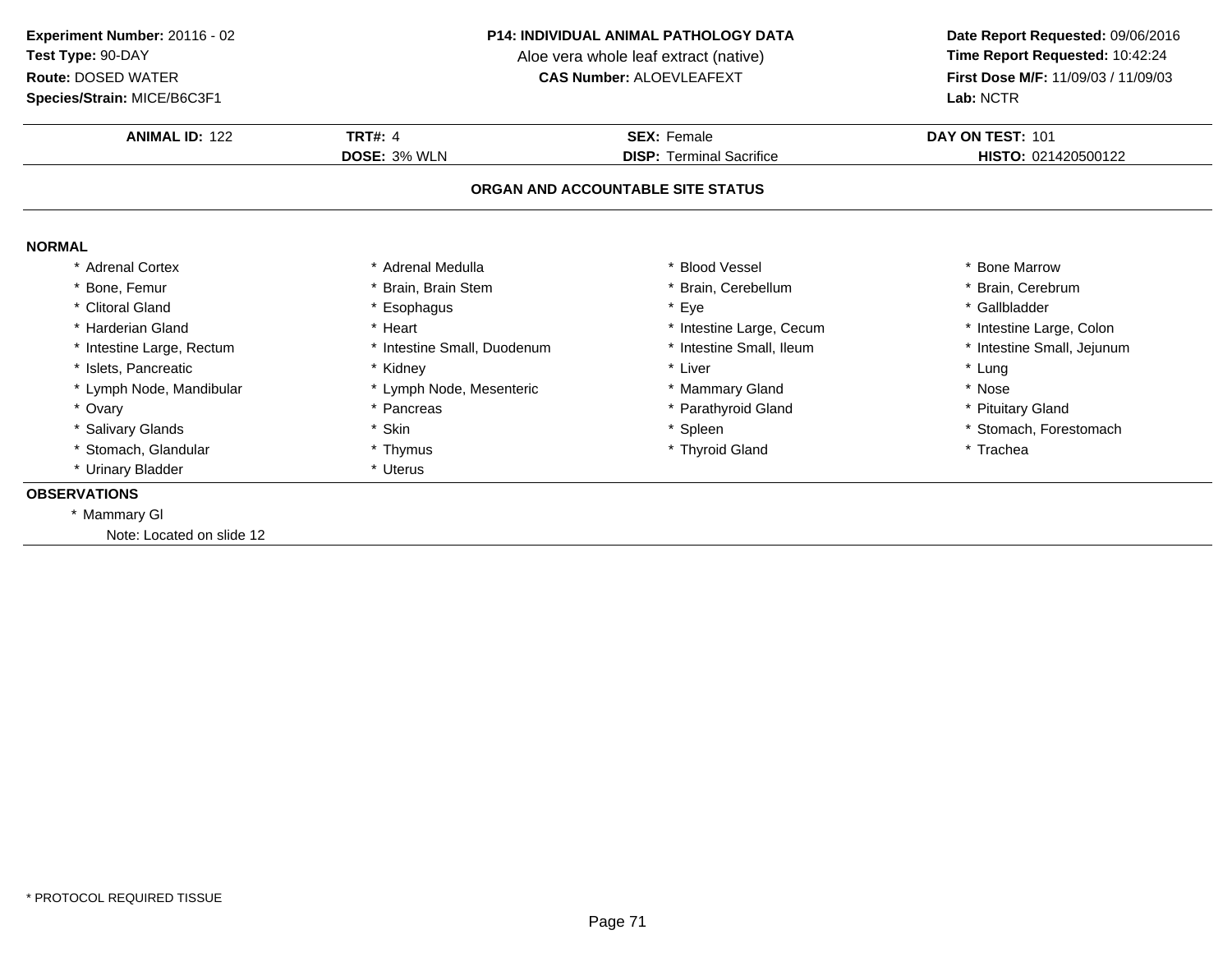**Experiment Number:** 20116 - 02
**Test Type:** 90-DAY
**Route:** DOSED WATER
**Species/Strain:** MICE/B6C3F1

**P14: INDIVIDUAL ANIMAL PATHOLOGY DATA**
Aloe vera whole leaf extract (native)
**CAS Number:** ALOEVLEAFEXT

**Date Report Requested:** 09/06/2016
**Time Report Requested:** 10:42:24
**First Dose M/F:** 11/09/03 / 11/09/03
**Lab:** NCTR

| **ANIMAL ID:** 122 | **TRT#:** 4 | **SEX:** Female | **DAY ON TEST:** 101 |
|---|---|---|---|
| | **DOSE:** 3% WLN | **DISP:** Terminal Sacrifice | **HISTO:** 021420500122 |

## ORGAN AND ACCOUNTABLE SITE STATUS

**NORMAL**

| | | | |
|---|---|---|---|
| * Adrenal Cortex | * Adrenal Medulla | * Blood Vessel | * Bone Marrow |
| * Bone, Femur | * Brain, Brain Stem | * Brain, Cerebellum | * Brain, Cerebrum |
| * Clitoral Gland | * Esophagus | * Eye | * Gallbladder |
| * Harderian Gland | * Heart | * Intestine Large, Cecum | * Intestine Large, Colon |
| * Intestine Large, Rectum | * Intestine Small, Duodenum | * Intestine Small, Ileum | * Intestine Small, Jejunum |
| * Islets, Pancreatic | * Kidney | * Liver | * Lung |
| * Lymph Node, Mandibular | * Lymph Node, Mesenteric | * Mammary Gland | * Nose |
| * Ovary | * Pancreas | * Parathyroid Gland | * Pituitary Gland |
| * Salivary Glands | * Skin | * Spleen | * Stomach, Forestomach |
| * Stomach, Glandular | * Thymus | * Thyroid Gland | * Trachea |
| * Urinary Bladder | * Uterus | | |

**OBSERVATIONS**

* Mammary Gl
  Note: Located on slide 12

\* PROTOCOL REQUIRED TISSUE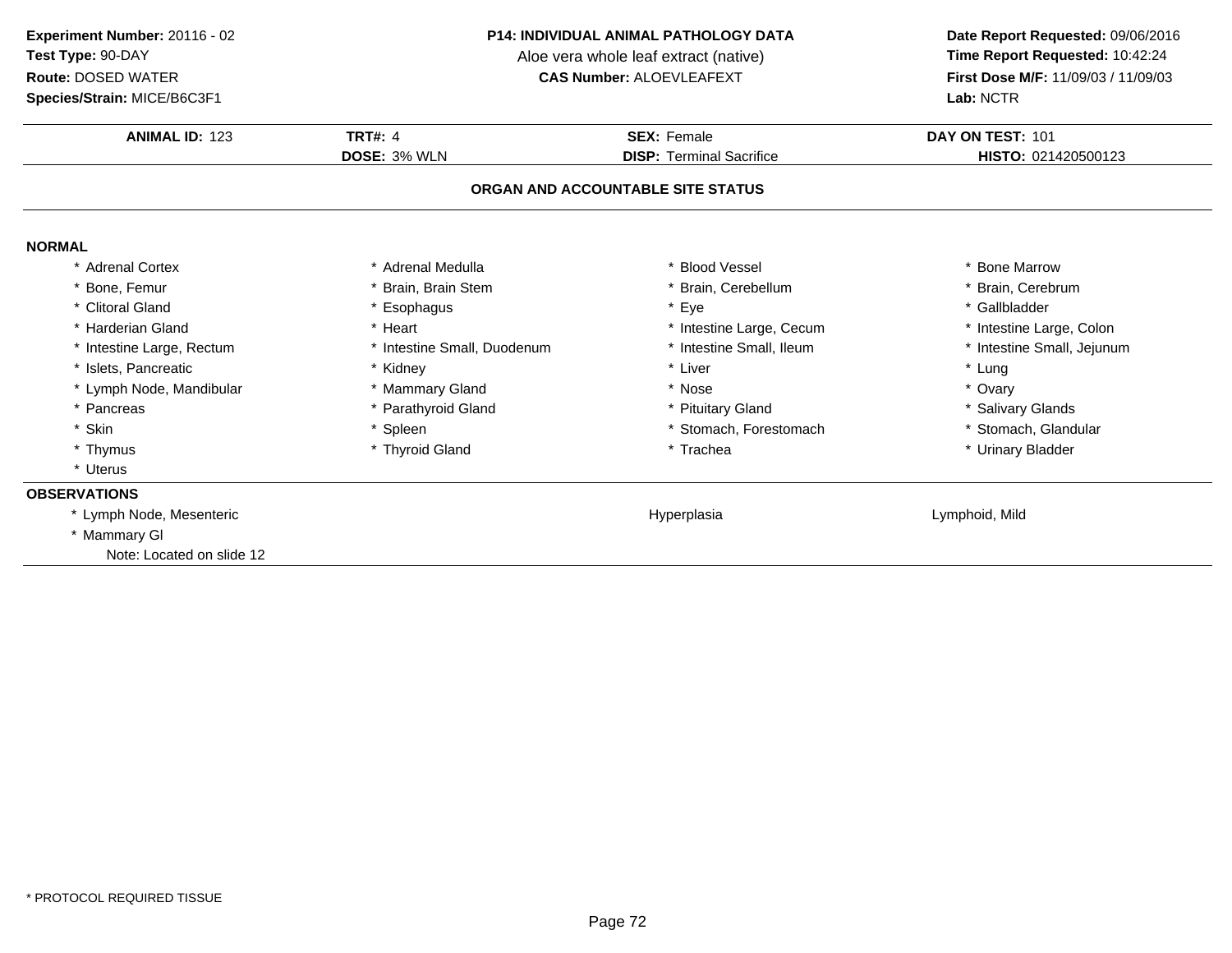**Experiment Number:** 20116 - 02
**Test Type:** 90-DAY
**Route:** DOSED WATER
**Species/Strain:** MICE/B6C3F1

**P14: INDIVIDUAL ANIMAL PATHOLOGY DATA**
Aloe vera whole leaf extract (native)
**CAS Number:** ALOEVLEAFEXT

**Date Report Requested:** 09/06/2016
**Time Report Requested:** 10:42:24
**First Dose M/F:** 11/09/03 / 11/09/03
**Lab:** NCTR

| **ANIMAL ID:** 123 | **TRT#:** 4 | **SEX:** Female | **DAY ON TEST:** 101 |
|---|---|---|---|
| | **DOSE:** 3% WLN | **DISP:** Terminal Sacrifice | **HISTO:** 021420500123 |

## ORGAN AND ACCOUNTABLE SITE STATUS

### NORMAL

| | | | |
|---|---|---|---|
| * Adrenal Cortex | * Adrenal Medulla | * Blood Vessel | * Bone Marrow |
| * Bone, Femur | * Brain, Brain Stem | * Brain, Cerebellum | * Brain, Cerebrum |
| * Clitoral Gland | * Esophagus | * Eye | * Gallbladder |
| * Harderian Gland | * Heart | * Intestine Large, Cecum | * Intestine Large, Colon |
| * Intestine Large, Rectum | * Intestine Small, Duodenum | * Intestine Small, Ileum | * Intestine Small, Jejunum |
| * Islets, Pancreatic | * Kidney | * Liver | * Lung |
| * Lymph Node, Mandibular | * Mammary Gland | * Nose | * Ovary |
| * Pancreas | * Parathyroid Gland | * Pituitary Gland | * Salivary Glands |
| * Skin | * Spleen | * Stomach, Forestomach | * Stomach, Glandular |
| * Thymus | * Thyroid Gland | * Trachea | * Urinary Bladder |
| * Uterus | | | |

### OBSERVATIONS

| | | |
|---|---|---|
| * Lymph Node, Mesenteric | Hyperplasia | Lymphoid, Mild |
| * Mammary Gl | | |
| Note: Located on slide 12 | | |

* PROTOCOL REQUIRED TISSUE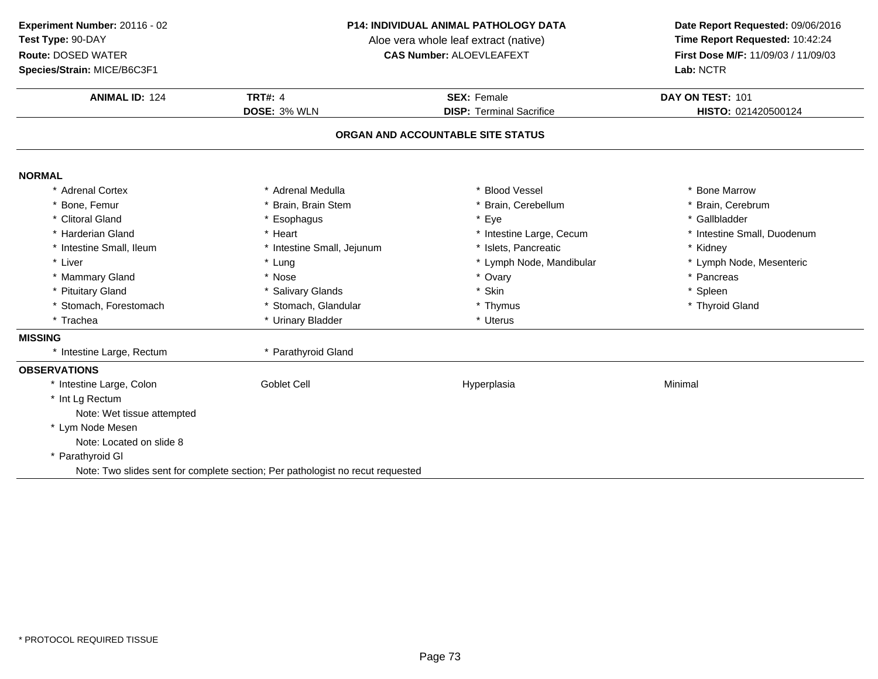**Experiment Number:** 20116 - 02
**Test Type:** 90-DAY
**Route:** DOSED WATER
**Species/Strain:** MICE/B6C3F1

**P14: INDIVIDUAL ANIMAL PATHOLOGY DATA**
Aloe vera whole leaf extract (native)
**CAS Number:** ALOEVLEAFEXT

**Date Report Requested:** 09/06/2016
**Time Report Requested:** 10:42:24
**First Dose M/F:** 11/09/03 / 11/09/03
**Lab:** NCTR

| **ANIMAL ID:** 124 | **TRT#:** 4 | **SEX:** Female | **DAY ON TEST:** 101 |
|---|---|---|---|
| | **DOSE:** 3% WLN | **DISP:** Terminal Sacrifice | **HISTO:** 021420500124 |

## ORGAN AND ACCOUNTABLE SITE STATUS

**NORMAL**

| | | | |
|---|---|---|---|
| * Adrenal Cortex | * Adrenal Medulla | * Blood Vessel | * Bone Marrow |
| * Bone, Femur | * Brain, Brain Stem | * Brain, Cerebellum | * Brain, Cerebrum |
| * Clitoral Gland | * Esophagus | * Eye | * Gallbladder |
| * Harderian Gland | * Heart | * Intestine Large, Cecum | * Intestine Small, Duodenum |
| * Intestine Small, Ileum | * Intestine Small, Jejunum | * Islets, Pancreatic | * Kidney |
| * Liver | * Lung | * Lymph Node, Mandibular | * Lymph Node, Mesenteric |
| * Mammary Gland | * Nose | * Ovary | * Pancreas |
| * Pituitary Gland | * Salivary Glands | * Skin | * Spleen |
| * Stomach, Forestomach | * Stomach, Glandular | * Thymus | * Thyroid Gland |
| * Trachea | * Urinary Bladder | * Uterus | |

**MISSING**

| | |
|---|---|
| * Intestine Large, Rectum | * Parathyroid Gland |

**OBSERVATIONS**

| | | | |
|---|---|---|---|
| * Intestine Large, Colon | Goblet Cell | Hyperplasia | Minimal |

* Int Lg Rectum
  Note: Wet tissue attempted
* Lym Node Mesen
  Note: Located on slide 8
* Parathyroid Gl
  Note: Two slides sent for complete section; Per pathologist no recut requested

\* PROTOCOL REQUIRED TISSUE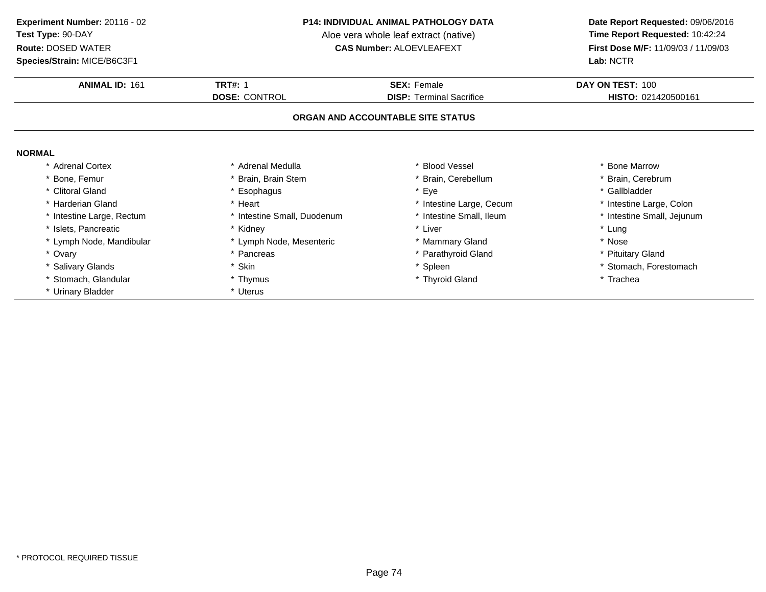**Experiment Number:** 20116 - 02
**Test Type:** 90-DAY
**Route:** DOSED WATER
**Species/Strain:** MICE/B6C3F1

**P14: INDIVIDUAL ANIMAL PATHOLOGY DATA**
Aloe vera whole leaf extract (native)
**CAS Number:** ALOEVLEAFEXT

**Date Report Requested:** 09/06/2016
**Time Report Requested:** 10:42:24
**First Dose M/F:** 11/09/03 / 11/09/03
**Lab:** NCTR

| **ANIMAL ID:** 161 | **TRT#:** 1 | **SEX:** Female | **DAY ON TEST:** 100 |
|---|---|---|---|
| | **DOSE:** CONTROL | **DISP:** Terminal Sacrifice | **HISTO:** 021420500161 |

## ORGAN AND ACCOUNTABLE SITE STATUS

**NORMAL**

| | | | |
|---|---|---|---|
| * Adrenal Cortex | * Adrenal Medulla | * Blood Vessel | * Bone Marrow |
| * Bone, Femur | * Brain, Brain Stem | * Brain, Cerebellum | * Brain, Cerebrum |
| * Clitoral Gland | * Esophagus | * Eye | * Gallbladder |
| * Harderian Gland | * Heart | * Intestine Large, Cecum | * Intestine Large, Colon |
| * Intestine Large, Rectum | * Intestine Small, Duodenum | * Intestine Small, Ileum | * Intestine Small, Jejunum |
| * Islets, Pancreatic | * Kidney | * Liver | * Lung |
| * Lymph Node, Mandibular | * Lymph Node, Mesenteric | * Mammary Gland | * Nose |
| * Ovary | * Pancreas | * Parathyroid Gland | * Pituitary Gland |
| * Salivary Glands | * Skin | * Spleen | * Stomach, Forestomach |
| * Stomach, Glandular | * Thymus | * Thyroid Gland | * Trachea |
| * Urinary Bladder | * Uterus | | |

* PROTOCOL REQUIRED TISSUE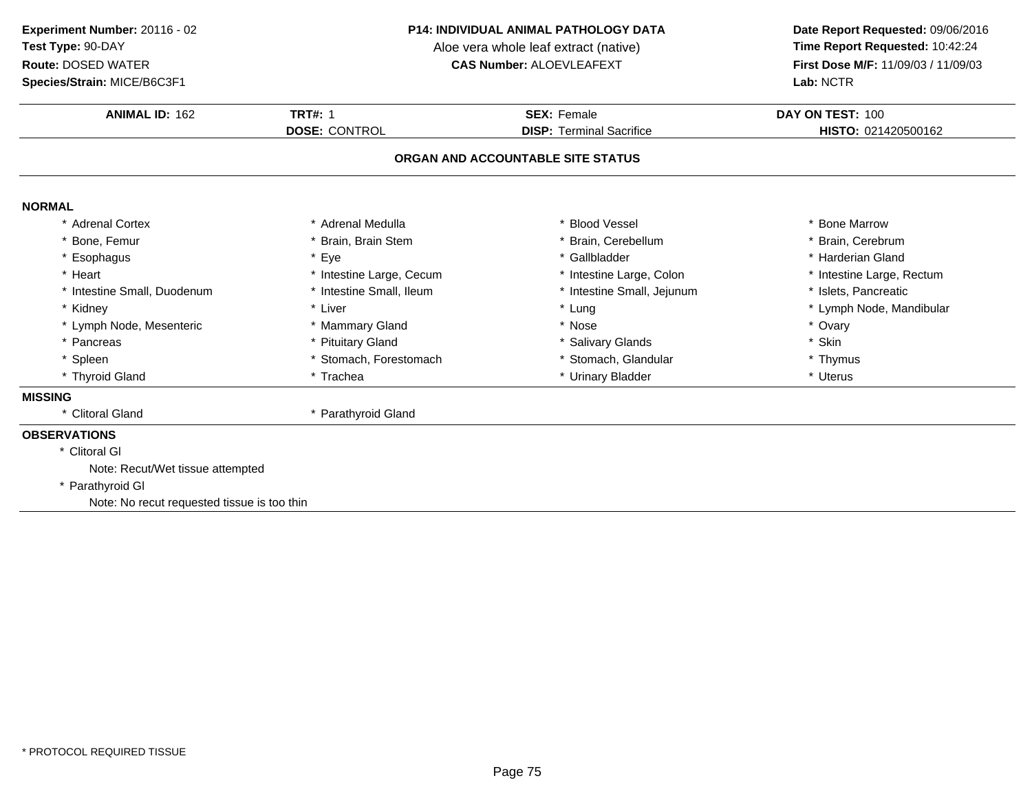**Experiment Number:** 20116 - 02
**Test Type:** 90-DAY
**Route:** DOSED WATER
**Species/Strain:** MICE/B6C3F1

**P14: INDIVIDUAL ANIMAL PATHOLOGY DATA**
Aloe vera whole leaf extract (native)
**CAS Number:** ALOEVLEAFEXT

**Date Report Requested:** 09/06/2016
**Time Report Requested:** 10:42:24
**First Dose M/F:** 11/09/03 / 11/09/03
**Lab:** NCTR

| **ANIMAL ID:** 162 | **TRT#:** 1 | **SEX:** Female | **DAY ON TEST:** 100 |
|---|---|---|---|
| | **DOSE:** CONTROL | **DISP:** Terminal Sacrifice | **HISTO:** 021420500162 |

## ORGAN AND ACCOUNTABLE SITE STATUS

**NORMAL**

| | | | |
|---|---|---|---|
| * Adrenal Cortex | * Adrenal Medulla | * Blood Vessel | * Bone Marrow |
| * Bone, Femur | * Brain, Brain Stem | * Brain, Cerebellum | * Brain, Cerebrum |
| * Esophagus | * Eye | * Gallbladder | * Harderian Gland |
| * Heart | * Intestine Large, Cecum | * Intestine Large, Colon | * Intestine Large, Rectum |
| * Intestine Small, Duodenum | * Intestine Small, Ileum | * Intestine Small, Jejunum | * Islets, Pancreatic |
| * Kidney | * Liver | * Lung | * Lymph Node, Mandibular |
| * Lymph Node, Mesenteric | * Mammary Gland | * Nose | * Ovary |
| * Pancreas | * Pituitary Gland | * Salivary Glands | * Skin |
| * Spleen | * Stomach, Forestomach | * Stomach, Glandular | * Thymus |
| * Thyroid Gland | * Trachea | * Urinary Bladder | * Uterus |

**MISSING**

* Clitoral Gland
* Parathyroid Gland

**OBSERVATIONS**

* Clitoral Gl
  Note: Recut/Wet tissue attempted
* Parathyroid Gl
  Note: No recut requested tissue is too thin

* PROTOCOL REQUIRED TISSUE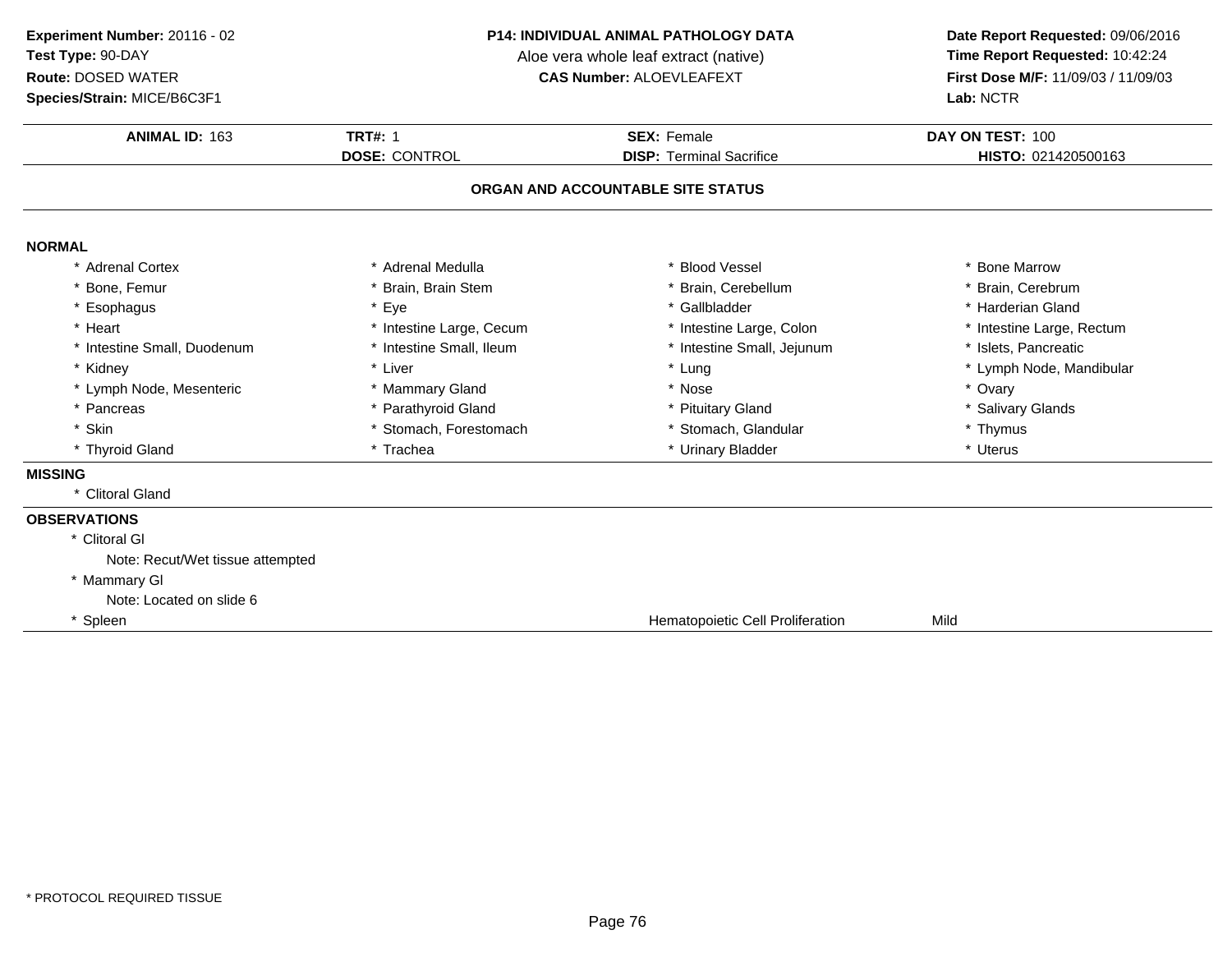**Experiment Number:** 20116 - 02
**Test Type:** 90-DAY
**Route:** DOSED WATER
**Species/Strain:** MICE/B6C3F1

**P14: INDIVIDUAL ANIMAL PATHOLOGY DATA**
Aloe vera whole leaf extract (native)
**CAS Number:** ALOEVLEAFEXT

**Date Report Requested:** 09/06/2016
**Time Report Requested:** 10:42:24
**First Dose M/F:** 11/09/03 / 11/09/03
**Lab:** NCTR

| **ANIMAL ID:** 163 | **TRT#:** 1 | **SEX:** Female | **DAY ON TEST:** 100 |
|---|---|---|---|
| | **DOSE:** CONTROL | **DISP:** Terminal Sacrifice | **HISTO:** 021420500163 |

## ORGAN AND ACCOUNTABLE SITE STATUS

**NORMAL**

| | | | |
|---|---|---|---|
| * Adrenal Cortex | * Adrenal Medulla | * Blood Vessel | * Bone Marrow |
| * Bone, Femur | * Brain, Brain Stem | * Brain, Cerebellum | * Brain, Cerebrum |
| * Esophagus | * Eye | * Gallbladder | * Harderian Gland |
| * Heart | * Intestine Large, Cecum | * Intestine Large, Colon | * Intestine Large, Rectum |
| * Intestine Small, Duodenum | * Intestine Small, Ileum | * Intestine Small, Jejunum | * Islets, Pancreatic |
| * Kidney | * Liver | * Lung | * Lymph Node, Mandibular |
| * Lymph Node, Mesenteric | * Mammary Gland | * Nose | * Ovary |
| * Pancreas | * Parathyroid Gland | * Pituitary Gland | * Salivary Glands |
| * Skin | * Stomach, Forestomach | * Stomach, Glandular | * Thymus |
| * Thyroid Gland | * Trachea | * Urinary Bladder | * Uterus |

**MISSING**

* Clitoral Gland

**OBSERVATIONS**

* Clitoral Gl
  Note: Recut/Wet tissue attempted
* Mammary Gl
  Note: Located on slide 6
* Spleen — Hematopoietic Cell Proliferation — Mild

* PROTOCOL REQUIRED TISSUE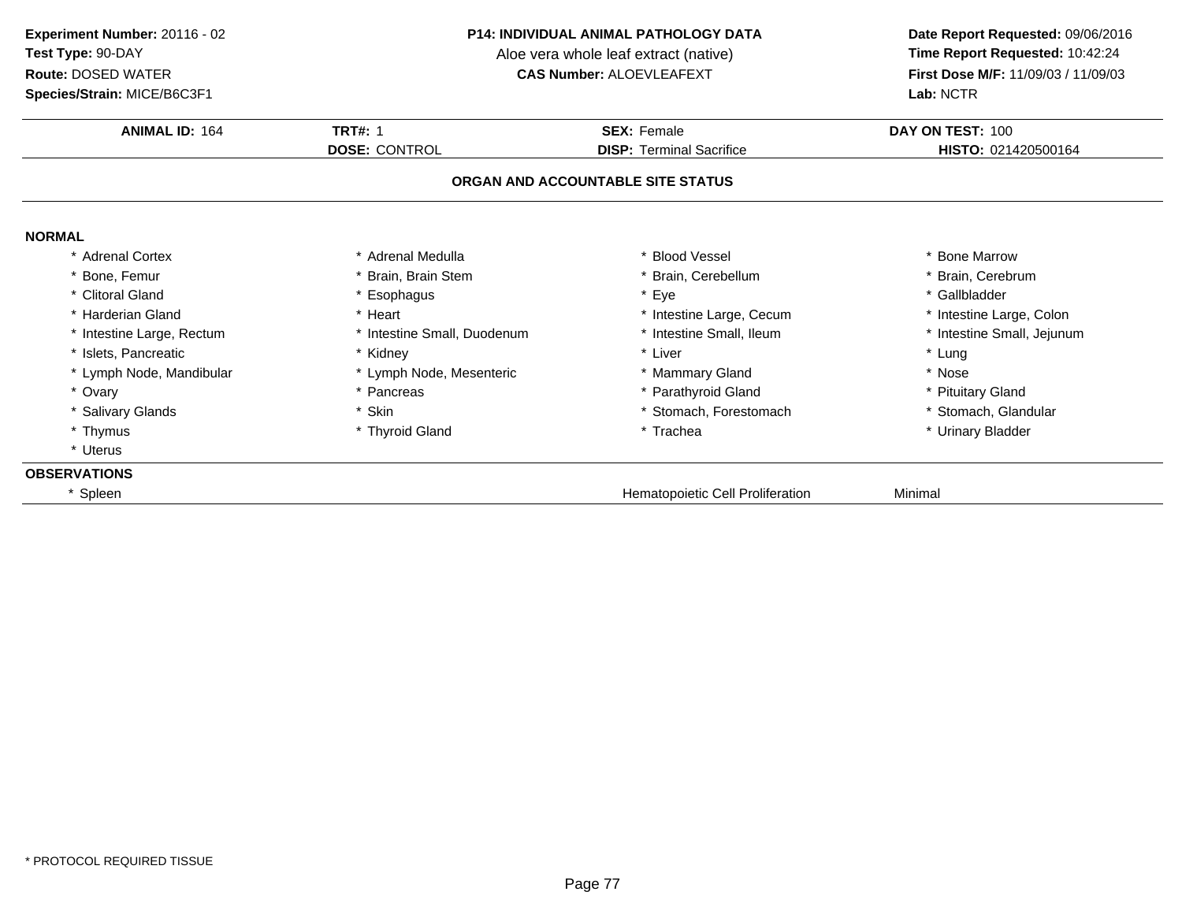**Experiment Number:** 20116 - 02
**Test Type:** 90-DAY
**Route:** DOSED WATER
**Species/Strain:** MICE/B6C3F1

**P14: INDIVIDUAL ANIMAL PATHOLOGY DATA**
Aloe vera whole leaf extract (native)
**CAS Number:** ALOEVLEAFEXT

**Date Report Requested:** 09/06/2016
**Time Report Requested:** 10:42:24
**First Dose M/F:** 11/09/03 / 11/09/03
**Lab:** NCTR

| **ANIMAL ID:** 164 | **TRT#:** 1 | **SEX:** Female | **DAY ON TEST:** 100 |
|---|---|---|---|
| | **DOSE:** CONTROL | **DISP:** Terminal Sacrifice | **HISTO:** 021420500164 |

## ORGAN AND ACCOUNTABLE SITE STATUS

**NORMAL**

| | | | |
|---|---|---|---|
| * Adrenal Cortex | * Adrenal Medulla | * Blood Vessel | * Bone Marrow |
| * Bone, Femur | * Brain, Brain Stem | * Brain, Cerebellum | * Brain, Cerebrum |
| * Clitoral Gland | * Esophagus | * Eye | * Gallbladder |
| * Harderian Gland | * Heart | * Intestine Large, Cecum | * Intestine Large, Colon |
| * Intestine Large, Rectum | * Intestine Small, Duodenum | * Intestine Small, Ileum | * Intestine Small, Jejunum |
| * Islets, Pancreatic | * Kidney | * Liver | * Lung |
| * Lymph Node, Mandibular | * Lymph Node, Mesenteric | * Mammary Gland | * Nose |
| * Ovary | * Pancreas | * Parathyroid Gland | * Pituitary Gland |
| * Salivary Glands | * Skin | * Stomach, Forestomach | * Stomach, Glandular |
| * Thymus | * Thyroid Gland | * Trachea | * Urinary Bladder |
| * Uterus | | | |

**OBSERVATIONS**

| | | |
|---|---|---|
| * Spleen | Hematopoietic Cell Proliferation | Minimal |

* PROTOCOL REQUIRED TISSUE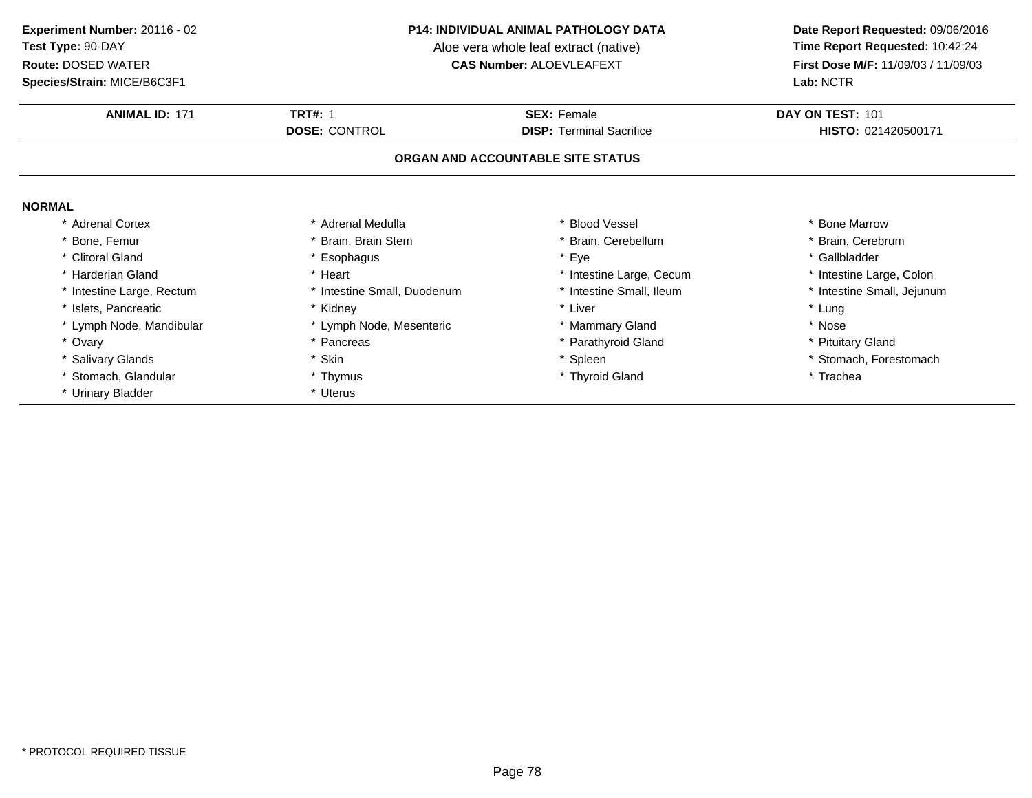**Experiment Number:** 20116 - 02
**Test Type:** 90-DAY
**Route:** DOSED WATER
**Species/Strain:** MICE/B6C3F1

**P14: INDIVIDUAL ANIMAL PATHOLOGY DATA**
Aloe vera whole leaf extract (native)
**CAS Number:** ALOEVLEAFEXT

**Date Report Requested:** 09/06/2016
**Time Report Requested:** 10:42:24
**First Dose M/F:** 11/09/03 / 11/09/03
**Lab:** NCTR

| **ANIMAL ID:** 171 | **TRT#:** 1 | **SEX:** Female | **DAY ON TEST:** 101 |
|---|---|---|---|
| | **DOSE:** CONTROL | **DISP:** Terminal Sacrifice | **HISTO:** 021420500171 |

## ORGAN AND ACCOUNTABLE SITE STATUS

**NORMAL**

| | | | |
|---|---|---|---|
| * Adrenal Cortex | * Adrenal Medulla | * Blood Vessel | * Bone Marrow |
| * Bone, Femur | * Brain, Brain Stem | * Brain, Cerebellum | * Brain, Cerebrum |
| * Clitoral Gland | * Esophagus | * Eye | * Gallbladder |
| * Harderian Gland | * Heart | * Intestine Large, Cecum | * Intestine Large, Colon |
| * Intestine Large, Rectum | * Intestine Small, Duodenum | * Intestine Small, Ileum | * Intestine Small, Jejunum |
| * Islets, Pancreatic | * Kidney | * Liver | * Lung |
| * Lymph Node, Mandibular | * Lymph Node, Mesenteric | * Mammary Gland | * Nose |
| * Ovary | * Pancreas | * Parathyroid Gland | * Pituitary Gland |
| * Salivary Glands | * Skin | * Spleen | * Stomach, Forestomach |
| * Stomach, Glandular | * Thymus | * Thyroid Gland | * Trachea |
| * Urinary Bladder | * Uterus | | |

* PROTOCOL REQUIRED TISSUE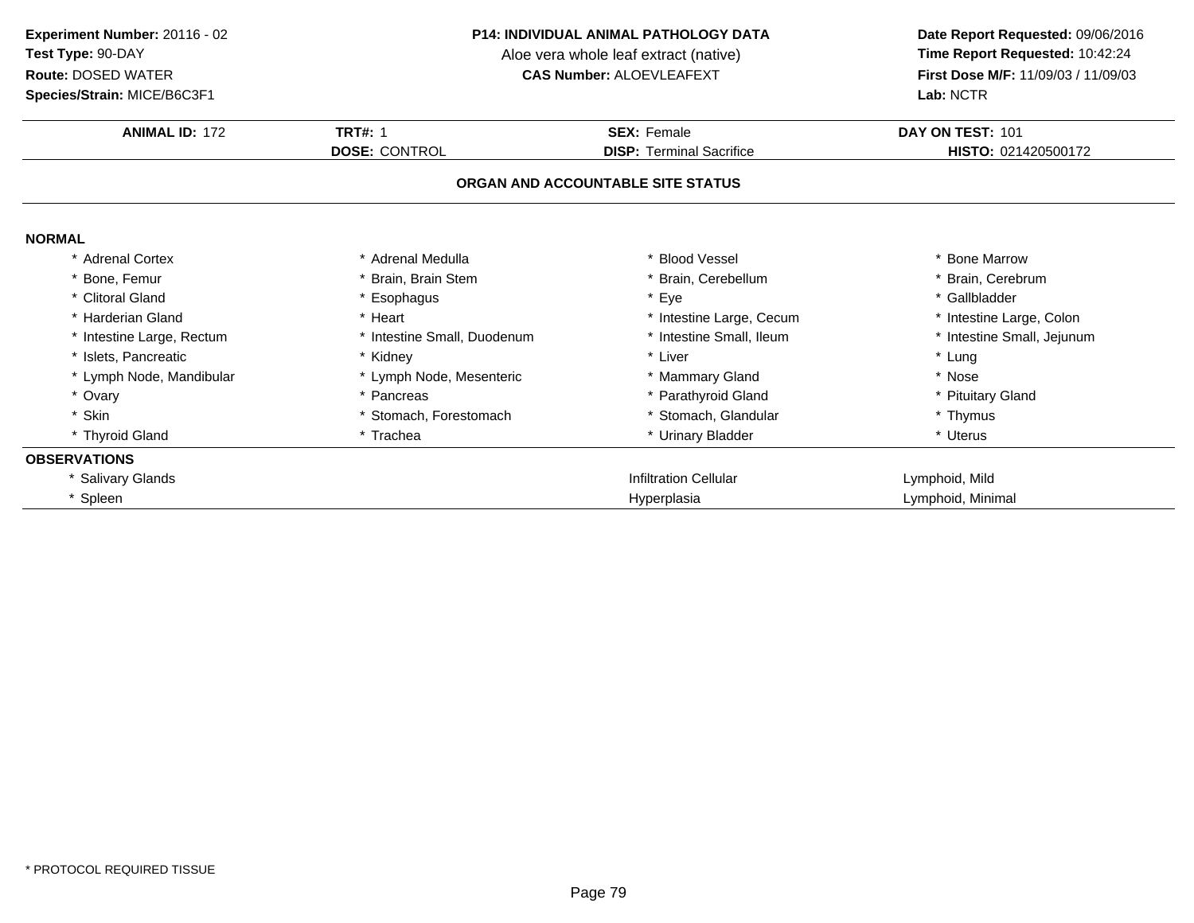**Experiment Number:** 20116 - 02
**Test Type:** 90-DAY
**Route:** DOSED WATER
**Species/Strain:** MICE/B6C3F1

**P14: INDIVIDUAL ANIMAL PATHOLOGY DATA**
Aloe vera whole leaf extract (native)
**CAS Number:** ALOEVLEAFEXT

**Date Report Requested:** 09/06/2016
**Time Report Requested:** 10:42:24
**First Dose M/F:** 11/09/03 / 11/09/03
**Lab:** NCTR

| **ANIMAL ID:** 172 | **TRT#:** 1 | **SEX:** Female | **DAY ON TEST:** 101 |
|---|---|---|---|
| | **DOSE:** CONTROL | **DISP:** Terminal Sacrifice | **HISTO:** 021420500172 |

## ORGAN AND ACCOUNTABLE SITE STATUS

### NORMAL

| | | | |
|---|---|---|---|
| * Adrenal Cortex | * Adrenal Medulla | * Blood Vessel | * Bone Marrow |
| * Bone, Femur | * Brain, Brain Stem | * Brain, Cerebellum | * Brain, Cerebrum |
| * Clitoral Gland | * Esophagus | * Eye | * Gallbladder |
| * Harderian Gland | * Heart | * Intestine Large, Cecum | * Intestine Large, Colon |
| * Intestine Large, Rectum | * Intestine Small, Duodenum | * Intestine Small, Ileum | * Intestine Small, Jejunum |
| * Islets, Pancreatic | * Kidney | * Liver | * Lung |
| * Lymph Node, Mandibular | * Lymph Node, Mesenteric | * Mammary Gland | * Nose |
| * Ovary | * Pancreas | * Parathyroid Gland | * Pituitary Gland |
| * Skin | * Stomach, Forestomach | * Stomach, Glandular | * Thymus |
| * Thyroid Gland | * Trachea | * Urinary Bladder | * Uterus |

### OBSERVATIONS

| | | |
|---|---|---|
| * Salivary Glands | Infiltration Cellular | Lymphoid, Mild |
| * Spleen | Hyperplasia | Lymphoid, Minimal |

* PROTOCOL REQUIRED TISSUE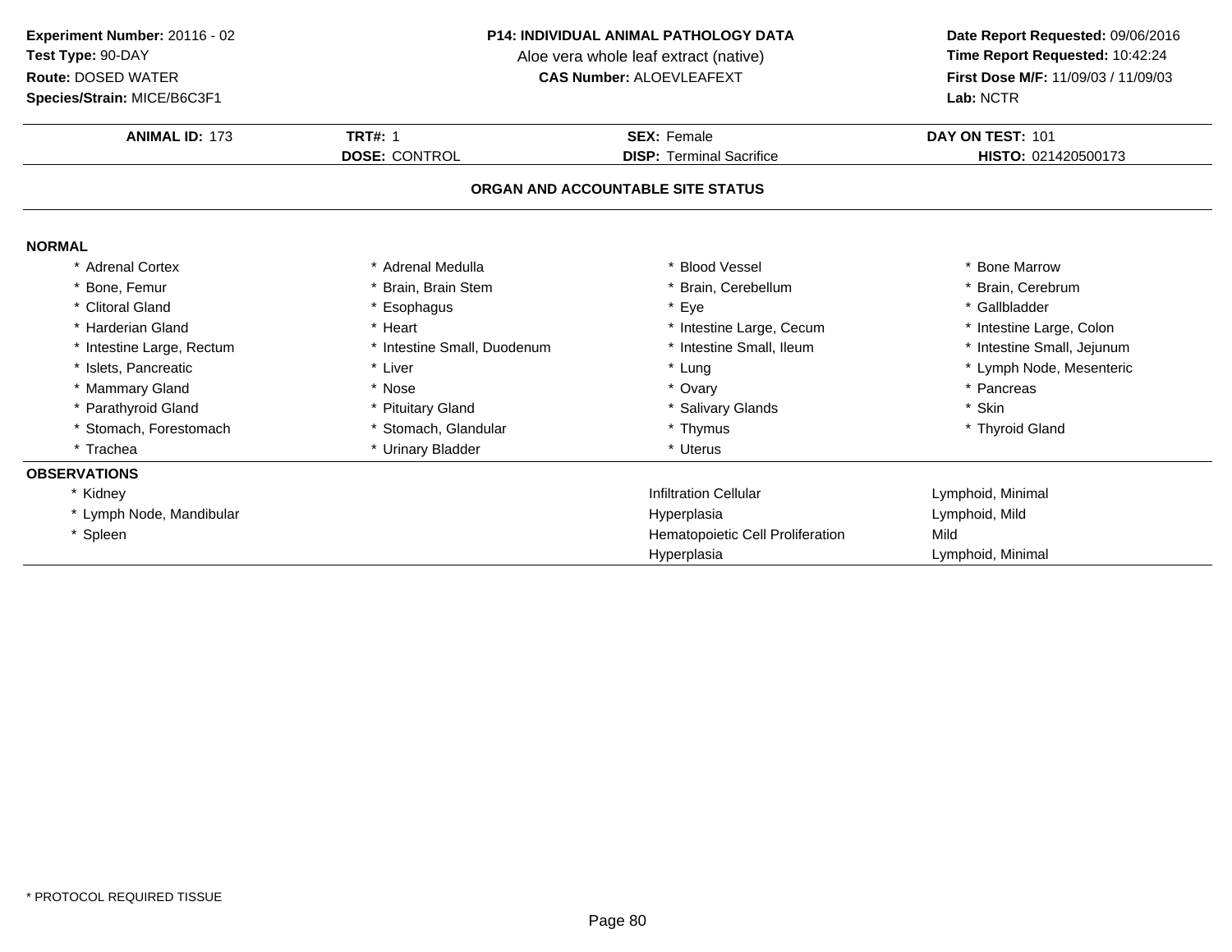**Experiment Number:** 20116 - 02
**Test Type:** 90-DAY
**Route:** DOSED WATER
**Species/Strain:** MICE/B6C3F1

**P14: INDIVIDUAL ANIMAL PATHOLOGY DATA**
Aloe vera whole leaf extract (native)
**CAS Number:** ALOEVLEAFEXT

**Date Report Requested:** 09/06/2016
**Time Report Requested:** 10:42:24
**First Dose M/F:** 11/09/03 / 11/09/03
**Lab:** NCTR

| **ANIMAL ID:** 173 | **TRT#:** 1 | **SEX:** Female | **DAY ON TEST:** 101 |
|---|---|---|---|
| | **DOSE:** CONTROL | **DISP:** Terminal Sacrifice | **HISTO:** 021420500173 |

## ORGAN AND ACCOUNTABLE SITE STATUS

### NORMAL

| | | | |
|---|---|---|---|
| * Adrenal Cortex | * Adrenal Medulla | * Blood Vessel | * Bone Marrow |
| * Bone, Femur | * Brain, Brain Stem | * Brain, Cerebellum | * Brain, Cerebrum |
| * Clitoral Gland | * Esophagus | * Eye | * Gallbladder |
| * Harderian Gland | * Heart | * Intestine Large, Cecum | * Intestine Large, Colon |
| * Intestine Large, Rectum | * Intestine Small, Duodenum | * Intestine Small, Ileum | * Intestine Small, Jejunum |
| * Islets, Pancreatic | * Liver | * Lung | * Lymph Node, Mesenteric |
| * Mammary Gland | * Nose | * Ovary | * Pancreas |
| * Parathyroid Gland | * Pituitary Gland | * Salivary Glands | * Skin |
| * Stomach, Forestomach | * Stomach, Glandular | * Thymus | * Thyroid Gland |
| * Trachea | * Urinary Bladder | * Uterus | |

### OBSERVATIONS

| | | |
|---|---|---|
| * Kidney | Infiltration Cellular | Lymphoid, Minimal |
| * Lymph Node, Mandibular | Hyperplasia | Lymphoid, Mild |
| * Spleen | Hematopoietic Cell Proliferation | Mild |
| | Hyperplasia | Lymphoid, Minimal |

* PROTOCOL REQUIRED TISSUE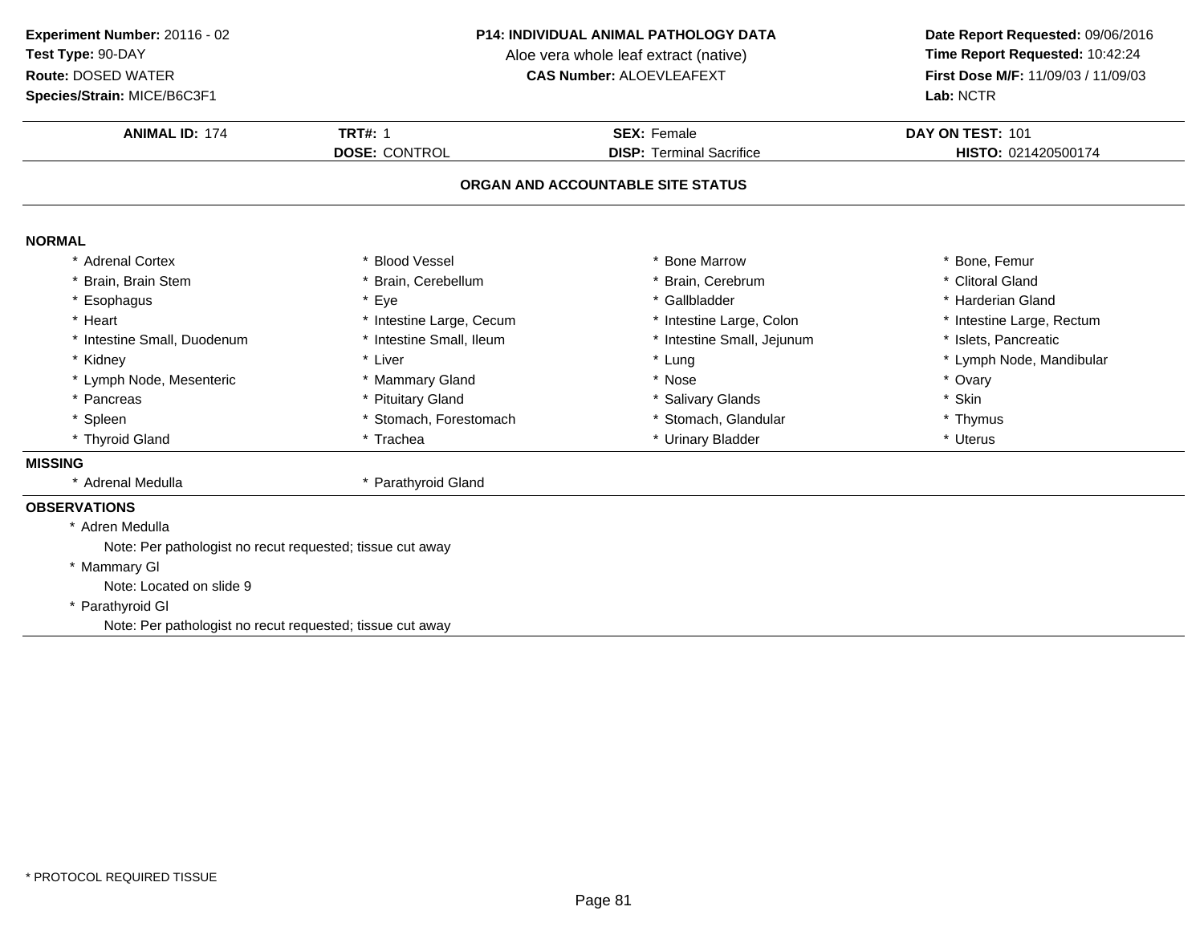**Experiment Number:** 20116 - 02
**Test Type:** 90-DAY
**Route:** DOSED WATER
**Species/Strain:** MICE/B6C3F1

**P14: INDIVIDUAL ANIMAL PATHOLOGY DATA**
Aloe vera whole leaf extract (native)
**CAS Number:** ALOEVLEAFEXT

**Date Report Requested:** 09/06/2016
**Time Report Requested:** 10:42:24
**First Dose M/F:** 11/09/03 / 11/09/03
**Lab:** NCTR

| **ANIMAL ID:** 174 | **TRT#:** 1 | **SEX:** Female | **DAY ON TEST:** 101 |
|---|---|---|---|
| | **DOSE:** CONTROL | **DISP:** Terminal Sacrifice | **HISTO:** 021420500174 |

## ORGAN AND ACCOUNTABLE SITE STATUS

**NORMAL**

| | | | |
|---|---|---|---|
| * Adrenal Cortex | * Blood Vessel | * Bone Marrow | * Bone, Femur |
| * Brain, Brain Stem | * Brain, Cerebellum | * Brain, Cerebrum | * Clitoral Gland |
| * Esophagus | * Eye | * Gallbladder | * Harderian Gland |
| * Heart | * Intestine Large, Cecum | * Intestine Large, Colon | * Intestine Large, Rectum |
| * Intestine Small, Duodenum | * Intestine Small, Ileum | * Intestine Small, Jejunum | * Islets, Pancreatic |
| * Kidney | * Liver | * Lung | * Lymph Node, Mandibular |
| * Lymph Node, Mesenteric | * Mammary Gland | * Nose | * Ovary |
| * Pancreas | * Pituitary Gland | * Salivary Glands | * Skin |
| * Spleen | * Stomach, Forestomach | * Stomach, Glandular | * Thymus |
| * Thyroid Gland | * Trachea | * Urinary Bladder | * Uterus |

**MISSING**

* Adrenal Medulla
* Parathyroid Gland

**OBSERVATIONS**

* Adren Medulla
  Note: Per pathologist no recut requested; tissue cut away
* Mammary Gl
  Note: Located on slide 9
* Parathyroid Gl
  Note: Per pathologist no recut requested; tissue cut away

* PROTOCOL REQUIRED TISSUE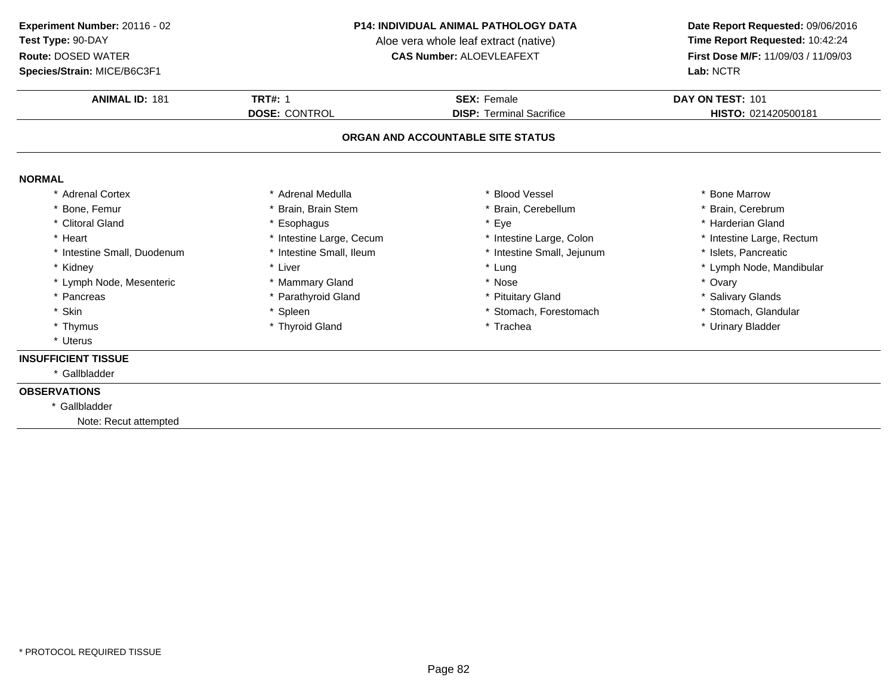**Experiment Number:** 20116 - 02
**Test Type:** 90-DAY
**Route:** DOSED WATER
**Species/Strain:** MICE/B6C3F1

**P14: INDIVIDUAL ANIMAL PATHOLOGY DATA**
Aloe vera whole leaf extract (native)
**CAS Number:** ALOEVLEAFEXT

**Date Report Requested:** 09/06/2016
**Time Report Requested:** 10:42:24
**First Dose M/F:** 11/09/03 / 11/09/03
**Lab:** NCTR

| **ANIMAL ID:** 181 | **TRT#:** 1 | **SEX:** Female | **DAY ON TEST:** 101 |
|---|---|---|---|
| | **DOSE:** CONTROL | **DISP:** Terminal Sacrifice | **HISTO:** 021420500181 |

**ORGAN AND ACCOUNTABLE SITE STATUS**

**NORMAL**

| | | | |
|---|---|---|---|
| * Adrenal Cortex | * Adrenal Medulla | * Blood Vessel | * Bone Marrow |
| * Bone, Femur | * Brain, Brain Stem | * Brain, Cerebellum | * Brain, Cerebrum |
| * Clitoral Gland | * Esophagus | * Eye | * Harderian Gland |
| * Heart | * Intestine Large, Cecum | * Intestine Large, Colon | * Intestine Large, Rectum |
| * Intestine Small, Duodenum | * Intestine Small, Ileum | * Intestine Small, Jejunum | * Islets, Pancreatic |
| * Kidney | * Liver | * Lung | * Lymph Node, Mandibular |
| * Lymph Node, Mesenteric | * Mammary Gland | * Nose | * Ovary |
| * Pancreas | * Parathyroid Gland | * Pituitary Gland | * Salivary Glands |
| * Skin | * Spleen | * Stomach, Forestomach | * Stomach, Glandular |
| * Thymus | * Thyroid Gland | * Trachea | * Urinary Bladder |
| * Uterus | | | |

**INSUFFICIENT TISSUE**

* Gallbladder

**OBSERVATIONS**

* Gallbladder
  Note: Recut attempted

* PROTOCOL REQUIRED TISSUE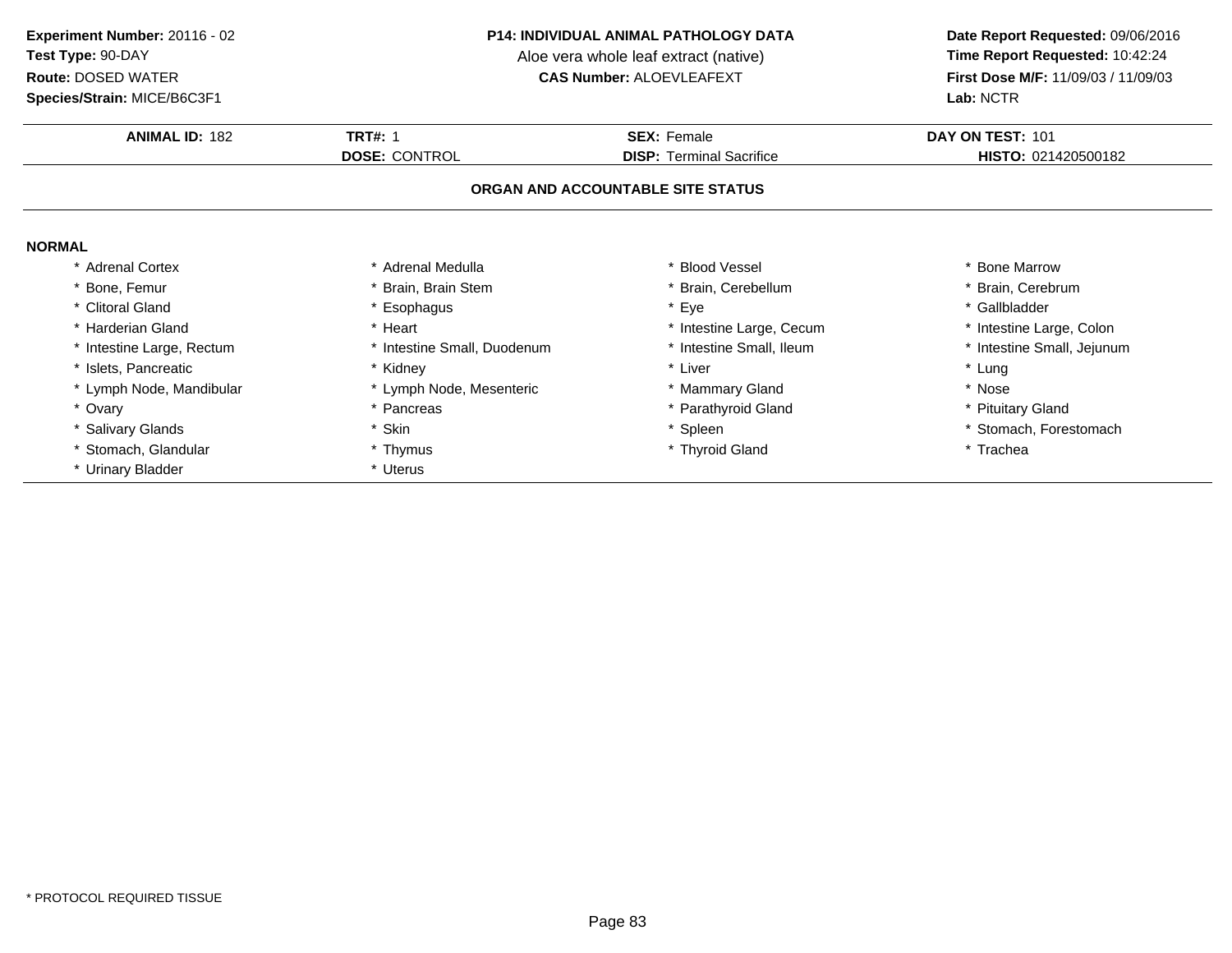**Experiment Number:** 20116 - 02
**Test Type:** 90-DAY
**Route:** DOSED WATER
**Species/Strain:** MICE/B6C3F1

**P14: INDIVIDUAL ANIMAL PATHOLOGY DATA**
Aloe vera whole leaf extract (native)
**CAS Number:** ALOEVLEAFEXT

**Date Report Requested:** 09/06/2016
**Time Report Requested:** 10:42:24
**First Dose M/F:** 11/09/03 / 11/09/03
**Lab:** NCTR

| **ANIMAL ID:** 182 | **TRT#:** 1 | **SEX:** Female | **DAY ON TEST:** 101 |
|---|---|---|---|
| | **DOSE:** CONTROL | **DISP:** Terminal Sacrifice | **HISTO:** 021420500182 |

## ORGAN AND ACCOUNTABLE SITE STATUS

**NORMAL**

| | | | |
|---|---|---|---|
| * Adrenal Cortex | * Adrenal Medulla | * Blood Vessel | * Bone Marrow |
| * Bone, Femur | * Brain, Brain Stem | * Brain, Cerebellum | * Brain, Cerebrum |
| * Clitoral Gland | * Esophagus | * Eye | * Gallbladder |
| * Harderian Gland | * Heart | * Intestine Large, Cecum | * Intestine Large, Colon |
| * Intestine Large, Rectum | * Intestine Small, Duodenum | * Intestine Small, Ileum | * Intestine Small, Jejunum |
| * Islets, Pancreatic | * Kidney | * Liver | * Lung |
| * Lymph Node, Mandibular | * Lymph Node, Mesenteric | * Mammary Gland | * Nose |
| * Ovary | * Pancreas | * Parathyroid Gland | * Pituitary Gland |
| * Salivary Glands | * Skin | * Spleen | * Stomach, Forestomach |
| * Stomach, Glandular | * Thymus | * Thyroid Gland | * Trachea |
| * Urinary Bladder | * Uterus | | |

* PROTOCOL REQUIRED TISSUE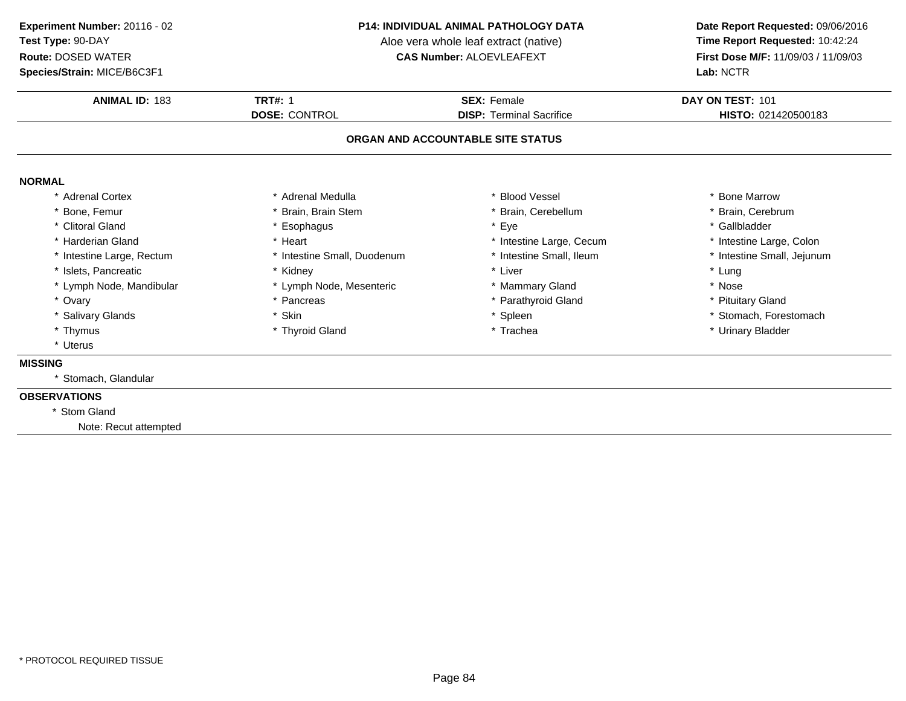**Experiment Number:** 20116 - 02
**Test Type:** 90-DAY
**Route:** DOSED WATER
**Species/Strain:** MICE/B6C3F1

**P14: INDIVIDUAL ANIMAL PATHOLOGY DATA**
Aloe vera whole leaf extract (native)
**CAS Number:** ALOEVLEAFEXT

**Date Report Requested:** 09/06/2016
**Time Report Requested:** 10:42:24
**First Dose M/F:** 11/09/03 / 11/09/03
**Lab:** NCTR

| **ANIMAL ID:** 183 | **TRT#:** 1 | **SEX:** Female | **DAY ON TEST:** 101 |
|---|---|---|---|
| | **DOSE:** CONTROL | **DISP:** Terminal Sacrifice | **HISTO:** 021420500183 |

## ORGAN AND ACCOUNTABLE SITE STATUS

### NORMAL

| | | | |
|---|---|---|---|
| * Adrenal Cortex | * Adrenal Medulla | * Blood Vessel | * Bone Marrow |
| * Bone, Femur | * Brain, Brain Stem | * Brain, Cerebellum | * Brain, Cerebrum |
| * Clitoral Gland | * Esophagus | * Eye | * Gallbladder |
| * Harderian Gland | * Heart | * Intestine Large, Cecum | * Intestine Large, Colon |
| * Intestine Large, Rectum | * Intestine Small, Duodenum | * Intestine Small, Ileum | * Intestine Small, Jejunum |
| * Islets, Pancreatic | * Kidney | * Liver | * Lung |
| * Lymph Node, Mandibular | * Lymph Node, Mesenteric | * Mammary Gland | * Nose |
| * Ovary | * Pancreas | * Parathyroid Gland | * Pituitary Gland |
| * Salivary Glands | * Skin | * Spleen | * Stomach, Forestomach |
| * Thymus | * Thyroid Gland | * Trachea | * Urinary Bladder |
| * Uterus | | | |

### MISSING

* Stomach, Glandular

### OBSERVATIONS

* Stom Gland
  Note: Recut attempted

* PROTOCOL REQUIRED TISSUE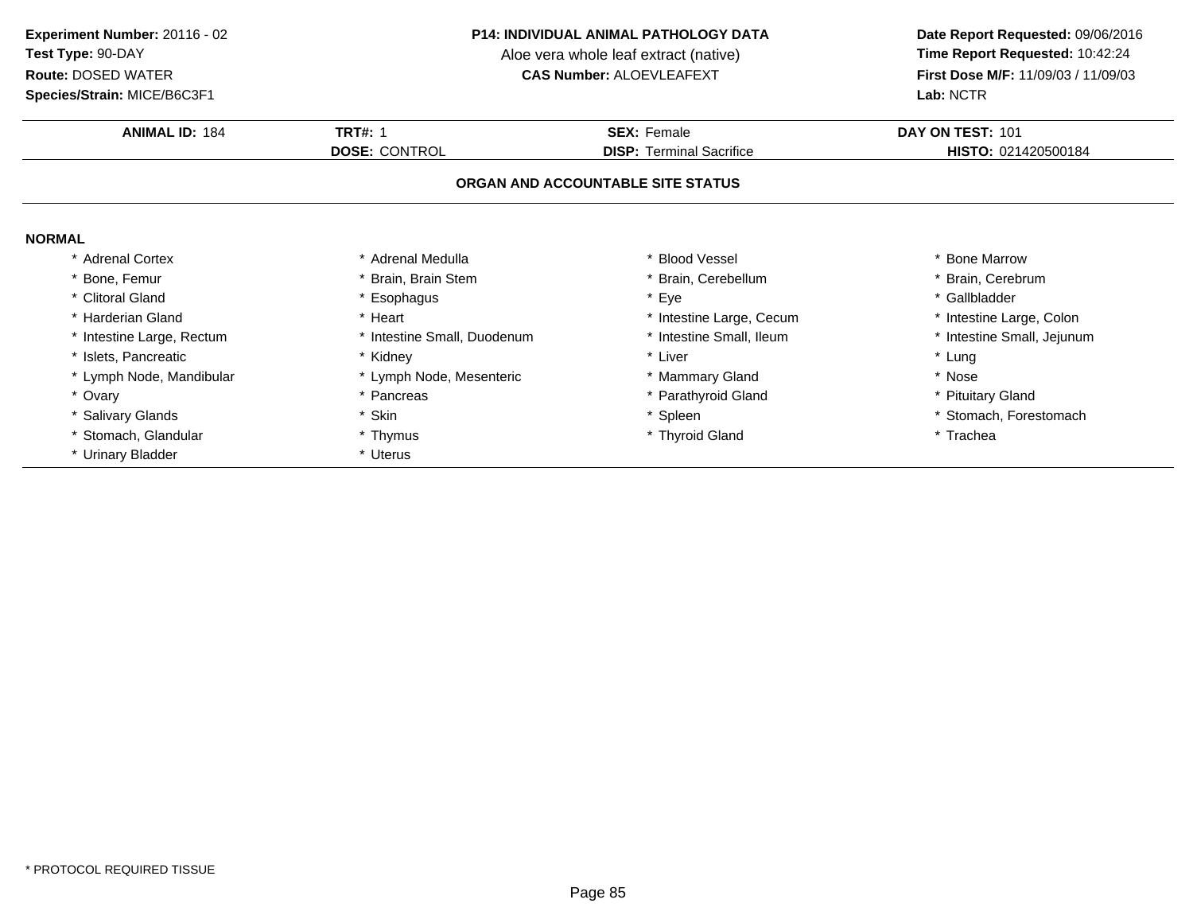**Experiment Number:** 20116 - 02
**Test Type:** 90-DAY
**Route:** DOSED WATER
**Species/Strain:** MICE/B6C3F1

**P14: INDIVIDUAL ANIMAL PATHOLOGY DATA**
Aloe vera whole leaf extract (native)
**CAS Number:** ALOEVLEAFEXT

**Date Report Requested:** 09/06/2016
**Time Report Requested:** 10:42:24
**First Dose M/F:** 11/09/03 / 11/09/03
**Lab:** NCTR

| **ANIMAL ID:** 184 | **TRT#:** 1 | **SEX:** Female | **DAY ON TEST:** 101 |
|---|---|---|---|
| | **DOSE:** CONTROL | **DISP:** Terminal Sacrifice | **HISTO:** 021420500184 |

## ORGAN AND ACCOUNTABLE SITE STATUS

**NORMAL**

| | | | |
|---|---|---|---|
| * Adrenal Cortex | * Adrenal Medulla | * Blood Vessel | * Bone Marrow |
| * Bone, Femur | * Brain, Brain Stem | * Brain, Cerebellum | * Brain, Cerebrum |
| * Clitoral Gland | * Esophagus | * Eye | * Gallbladder |
| * Harderian Gland | * Heart | * Intestine Large, Cecum | * Intestine Large, Colon |
| * Intestine Large, Rectum | * Intestine Small, Duodenum | * Intestine Small, Ileum | * Intestine Small, Jejunum |
| * Islets, Pancreatic | * Kidney | * Liver | * Lung |
| * Lymph Node, Mandibular | * Lymph Node, Mesenteric | * Mammary Gland | * Nose |
| * Ovary | * Pancreas | * Parathyroid Gland | * Pituitary Gland |
| * Salivary Glands | * Skin | * Spleen | * Stomach, Forestomach |
| * Stomach, Glandular | * Thymus | * Thyroid Gland | * Trachea |
| * Urinary Bladder | * Uterus | | |

\* PROTOCOL REQUIRED TISSUE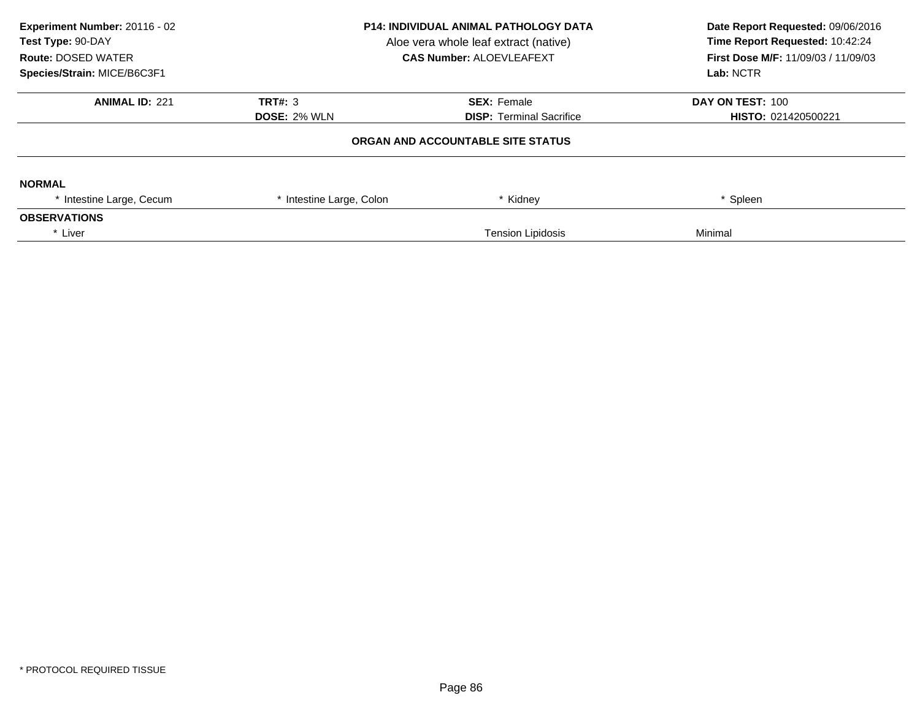**Experiment Number:** 20116 - 02
**Test Type:** 90-DAY
**Route:** DOSED WATER
**Species/Strain:** MICE/B6C3F1

**P14: INDIVIDUAL ANIMAL PATHOLOGY DATA**
Aloe vera whole leaf extract (native)
**CAS Number:** ALOEVLEAFEXT

**Date Report Requested:** 09/06/2016
**Time Report Requested:** 10:42:24
**First Dose M/F:** 11/09/03 / 11/09/03
**Lab:** NCTR

| **ANIMAL ID:** 221 | **TRT#:** 3 | **SEX:** Female | **DAY ON TEST:** 100 |
|---|---|---|---|
| | **DOSE:** 2% WLN | **DISP:** Terminal Sacrifice | **HISTO:** 021420500221 |

**ORGAN AND ACCOUNTABLE SITE STATUS**

**NORMAL**

| * Intestine Large, Cecum | * Intestine Large, Colon | * Kidney | * Spleen |
|---|---|---|---|

**OBSERVATIONS**

| * Liver | Tension Lipidosis | Minimal |
|---|---|---|

* PROTOCOL REQUIRED TISSUE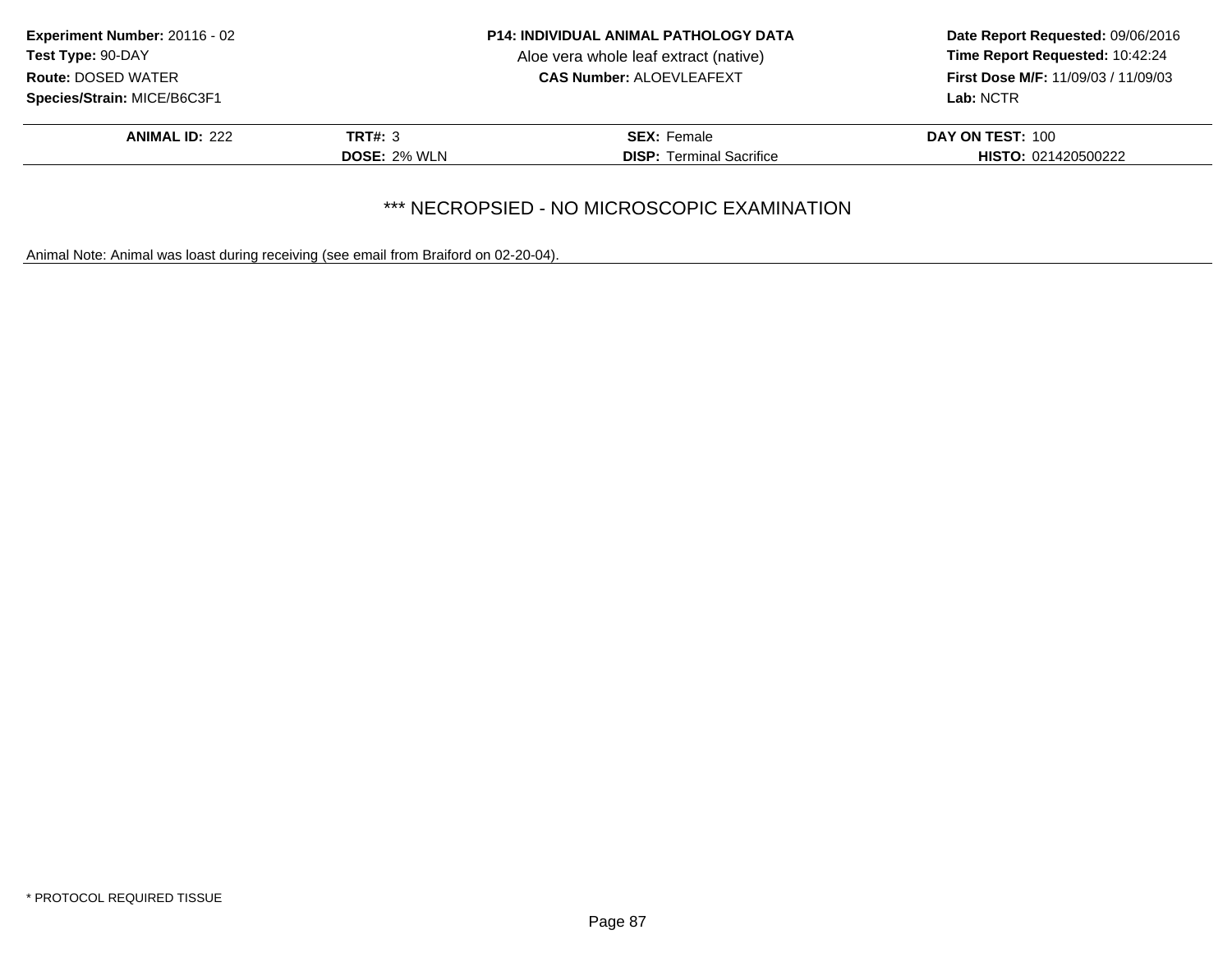**Experiment Number:** 20116 - 02
**Test Type:** 90-DAY
**Route:** DOSED WATER
**Species/Strain:** MICE/B6C3F1

**P14: INDIVIDUAL ANIMAL PATHOLOGY DATA**
Aloe vera whole leaf extract (native)
**CAS Number:** ALOEVLEAFEXT

**Date Report Requested:** 09/06/2016
**Time Report Requested:** 10:42:24
**First Dose M/F:** 11/09/03 / 11/09/03
**Lab:** NCTR

| **ANIMAL ID:** 222 | **TRT#:** 3 | **SEX:** Female | **DAY ON TEST:** 100 |
|---|---|---|---|
| | **DOSE:** 2% WLN | **DISP:** Terminal Sacrifice | **HISTO:** 021420500222 |

*** NECROPSIED - NO MICROSCOPIC EXAMINATION

Animal Note: Animal was loast during receiving (see email from Braiford on 02-20-04).

* PROTOCOL REQUIRED TISSUE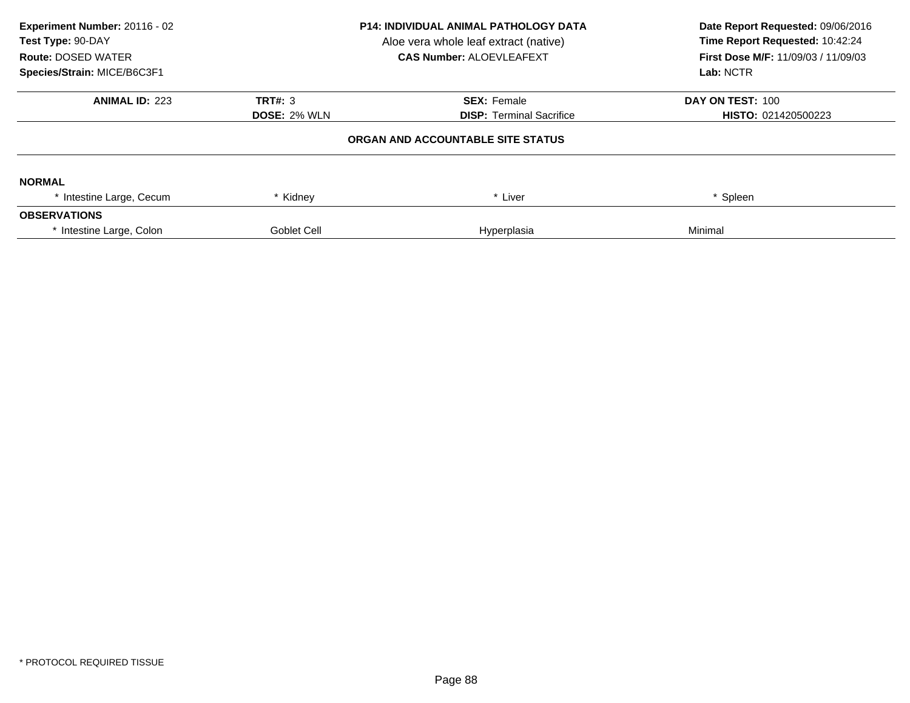**Experiment Number:** 20116 - 02
**Test Type:** 90-DAY
**Route:** DOSED WATER
**Species/Strain:** MICE/B6C3F1

**P14: INDIVIDUAL ANIMAL PATHOLOGY DATA**
Aloe vera whole leaf extract (native)
**CAS Number:** ALOEVLEAFEXT

**Date Report Requested:** 09/06/2016
**Time Report Requested:** 10:42:24
**First Dose M/F:** 11/09/03 / 11/09/03
**Lab:** NCTR

| **ANIMAL ID:** 223 | **TRT#:** 3 | **SEX:** Female | **DAY ON TEST:** 100 |
|---|---|---|---|
| | **DOSE:** 2% WLN | **DISP:** Terminal Sacrifice | **HISTO:** 021420500223 |

**ORGAN AND ACCOUNTABLE SITE STATUS**

**NORMAL**

| * Intestine Large, Cecum | * Kidney | * Liver | * Spleen |
|---|---|---|---|

**OBSERVATIONS**

| * Intestine Large, Colon | Goblet Cell | Hyperplasia | Minimal |
|---|---|---|---|

* PROTOCOL REQUIRED TISSUE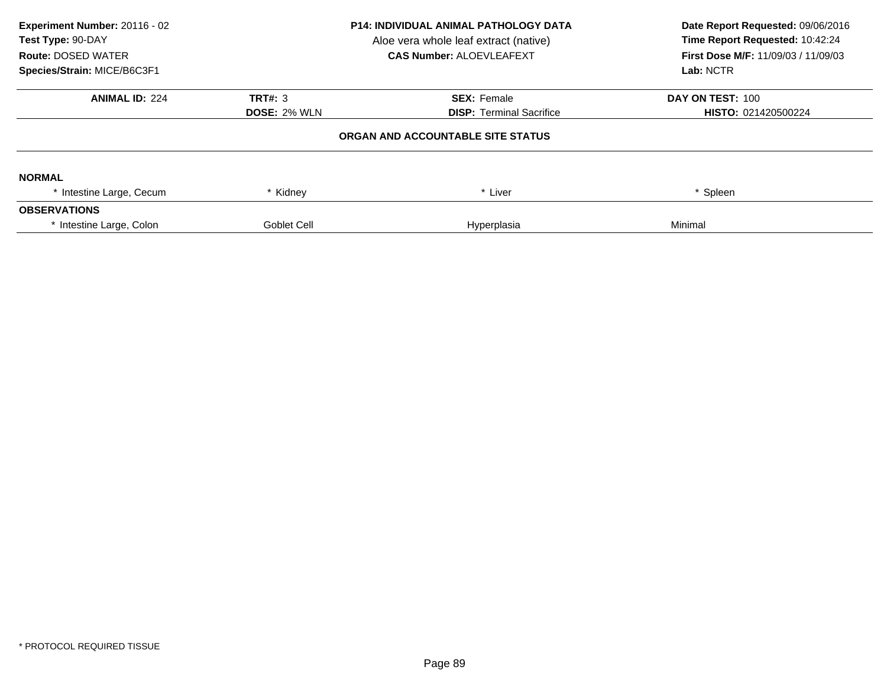**Experiment Number:** 20116 - 02
**Test Type:** 90-DAY
**Route:** DOSED WATER
**Species/Strain:** MICE/B6C3F1

**P14: INDIVIDUAL ANIMAL PATHOLOGY DATA**
Aloe vera whole leaf extract (native)
**CAS Number:** ALOEVLEAFEXT

**Date Report Requested:** 09/06/2016
**Time Report Requested:** 10:42:24
**First Dose M/F:** 11/09/03 / 11/09/03
**Lab:** NCTR

| **ANIMAL ID:** 224 | **TRT#:** 3 | **SEX:** Female | **DAY ON TEST:** 100 |
|---|---|---|---|
| | **DOSE:** 2% WLN | **DISP:** Terminal Sacrifice | **HISTO:** 021420500224 |

## ORGAN AND ACCOUNTABLE SITE STATUS

**NORMAL**

| * Intestine Large, Cecum | * Kidney | * Liver | * Spleen |
|---|---|---|---|

**OBSERVATIONS**

| * Intestine Large, Colon | Goblet Cell | Hyperplasia | Minimal |
|---|---|---|---|

\* PROTOCOL REQUIRED TISSUE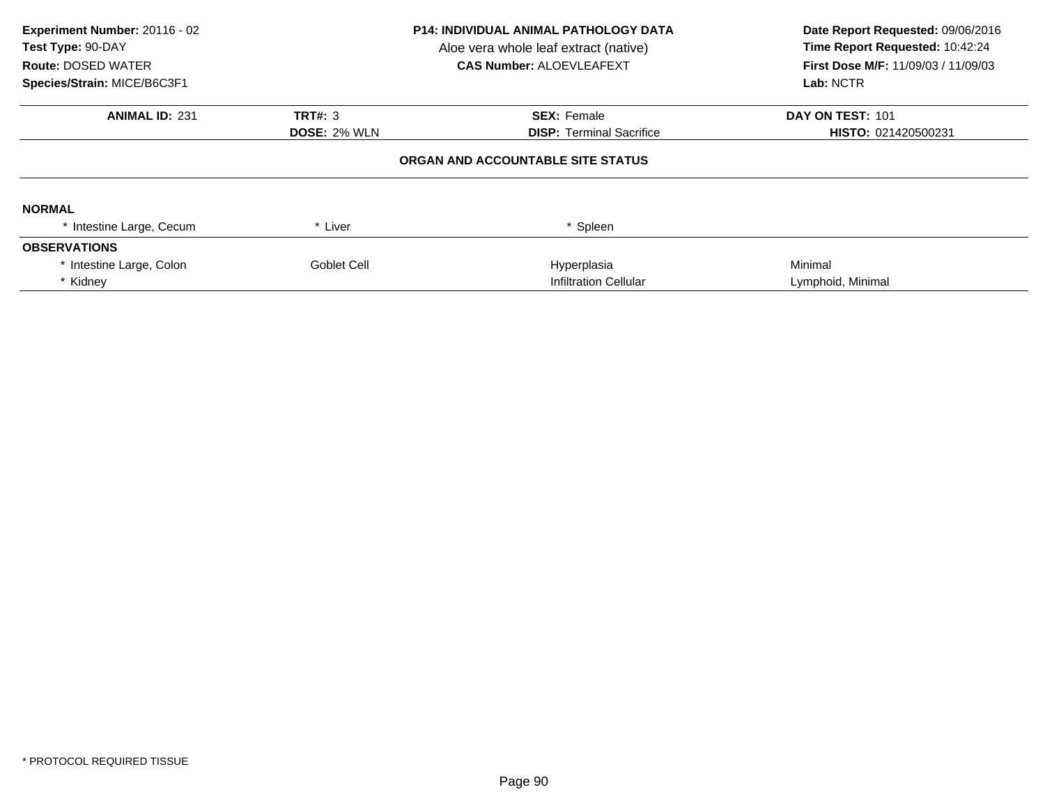**Experiment Number:** 20116 - 02
**Test Type:** 90-DAY
**Route:** DOSED WATER
**Species/Strain:** MICE/B6C3F1

**P14: INDIVIDUAL ANIMAL PATHOLOGY DATA**
Aloe vera whole leaf extract (native)
**CAS Number:** ALOEVLEAFEXT

**Date Report Requested:** 09/06/2016
**Time Report Requested:** 10:42:24
**First Dose M/F:** 11/09/03 / 11/09/03
**Lab:** NCTR

| **ANIMAL ID:** 231 | **TRT#:** 3 | **SEX:** Female | **DAY ON TEST:** 101 |
|---|---|---|---|
| | **DOSE:** 2% WLN | **DISP:** Terminal Sacrifice | **HISTO:** 021420500231 |

### ORGAN AND ACCOUNTABLE SITE STATUS

**NORMAL**

| | | | |
|---|---|---|---|
| * Intestine Large, Cecum | * Liver | * Spleen | |

**OBSERVATIONS**

| | | | |
|---|---|---|---|
| * Intestine Large, Colon | Goblet Cell | Hyperplasia | Minimal |
| * Kidney | | Infiltration Cellular | Lymphoid, Minimal |

* PROTOCOL REQUIRED TISSUE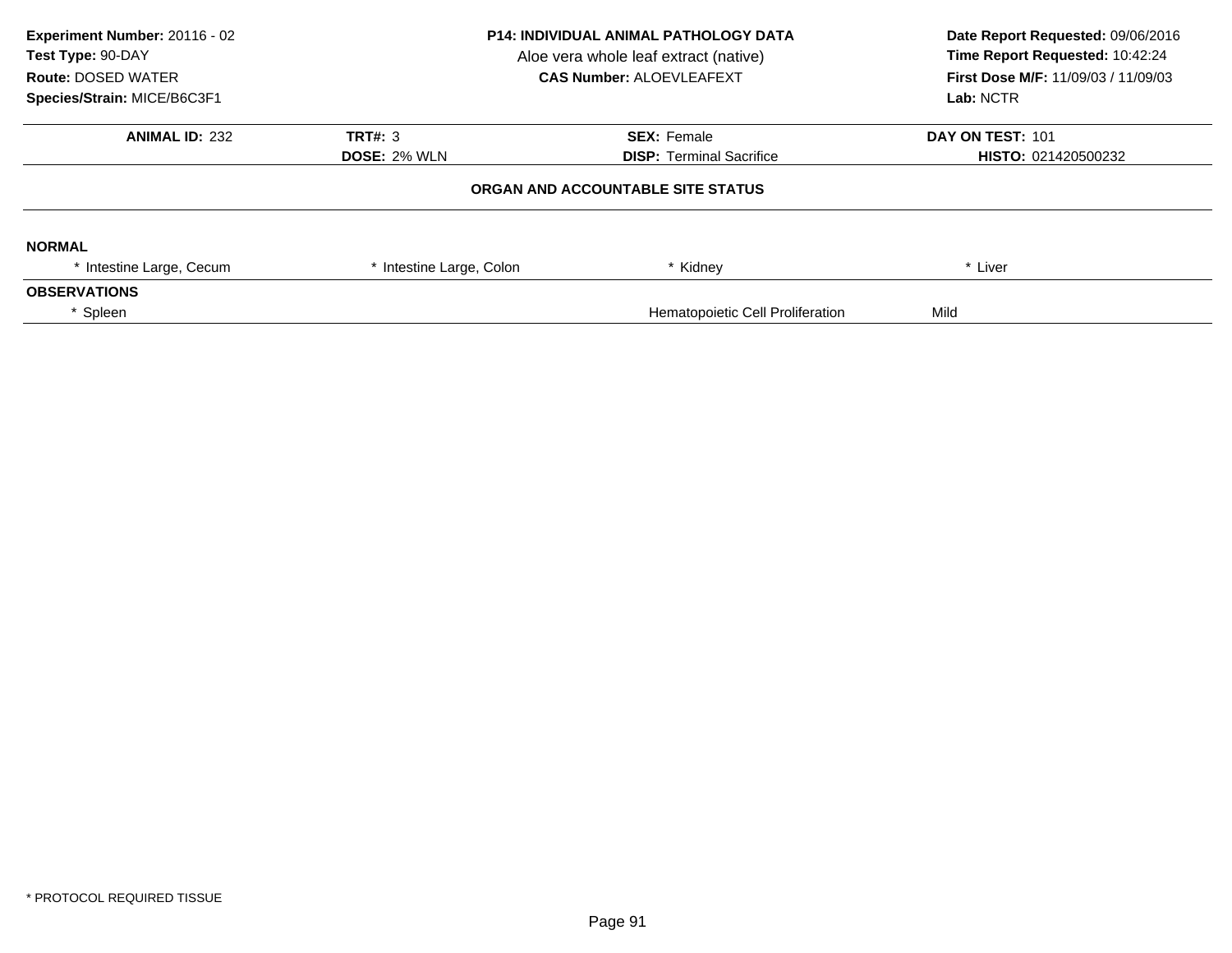**Experiment Number:** 20116 - 02
**Test Type:** 90-DAY
**Route:** DOSED WATER
**Species/Strain:** MICE/B6C3F1

**P14: INDIVIDUAL ANIMAL PATHOLOGY DATA**
Aloe vera whole leaf extract (native)
**CAS Number:** ALOEVLEAFEXT

**Date Report Requested:** 09/06/2016
**Time Report Requested:** 10:42:24
**First Dose M/F:** 11/09/03 / 11/09/03
**Lab:** NCTR

| **ANIMAL ID:** 232 | **TRT#:** 3 | **SEX:** Female | **DAY ON TEST:** 101 |
|---|---|---|---|
| | **DOSE:** 2% WLN | **DISP:** Terminal Sacrifice | **HISTO:** 021420500232 |

**ORGAN AND ACCOUNTABLE SITE STATUS**

**NORMAL**

| * Intestine Large, Cecum | * Intestine Large, Colon | * Kidney | * Liver |
|---|---|---|---|

**OBSERVATIONS**

| * Spleen | Hematopoietic Cell Proliferation | Mild |
|---|---|---|

* PROTOCOL REQUIRED TISSUE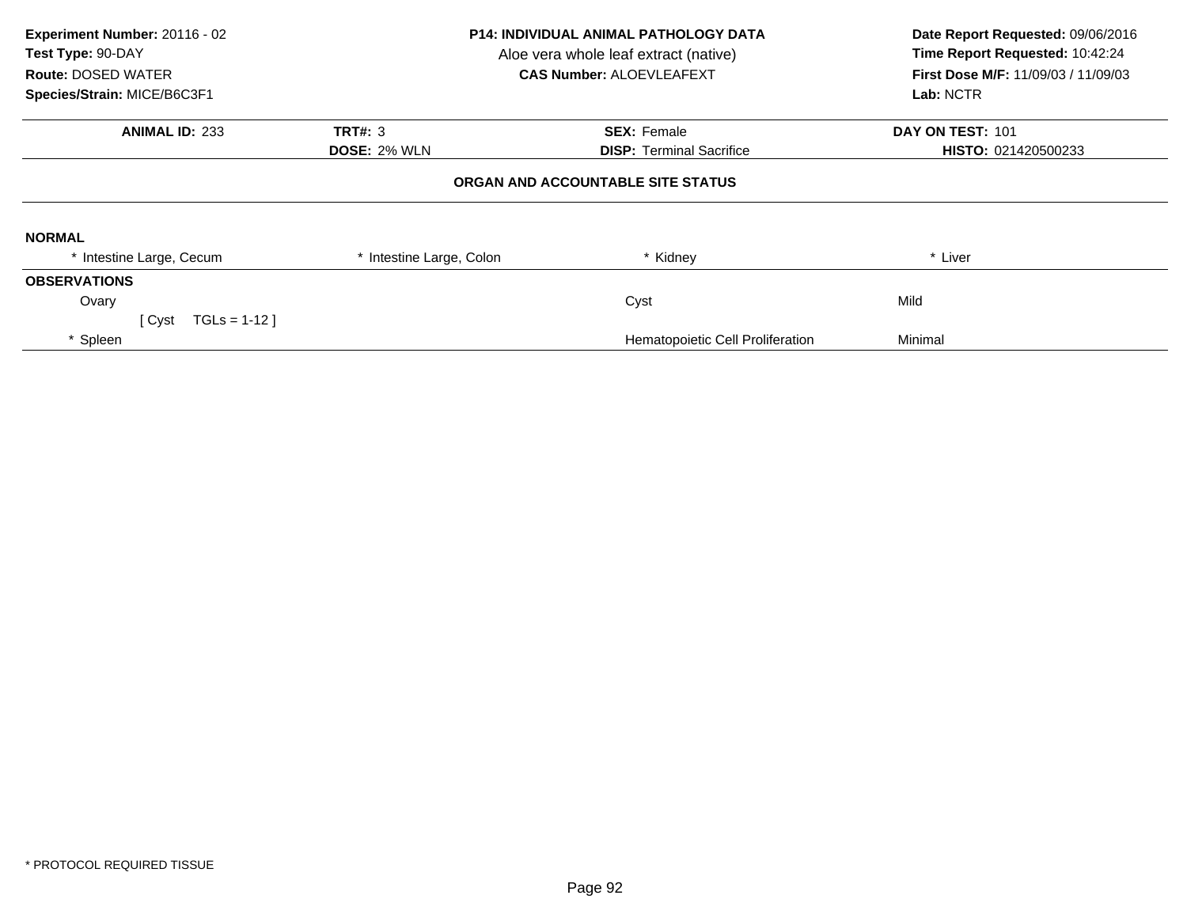**Experiment Number:** 20116 - 02
**Test Type:** 90-DAY
**Route:** DOSED WATER
**Species/Strain:** MICE/B6C3F1

**P14: INDIVIDUAL ANIMAL PATHOLOGY DATA**
Aloe vera whole leaf extract (native)
**CAS Number:** ALOEVLEAFEXT

**Date Report Requested:** 09/06/2016
**Time Report Requested:** 10:42:24
**First Dose M/F:** 11/09/03 / 11/09/03
**Lab:** NCTR

| **ANIMAL ID:** 233 | **TRT#:** 3 | **SEX:** Female | **DAY ON TEST:** 101 |
|---|---|---|---|
| | **DOSE:** 2% WLN | **DISP:** Terminal Sacrifice | **HISTO:** 021420500233 |

**ORGAN AND ACCOUNTABLE SITE STATUS**

**NORMAL**

| * Intestine Large, Cecum | * Intestine Large, Colon | * Kidney | * Liver |
|---|---|---|---|

**OBSERVATIONS**

| Organ | Observation | Severity |
|---|---|---|
| Ovary | Cyst | Mild |
| [ Cyst TGLs = 1-12 ] | | |
| * Spleen | Hematopoietic Cell Proliferation | Minimal |

* PROTOCOL REQUIRED TISSUE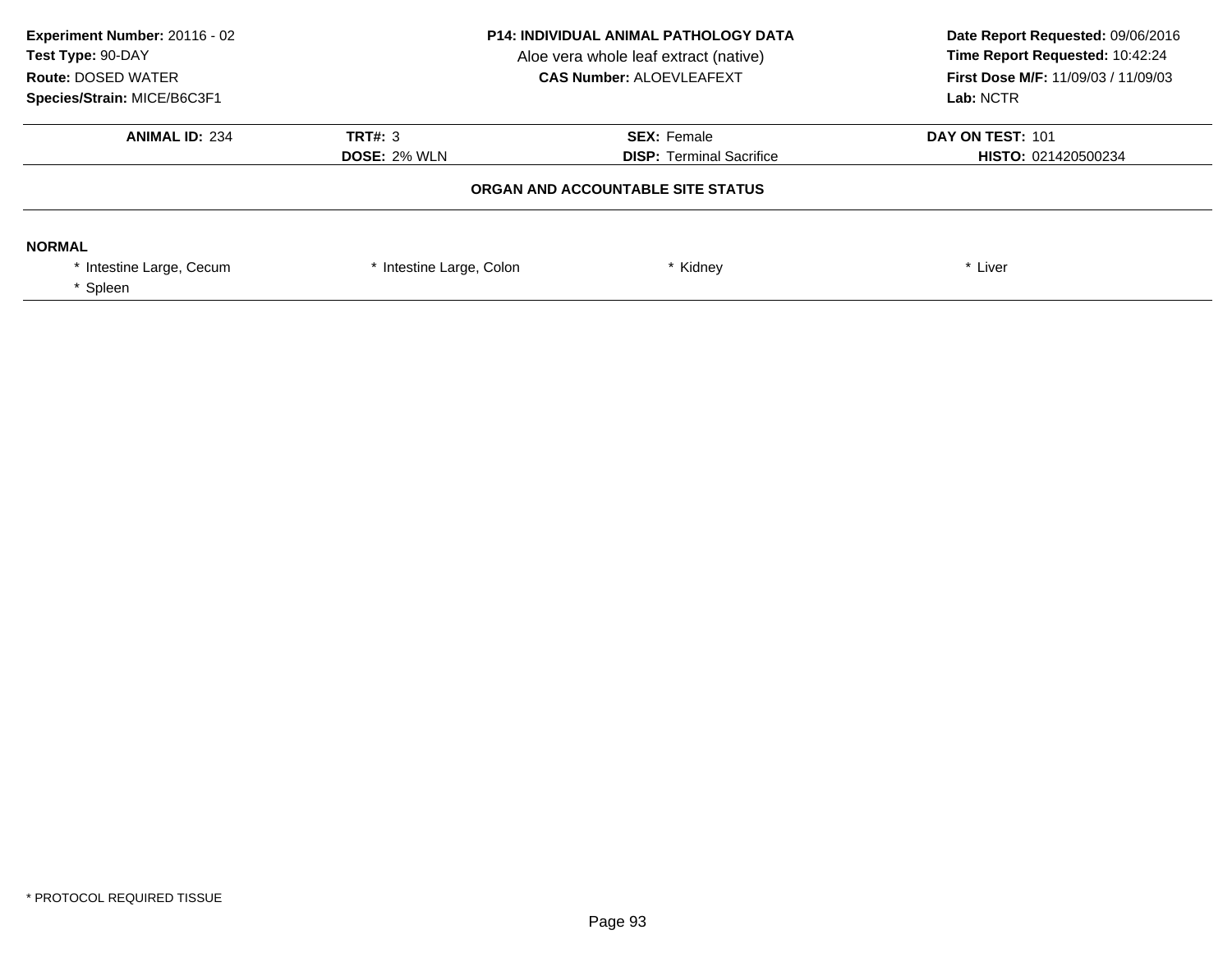**Experiment Number:** 20116 - 02
**Test Type:** 90-DAY
**Route:** DOSED WATER
**Species/Strain:** MICE/B6C3F1

**P14: INDIVIDUAL ANIMAL PATHOLOGY DATA**
Aloe vera whole leaf extract (native)
**CAS Number:** ALOEVLEAFEXT

**Date Report Requested:** 09/06/2016
**Time Report Requested:** 10:42:24
**First Dose M/F:** 11/09/03 / 11/09/03
**Lab:** NCTR

| **ANIMAL ID:** 234 | **TRT#:** 3 | **SEX:** Female | **DAY ON TEST:** 101 |
|---|---|---|---|
| | **DOSE:** 2% WLN | **DISP:** Terminal Sacrifice | **HISTO:** 021420500234 |

**ORGAN AND ACCOUNTABLE SITE STATUS**

**NORMAL**

* Intestine Large, Cecum
* Intestine Large, Colon
* Kidney
* Liver
* Spleen

* PROTOCOL REQUIRED TISSUE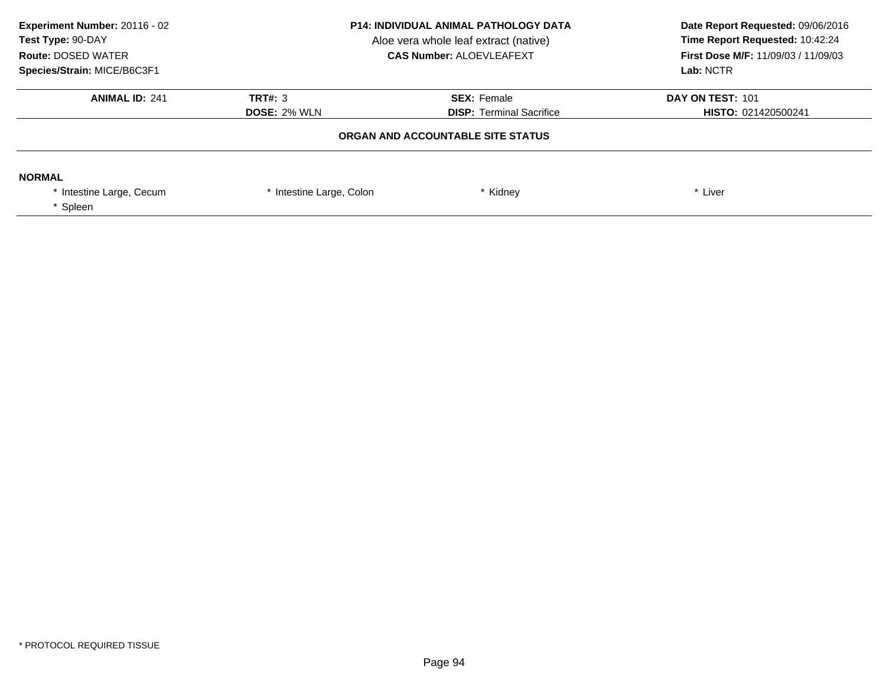**Experiment Number:** 20116 - 02
**Test Type:** 90-DAY
**Route:** DOSED WATER
**Species/Strain:** MICE/B6C3F1

**P14: INDIVIDUAL ANIMAL PATHOLOGY DATA**
Aloe vera whole leaf extract (native)
**CAS Number:** ALOEVLEAFEXT

**Date Report Requested:** 09/06/2016
**Time Report Requested:** 10:42:24
**First Dose M/F:** 11/09/03 / 11/09/03
**Lab:** NCTR

| **ANIMAL ID:** 241 | **TRT#:** 3 | **SEX:** Female | **DAY ON TEST:** 101 |
|---|---|---|---|
| | **DOSE:** 2% WLN | **DISP:** Terminal Sacrifice | **HISTO:** 021420500241 |

**ORGAN AND ACCOUNTABLE SITE STATUS**

**NORMAL**

| | | | |
|---|---|---|---|
| * Intestine Large, Cecum | * Intestine Large, Colon | * Kidney | * Liver |
| * Spleen | | | |

* PROTOCOL REQUIRED TISSUE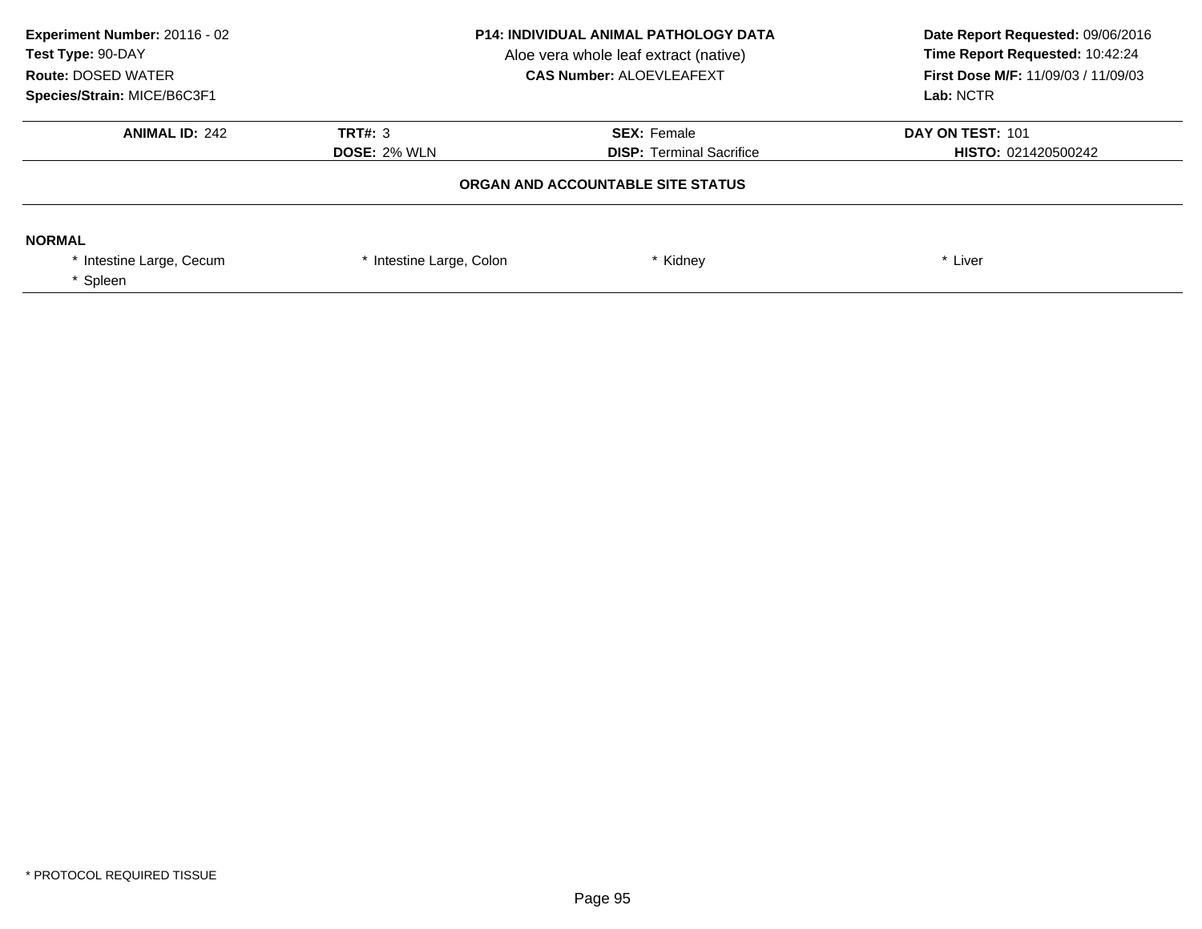**Experiment Number:** 20116 - 02
**Test Type:** 90-DAY
**Route:** DOSED WATER
**Species/Strain:** MICE/B6C3F1

**P14: INDIVIDUAL ANIMAL PATHOLOGY DATA**
Aloe vera whole leaf extract (native)
**CAS Number:** ALOEVLEAFEXT

**Date Report Requested:** 09/06/2016
**Time Report Requested:** 10:42:24
**First Dose M/F:** 11/09/03 / 11/09/03
**Lab:** NCTR

| **ANIMAL ID:** 242 | **TRT#:** 3 | **SEX:** Female | **DAY ON TEST:** 101 |
|---|---|---|---|
| | **DOSE:** 2% WLN | **DISP:** Terminal Sacrifice | **HISTO:** 021420500242 |

**ORGAN AND ACCOUNTABLE SITE STATUS**

**NORMAL**

| | | | |
|---|---|---|---|
| * Intestine Large, Cecum | * Intestine Large, Colon | * Kidney | * Liver |
| * Spleen | | | |

* PROTOCOL REQUIRED TISSUE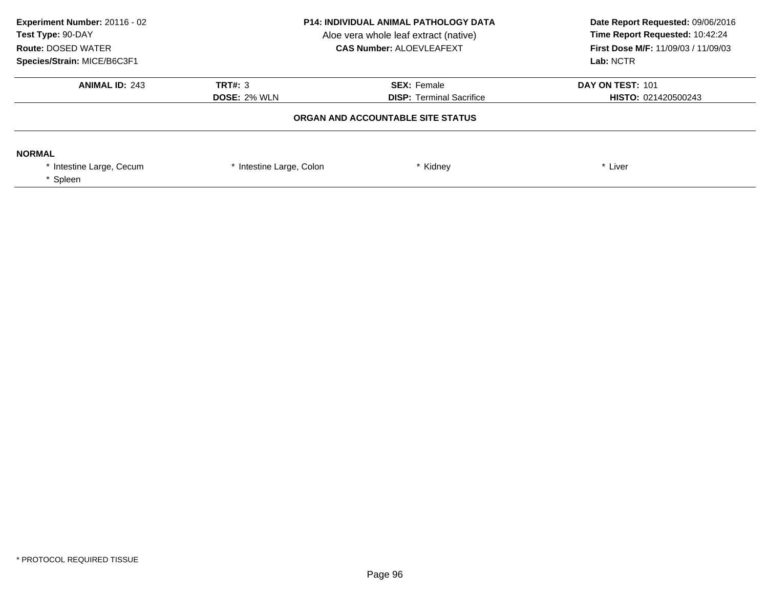**Experiment Number:** 20116 - 02
**Test Type:** 90-DAY
**Route:** DOSED WATER
**Species/Strain:** MICE/B6C3F1

**P14: INDIVIDUAL ANIMAL PATHOLOGY DATA**
Aloe vera whole leaf extract (native)
**CAS Number:** ALOEVLEAFEXT

**Date Report Requested:** 09/06/2016
**Time Report Requested:** 10:42:24
**First Dose M/F:** 11/09/03 / 11/09/03
**Lab:** NCTR

| **ANIMAL ID:** 243 | **TRT#:** 3 | **SEX:** Female | **DAY ON TEST:** 101 |
|---|---|---|---|
| | **DOSE:** 2% WLN | **DISP:** Terminal Sacrifice | **HISTO:** 021420500243 |

**ORGAN AND ACCOUNTABLE SITE STATUS**

**NORMAL**

| | | | |
|---|---|---|---|
| * Intestine Large, Cecum | * Intestine Large, Colon | * Kidney | * Liver |
| * Spleen | | | |

* PROTOCOL REQUIRED TISSUE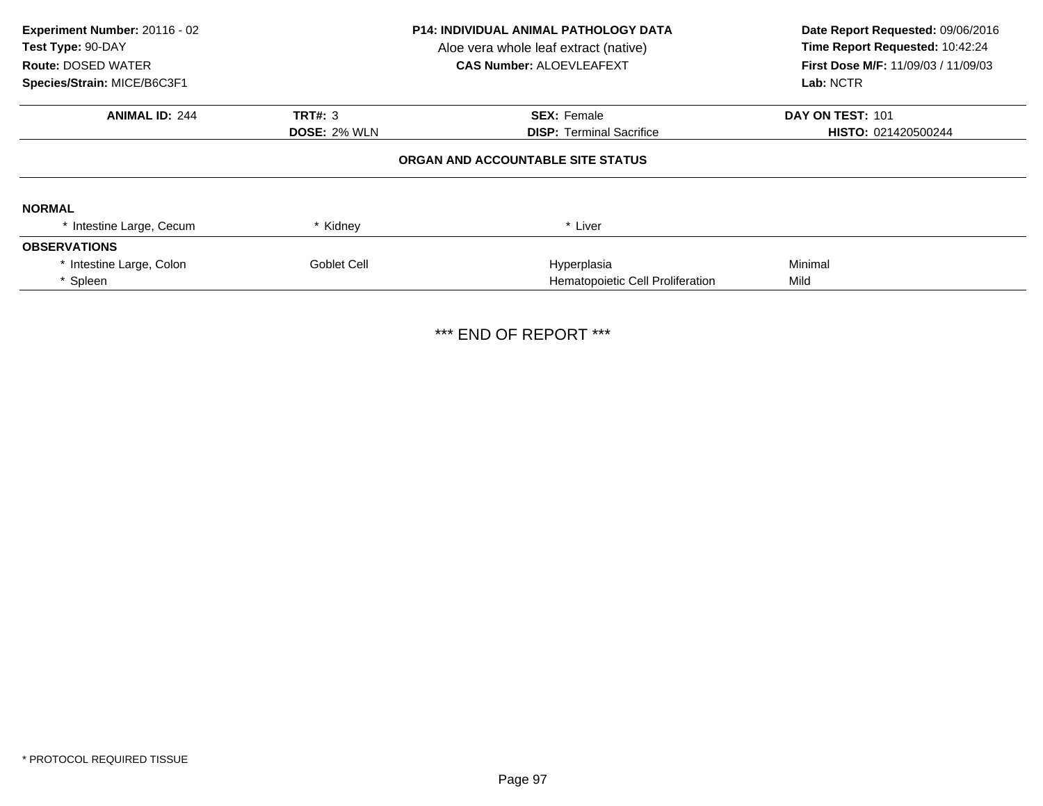**Experiment Number:** 20116 - 02
**Test Type:** 90-DAY
**Route:** DOSED WATER
**Species/Strain:** MICE/B6C3F1

**P14: INDIVIDUAL ANIMAL PATHOLOGY DATA**
Aloe vera whole leaf extract (native)
**CAS Number:** ALOEVLEAFEXT

**Date Report Requested:** 09/06/2016
**Time Report Requested:** 10:42:24
**First Dose M/F:** 11/09/03 / 11/09/03
**Lab:** NCTR

| | | | |
|---|---|---|---|
| **ANIMAL ID:** 244 | **TRT#:** 3 | **SEX:** Female | **DAY ON TEST:** 101 |
| | **DOSE:** 2% WLN | **DISP:** Terminal Sacrifice | **HISTO:** 021420500244 |

**ORGAN AND ACCOUNTABLE SITE STATUS**

**NORMAL**

| | | | |
|---|---|---|---|
| * Intestine Large, Cecum | * Kidney | * Liver | |

**OBSERVATIONS**

| | | | |
|---|---|---|---|
| * Intestine Large, Colon | Goblet Cell | Hyperplasia | Minimal |
| * Spleen | | Hematopoietic Cell Proliferation | Mild |

*** END OF REPORT ***

* PROTOCOL REQUIRED TISSUE